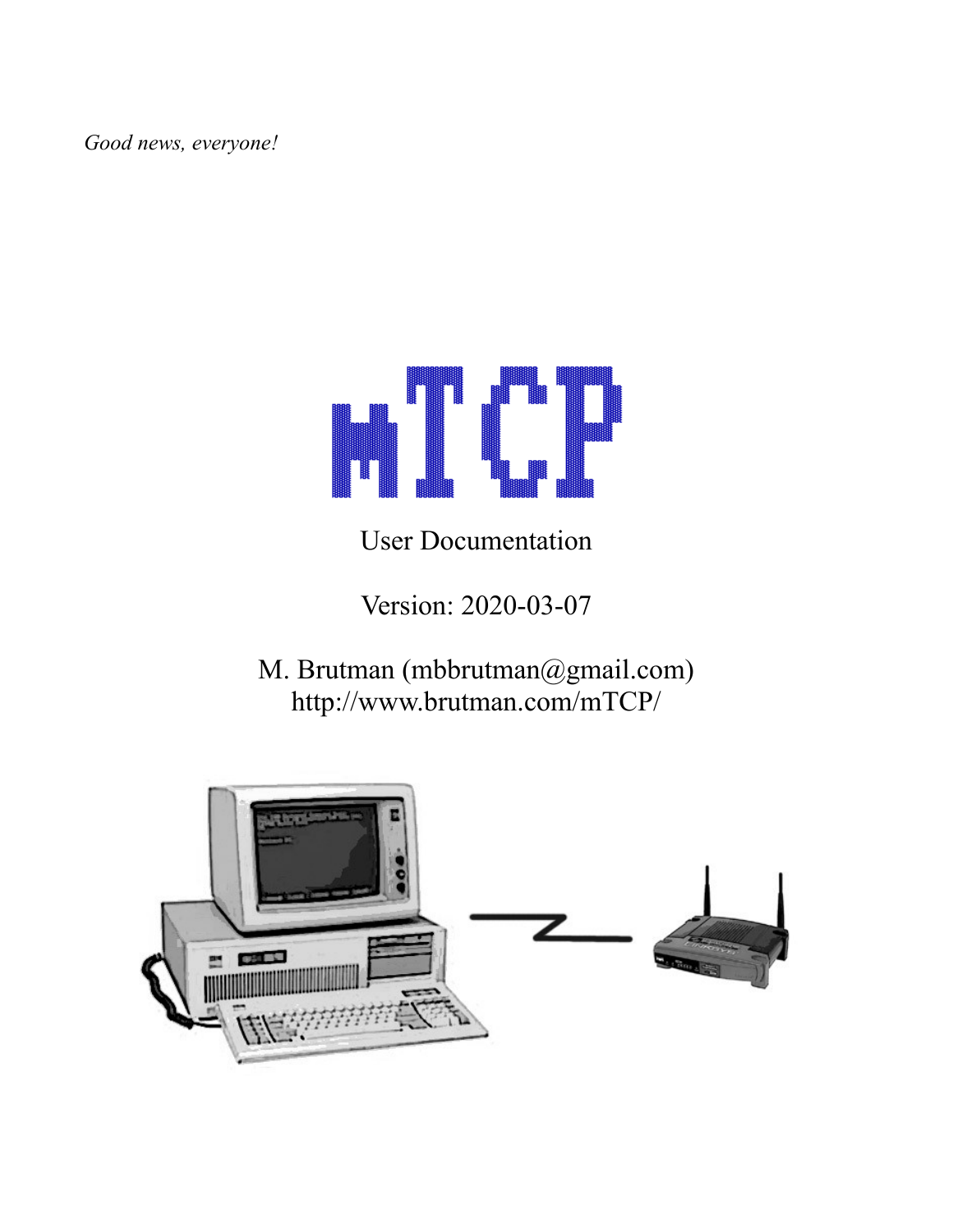*Good news, everyone!*

# mTCP

User Documentation

Version: 2020-03-07

M. Brutman (mbbrutman@gmail.com)
http://www.brutman.com/mTCP/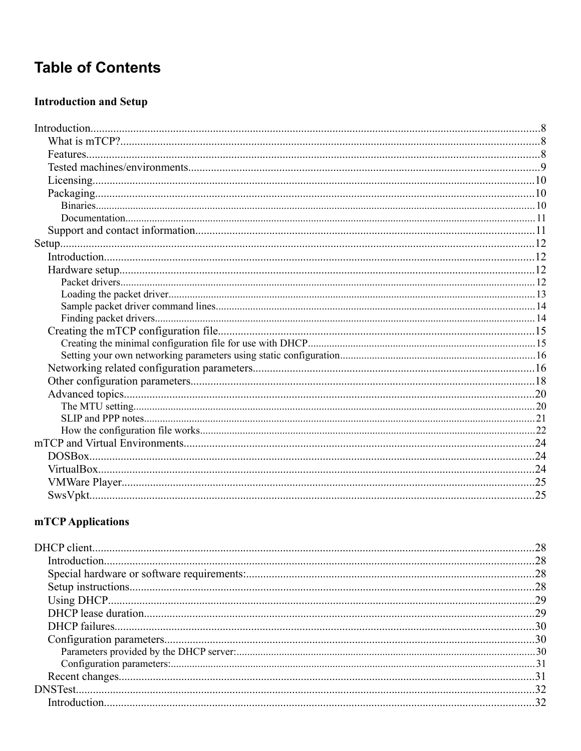# Table of Contents

**Introduction and Setup**

- Introduction....8
  - What is mTCP?....8
  - Features....8
  - Tested machines/environments....9
  - Licensing....10
  - Packaging....10
    - Binaries....10
    - Documentation....11
  - Support and contact information....11
- Setup....12
  - Introduction....12
  - Hardware setup....12
    - Packet drivers....12
    - Loading the packet driver....13
    - Sample packet driver command lines....14
    - Finding packet drivers....14
  - Creating the mTCP configuration file....15
    - Creating the minimal configuration file for use with DHCP....15
    - Setting your own networking parameters using static configuration....16
  - Networking related configuration parameters....16
  - Other configuration parameters....18
  - Advanced topics....20
    - The MTU setting....20
    - SLIP and PPP notes....21
    - How the configuration file works....22
- mTCP and Virtual Environments....24
  - DOSBox....24
  - VirtualBox....24
  - VMWare Player....25
  - SwsVpkt....25

**mTCP Applications**

- DHCP client....28
  - Introduction....28
  - Special hardware or software requirements:....28
  - Setup instructions....28
  - Using DHCP....29
  - DHCP lease duration....29
  - DHCP failures....30
  - Configuration parameters....30
    - Parameters provided by the DHCP server:....30
    - Configuration parameters:....31
  - Recent changes....31
- DNSTest....32
  - Introduction....32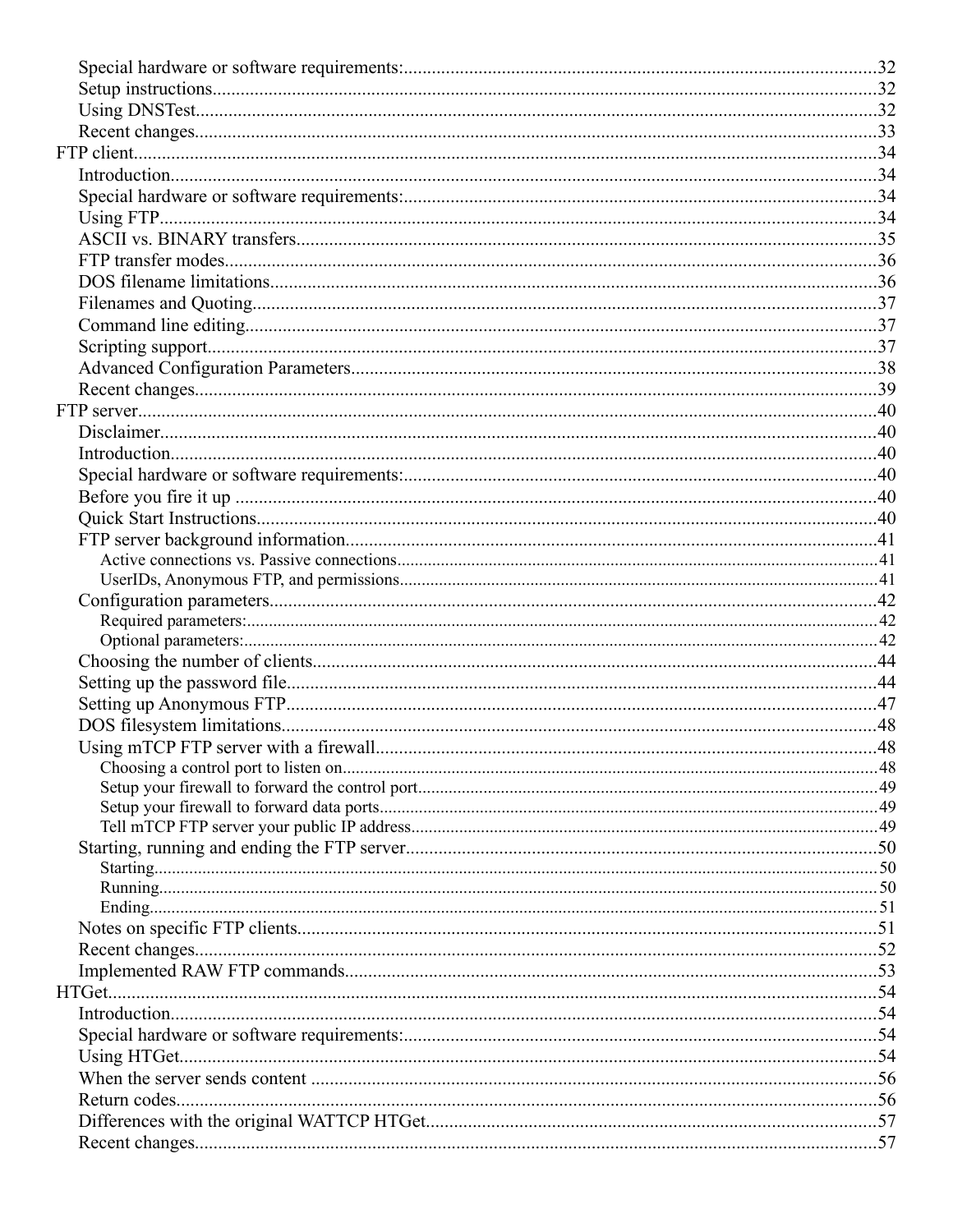- Special hardware or software requirements: 32
- Setup instructions 32
- Using DNSTest 32
- Recent changes 33

FTP client 34

- Introduction 34
- Special hardware or software requirements: 34
- Using FTP 34
- ASCII vs. BINARY transfers 35
- FTP transfer modes 36
- DOS filename limitations 36
- Filenames and Quoting 37
- Command line editing 37
- Scripting support 37
- Advanced Configuration Parameters 38
- Recent changes 39

FTP server 40

- Disclaimer 40
- Introduction 40
- Special hardware or software requirements: 40
- Before you fire it up 40
- Quick Start Instructions 40
- FTP server background information 41
  - Active connections vs. Passive connections 41
  - UserIDs, Anonymous FTP, and permissions 41
- Configuration parameters 42
  - Required parameters: 42
  - Optional parameters: 42
- Choosing the number of clients 44
- Setting up the password file 44
- Setting up Anonymous FTP 47
- DOS filesystem limitations 48
- Using mTCP FTP server with a firewall 48
  - Choosing a control port to listen on 48
  - Setup your firewall to forward the control port 49
  - Setup your firewall to forward data ports 49
  - Tell mTCP FTP server your public IP address 49
- Starting, running and ending the FTP server 50
  - Starting 50
  - Running 50
  - Ending 51
- Notes on specific FTP clients 51
- Recent changes 52
- Implemented RAW FTP commands 53

HTGet 54

- Introduction 54
- Special hardware or software requirements: 54
- Using HTGet 54
- When the server sends content 56
- Return codes 56
- Differences with the original WATTCP HTGet 57
- Recent changes 57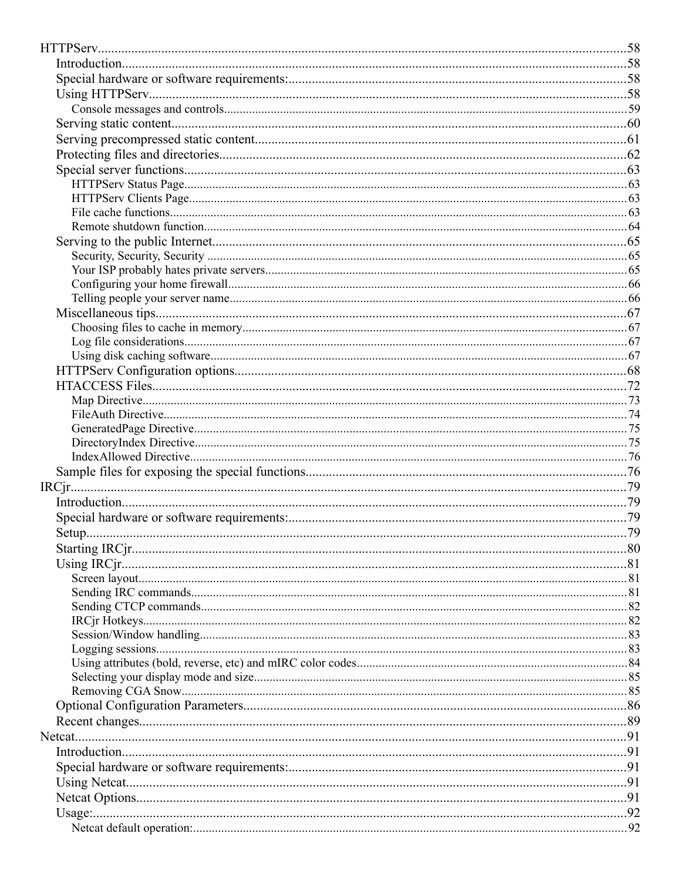HTTPServ....58
- Introduction....58
- Special hardware or software requirements:....58
- Using HTTPServ....58
  - Console messages and controls....59
- Serving static content....60
- Serving precompressed static content....61
- Protecting files and directories....62
- Special server functions....63
  - HTTPServ Status Page....63
  - HTTPServ Clients Page....63
  - File cache functions....63
  - Remote shutdown function....64
- Serving to the public Internet....65
  - Security, Security, Security....65
  - Your ISP probably hates private servers....65
  - Configuring your home firewall....66
  - Telling people your server name....66
- Miscellaneous tips....67
  - Choosing files to cache in memory....67
  - Log file considerations....67
  - Using disk caching software....67
- HTTPServ Configuration options....68
- HTACCESS Files....72
  - Map Directive....73
  - FileAuth Directive....74
  - GeneratedPage Directive....75
  - DirectoryIndex Directive....75
  - IndexAllowed Directive....76
- Sample files for exposing the special functions....76

IRCjr....79
- Introduction....79
- Special hardware or software requirements:....79
- Setup....79
- Starting IRCjr....80
- Using IRCjr....81
  - Screen layout....81
  - Sending IRC commands....81
  - Sending CTCP commands....82
  - IRCjr Hotkeys....82
  - Session/Window handling....83
  - Logging sessions....83
  - Using attributes (bold, reverse, etc) and mIRC color codes....84
  - Selecting your display mode and size....85
  - Removing CGA Snow....85
- Optional Configuration Parameters....86
- Recent changes....89

Netcat....91
- Introduction....91
- Special hardware or software requirements:....91
- Using Netcat....91
- Netcat Options....91
- Usage:....92
  - Netcat default operation:....92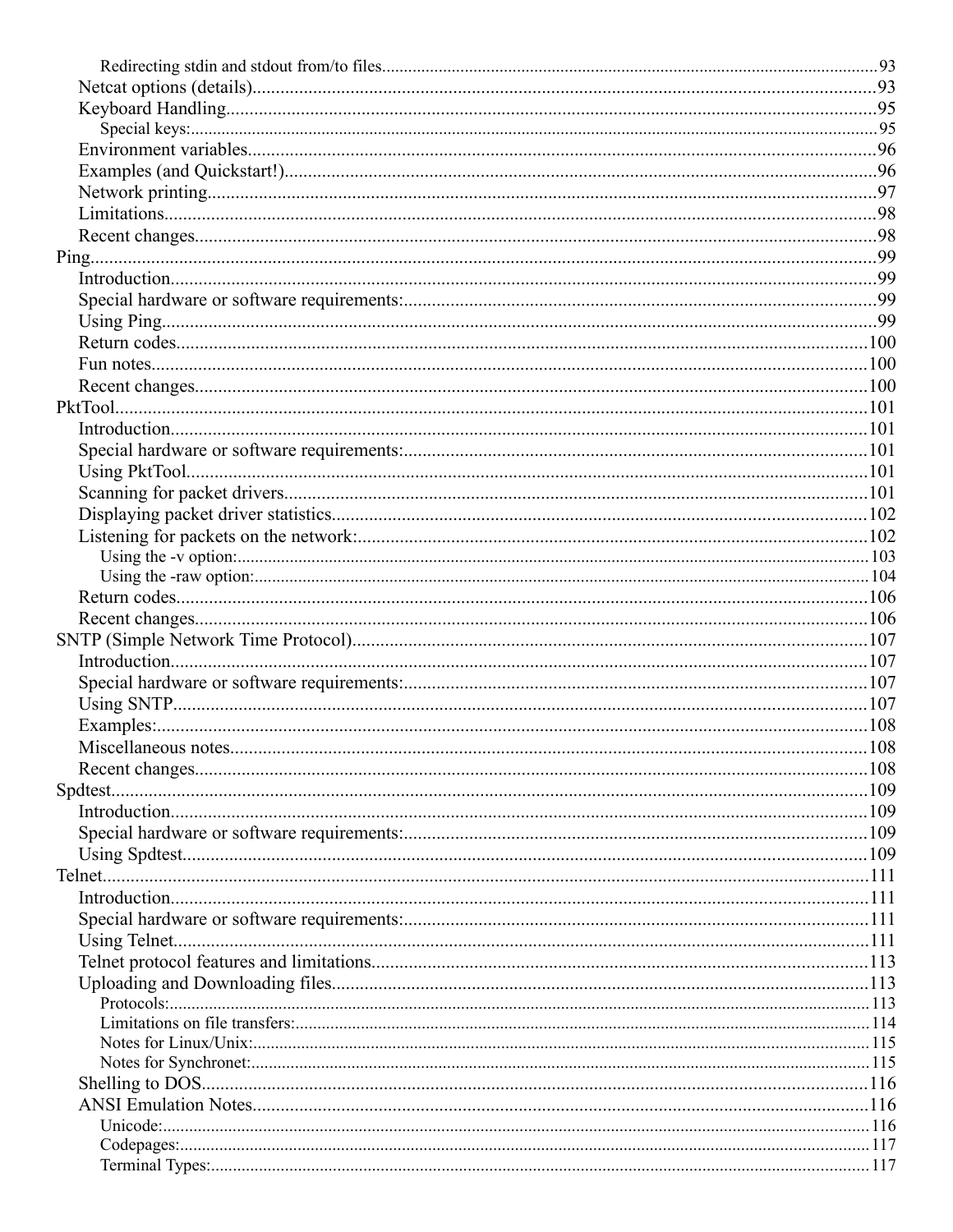Redirecting stdin and stdout from/to files......93
Netcat options (details)......93
Keyboard Handling......95
Special keys:......95
Environment variables......96
Examples (and Quickstart!)......96
Network printing......97
Limitations......98
Recent changes......98
Ping......99
Introduction......99
Special hardware or software requirements:......99
Using Ping......99
Return codes......100
Fun notes......100
Recent changes......100
PktTool......101
Introduction......101
Special hardware or software requirements:......101
Using PktTool......101
Scanning for packet drivers......101
Displaying packet driver statistics......102
Listening for packets on the network:......102
Using the -v option:......103
Using the -raw option:......104
Return codes......106
Recent changes......106
SNTP (Simple Network Time Protocol)......107
Introduction......107
Special hardware or software requirements:......107
Using SNTP......107
Examples:......108
Miscellaneous notes......108
Recent changes......108
Spdtest......109
Introduction......109
Special hardware or software requirements:......109
Using Spdtest......109
Telnet......111
Introduction......111
Special hardware or software requirements:......111
Using Telnet......111
Telnet protocol features and limitations......113
Uploading and Downloading files......113
Protocols:......113
Limitations on file transfers:......114
Notes for Linux/Unix:......115
Notes for Synchronet:......115
Shelling to DOS......116
ANSI Emulation Notes......116
Unicode:......116
Codepages:......117
Terminal Types:......117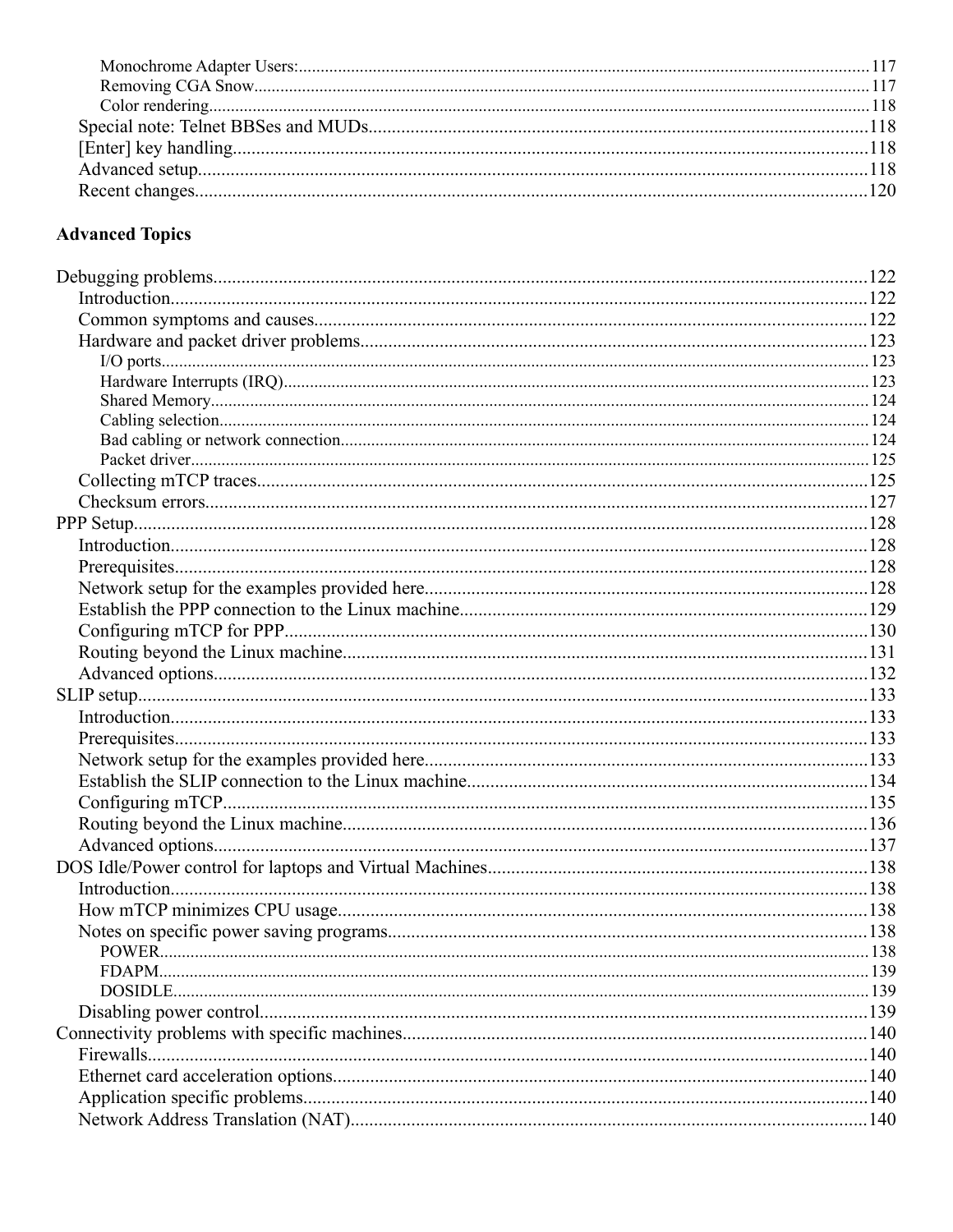- Monochrome Adapter Users: 117
- Removing CGA Snow 117
- Color rendering 118

Special note: Telnet BBSes and MUDs 118
[Enter] key handling 118
Advanced setup 118
Recent changes 120

**Advanced Topics**

Debugging problems 122
- Introduction 122
- Common symptoms and causes 122
- Hardware and packet driver problems 123
  - I/O ports 123
  - Hardware Interrupts (IRQ) 123
  - Shared Memory 124
  - Cabling selection 124
  - Bad cabling or network connection 124
  - Packet driver 125
- Collecting mTCP traces 125
- Checksum errors 127

PPP Setup 128
- Introduction 128
- Prerequisites 128
- Network setup for the examples provided here 128
- Establish the PPP connection to the Linux machine 129
- Configuring mTCP for PPP 130
- Routing beyond the Linux machine 131
- Advanced options 132

SLIP setup 133
- Introduction 133
- Prerequisites 133
- Network setup for the examples provided here 133
- Establish the SLIP connection to the Linux machine 134
- Configuring mTCP 135
- Routing beyond the Linux machine 136
- Advanced options 137

DOS Idle/Power control for laptops and Virtual Machines 138
- Introduction 138
- How mTCP minimizes CPU usage 138
- Notes on specific power saving programs 138
  - POWER 138
  - FDAPM 139
  - DOSIDLE 139
- Disabling power control 139

Connectivity problems with specific machines 140
- Firewalls 140
- Ethernet card acceleration options 140
- Application specific problems 140
- Network Address Translation (NAT) 140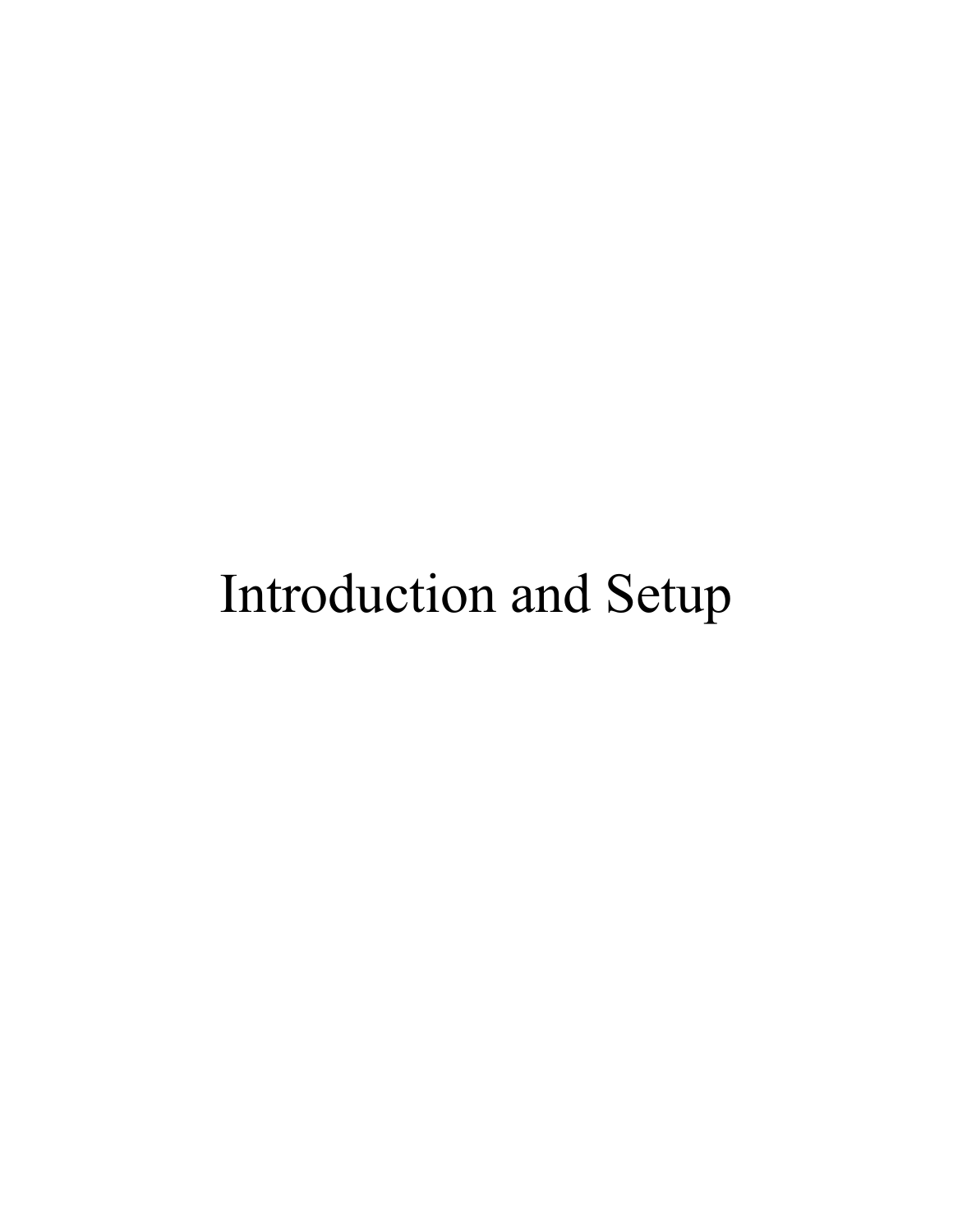# Introduction and Setup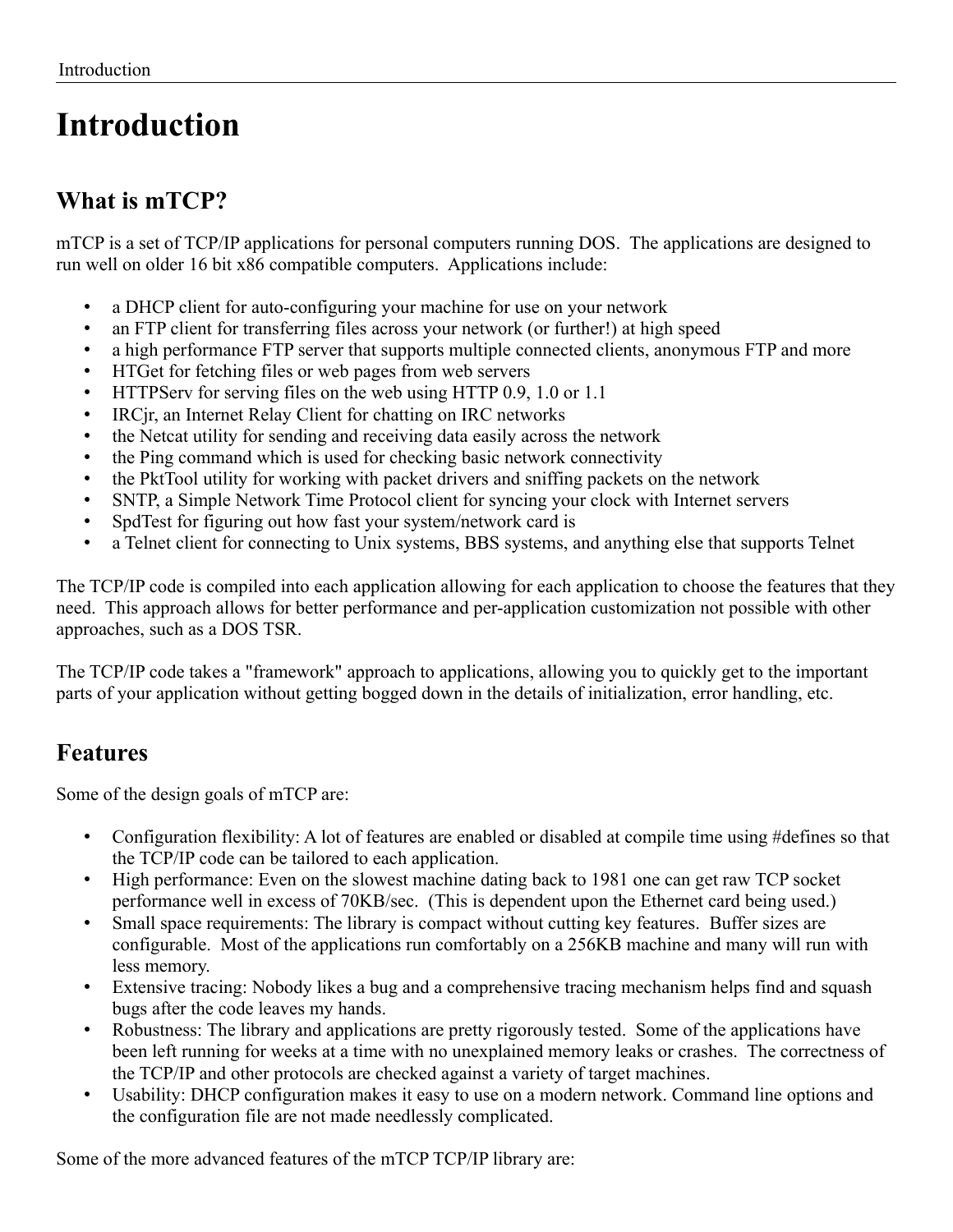# Introduction

## What is mTCP?

mTCP is a set of TCP/IP applications for personal computers running DOS. The applications are designed to run well on older 16 bit x86 compatible computers. Applications include:

- a DHCP client for auto-configuring your machine for use on your network
- an FTP client for transferring files across your network (or further!) at high speed
- a high performance FTP server that supports multiple connected clients, anonymous FTP and more
- HTGet for fetching files or web pages from web servers
- HTTPServ for serving files on the web using HTTP 0.9, 1.0 or 1.1
- IRCjr, an Internet Relay Client for chatting on IRC networks
- the Netcat utility for sending and receiving data easily across the network
- the Ping command which is used for checking basic network connectivity
- the PktTool utility for working with packet drivers and sniffing packets on the network
- SNTP, a Simple Network Time Protocol client for syncing your clock with Internet servers
- SpdTest for figuring out how fast your system/network card is
- a Telnet client for connecting to Unix systems, BBS systems, and anything else that supports Telnet

The TCP/IP code is compiled into each application allowing for each application to choose the features that they need. This approach allows for better performance and per-application customization not possible with other approaches, such as a DOS TSR.

The TCP/IP code takes a "framework" approach to applications, allowing you to quickly get to the important parts of your application without getting bogged down in the details of initialization, error handling, etc.

## Features

Some of the design goals of mTCP are:

- Configuration flexibility: A lot of features are enabled or disabled at compile time using #defines so that the TCP/IP code can be tailored to each application.
- High performance: Even on the slowest machine dating back to 1981 one can get raw TCP socket performance well in excess of 70KB/sec. (This is dependent upon the Ethernet card being used.)
- Small space requirements: The library is compact without cutting key features. Buffer sizes are configurable. Most of the applications run comfortably on a 256KB machine and many will run with less memory.
- Extensive tracing: Nobody likes a bug and a comprehensive tracing mechanism helps find and squash bugs after the code leaves my hands.
- Robustness: The library and applications are pretty rigorously tested. Some of the applications have been left running for weeks at a time with no unexplained memory leaks or crashes. The correctness of the TCP/IP and other protocols are checked against a variety of target machines.
- Usability: DHCP configuration makes it easy to use on a modern network. Command line options and the configuration file are not made needlessly complicated.

Some of the more advanced features of the mTCP TCP/IP library are: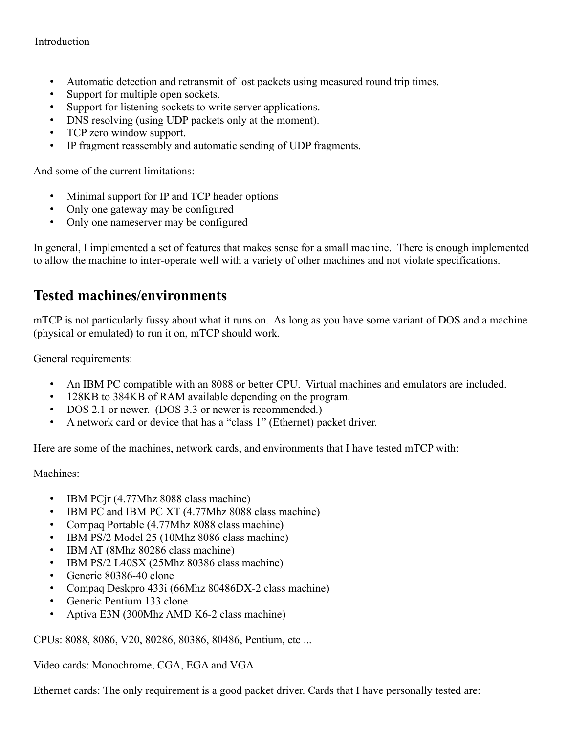- Automatic detection and retransmit of lost packets using measured round trip times.
- Support for multiple open sockets.
- Support for listening sockets to write server applications.
- DNS resolving (using UDP packets only at the moment).
- TCP zero window support.
- IP fragment reassembly and automatic sending of UDP fragments.

And some of the current limitations:

- Minimal support for IP and TCP header options
- Only one gateway may be configured
- Only one nameserver may be configured

In general, I implemented a set of features that makes sense for a small machine. There is enough implemented to allow the machine to inter-operate well with a variety of other machines and not violate specifications.

## Tested machines/environments

mTCP is not particularly fussy about what it runs on. As long as you have some variant of DOS and a machine (physical or emulated) to run it on, mTCP should work.

General requirements:

- An IBM PC compatible with an 8088 or better CPU. Virtual machines and emulators are included.
- 128KB to 384KB of RAM available depending on the program.
- DOS 2.1 or newer. (DOS 3.3 or newer is recommended.)
- A network card or device that has a "class 1" (Ethernet) packet driver.

Here are some of the machines, network cards, and environments that I have tested mTCP with:

Machines:

- IBM PCjr (4.77Mhz 8088 class machine)
- IBM PC and IBM PC XT (4.77Mhz 8088 class machine)
- Compaq Portable (4.77Mhz 8088 class machine)
- IBM PS/2 Model 25 (10Mhz 8086 class machine)
- IBM AT (8Mhz 80286 class machine)
- IBM PS/2 L40SX (25Mhz 80386 class machine)
- Generic 80386-40 clone
- Compaq Deskpro 433i (66Mhz 80486DX-2 class machine)
- Generic Pentium 133 clone
- Aptiva E3N (300Mhz AMD K6-2 class machine)

CPUs: 8088, 8086, V20, 80286, 80386, 80486, Pentium, etc ...

Video cards: Monochrome, CGA, EGA and VGA

Ethernet cards: The only requirement is a good packet driver. Cards that I have personally tested are: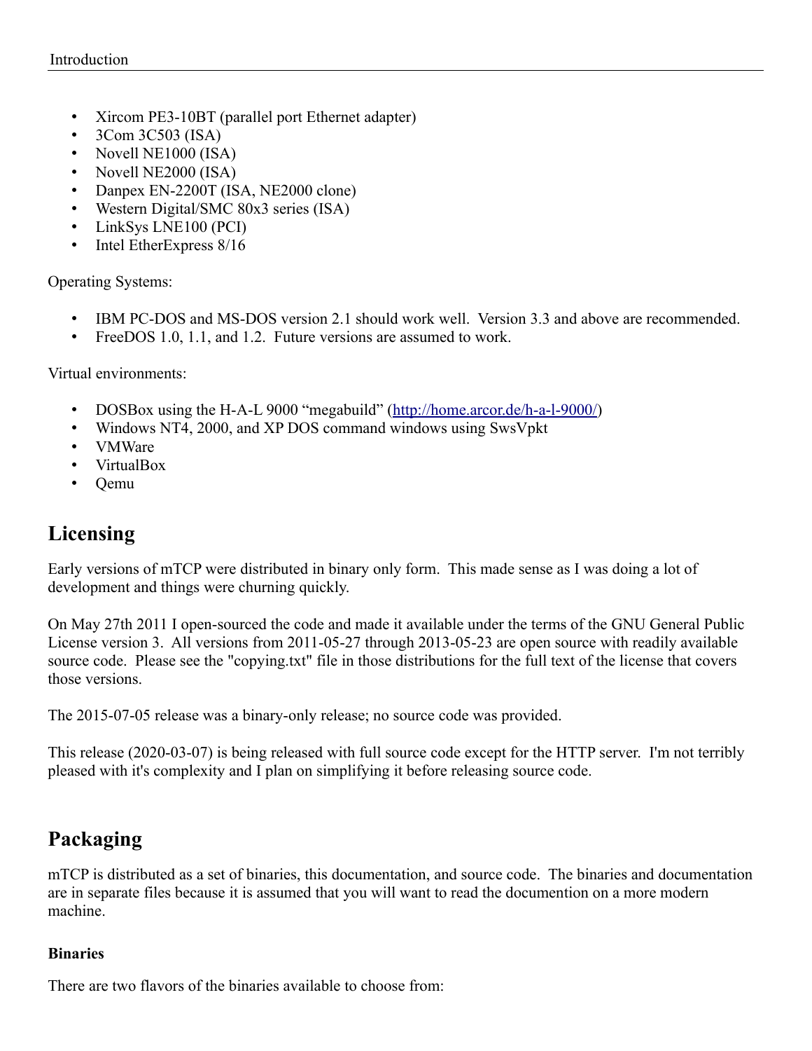- Xircom PE3-10BT (parallel port Ethernet adapter)
- 3Com 3C503 (ISA)
- Novell NE1000 (ISA)
- Novell NE2000 (ISA)
- Danpex EN-2200T (ISA, NE2000 clone)
- Western Digital/SMC 80x3 series (ISA)
- LinkSys LNE100 (PCI)
- Intel EtherExpress 8/16

Operating Systems:

- IBM PC-DOS and MS-DOS version 2.1 should work well. Version 3.3 and above are recommended.
- FreeDOS 1.0, 1.1, and 1.2. Future versions are assumed to work.

Virtual environments:

- DOSBox using the H-A-L 9000 "megabuild" (http://home.arcor.de/h-a-l-9000/)
- Windows NT4, 2000, and XP DOS command windows using SwsVpkt
- VMWare
- VirtualBox
- Qemu

## Licensing

Early versions of mTCP were distributed in binary only form. This made sense as I was doing a lot of development and things were churning quickly.

On May 27th 2011 I open-sourced the code and made it available under the terms of the GNU General Public License version 3. All versions from 2011-05-27 through 2013-05-23 are open source with readily available source code. Please see the "copying.txt" file in those distributions for the full text of the license that covers those versions.

The 2015-07-05 release was a binary-only release; no source code was provided.

This release (2020-03-07) is being released with full source code except for the HTTP server. I'm not terribly pleased with it's complexity and I plan on simplifying it before releasing source code.

## Packaging

mTCP is distributed as a set of binaries, this documentation, and source code. The binaries and documentation are in separate files because it is assumed that you will want to read the documention on a more modern machine.

### Binaries

There are two flavors of the binaries available to choose from: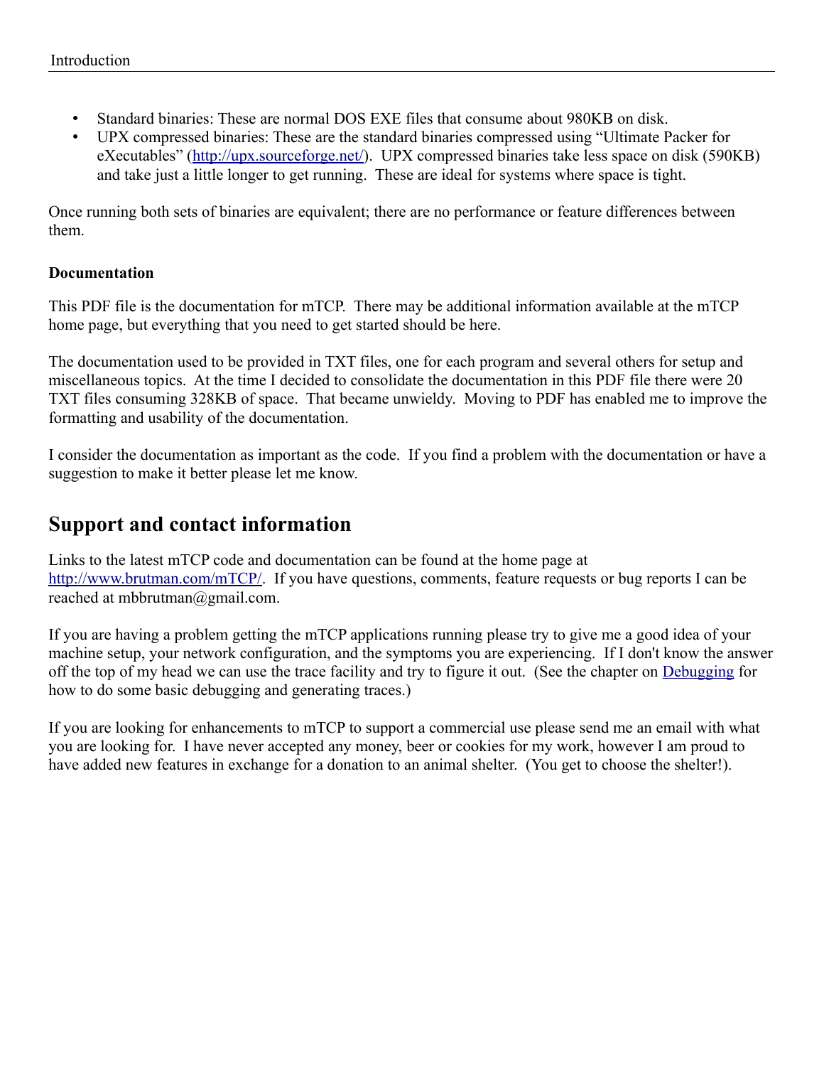- Standard binaries: These are normal DOS EXE files that consume about 980KB on disk.
- UPX compressed binaries: These are the standard binaries compressed using "Ultimate Packer for eXecutables" (http://upx.sourceforge.net/). UPX compressed binaries take less space on disk (590KB) and take just a little longer to get running. These are ideal for systems where space is tight.

Once running both sets of binaries are equivalent; there are no performance or feature differences between them.

**Documentation**

This PDF file is the documentation for mTCP. There may be additional information available at the mTCP home page, but everything that you need to get started should be here.

The documentation used to be provided in TXT files, one for each program and several others for setup and miscellaneous topics. At the time I decided to consolidate the documentation in this PDF file there were 20 TXT files consuming 328KB of space. That became unwieldy. Moving to PDF has enabled me to improve the formatting and usability of the documentation.

I consider the documentation as important as the code. If you find a problem with the documentation or have a suggestion to make it better please let me know.

## Support and contact information

Links to the latest mTCP code and documentation can be found at the home page at http://www.brutman.com/mTCP/. If you have questions, comments, feature requests or bug reports I can be reached at mbbrutman@gmail.com.

If you are having a problem getting the mTCP applications running please try to give me a good idea of your machine setup, your network configuration, and the symptoms you are experiencing. If I don't know the answer off the top of my head we can use the trace facility and try to figure it out. (See the chapter on Debugging for how to do some basic debugging and generating traces.)

If you are looking for enhancements to mTCP to support a commercial use please send me an email with what you are looking for. I have never accepted any money, beer or cookies for my work, however I am proud to have added new features in exchange for a donation to an animal shelter. (You get to choose the shelter!).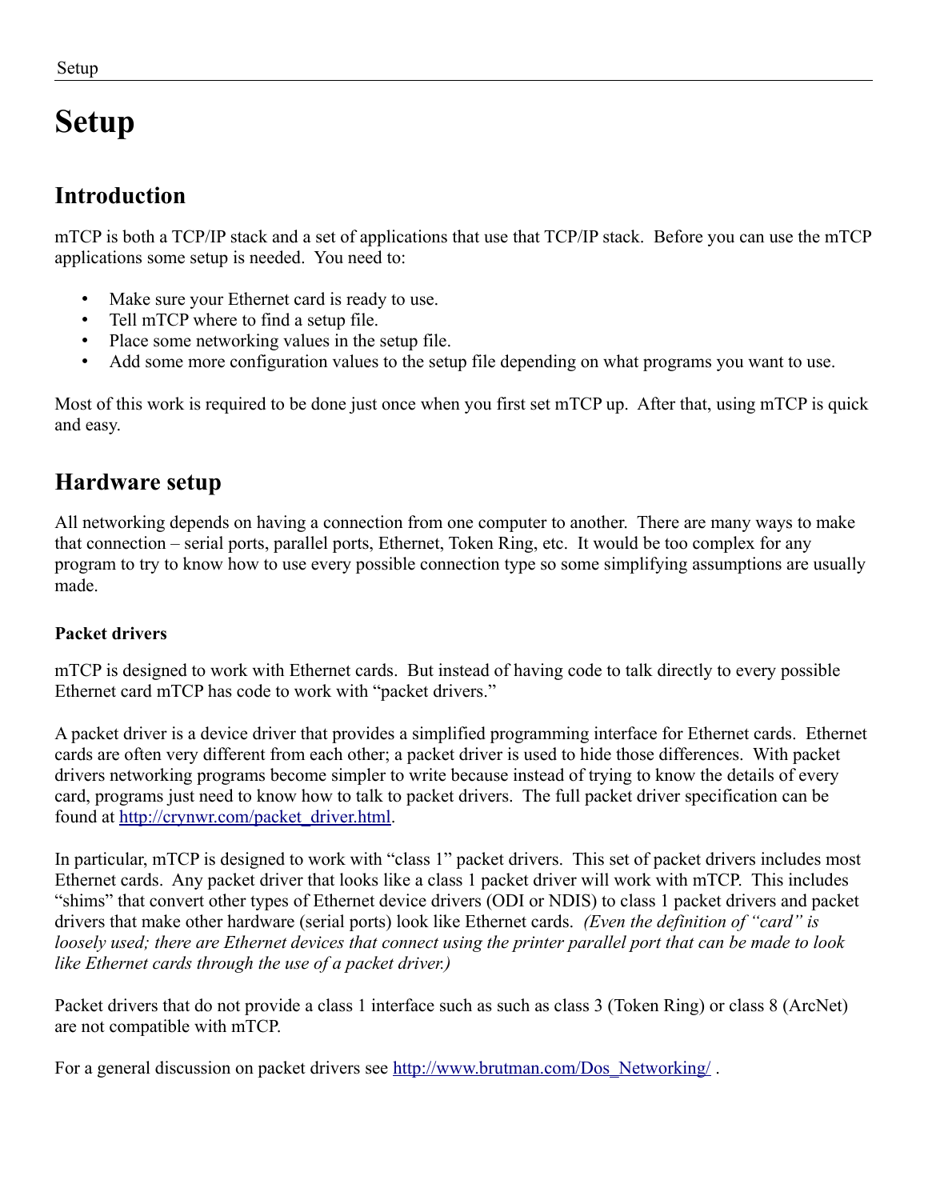# Setup

## Introduction

mTCP is both a TCP/IP stack and a set of applications that use that TCP/IP stack. Before you can use the mTCP applications some setup is needed. You need to:

- Make sure your Ethernet card is ready to use.
- Tell mTCP where to find a setup file.
- Place some networking values in the setup file.
- Add some more configuration values to the setup file depending on what programs you want to use.

Most of this work is required to be done just once when you first set mTCP up. After that, using mTCP is quick and easy.

## Hardware setup

All networking depends on having a connection from one computer to another. There are many ways to make that connection – serial ports, parallel ports, Ethernet, Token Ring, etc. It would be too complex for any program to try to know how to use every possible connection type so some simplifying assumptions are usually made.

### Packet drivers

mTCP is designed to work with Ethernet cards. But instead of having code to talk directly to every possible Ethernet card mTCP has code to work with "packet drivers."

A packet driver is a device driver that provides a simplified programming interface for Ethernet cards. Ethernet cards are often very different from each other; a packet driver is used to hide those differences. With packet drivers networking programs become simpler to write because instead of trying to know the details of every card, programs just need to know how to talk to packet drivers. The full packet driver specification can be found at http://crynwr.com/packet_driver.html.

In particular, mTCP is designed to work with "class 1" packet drivers. This set of packet drivers includes most Ethernet cards. Any packet driver that looks like a class 1 packet driver will work with mTCP. This includes "shims" that convert other types of Ethernet device drivers (ODI or NDIS) to class 1 packet drivers and packet drivers that make other hardware (serial ports) look like Ethernet cards. *(Even the definition of "card" is loosely used; there are Ethernet devices that connect using the printer parallel port that can be made to look like Ethernet cards through the use of a packet driver.)*

Packet drivers that do not provide a class 1 interface such as such as class 3 (Token Ring) or class 8 (ArcNet) are not compatible with mTCP.

For a general discussion on packet drivers see http://www.brutman.com/Dos_Networking/ .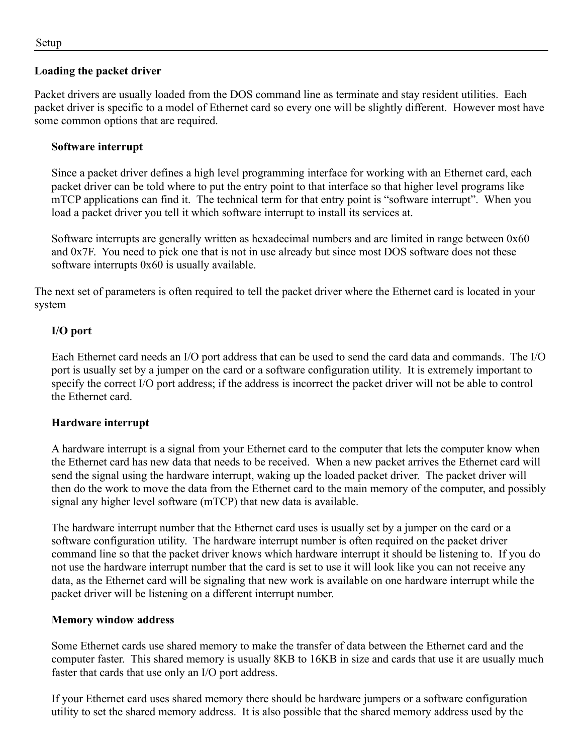## Loading the packet driver

Packet drivers are usually loaded from the DOS command line as terminate and stay resident utilities. Each packet driver is specific to a model of Ethernet card so every one will be slightly different. However most have some common options that are required.

### Software interrupt

Since a packet driver defines a high level programming interface for working with an Ethernet card, each packet driver can be told where to put the entry point to that interface so that higher level programs like mTCP applications can find it. The technical term for that entry point is “software interrupt”. When you load a packet driver you tell it which software interrupt to install its services at.

Software interrupts are generally written as hexadecimal numbers and are limited in range between 0x60 and 0x7F. You need to pick one that is not in use already but since most DOS software does not these software interrupts 0x60 is usually available.

The next set of parameters is often required to tell the packet driver where the Ethernet card is located in your system

### I/O port

Each Ethernet card needs an I/O port address that can be used to send the card data and commands. The I/O port is usually set by a jumper on the card or a software configuration utility. It is extremely important to specify the correct I/O port address; if the address is incorrect the packet driver will not be able to control the Ethernet card.

### Hardware interrupt

A hardware interrupt is a signal from your Ethernet card to the computer that lets the computer know when the Ethernet card has new data that needs to be received. When a new packet arrives the Ethernet card will send the signal using the hardware interrupt, waking up the loaded packet driver. The packet driver will then do the work to move the data from the Ethernet card to the main memory of the computer, and possibly signal any higher level software (mTCP) that new data is available.

The hardware interrupt number that the Ethernet card uses is usually set by a jumper on the card or a software configuration utility. The hardware interrupt number is often required on the packet driver command line so that the packet driver knows which hardware interrupt it should be listening to. If you do not use the hardware interrupt number that the card is set to use it will look like you can not receive any data, as the Ethernet card will be signaling that new work is available on one hardware interrupt while the packet driver will be listening on a different interrupt number.

### Memory window address

Some Ethernet cards use shared memory to make the transfer of data between the Ethernet card and the computer faster. This shared memory is usually 8KB to 16KB in size and cards that use it are usually much faster that cards that use only an I/O port address.

If your Ethernet card uses shared memory there should be hardware jumpers or a software configuration utility to set the shared memory address. It is also possible that the shared memory address used by the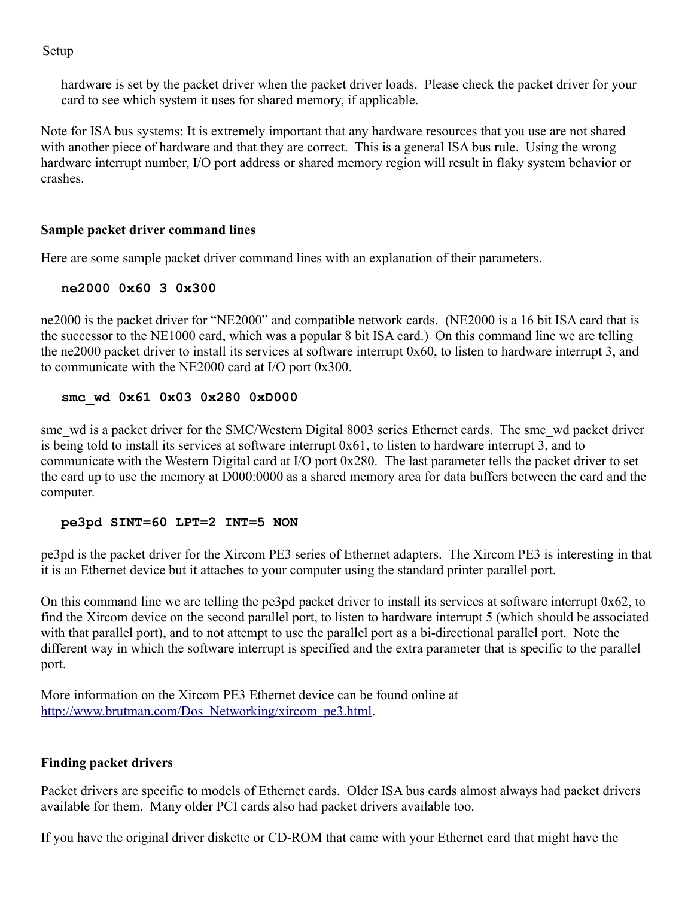hardware is set by the packet driver when the packet driver loads. Please check the packet driver for your card to see which system it uses for shared memory, if applicable.

Note for ISA bus systems: It is extremely important that any hardware resources that you use are not shared with another piece of hardware and that they are correct. This is a general ISA bus rule. Using the wrong hardware interrupt number, I/O port address or shared memory region will result in flaky system behavior or crashes.

**Sample packet driver command lines**

Here are some sample packet driver command lines with an explanation of their parameters.

```
ne2000 0x60 3 0x300
```

ne2000 is the packet driver for "NE2000" and compatible network cards. (NE2000 is a 16 bit ISA card that is the successor to the NE1000 card, which was a popular 8 bit ISA card.) On this command line we are telling the ne2000 packet driver to install its services at software interrupt 0x60, to listen to hardware interrupt 3, and to communicate with the NE2000 card at I/O port 0x300.

```
smc_wd 0x61 0x03 0x280 0xD000
```

smc_wd is a packet driver for the SMC/Western Digital 8003 series Ethernet cards. The smc_wd packet driver is being told to install its services at software interrupt 0x61, to listen to hardware interrupt 3, and to communicate with the Western Digital card at I/O port 0x280. The last parameter tells the packet driver to set the card up to use the memory at D000:0000 as a shared memory area for data buffers between the card and the computer.

```
pe3pd SINT=60 LPT=2 INT=5 NON
```

pe3pd is the packet driver for the Xircom PE3 series of Ethernet adapters. The Xircom PE3 is interesting in that it is an Ethernet device but it attaches to your computer using the standard printer parallel port.

On this command line we are telling the pe3pd packet driver to install its services at software interrupt 0x62, to find the Xircom device on the second parallel port, to listen to hardware interrupt 5 (which should be associated with that parallel port), and to not attempt to use the parallel port as a bi-directional parallel port. Note the different way in which the software interrupt is specified and the extra parameter that is specific to the parallel port.

More information on the Xircom PE3 Ethernet device can be found online at http://www.brutman.com/Dos_Networking/xircom_pe3.html.

**Finding packet drivers**

Packet drivers are specific to models of Ethernet cards. Older ISA bus cards almost always had packet drivers available for them. Many older PCI cards also had packet drivers available too.

If you have the original driver diskette or CD-ROM that came with your Ethernet card that might have the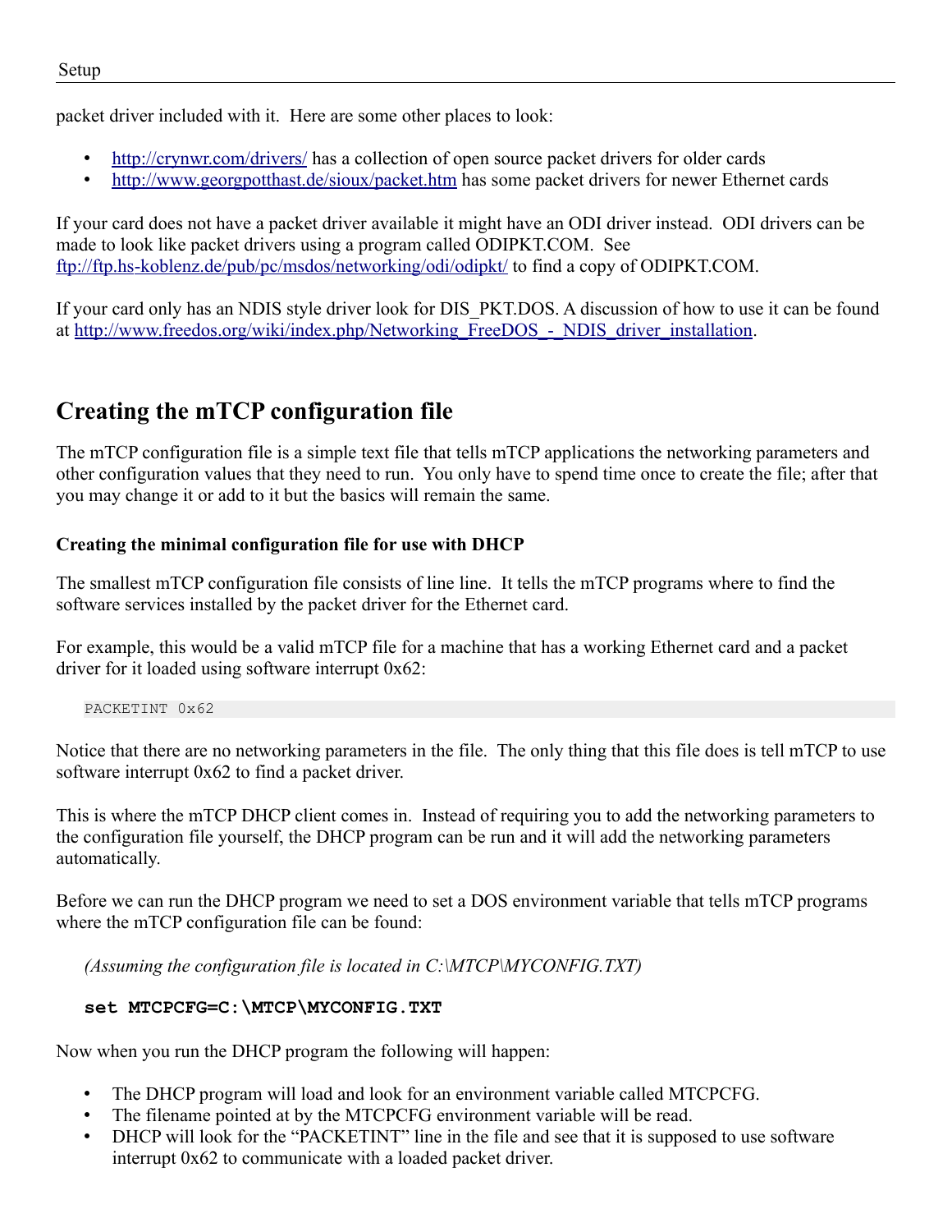packet driver included with it. Here are some other places to look:

- [http://crynwr.com/drivers/](http://crynwr.com/drivers/) has a collection of open source packet drivers for older cards
- [http://www.georgpotthast.de/sioux/packet.htm](http://www.georgpotthast.de/sioux/packet.htm) has some packet drivers for newer Ethernet cards

If your card does not have a packet driver available it might have an ODI driver instead. ODI drivers can be made to look like packet drivers using a program called ODIPKT.COM. See [ftp://ftp.hs-koblenz.de/pub/pc/msdos/networking/odi/odipkt/](ftp://ftp.hs-koblenz.de/pub/pc/msdos/networking/odi/odipkt/) to find a copy of ODIPKT.COM.

If your card only has an NDIS style driver look for DIS_PKT.DOS. A discussion of how to use it can be found at [http://www.freedos.org/wiki/index.php/Networking_FreeDOS_-_NDIS_driver_installation](http://www.freedos.org/wiki/index.php/Networking_FreeDOS_-_NDIS_driver_installation).

## Creating the mTCP configuration file

The mTCP configuration file is a simple text file that tells mTCP applications the networking parameters and other configuration values that they need to run. You only have to spend time once to create the file; after that you may change it or add to it but the basics will remain the same.

### Creating the minimal configuration file for use with DHCP

The smallest mTCP configuration file consists of line line. It tells the mTCP programs where to find the software services installed by the packet driver for the Ethernet card.

For example, this would be a valid mTCP file for a machine that has a working Ethernet card and a packet driver for it loaded using software interrupt 0x62:

```
PACKETINT 0x62
```

Notice that there are no networking parameters in the file. The only thing that this file does is tell mTCP to use software interrupt 0x62 to find a packet driver.

This is where the mTCP DHCP client comes in. Instead of requiring you to add the networking parameters to the configuration file yourself, the DHCP program can be run and it will add the networking parameters automatically.

Before we can run the DHCP program we need to set a DOS environment variable that tells mTCP programs where the mTCP configuration file can be found:

*(Assuming the configuration file is located in C:\MTCP\MYCONFIG.TXT)*

**`set MTCPCFG=C:\MTCP\MYCONFIG.TXT`**

Now when you run the DHCP program the following will happen:

- The DHCP program will load and look for an environment variable called MTCPCFG.
- The filename pointed at by the MTCPCFG environment variable will be read.
- DHCP will look for the “PACKETINT” line in the file and see that it is supposed to use software interrupt 0x62 to communicate with a loaded packet driver.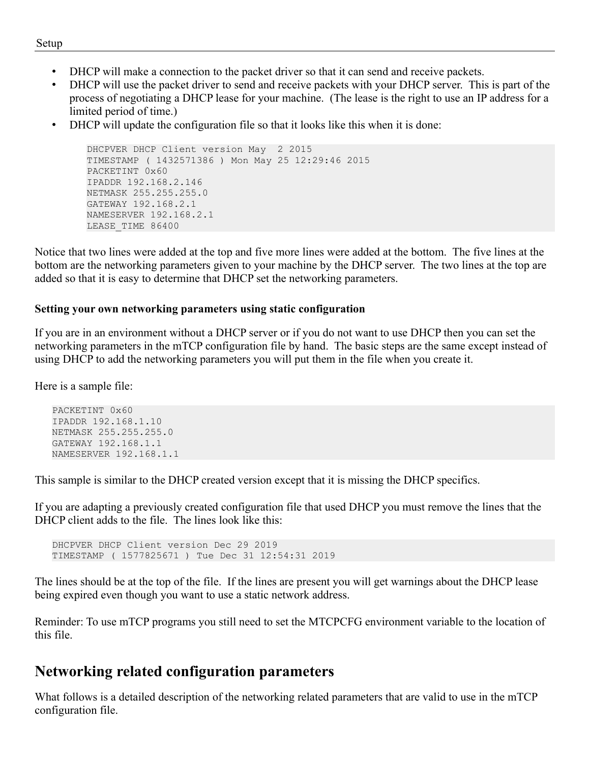- DHCP will make a connection to the packet driver so that it can send and receive packets.
- DHCP will use the packet driver to send and receive packets with your DHCP server. This is part of the process of negotiating a DHCP lease for your machine. (The lease is the right to use an IP address for a limited period of time.)
- DHCP will update the configuration file so that it looks like this when it is done:

```
DHCPVER DHCP Client version May  2 2015
TIMESTAMP ( 1432571386 ) Mon May 25 12:29:46 2015
PACKETINT 0x60
IPADDR 192.168.2.146
NETMASK 255.255.255.0
GATEWAY 192.168.2.1
NAMESERVER 192.168.2.1
LEASE_TIME 86400
```

Notice that two lines were added at the top and five more lines were added at the bottom. The five lines at the bottom are the networking parameters given to your machine by the DHCP server. The two lines at the top are added so that it is easy to determine that DHCP set the networking parameters.

**Setting your own networking parameters using static configuration**

If you are in an environment without a DHCP server or if you do not want to use DHCP then you can set the networking parameters in the mTCP configuration file by hand. The basic steps are the same except instead of using DHCP to add the networking parameters you will put them in the file when you create it.

Here is a sample file:

```
PACKETINT 0x60
IPADDR 192.168.1.10
NETMASK 255.255.255.0
GATEWAY 192.168.1.1
NAMESERVER 192.168.1.1
```

This sample is similar to the DHCP created version except that it is missing the DHCP specifics.

If you are adapting a previously created configuration file that used DHCP you must remove the lines that the DHCP client adds to the file. The lines look like this:

```
DHCPVER DHCP Client version Dec 29 2019
TIMESTAMP ( 1577825671 ) Tue Dec 31 12:54:31 2019
```

The lines should be at the top of the file. If the lines are present you will get warnings about the DHCP lease being expired even though you want to use a static network address.

Reminder: To use mTCP programs you still need to set the MTCPCFG environment variable to the location of this file.

## Networking related configuration parameters

What follows is a detailed description of the networking related parameters that are valid to use in the mTCP configuration file.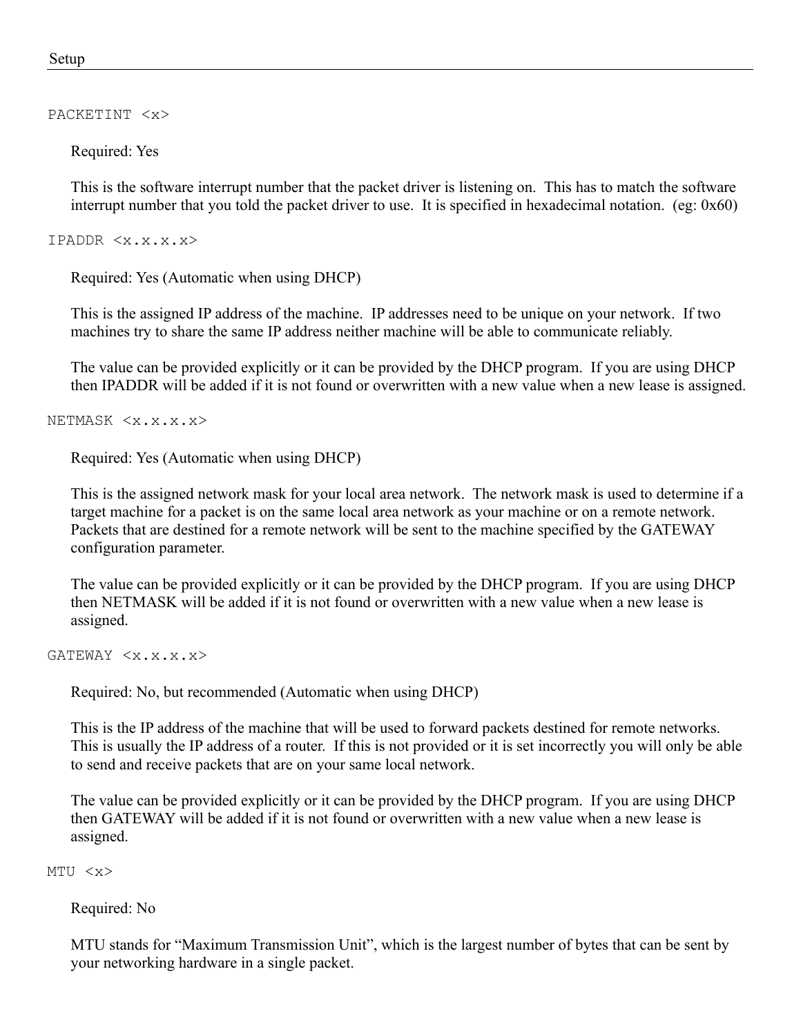PACKETINT <x>

Required: Yes

This is the software interrupt number that the packet driver is listening on. This has to match the software interrupt number that you told the packet driver to use. It is specified in hexadecimal notation. (eg: 0x60)

IPADDR <x.x.x.x>

Required: Yes (Automatic when using DHCP)

This is the assigned IP address of the machine. IP addresses need to be unique on your network. If two machines try to share the same IP address neither machine will be able to communicate reliably.

The value can be provided explicitly or it can be provided by the DHCP program. If you are using DHCP then IPADDR will be added if it is not found or overwritten with a new value when a new lease is assigned.

NETMASK <x.x.x.x>

Required: Yes (Automatic when using DHCP)

This is the assigned network mask for your local area network. The network mask is used to determine if a target machine for a packet is on the same local area network as your machine or on a remote network. Packets that are destined for a remote network will be sent to the machine specified by the GATEWAY configuration parameter.

The value can be provided explicitly or it can be provided by the DHCP program. If you are using DHCP then NETMASK will be added if it is not found or overwritten with a new value when a new lease is assigned.

GATEWAY <x.x.x.x>

Required: No, but recommended (Automatic when using DHCP)

This is the IP address of the machine that will be used to forward packets destined for remote networks. This is usually the IP address of a router. If this is not provided or it is set incorrectly you will only be able to send and receive packets that are on your same local network.

The value can be provided explicitly or it can be provided by the DHCP program. If you are using DHCP then GATEWAY will be added if it is not found or overwritten with a new value when a new lease is assigned.

MTU <x>

Required: No

MTU stands for "Maximum Transmission Unit", which is the largest number of bytes that can be sent by your networking hardware in a single packet.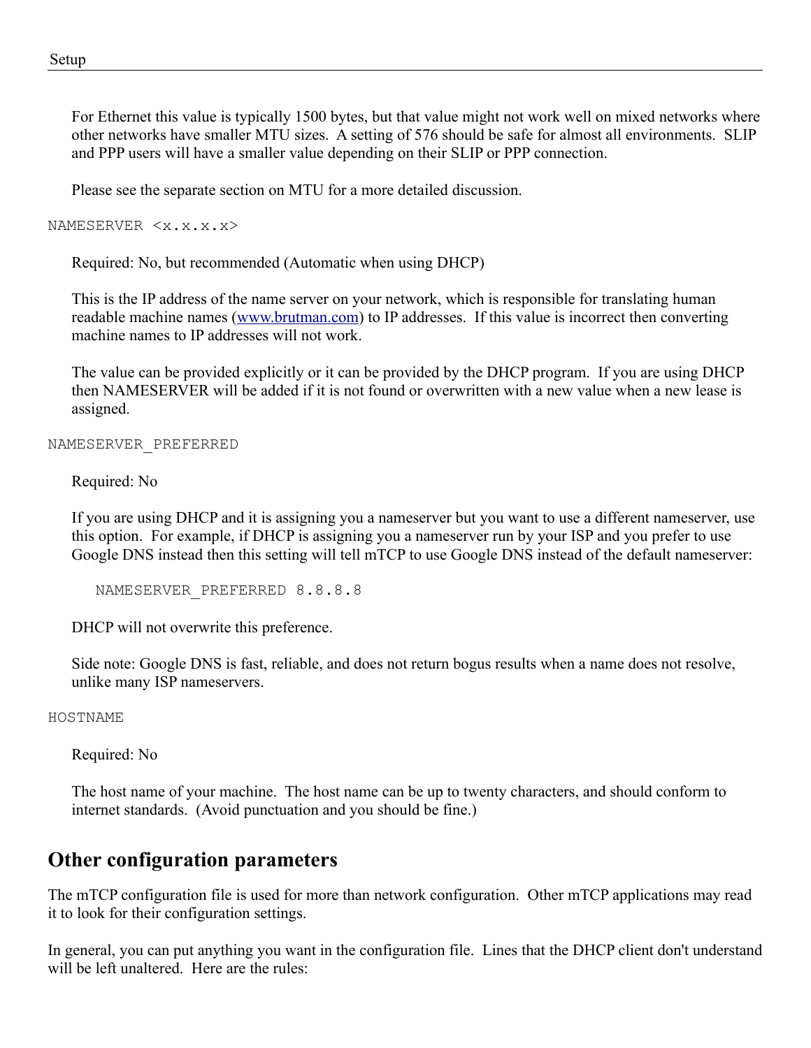For Ethernet this value is typically 1500 bytes, but that value might not work well on mixed networks where other networks have smaller MTU sizes. A setting of 576 should be safe for almost all environments. SLIP and PPP users will have a smaller value depending on their SLIP or PPP connection.

Please see the separate section on MTU for a more detailed discussion.

```
NAMESERVER <x.x.x.x>
```

Required: No, but recommended (Automatic when using DHCP)

This is the IP address of the name server on your network, which is responsible for translating human readable machine names ([www.brutman.com](http://www.brutman.com)) to IP addresses. If this value is incorrect then converting machine names to IP addresses will not work.

The value can be provided explicitly or it can be provided by the DHCP program. If you are using DHCP then NAMESERVER will be added if it is not found or overwritten with a new value when a new lease is assigned.

```
NAMESERVER_PREFERRED
```

Required: No

If you are using DHCP and it is assigning you a nameserver but you want to use a different nameserver, use this option. For example, if DHCP is assigning you a nameserver run by your ISP and you prefer to use Google DNS instead then this setting will tell mTCP to use Google DNS instead of the default nameserver:

```
NAMESERVER_PREFERRED 8.8.8.8
```

DHCP will not overwrite this preference.

Side note: Google DNS is fast, reliable, and does not return bogus results when a name does not resolve, unlike many ISP nameservers.

```
HOSTNAME
```

Required: No

The host name of your machine. The host name can be up to twenty characters, and should conform to internet standards. (Avoid punctuation and you should be fine.)

## Other configuration parameters

The mTCP configuration file is used for more than network configuration. Other mTCP applications may read it to look for their configuration settings.

In general, you can put anything you want in the configuration file. Lines that the DHCP client don't understand will be left unaltered. Here are the rules: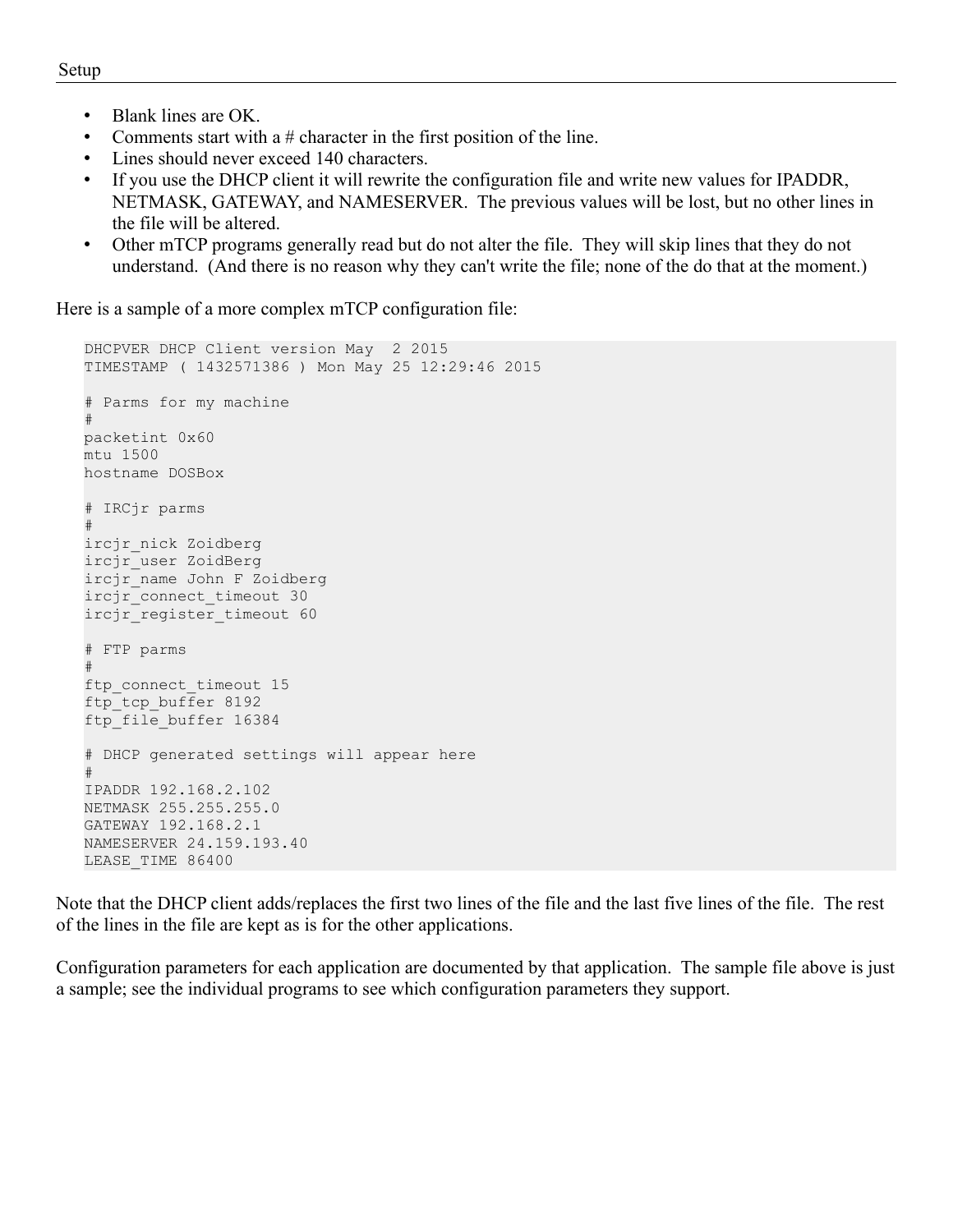- Blank lines are OK.
- Comments start with a # character in the first position of the line.
- Lines should never exceed 140 characters.
- If you use the DHCP client it will rewrite the configuration file and write new values for IPADDR, NETMASK, GATEWAY, and NAMESERVER. The previous values will be lost, but no other lines in the file will be altered.
- Other mTCP programs generally read but do not alter the file. They will skip lines that they do not understand. (And there is no reason why they can't write the file; none of the do that at the moment.)

Here is a sample of a more complex mTCP configuration file:

```
DHCPVER DHCP Client version May  2 2015
TIMESTAMP ( 1432571386 ) Mon May 25 12:29:46 2015

# Parms for my machine
#
packetint 0x60
mtu 1500
hostname DOSBox

# IRCjr parms
#
ircjr_nick Zoidberg
ircjr_user ZoidBerg
ircjr_name John F Zoidberg
ircjr_connect_timeout 30
ircjr_register_timeout 60

# FTP parms
#
ftp_connect_timeout 15
ftp_tcp_buffer 8192
ftp_file_buffer 16384

# DHCP generated settings will appear here
#
IPADDR 192.168.2.102
NETMASK 255.255.255.0
GATEWAY 192.168.2.1
NAMESERVER 24.159.193.40
LEASE_TIME 86400
```

Note that the DHCP client adds/replaces the first two lines of the file and the last five lines of the file. The rest of the lines in the file are kept as is for the other applications.

Configuration parameters for each application are documented by that application. The sample file above is just a sample; see the individual programs to see which configuration parameters they support.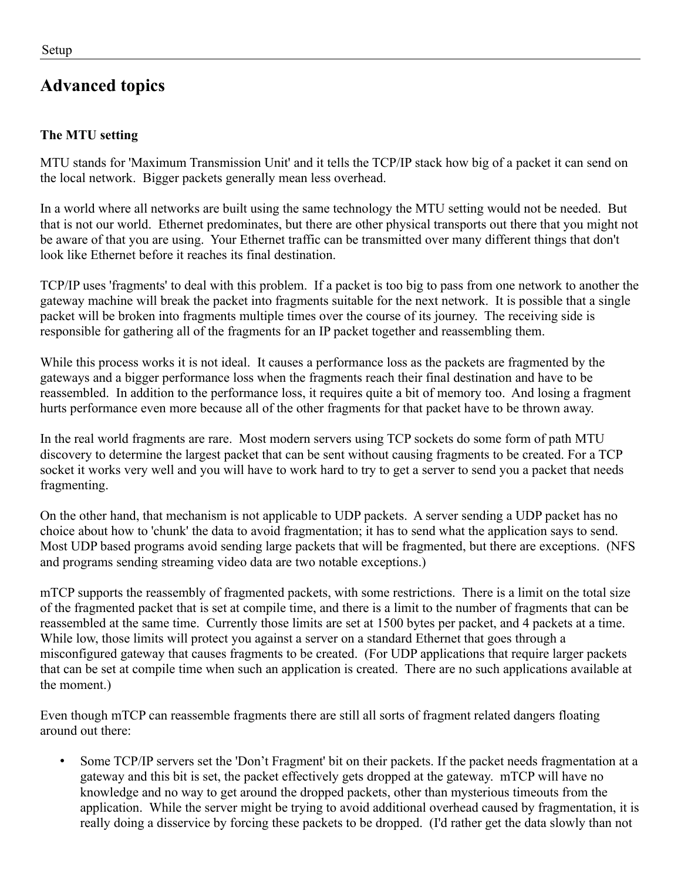# Advanced topics

### The MTU setting

MTU stands for 'Maximum Transmission Unit' and it tells the TCP/IP stack how big of a packet it can send on the local network. Bigger packets generally mean less overhead.

In a world where all networks are built using the same technology the MTU setting would not be needed. But that is not our world. Ethernet predominates, but there are other physical transports out there that you might not be aware of that you are using. Your Ethernet traffic can be transmitted over many different things that don't look like Ethernet before it reaches its final destination.

TCP/IP uses 'fragments' to deal with this problem. If a packet is too big to pass from one network to another the gateway machine will break the packet into fragments suitable for the next network. It is possible that a single packet will be broken into fragments multiple times over the course of its journey. The receiving side is responsible for gathering all of the fragments for an IP packet together and reassembling them.

While this process works it is not ideal. It causes a performance loss as the packets are fragmented by the gateways and a bigger performance loss when the fragments reach their final destination and have to be reassembled. In addition to the performance loss, it requires quite a bit of memory too. And losing a fragment hurts performance even more because all of the other fragments for that packet have to be thrown away.

In the real world fragments are rare. Most modern servers using TCP sockets do some form of path MTU discovery to determine the largest packet that can be sent without causing fragments to be created. For a TCP socket it works very well and you will have to work hard to try to get a server to send you a packet that needs fragmenting.

On the other hand, that mechanism is not applicable to UDP packets. A server sending a UDP packet has no choice about how to 'chunk' the data to avoid fragmentation; it has to send what the application says to send. Most UDP based programs avoid sending large packets that will be fragmented, but there are exceptions. (NFS and programs sending streaming video data are two notable exceptions.)

mTCP supports the reassembly of fragmented packets, with some restrictions. There is a limit on the total size of the fragmented packet that is set at compile time, and there is a limit to the number of fragments that can be reassembled at the same time. Currently those limits are set at 1500 bytes per packet, and 4 packets at a time. While low, those limits will protect you against a server on a standard Ethernet that goes through a misconfigured gateway that causes fragments to be created. (For UDP applications that require larger packets that can be set at compile time when such an application is created. There are no such applications available at the moment.)

Even though mTCP can reassemble fragments there are still all sorts of fragment related dangers floating around out there:

- Some TCP/IP servers set the 'Don't Fragment' bit on their packets. If the packet needs fragmentation at a gateway and this bit is set, the packet effectively gets dropped at the gateway. mTCP will have no knowledge and no way to get around the dropped packets, other than mysterious timeouts from the application. While the server might be trying to avoid additional overhead caused by fragmentation, it is really doing a disservice by forcing these packets to be dropped. (I'd rather get the data slowly than not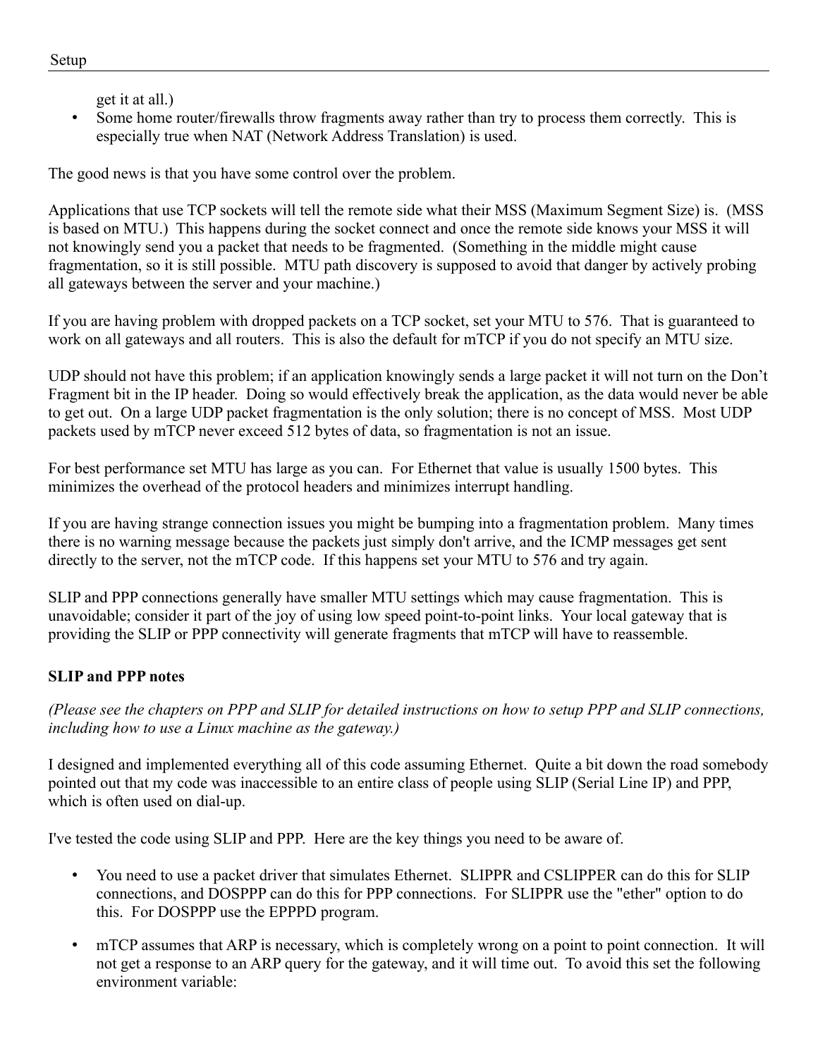get it at all.)

- Some home router/firewalls throw fragments away rather than try to process them correctly. This is especially true when NAT (Network Address Translation) is used.

The good news is that you have some control over the problem.

Applications that use TCP sockets will tell the remote side what their MSS (Maximum Segment Size) is. (MSS is based on MTU.) This happens during the socket connect and once the remote side knows your MSS it will not knowingly send you a packet that needs to be fragmented. (Something in the middle might cause fragmentation, so it is still possible. MTU path discovery is supposed to avoid that danger by actively probing all gateways between the server and your machine.)

If you are having problem with dropped packets on a TCP socket, set your MTU to 576. That is guaranteed to work on all gateways and all routers. This is also the default for mTCP if you do not specify an MTU size.

UDP should not have this problem; if an application knowingly sends a large packet it will not turn on the Don't Fragment bit in the IP header. Doing so would effectively break the application, as the data would never be able to get out. On a large UDP packet fragmentation is the only solution; there is no concept of MSS. Most UDP packets used by mTCP never exceed 512 bytes of data, so fragmentation is not an issue.

For best performance set MTU has large as you can. For Ethernet that value is usually 1500 bytes. This minimizes the overhead of the protocol headers and minimizes interrupt handling.

If you are having strange connection issues you might be bumping into a fragmentation problem. Many times there is no warning message because the packets just simply don't arrive, and the ICMP messages get sent directly to the server, not the mTCP code. If this happens set your MTU to 576 and try again.

SLIP and PPP connections generally have smaller MTU settings which may cause fragmentation. This is unavoidable; consider it part of the joy of using low speed point-to-point links. Your local gateway that is providing the SLIP or PPP connectivity will generate fragments that mTCP will have to reassemble.

**SLIP and PPP notes**

*(Please see the chapters on PPP and SLIP for detailed instructions on how to setup PPP and SLIP connections, including how to use a Linux machine as the gateway.)*

I designed and implemented everything all of this code assuming Ethernet. Quite a bit down the road somebody pointed out that my code was inaccessible to an entire class of people using SLIP (Serial Line IP) and PPP, which is often used on dial-up.

I've tested the code using SLIP and PPP. Here are the key things you need to be aware of.

- You need to use a packet driver that simulates Ethernet. SLIPPR and CSLIPPER can do this for SLIP connections, and DOSPPP can do this for PPP connections. For SLIPPR use the "ether" option to do this. For DOSPPP use the EPPPD program.

- mTCP assumes that ARP is necessary, which is completely wrong on a point to point connection. It will not get a response to an ARP query for the gateway, and it will time out. To avoid this set the following environment variable: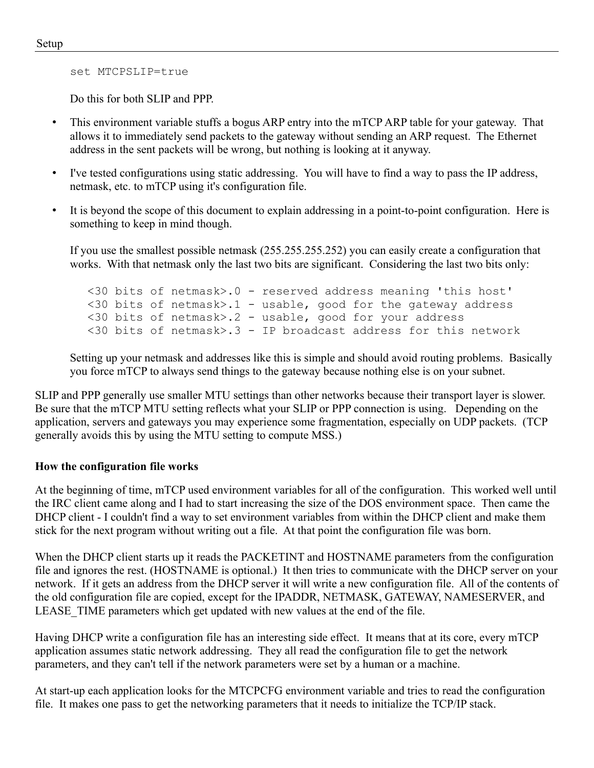```
set MTCPSLIP=true
```

Do this for both SLIP and PPP.

- This environment variable stuffs a bogus ARP entry into the mTCP ARP table for your gateway. That allows it to immediately send packets to the gateway without sending an ARP request. The Ethernet address in the sent packets will be wrong, but nothing is looking at it anyway.
- I've tested configurations using static addressing. You will have to find a way to pass the IP address, netmask, etc. to mTCP using it's configuration file.
- It is beyond the scope of this document to explain addressing in a point-to-point configuration. Here is something to keep in mind though.

  If you use the smallest possible netmask (255.255.255.252) you can easily create a configuration that works. With that netmask only the last two bits are significant. Considering the last two bits only:

  ```
  <30 bits of netmask>.0 - reserved address meaning 'this host'
  <30 bits of netmask>.1 - usable, good for the gateway address
  <30 bits of netmask>.2 - usable, good for your address
  <30 bits of netmask>.3 - IP broadcast address for this network
  ```

  Setting up your netmask and addresses like this is simple and should avoid routing problems. Basically you force mTCP to always send things to the gateway because nothing else is on your subnet.

SLIP and PPP generally use smaller MTU settings than other networks because their transport layer is slower. Be sure that the mTCP MTU setting reflects what your SLIP or PPP connection is using. Depending on the application, servers and gateways you may experience some fragmentation, especially on UDP packets. (TCP generally avoids this by using the MTU setting to compute MSS.)

**How the configuration file works**

At the beginning of time, mTCP used environment variables for all of the configuration. This worked well until the IRC client came along and I had to start increasing the size of the DOS environment space. Then came the DHCP client - I couldn't find a way to set environment variables from within the DHCP client and make them stick for the next program without writing out a file. At that point the configuration file was born.

When the DHCP client starts up it reads the PACKETINT and HOSTNAME parameters from the configuration file and ignores the rest. (HOSTNAME is optional.) It then tries to communicate with the DHCP server on your network. If it gets an address from the DHCP server it will write a new configuration file. All of the contents of the old configuration file are copied, except for the IPADDR, NETMASK, GATEWAY, NAMESERVER, and LEASE_TIME parameters which get updated with new values at the end of the file.

Having DHCP write a configuration file has an interesting side effect. It means that at its core, every mTCP application assumes static network addressing. They all read the configuration file to get the network parameters, and they can't tell if the network parameters were set by a human or a machine.

At start-up each application looks for the MTCPCFG environment variable and tries to read the configuration file. It makes one pass to get the networking parameters that it needs to initialize the TCP/IP stack.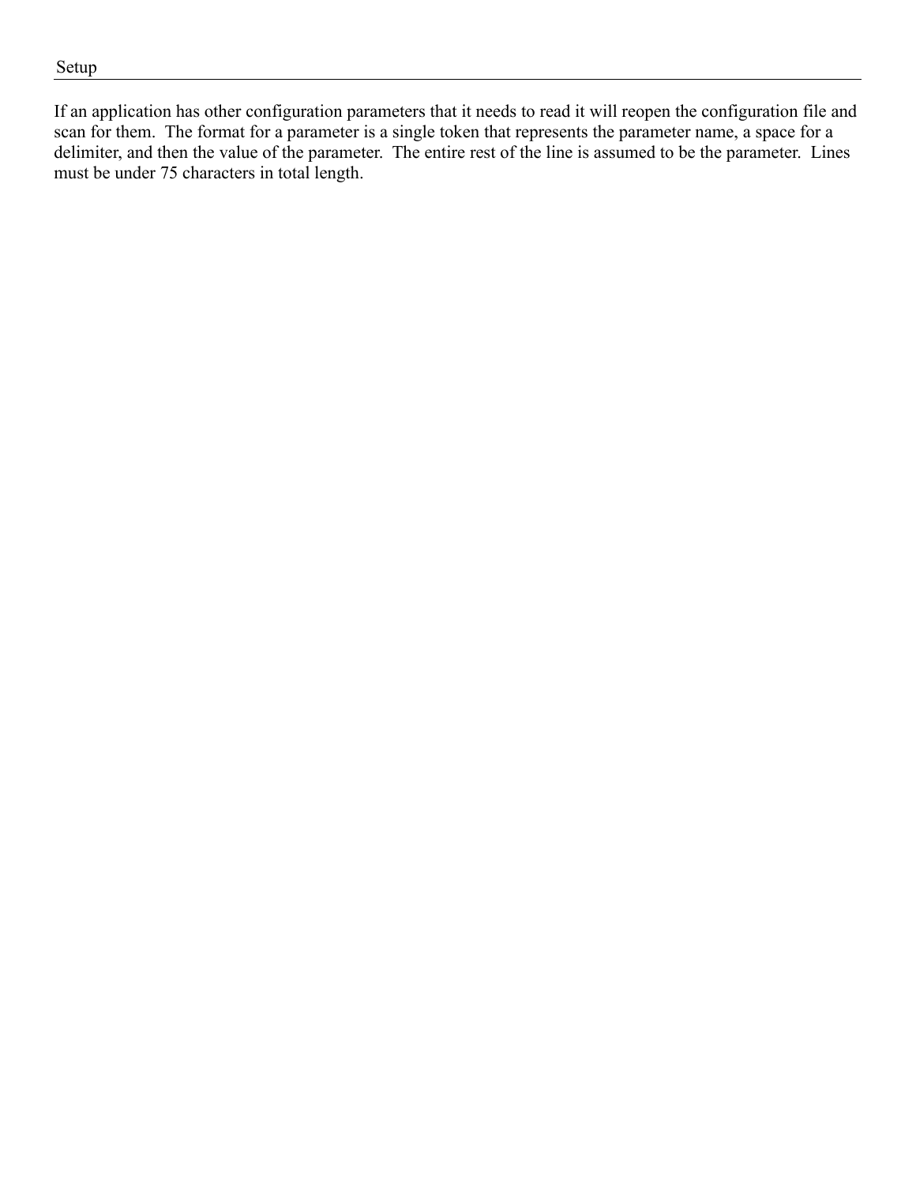If an application has other configuration parameters that it needs to read it will reopen the configuration file and scan for them. The format for a parameter is a single token that represents the parameter name, a space for a delimiter, and then the value of the parameter. The entire rest of the line is assumed to be the parameter. Lines must be under 75 characters in total length.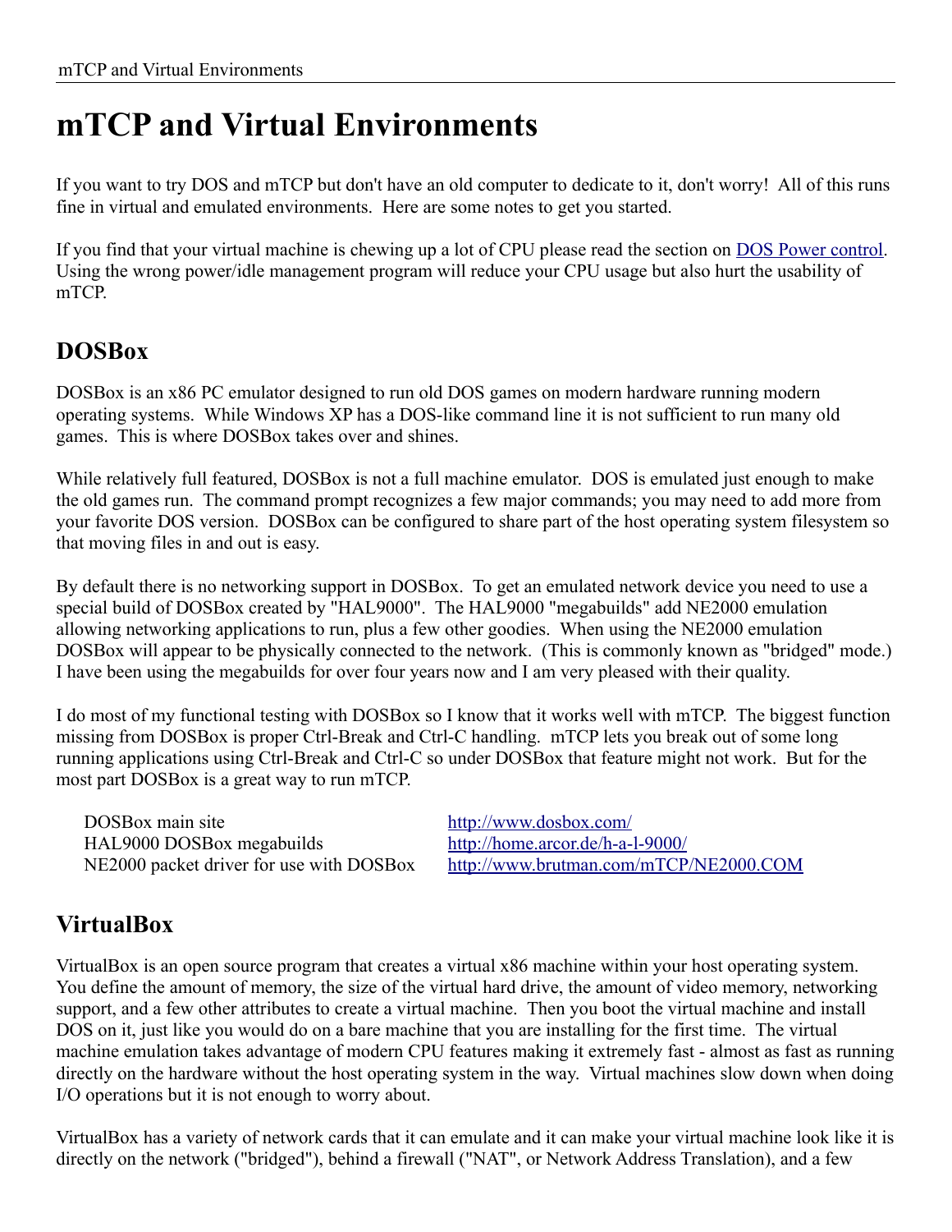# mTCP and Virtual Environments

If you want to try DOS and mTCP but don't have an old computer to dedicate to it, don't worry! All of this runs fine in virtual and emulated environments. Here are some notes to get you started.

If you find that your virtual machine is chewing up a lot of CPU please read the section on [DOS Power control](). Using the wrong power/idle management program will reduce your CPU usage but also hurt the usability of mTCP.

## DOSBox

DOSBox is an x86 PC emulator designed to run old DOS games on modern hardware running modern operating systems. While Windows XP has a DOS-like command line it is not sufficient to run many old games. This is where DOSBox takes over and shines.

While relatively full featured, DOSBox is not a full machine emulator. DOS is emulated just enough to make the old games run. The command prompt recognizes a few major commands; you may need to add more from your favorite DOS version. DOSBox can be configured to share part of the host operating system filesystem so that moving files in and out is easy.

By default there is no networking support in DOSBox. To get an emulated network device you need to use a special build of DOSBox created by "HAL9000". The HAL9000 "megabuilds" add NE2000 emulation allowing networking applications to run, plus a few other goodies. When using the NE2000 emulation DOSBox will appear to be physically connected to the network. (This is commonly known as "bridged" mode.) I have been using the megabuilds for over four years now and I am very pleased with their quality.

I do most of my functional testing with DOSBox so I know that it works well with mTCP. The biggest function missing from DOSBox is proper Ctrl-Break and Ctrl-C handling. mTCP lets you break out of some long running applications using Ctrl-Break and Ctrl-C so under DOSBox that feature might not work. But for the most part DOSBox is a great way to run mTCP.

| | |
|---|---|
| DOSBox main site | http://www.dosbox.com/ |
| HAL9000 DOSBox megabuilds | http://home.arcor.de/h-a-l-9000/ |
| NE2000 packet driver for use with DOSBox | http://www.brutman.com/mTCP/NE2000.COM |

## VirtualBox

VirtualBox is an open source program that creates a virtual x86 machine within your host operating system. You define the amount of memory, the size of the virtual hard drive, the amount of video memory, networking support, and a few other attributes to create a virtual machine. Then you boot the virtual machine and install DOS on it, just like you would do on a bare machine that you are installing for the first time. The virtual machine emulation takes advantage of modern CPU features making it extremely fast - almost as fast as running directly on the hardware without the host operating system in the way. Virtual machines slow down when doing I/O operations but it is not enough to worry about.

VirtualBox has a variety of network cards that it can emulate and it can make your virtual machine look like it is directly on the network ("bridged"), behind a firewall ("NAT", or Network Address Translation), and a few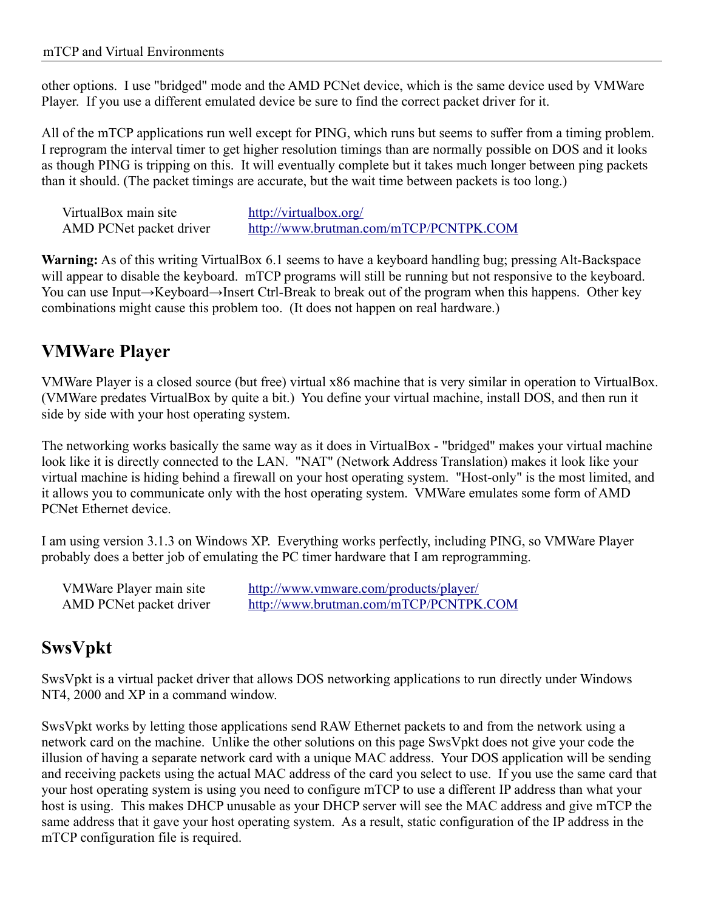other options. I use "bridged" mode and the AMD PCNet device, which is the same device used by VMWare Player. If you use a different emulated device be sure to find the correct packet driver for it.

All of the mTCP applications run well except for PING, which runs but seems to suffer from a timing problem. I reprogram the interval timer to get higher resolution timings than are normally possible on DOS and it looks as though PING is tripping on this. It will eventually complete but it takes much longer between ping packets than it should. (The packet timings are accurate, but the wait time between packets is too long.)

| | |
|---|---|
| VirtualBox main site | http://virtualbox.org/ |
| AMD PCNet packet driver | http://www.brutman.com/mTCP/PCNTPK.COM |

**Warning:** As of this writing VirtualBox 6.1 seems to have a keyboard handling bug; pressing Alt-Backspace will appear to disable the keyboard. mTCP programs will still be running but not responsive to the keyboard. You can use Input→Keyboard→Insert Ctrl-Break to break out of the program when this happens. Other key combinations might cause this problem too. (It does not happen on real hardware.)

## VMWare Player

VMWare Player is a closed source (but free) virtual x86 machine that is very similar in operation to VirtualBox. (VMWare predates VirtualBox by quite a bit.) You define your virtual machine, install DOS, and then run it side by side with your host operating system.

The networking works basically the same way as it does in VirtualBox - "bridged" makes your virtual machine look like it is directly connected to the LAN. "NAT" (Network Address Translation) makes it look like your virtual machine is hiding behind a firewall on your host operating system. "Host-only" is the most limited, and it allows you to communicate only with the host operating system. VMWare emulates some form of AMD PCNet Ethernet device.

I am using version 3.1.3 on Windows XP. Everything works perfectly, including PING, so VMWare Player probably does a better job of emulating the PC timer hardware that I am reprogramming.

| | |
|---|---|
| VMWare Player main site | http://www.vmware.com/products/player/ |
| AMD PCNet packet driver | http://www.brutman.com/mTCP/PCNTPK.COM |

## SwsVpkt

SwsVpkt is a virtual packet driver that allows DOS networking applications to run directly under Windows NT4, 2000 and XP in a command window.

SwsVpkt works by letting those applications send RAW Ethernet packets to and from the network using a network card on the machine. Unlike the other solutions on this page SwsVpkt does not give your code the illusion of having a separate network card with a unique MAC address. Your DOS application will be sending and receiving packets using the actual MAC address of the card you select to use. If you use the same card that your host operating system is using you need to configure mTCP to use a different IP address than what your host is using. This makes DHCP unusable as your DHCP server will see the MAC address and give mTCP the same address that it gave your host operating system. As a result, static configuration of the IP address in the mTCP configuration file is required.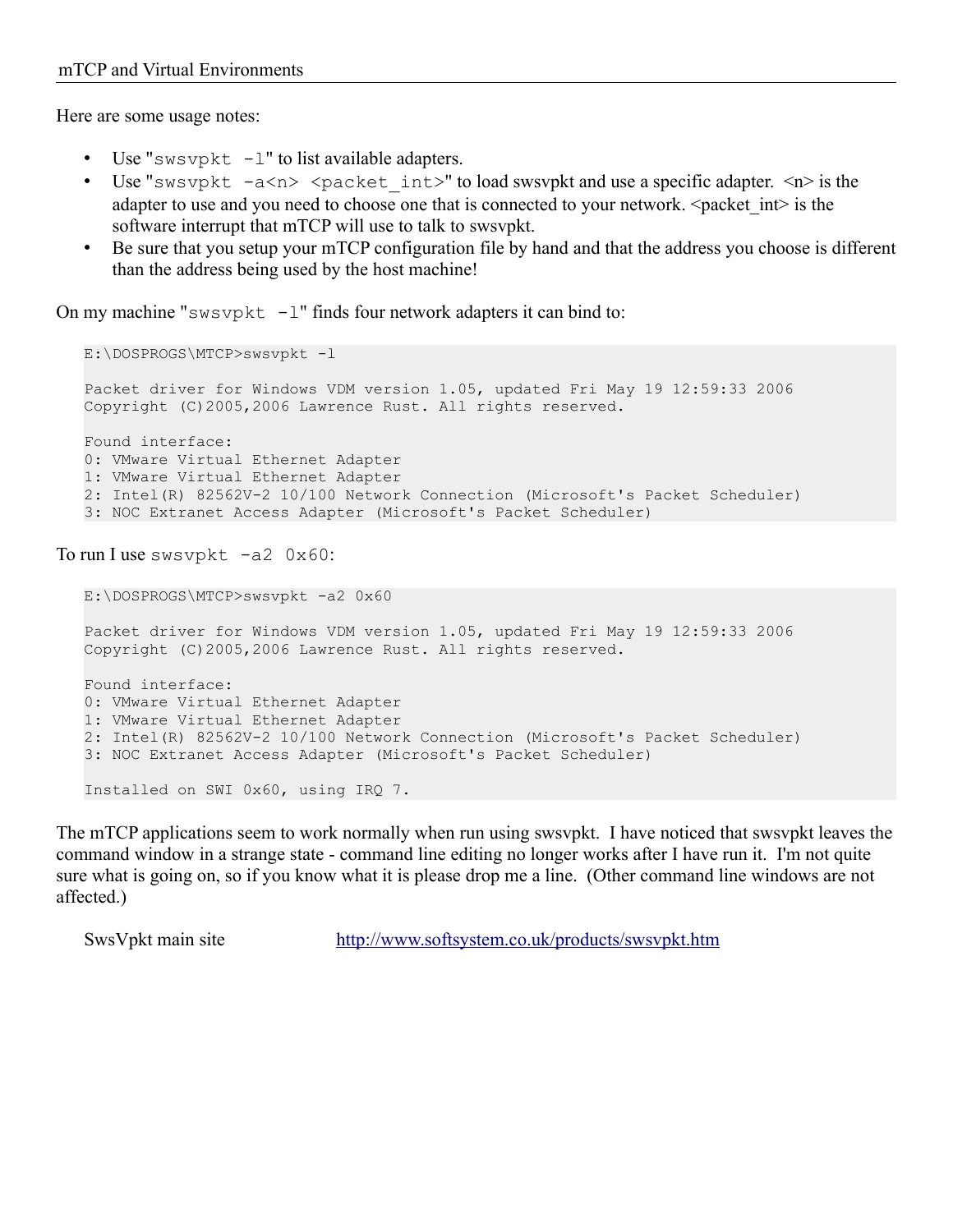Here are some usage notes:

- Use "`swsvpkt -l`" to list available adapters.
- Use "`swsvpkt -a<n> <packet_int>`" to load swsvpkt and use a specific adapter. <n> is the adapter to use and you need to choose one that is connected to your network. <packet_int> is the software interrupt that mTCP will use to talk to swsvpkt.
- Be sure that you setup your mTCP configuration file by hand and that the address you choose is different than the address being used by the host machine!

On my machine "`swsvpkt -l`" finds four network adapters it can bind to:

```
E:\DOSPROGS\MTCP>swsvpkt -l

Packet driver for Windows VDM version 1.05, updated Fri May 19 12:59:33 2006
Copyright (C)2005,2006 Lawrence Rust. All rights reserved.

Found interface:
0: VMware Virtual Ethernet Adapter
1: VMware Virtual Ethernet Adapter
2: Intel(R) 82562V-2 10/100 Network Connection (Microsoft's Packet Scheduler)
3: NOC Extranet Access Adapter (Microsoft's Packet Scheduler)
```

To run I use `swsvpkt -a2 0x60`:

```
E:\DOSPROGS\MTCP>swsvpkt -a2 0x60

Packet driver for Windows VDM version 1.05, updated Fri May 19 12:59:33 2006
Copyright (C)2005,2006 Lawrence Rust. All rights reserved.

Found interface:
0: VMware Virtual Ethernet Adapter
1: VMware Virtual Ethernet Adapter
2: Intel(R) 82562V-2 10/100 Network Connection (Microsoft's Packet Scheduler)
3: NOC Extranet Access Adapter (Microsoft's Packet Scheduler)

Installed on SWI 0x60, using IRQ 7.
```

The mTCP applications seem to work normally when run using swsvpkt. I have noticed that swsvpkt leaves the command window in a strange state - command line editing no longer works after I have run it. I'm not quite sure what is going on, so if you know what it is please drop me a line. (Other command line windows are not affected.)

SwsVpkt main site http://www.softsystem.co.uk/products/swsvpkt.htm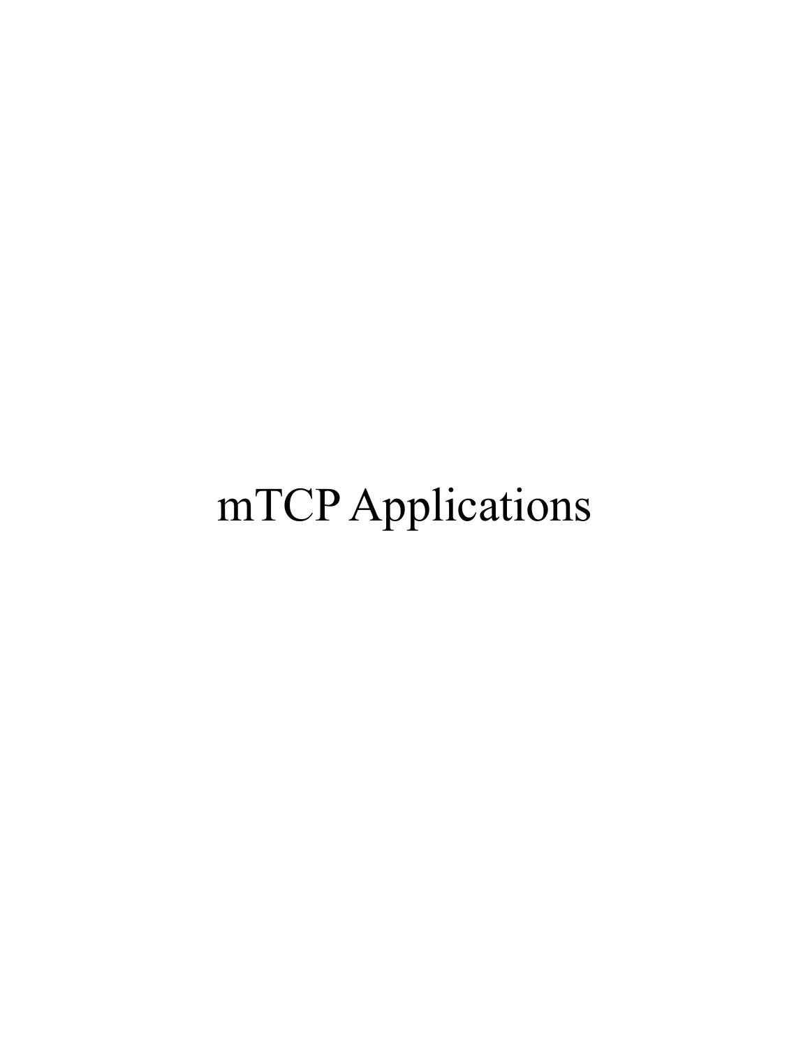# mTCP Applications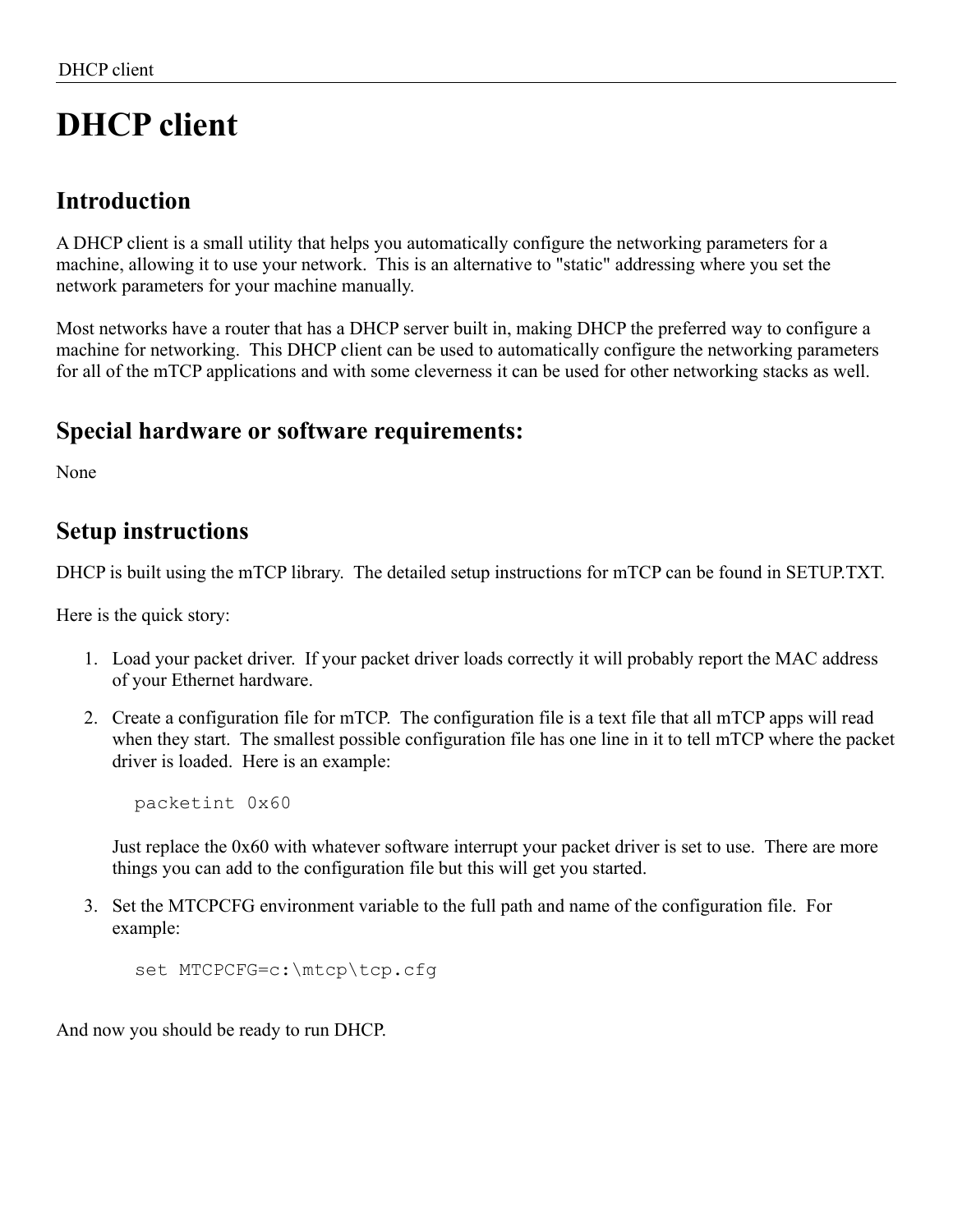# DHCP client

## Introduction

A DHCP client is a small utility that helps you automatically configure the networking parameters for a machine, allowing it to use your network. This is an alternative to "static" addressing where you set the network parameters for your machine manually.

Most networks have a router that has a DHCP server built in, making DHCP the preferred way to configure a machine for networking. This DHCP client can be used to automatically configure the networking parameters for all of the mTCP applications and with some cleverness it can be used for other networking stacks as well.

## Special hardware or software requirements:

None

## Setup instructions

DHCP is built using the mTCP library. The detailed setup instructions for mTCP can be found in SETUP.TXT.

Here is the quick story:

1. Load your packet driver. If your packet driver loads correctly it will probably report the MAC address of your Ethernet hardware.
2. Create a configuration file for mTCP. The configuration file is a text file that all mTCP apps will read when they start. The smallest possible configuration file has one line in it to tell mTCP where the packet driver is loaded. Here is an example:

   ```
   packetint 0x60
   ```

   Just replace the 0x60 with whatever software interrupt your packet driver is set to use. There are more things you can add to the configuration file but this will get you started.
3. Set the MTCPCFG environment variable to the full path and name of the configuration file. For example:

   ```
   set MTCPCFG=c:\mtcp\tcp.cfg
   ```

And now you should be ready to run DHCP.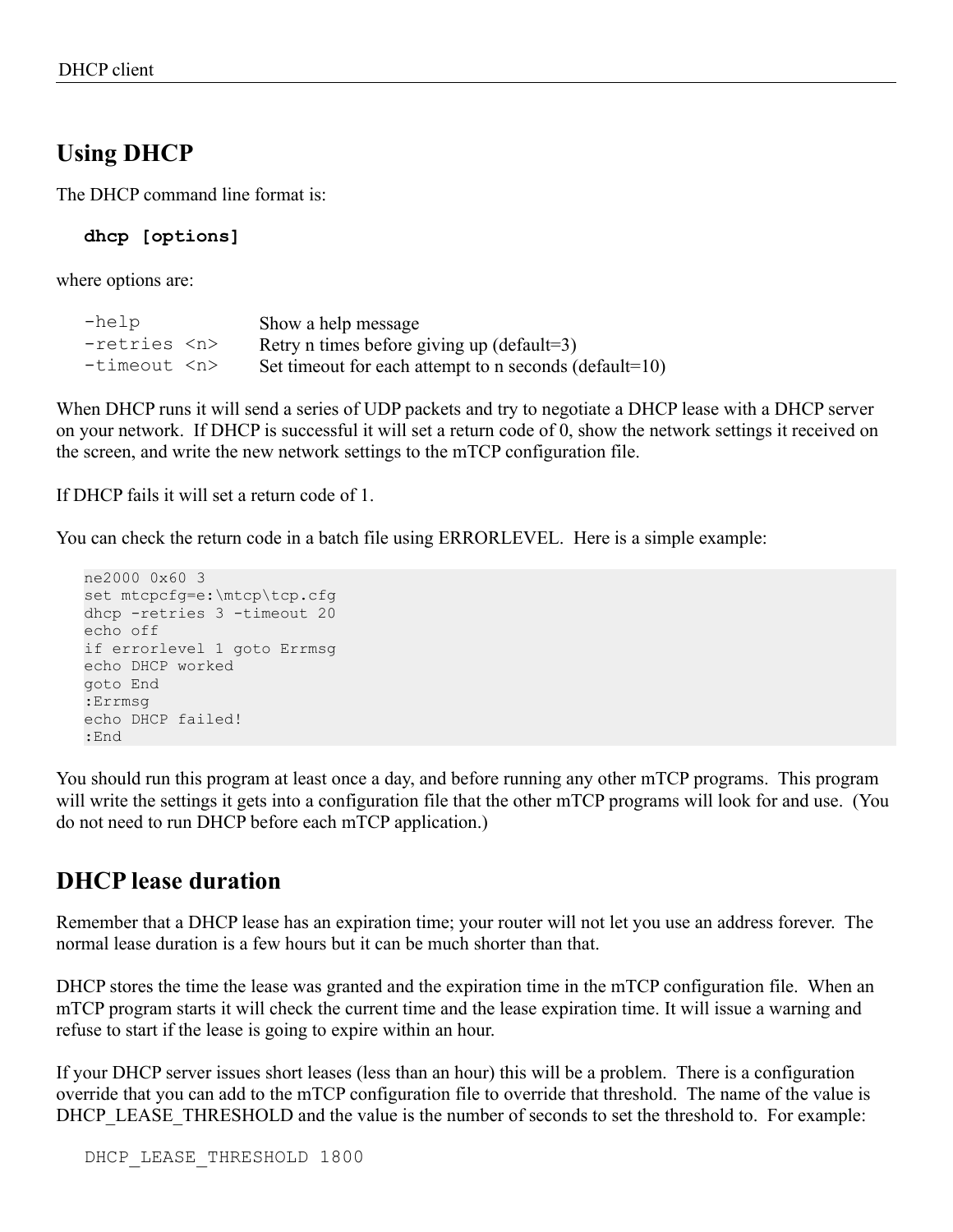## Using DHCP

The DHCP command line format is:

```
dhcp [options]
```

where options are:

```
-help           Show a help message
-retries <n>    Retry n times before giving up (default=3)
-timeout <n>    Set timeout for each attempt to n seconds (default=10)
```

When DHCP runs it will send a series of UDP packets and try to negotiate a DHCP lease with a DHCP server on your network. If DHCP is successful it will set a return code of 0, show the network settings it received on the screen, and write the new network settings to the mTCP configuration file.

If DHCP fails it will set a return code of 1.

You can check the return code in a batch file using ERRORLEVEL. Here is a simple example:

```
ne2000 0x60 3
set mtcpcfg=e:\mtcp\tcp.cfg
dhcp -retries 3 -timeout 20
echo off
if errorlevel 1 goto Errmsg
echo DHCP worked
goto End
:Errmsg
echo DHCP failed!
:End
```

You should run this program at least once a day, and before running any other mTCP programs. This program will write the settings it gets into a configuration file that the other mTCP programs will look for and use. (You do not need to run DHCP before each mTCP application.)

## DHCP lease duration

Remember that a DHCP lease has an expiration time; your router will not let you use an address forever. The normal lease duration is a few hours but it can be much shorter than that.

DHCP stores the time the lease was granted and the expiration time in the mTCP configuration file. When an mTCP program starts it will check the current time and the lease expiration time. It will issue a warning and refuse to start if the lease is going to expire within an hour.

If your DHCP server issues short leases (less than an hour) this will be a problem. There is a configuration override that you can add to the mTCP configuration file to override that threshold. The name of the value is DHCP_LEASE_THRESHOLD and the value is the number of seconds to set the threshold to. For example:

```
DHCP_LEASE_THRESHOLD 1800
```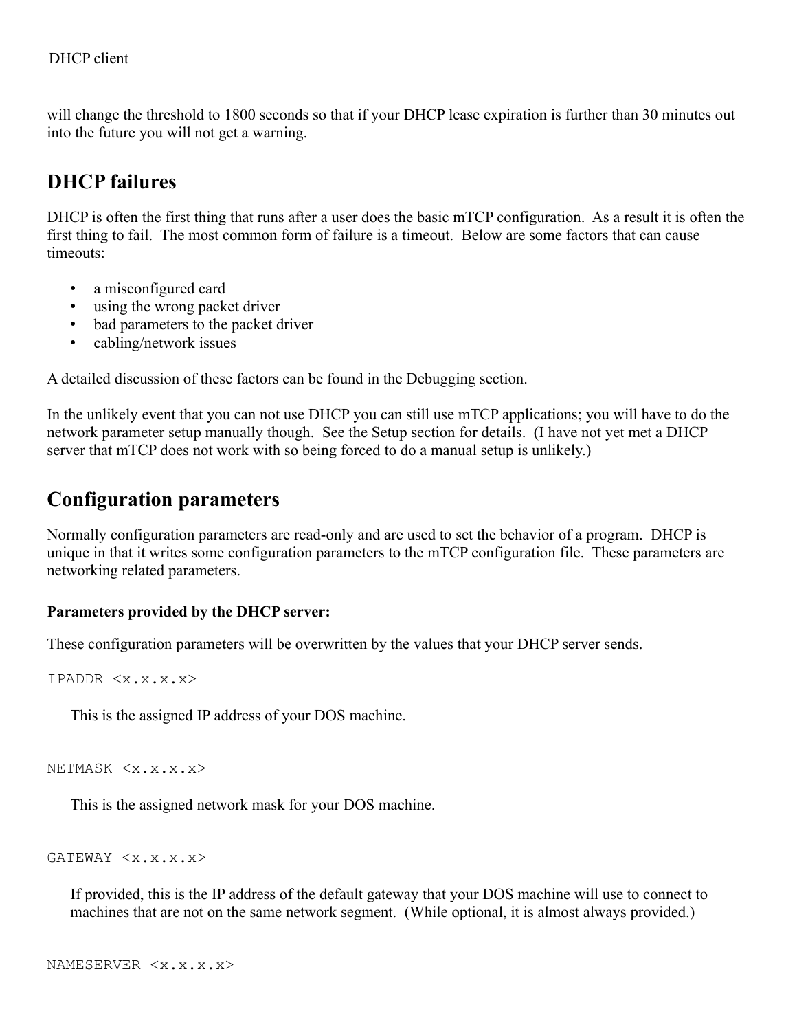will change the threshold to 1800 seconds so that if your DHCP lease expiration is further than 30 minutes out into the future you will not get a warning.

## DHCP failures

DHCP is often the first thing that runs after a user does the basic mTCP configuration. As a result it is often the first thing to fail. The most common form of failure is a timeout. Below are some factors that can cause timeouts:

- a misconfigured card
- using the wrong packet driver
- bad parameters to the packet driver
- cabling/network issues

A detailed discussion of these factors can be found in the Debugging section.

In the unlikely event that you can not use DHCP you can still use mTCP applications; you will have to do the network parameter setup manually though. See the Setup section for details. (I have not yet met a DHCP server that mTCP does not work with so being forced to do a manual setup is unlikely.)

## Configuration parameters

Normally configuration parameters are read-only and are used to set the behavior of a program. DHCP is unique in that it writes some configuration parameters to the mTCP configuration file. These parameters are networking related parameters.

**Parameters provided by the DHCP server:**

These configuration parameters will be overwritten by the values that your DHCP server sends.

`IPADDR <x.x.x.x>`

This is the assigned IP address of your DOS machine.

`NETMASK <x.x.x.x>`

This is the assigned network mask for your DOS machine.

`GATEWAY <x.x.x.x>`

If provided, this is the IP address of the default gateway that your DOS machine will use to connect to machines that are not on the same network segment. (While optional, it is almost always provided.)

`NAMESERVER <x.x.x.x>`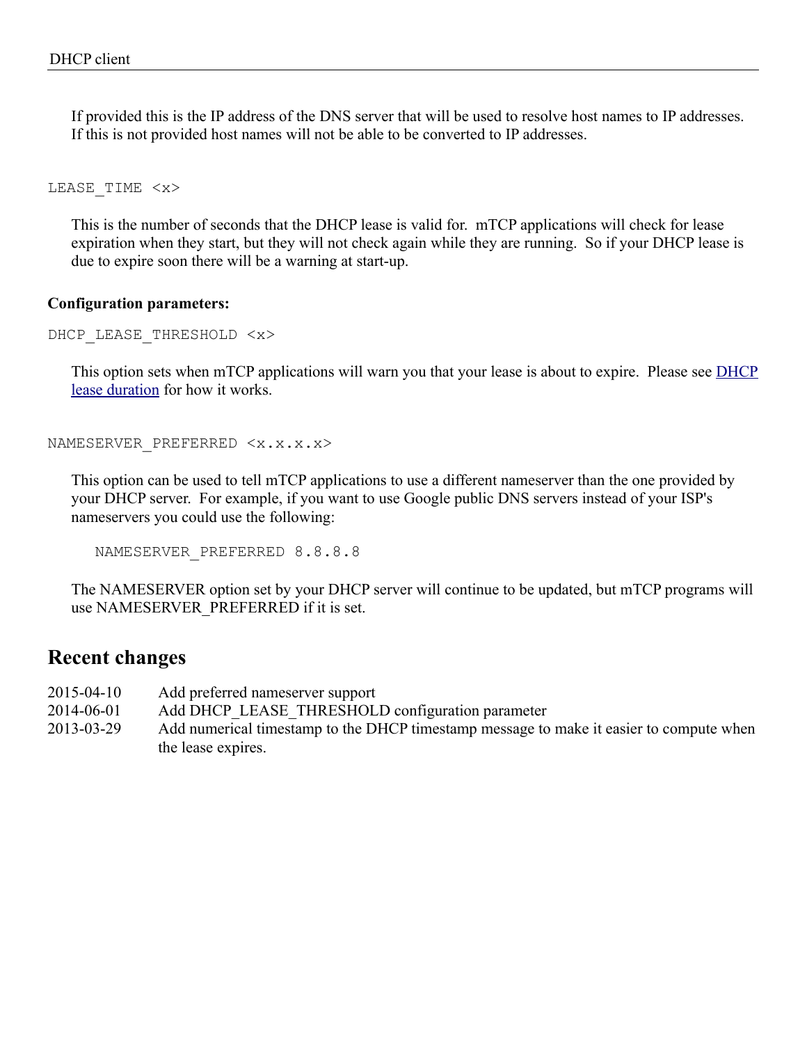If provided this is the IP address of the DNS server that will be used to resolve host names to IP addresses. If this is not provided host names will not be able to be converted to IP addresses.

```
LEASE_TIME <x>
```

This is the number of seconds that the DHCP lease is valid for. mTCP applications will check for lease expiration when they start, but they will not check again while they are running. So if your DHCP lease is due to expire soon there will be a warning at start-up.

**Configuration parameters:**

```
DHCP_LEASE_THRESHOLD <x>
```

This option sets when mTCP applications will warn you that your lease is about to expire. Please see DHCP lease duration for how it works.

```
NAMESERVER_PREFERRED <x.x.x.x>
```

This option can be used to tell mTCP applications to use a different nameserver than the one provided by your DHCP server. For example, if you want to use Google public DNS servers instead of your ISP's nameservers you could use the following:

```
NAMESERVER_PREFERRED 8.8.8.8
```

The NAMESERVER option set by your DHCP server will continue to be updated, but mTCP programs will use NAMESERVER_PREFERRED if it is set.

## Recent changes

| | |
|---|---|
| 2015-04-10 | Add preferred nameserver support |
| 2014-06-01 | Add DHCP_LEASE_THRESHOLD configuration parameter |
| 2013-03-29 | Add numerical timestamp to the DHCP timestamp message to make it easier to compute when the lease expires. |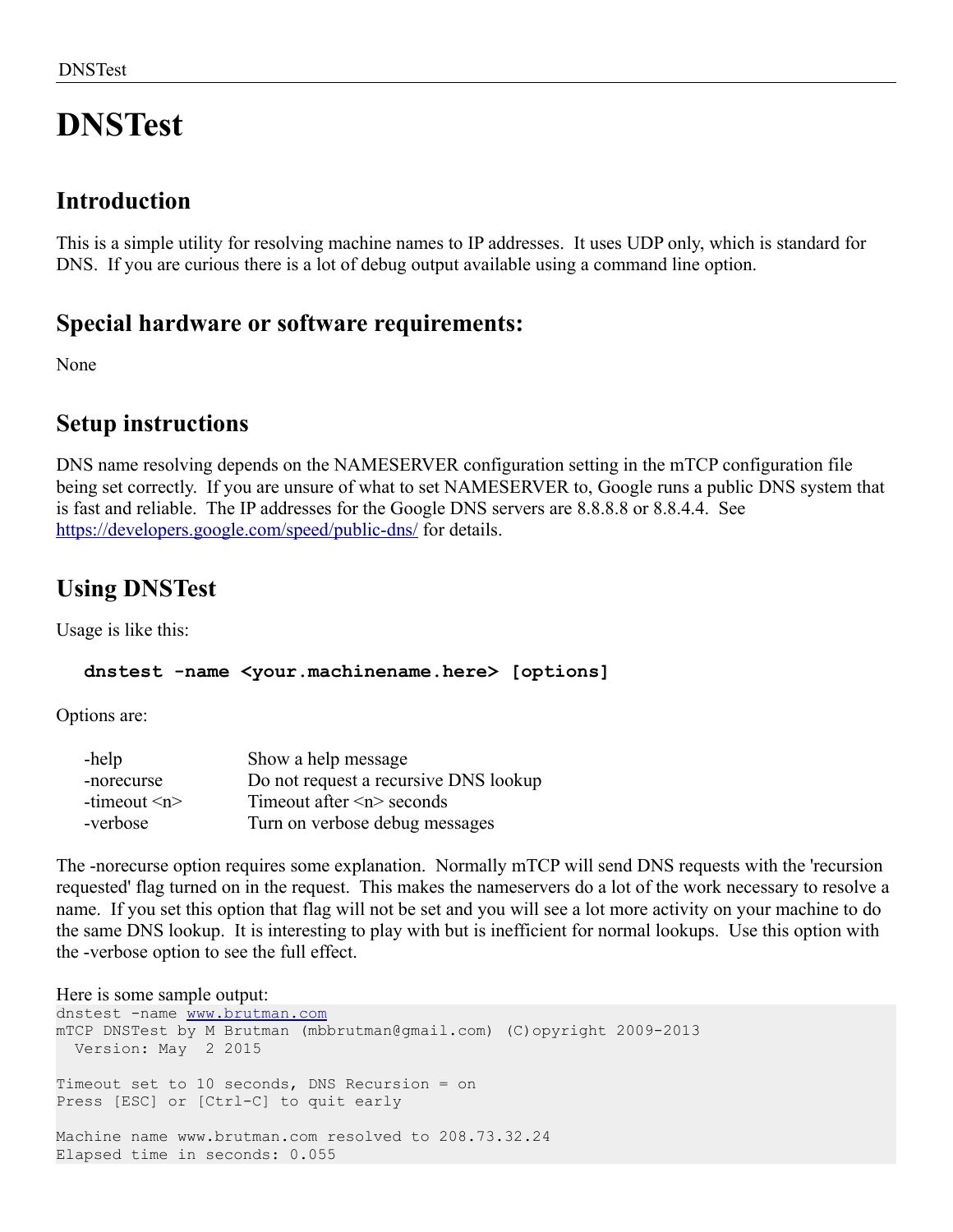# DNSTest

## Introduction

This is a simple utility for resolving machine names to IP addresses. It uses UDP only, which is standard for DNS. If you are curious there is a lot of debug output available using a command line option.

## Special hardware or software requirements:

None

## Setup instructions

DNS name resolving depends on the NAMESERVER configuration setting in the mTCP configuration file being set correctly. If you are unsure of what to set NAMESERVER to, Google runs a public DNS system that is fast and reliable. The IP addresses for the Google DNS servers are 8.8.8.8 or 8.8.4.4. See https://developers.google.com/speed/public-dns/ for details.

## Using DNSTest

Usage is like this:

**`dnstest -name <your.machinename.here> [options]`**

Options are:

| | |
|---|---|
| -help | Show a help message |
| -norecurse | Do not request a recursive DNS lookup |
| -timeout <n> | Timeout after <n> seconds |
| -verbose | Turn on verbose debug messages |

The -norecurse option requires some explanation. Normally mTCP will send DNS requests with the 'recursion requested' flag turned on in the request. This makes the nameservers do a lot of the work necessary to resolve a name. If you set this option that flag will not be set and you will see a lot more activity on your machine to do the same DNS lookup. It is interesting to play with but is inefficient for normal lookups. Use this option with the -verbose option to see the full effect.

Here is some sample output:

```
dnstest -name www.brutman.com
mTCP DNSTest by M Brutman (mbbrutman@gmail.com) (C)opyright 2009-2013
  Version: May  2 2015

Timeout set to 10 seconds, DNS Recursion = on
Press [ESC] or [Ctrl-C] to quit early

Machine name www.brutman.com resolved to 208.73.32.24
Elapsed time in seconds: 0.055
```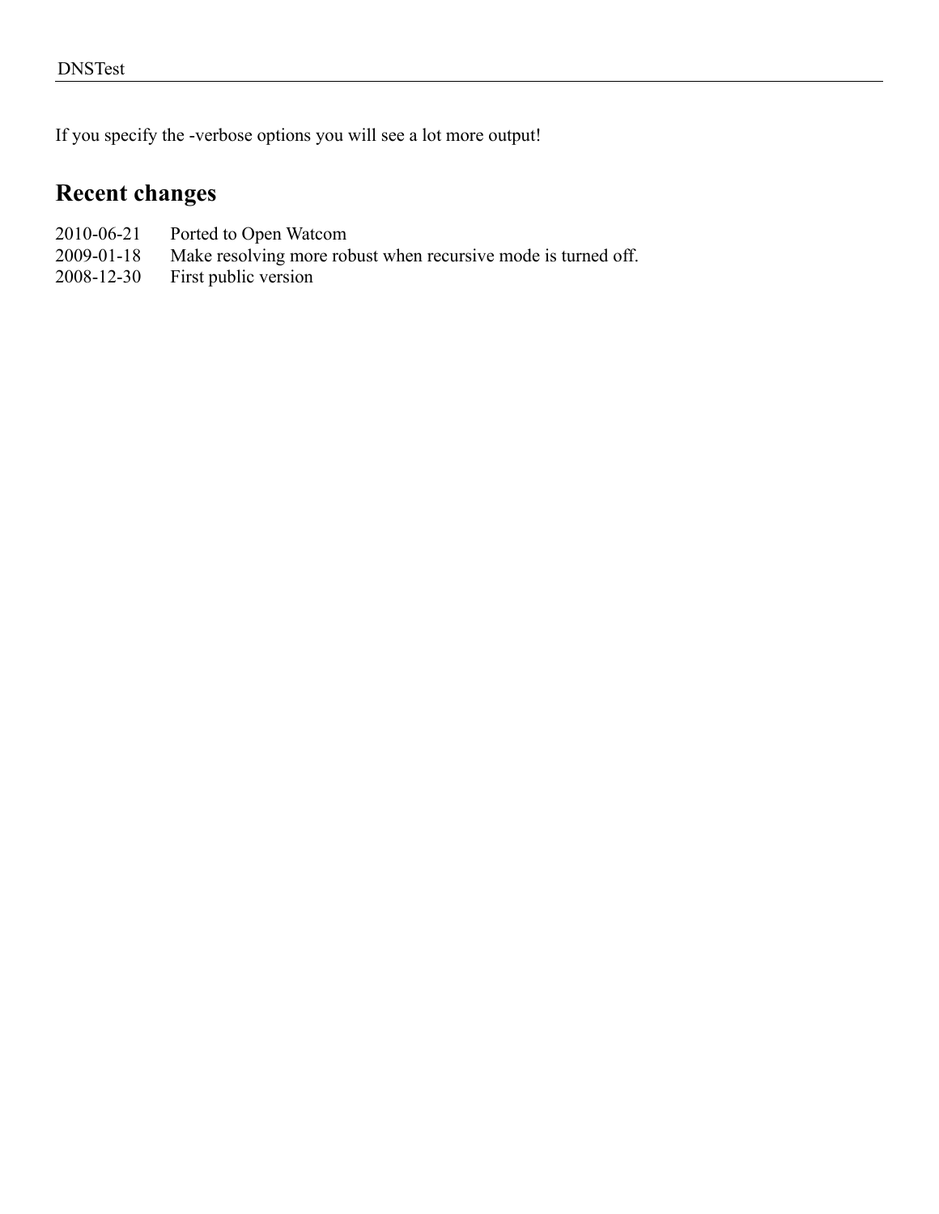If you specify the -verbose options you will see a lot more output!

## Recent changes

| | |
|---|---|
| 2010-06-21 | Ported to Open Watcom |
| 2009-01-18 | Make resolving more robust when recursive mode is turned off. |
| 2008-12-30 | First public version |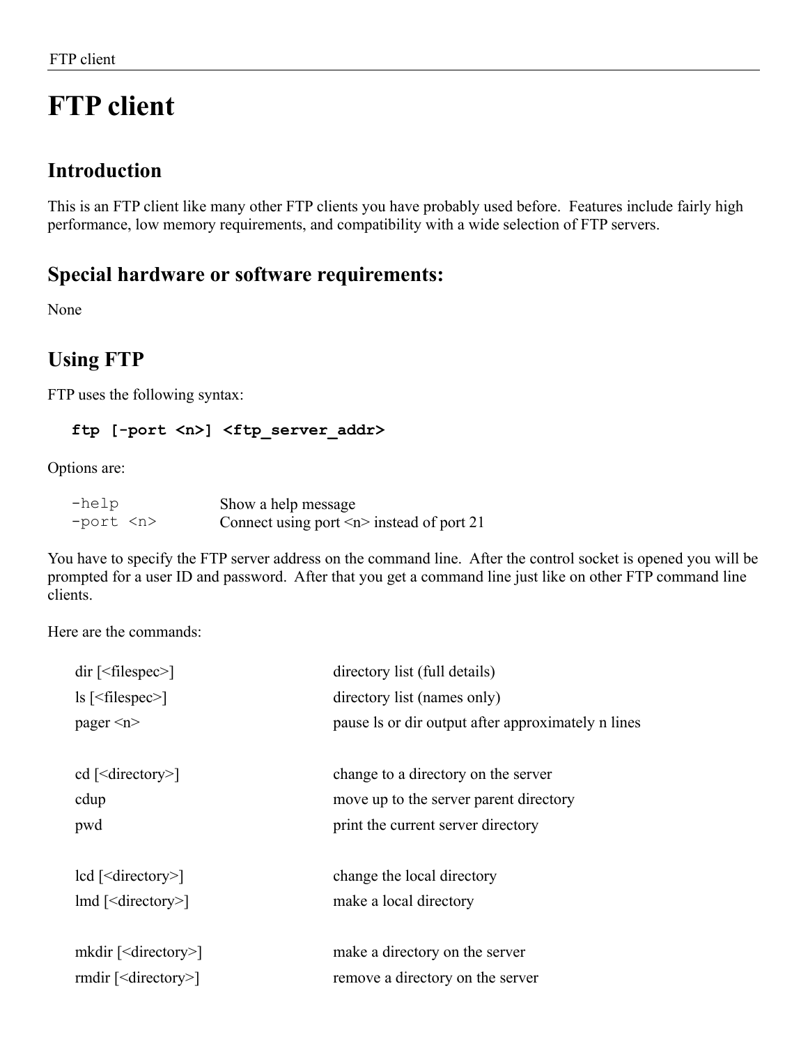# FTP client

## Introduction

This is an FTP client like many other FTP clients you have probably used before. Features include fairly high performance, low memory requirements, and compatibility with a wide selection of FTP servers.

## Special hardware or software requirements:

None

## Using FTP

FTP uses the following syntax:

```
ftp [-port <n>] <ftp_server_addr>
```

Options are:

| | |
|---|---|
| `-help` | Show a help message |
| `-port <n>` | Connect using port <n> instead of port 21 |

You have to specify the FTP server address on the command line. After the control socket is opened you will be prompted for a user ID and password. After that you get a command line just like on other FTP command line clients.

Here are the commands:

| | |
|---|---|
| dir [<filespec>] | directory list (full details) |
| ls [<filespec>] | directory list (names only) |
| pager <n> | pause ls or dir output after approximately n lines |
| | |
| cd [<directory>] | change to a directory on the server |
| cdup | move up to the server parent directory |
| pwd | print the current server directory |
| | |
| lcd [<directory>] | change the local directory |
| lmd [<directory>] | make a local directory |
| | |
| mkdir [<directory>] | make a directory on the server |
| rmdir [<directory>] | remove a directory on the server |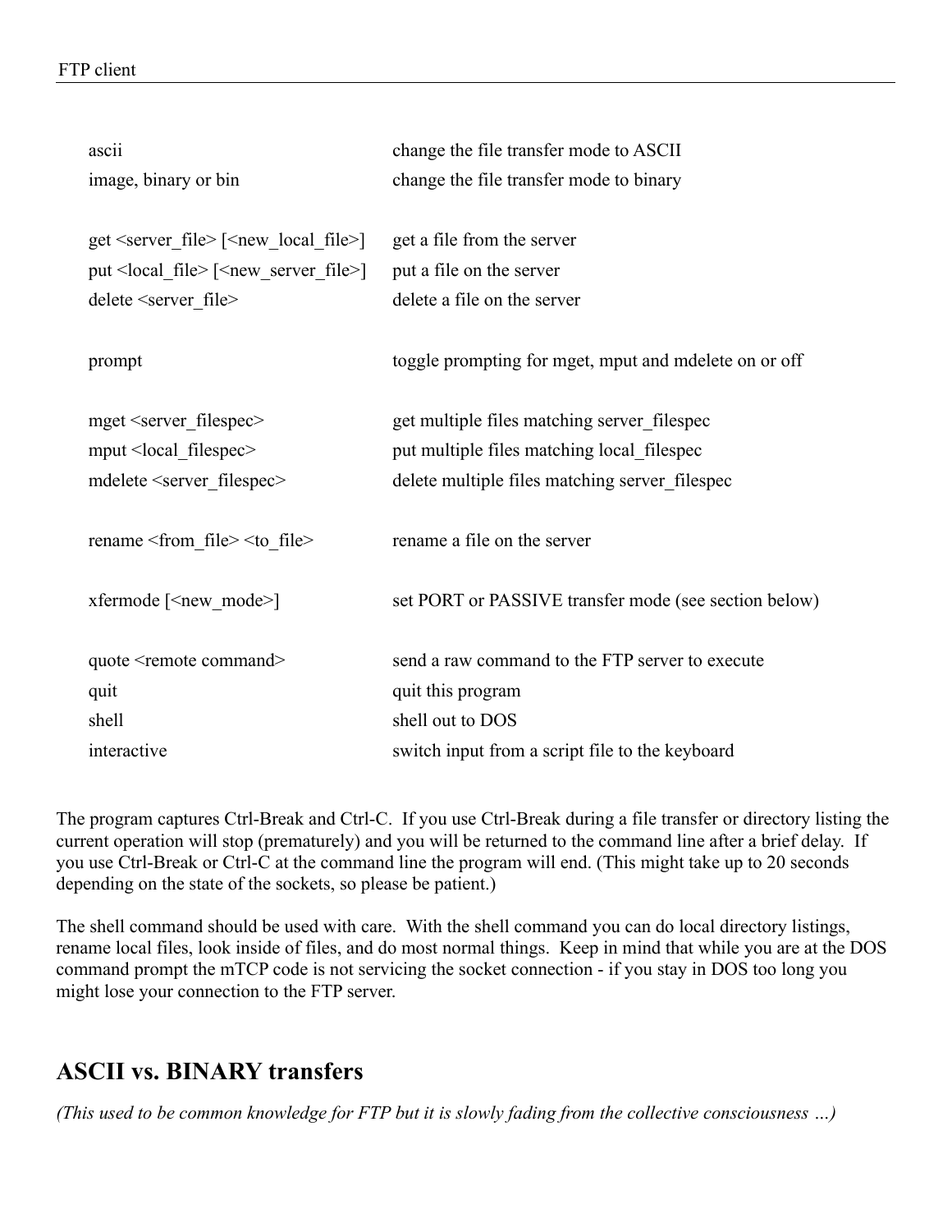| | |
|---|---|
| ascii | change the file transfer mode to ASCII |
| image, binary or bin | change the file transfer mode to binary |
| | |
| get <server_file> [<new_local_file>] | get a file from the server |
| put <local_file> [<new_server_file>] | put a file on the server |
| delete <server_file> | delete a file on the server |
| | |
| prompt | toggle prompting for mget, mput and mdelete on or off |
| | |
| mget <server_filespec> | get multiple files matching server_filespec |
| mput <local_filespec> | put multiple files matching local_filespec |
| mdelete <server_filespec> | delete multiple files matching server_filespec |
| | |
| rename <from_file> <to_file> | rename a file on the server |
| | |
| xfermode [<new_mode>] | set PORT or PASSIVE transfer mode (see section below) |
| | |
| quote <remote command> | send a raw command to the FTP server to execute |
| quit | quit this program |
| shell | shell out to DOS |
| interactive | switch input from a script file to the keyboard |

The program captures Ctrl-Break and Ctrl-C. If you use Ctrl-Break during a file transfer or directory listing the current operation will stop (prematurely) and you will be returned to the command line after a brief delay. If you use Ctrl-Break or Ctrl-C at the command line the program will end. (This might take up to 20 seconds depending on the state of the sockets, so please be patient.)

The shell command should be used with care. With the shell command you can do local directory listings, rename local files, look inside of files, and do most normal things. Keep in mind that while you are at the DOS command prompt the mTCP code is not servicing the socket connection - if you stay in DOS too long you might lose your connection to the FTP server.

## ASCII vs. BINARY transfers

*(This used to be common knowledge for FTP but it is slowly fading from the collective consciousness …)*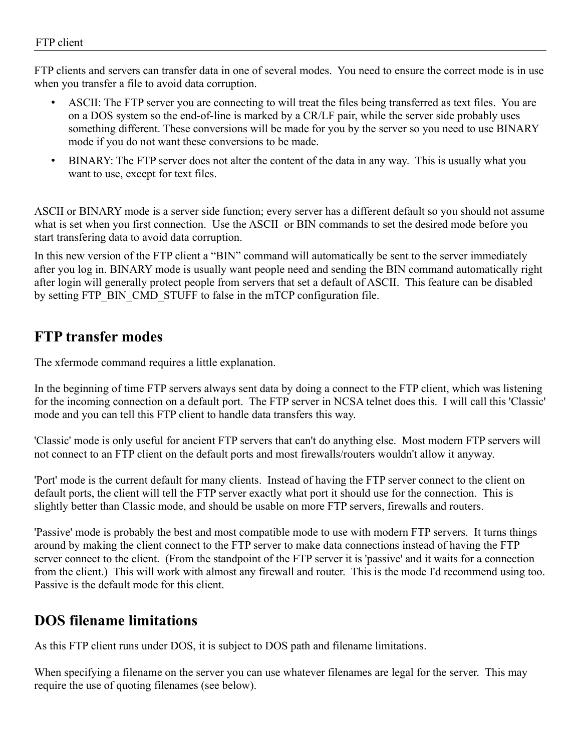FTP clients and servers can transfer data in one of several modes. You need to ensure the correct mode is in use when you transfer a file to avoid data corruption.

- ASCII: The FTP server you are connecting to will treat the files being transferred as text files. You are on a DOS system so the end-of-line is marked by a CR/LF pair, while the server side probably uses something different. These conversions will be made for you by the server so you need to use BINARY mode if you do not want these conversions to be made.
- BINARY: The FTP server does not alter the content of the data in any way. This is usually what you want to use, except for text files.

ASCII or BINARY mode is a server side function; every server has a different default so you should not assume what is set when you first connection. Use the ASCII or BIN commands to set the desired mode before you start transfering data to avoid data corruption.

In this new version of the FTP client a "BIN" command will automatically be sent to the server immediately after you log in. BINARY mode is usually want people need and sending the BIN command automatically right after login will generally protect people from servers that set a default of ASCII. This feature can be disabled by setting FTP_BIN_CMD_STUFF to false in the mTCP configuration file.

## FTP transfer modes

The xfermode command requires a little explanation.

In the beginning of time FTP servers always sent data by doing a connect to the FTP client, which was listening for the incoming connection on a default port. The FTP server in NCSA telnet does this. I will call this 'Classic' mode and you can tell this FTP client to handle data transfers this way.

'Classic' mode is only useful for ancient FTP servers that can't do anything else. Most modern FTP servers will not connect to an FTP client on the default ports and most firewalls/routers wouldn't allow it anyway.

'Port' mode is the current default for many clients. Instead of having the FTP server connect to the client on default ports, the client will tell the FTP server exactly what port it should use for the connection. This is slightly better than Classic mode, and should be usable on more FTP servers, firewalls and routers.

'Passive' mode is probably the best and most compatible mode to use with modern FTP servers. It turns things around by making the client connect to the FTP server to make data connections instead of having the FTP server connect to the client. (From the standpoint of the FTP server it is 'passive' and it waits for a connection from the client.) This will work with almost any firewall and router. This is the mode I'd recommend using too. Passive is the default mode for this client.

## DOS filename limitations

As this FTP client runs under DOS, it is subject to DOS path and filename limitations.

When specifying a filename on the server you can use whatever filenames are legal for the server. This may require the use of quoting filenames (see below).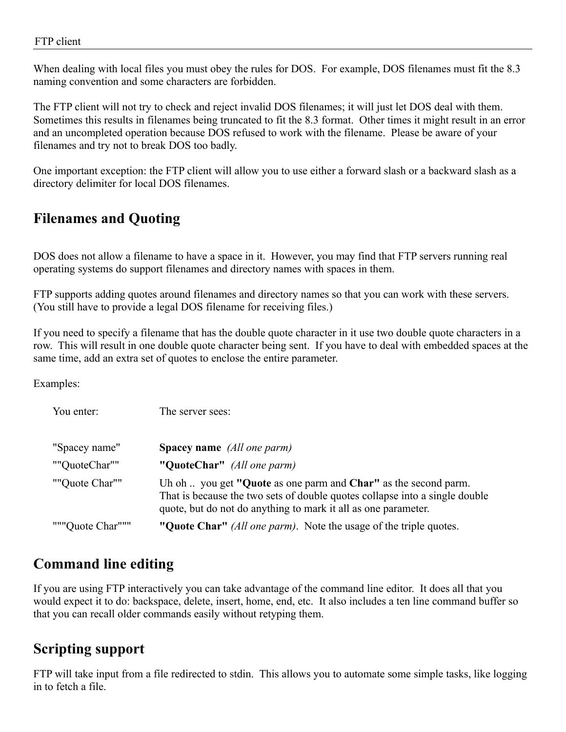When dealing with local files you must obey the rules for DOS. For example, DOS filenames must fit the 8.3 naming convention and some characters are forbidden.

The FTP client will not try to check and reject invalid DOS filenames; it will just let DOS deal with them. Sometimes this results in filenames being truncated to fit the 8.3 format. Other times it might result in an error and an uncompleted operation because DOS refused to work with the filename. Please be aware of your filenames and try not to break DOS too badly.

One important exception: the FTP client will allow you to use either a forward slash or a backward slash as a directory delimiter for local DOS filenames.

## Filenames and Quoting

DOS does not allow a filename to have a space in it. However, you may find that FTP servers running real operating systems do support filenames and directory names with spaces in them.

FTP supports adding quotes around filenames and directory names so that you can work with these servers. (You still have to provide a legal DOS filename for receiving files.)

If you need to specify a filename that has the double quote character in it use two double quote characters in a row. This will result in one double quote character being sent. If you have to deal with embedded spaces at the same time, add an extra set of quotes to enclose the entire parameter.

Examples:

| You enter: | The server sees: |
|---|---|
| "Spacey name" | **Spacey name** *(All one parm)* |
| ""QuoteChar"" | **"QuoteChar"** *(All one parm)* |
| ""Quote Char"" | Uh oh .. you get **"Quote** as one parm and **Char"** as the second parm. That is because the two sets of double quotes collapse into a single double quote, but do not do anything to mark it all as one parameter. |
| """Quote Char""" | **"Quote Char"** *(All one parm)*. Note the usage of the triple quotes. |

## Command line editing

If you are using FTP interactively you can take advantage of the command line editor. It does all that you would expect it to do: backspace, delete, insert, home, end, etc. It also includes a ten line command buffer so that you can recall older commands easily without retyping them.

## Scripting support

FTP will take input from a file redirected to stdin. This allows you to automate some simple tasks, like logging in to fetch a file.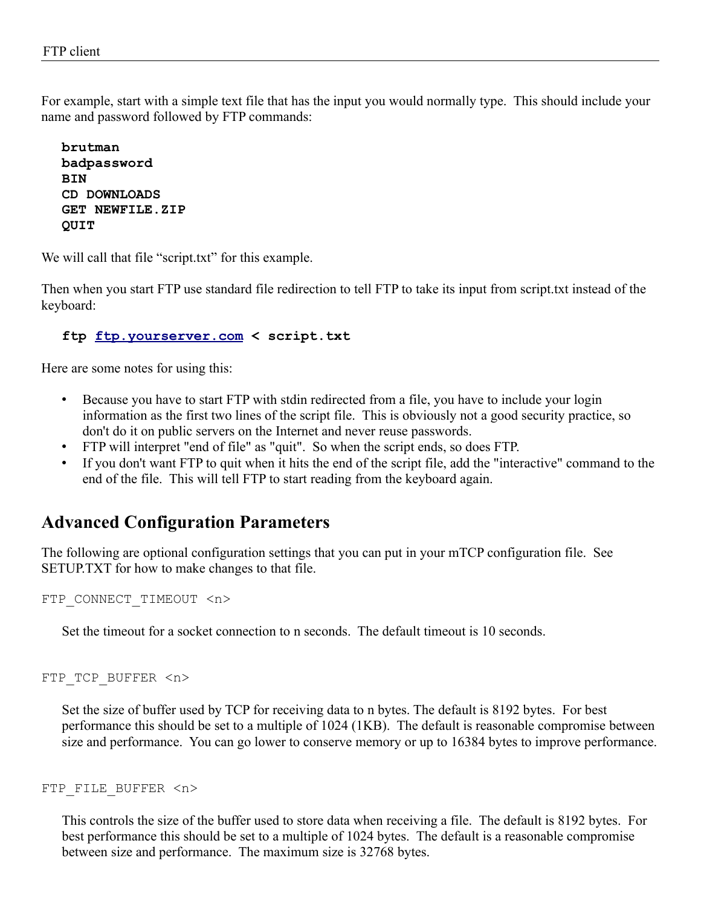For example, start with a simple text file that has the input you would normally type. This should include your name and password followed by FTP commands:

```
brutman
badpassword
BIN
CD DOWNLOADS
GET NEWFILE.ZIP
QUIT
```

We will call that file “script.txt” for this example.

Then when you start FTP use standard file redirection to tell FTP to take its input from script.txt instead of the keyboard:

```
ftp ftp.yourserver.com < script.txt
```

Here are some notes for using this:

- Because you have to start FTP with stdin redirected from a file, you have to include your login information as the first two lines of the script file. This is obviously not a good security practice, so don't do it on public servers on the Internet and never reuse passwords.
- FTP will interpret "end of file" as "quit". So when the script ends, so does FTP.
- If you don't want FTP to quit when it hits the end of the script file, add the "interactive" command to the end of the file. This will tell FTP to start reading from the keyboard again.

## Advanced Configuration Parameters

The following are optional configuration settings that you can put in your mTCP configuration file. See SETUP.TXT for how to make changes to that file.

`FTP_CONNECT_TIMEOUT <n>`

Set the timeout for a socket connection to n seconds. The default timeout is 10 seconds.

`FTP_TCP_BUFFER <n>`

Set the size of buffer used by TCP for receiving data to n bytes. The default is 8192 bytes. For best performance this should be set to a multiple of 1024 (1KB). The default is reasonable compromise between size and performance. You can go lower to conserve memory or up to 16384 bytes to improve performance.

`FTP_FILE_BUFFER <n>`

This controls the size of the buffer used to store data when receiving a file. The default is 8192 bytes. For best performance this should be set to a multiple of 1024 bytes. The default is a reasonable compromise between size and performance. The maximum size is 32768 bytes.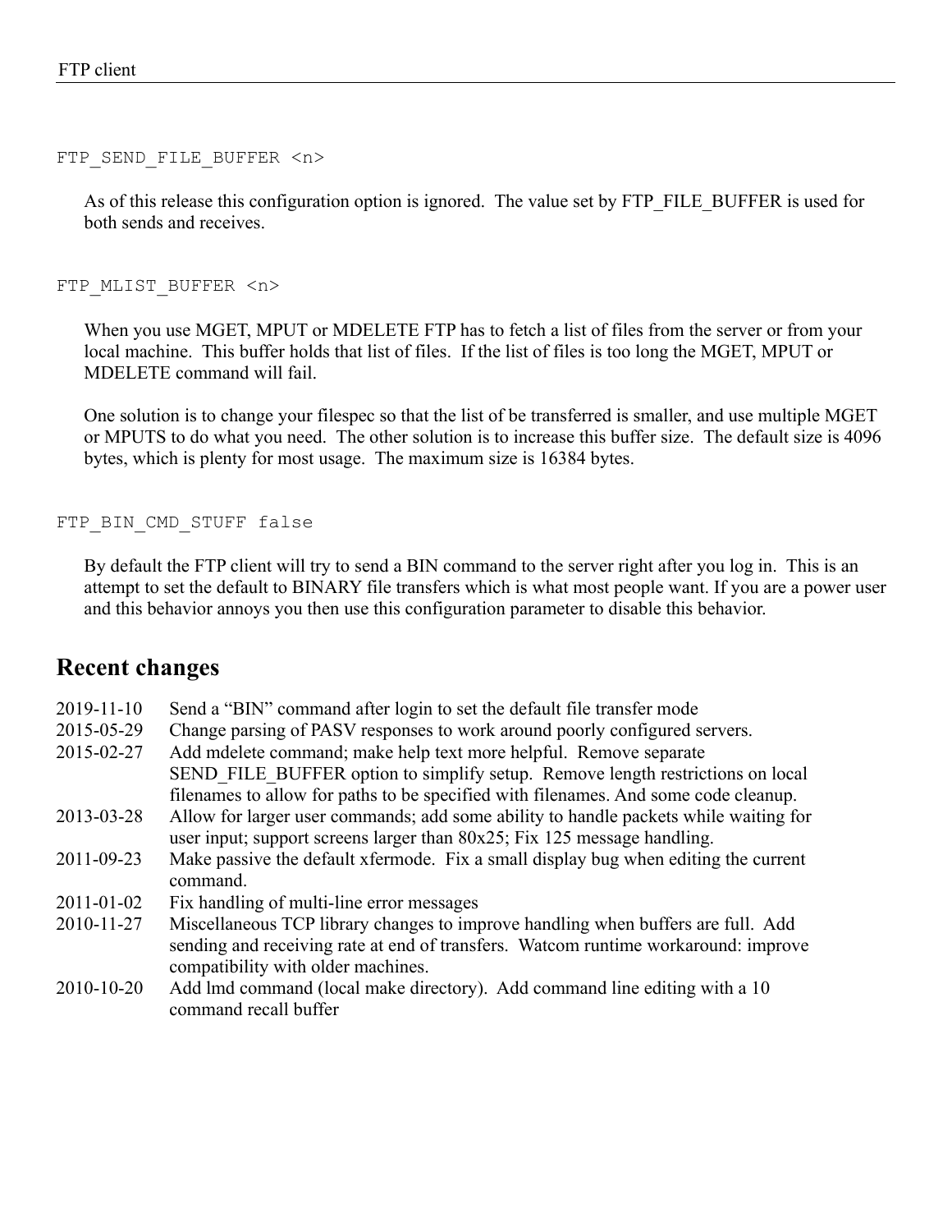```
FTP_SEND_FILE_BUFFER <n>
```

As of this release this configuration option is ignored. The value set by FTP_FILE_BUFFER is used for both sends and receives.

```
FTP_MLIST_BUFFER <n>
```

When you use MGET, MPUT or MDELETE FTP has to fetch a list of files from the server or from your local machine. This buffer holds that list of files. If the list of files is too long the MGET, MPUT or MDELETE command will fail.

One solution is to change your filespec so that the list of be transferred is smaller, and use multiple MGET or MPUTS to do what you need. The other solution is to increase this buffer size. The default size is 4096 bytes, which is plenty for most usage. The maximum size is 16384 bytes.

```
FTP_BIN_CMD_STUFF false
```

By default the FTP client will try to send a BIN command to the server right after you log in. This is an attempt to set the default to BINARY file transfers which is what most people want. If you are a power user and this behavior annoys you then use this configuration parameter to disable this behavior.

## Recent changes

| | |
|---|---|
| 2019-11-10 | Send a “BIN” command after login to set the default file transfer mode |
| 2015-05-29 | Change parsing of PASV responses to work around poorly configured servers. |
| 2015-02-27 | Add mdelete command; make help text more helpful. Remove separate SEND_FILE_BUFFER option to simplify setup. Remove length restrictions on local filenames to allow for paths to be specified with filenames. And some code cleanup. |
| 2013-03-28 | Allow for larger user commands; add some ability to handle packets while waiting for user input; support screens larger than 80x25; Fix 125 message handling. |
| 2011-09-23 | Make passive the default xfermode. Fix a small display bug when editing the current command. |
| 2011-01-02 | Fix handling of multi-line error messages |
| 2010-11-27 | Miscellaneous TCP library changes to improve handling when buffers are full. Add sending and receiving rate at end of transfers. Watcom runtime workaround: improve compatibility with older machines. |
| 2010-10-20 | Add lmd command (local make directory). Add command line editing with a 10 command recall buffer |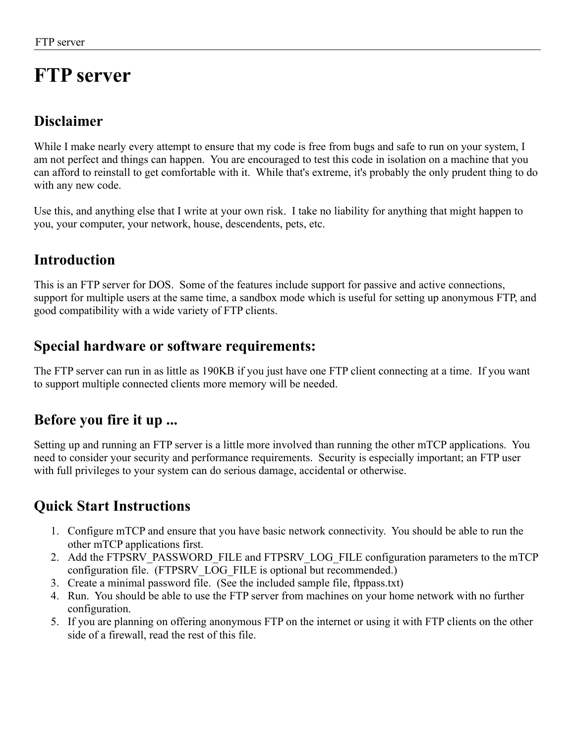# FTP server

## Disclaimer

While I make nearly every attempt to ensure that my code is free from bugs and safe to run on your system, I am not perfect and things can happen. You are encouraged to test this code in isolation on a machine that you can afford to reinstall to get comfortable with it. While that's extreme, it's probably the only prudent thing to do with any new code.

Use this, and anything else that I write at your own risk. I take no liability for anything that might happen to you, your computer, your network, house, descendents, pets, etc.

## Introduction

This is an FTP server for DOS. Some of the features include support for passive and active connections, support for multiple users at the same time, a sandbox mode which is useful for setting up anonymous FTP, and good compatibility with a wide variety of FTP clients.

## Special hardware or software requirements:

The FTP server can run in as little as 190KB if you just have one FTP client connecting at a time. If you want to support multiple connected clients more memory will be needed.

## Before you fire it up ...

Setting up and running an FTP server is a little more involved than running the other mTCP applications. You need to consider your security and performance requirements. Security is especially important; an FTP user with full privileges to your system can do serious damage, accidental or otherwise.

## Quick Start Instructions

1. Configure mTCP and ensure that you have basic network connectivity. You should be able to run the other mTCP applications first.
2. Add the FTPSRV_PASSWORD_FILE and FTPSRV_LOG_FILE configuration parameters to the mTCP configuration file. (FTPSRV_LOG_FILE is optional but recommended.)
3. Create a minimal password file. (See the included sample file, ftppass.txt)
4. Run. You should be able to use the FTP server from machines on your home network with no further configuration.
5. If you are planning on offering anonymous FTP on the internet or using it with FTP clients on the other side of a firewall, read the rest of this file.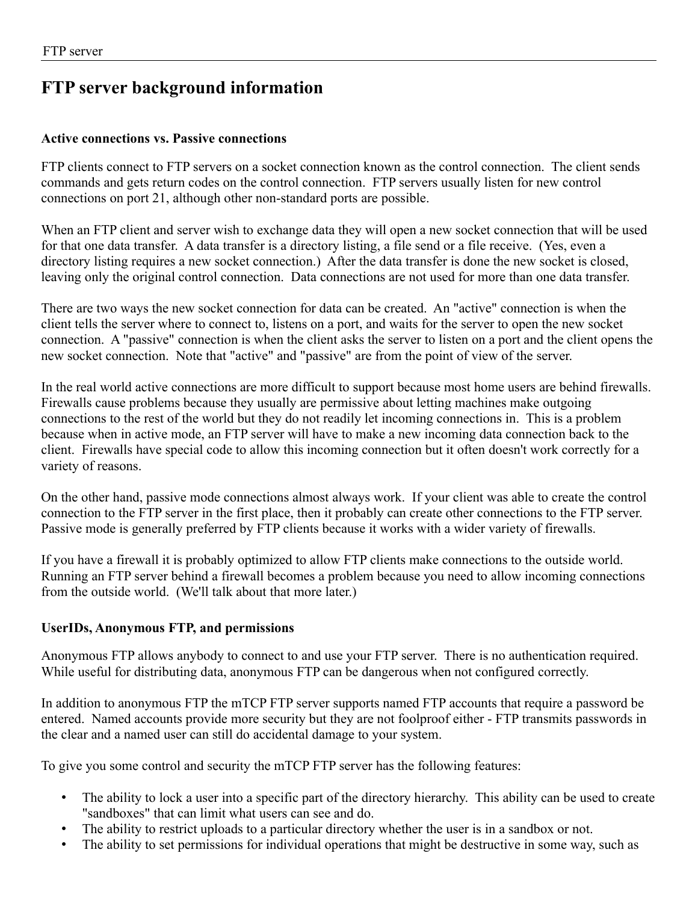# FTP server background information

### Active connections vs. Passive connections

FTP clients connect to FTP servers on a socket connection known as the control connection. The client sends commands and gets return codes on the control connection. FTP servers usually listen for new control connections on port 21, although other non-standard ports are possible.

When an FTP client and server wish to exchange data they will open a new socket connection that will be used for that one data transfer. A data transfer is a directory listing, a file send or a file receive. (Yes, even a directory listing requires a new socket connection.) After the data transfer is done the new socket is closed, leaving only the original control connection. Data connections are not used for more than one data transfer.

There are two ways the new socket connection for data can be created. An "active" connection is when the client tells the server where to connect to, listens on a port, and waits for the server to open the new socket connection. A "passive" connection is when the client asks the server to listen on a port and the client opens the new socket connection. Note that "active" and "passive" are from the point of view of the server.

In the real world active connections are more difficult to support because most home users are behind firewalls. Firewalls cause problems because they usually are permissive about letting machines make outgoing connections to the rest of the world but they do not readily let incoming connections in. This is a problem because when in active mode, an FTP server will have to make a new incoming data connection back to the client. Firewalls have special code to allow this incoming connection but it often doesn't work correctly for a variety of reasons.

On the other hand, passive mode connections almost always work. If your client was able to create the control connection to the FTP server in the first place, then it probably can create other connections to the FTP server. Passive mode is generally preferred by FTP clients because it works with a wider variety of firewalls.

If you have a firewall it is probably optimized to allow FTP clients make connections to the outside world. Running an FTP server behind a firewall becomes a problem because you need to allow incoming connections from the outside world. (We'll talk about that more later.)

### UserIDs, Anonymous FTP, and permissions

Anonymous FTP allows anybody to connect to and use your FTP server. There is no authentication required. While useful for distributing data, anonymous FTP can be dangerous when not configured correctly.

In addition to anonymous FTP the mTCP FTP server supports named FTP accounts that require a password be entered. Named accounts provide more security but they are not foolproof either - FTP transmits passwords in the clear and a named user can still do accidental damage to your system.

To give you some control and security the mTCP FTP server has the following features:

- The ability to lock a user into a specific part of the directory hierarchy. This ability can be used to create "sandboxes" that can limit what users can see and do.
- The ability to restrict uploads to a particular directory whether the user is in a sandbox or not.
- The ability to set permissions for individual operations that might be destructive in some way, such as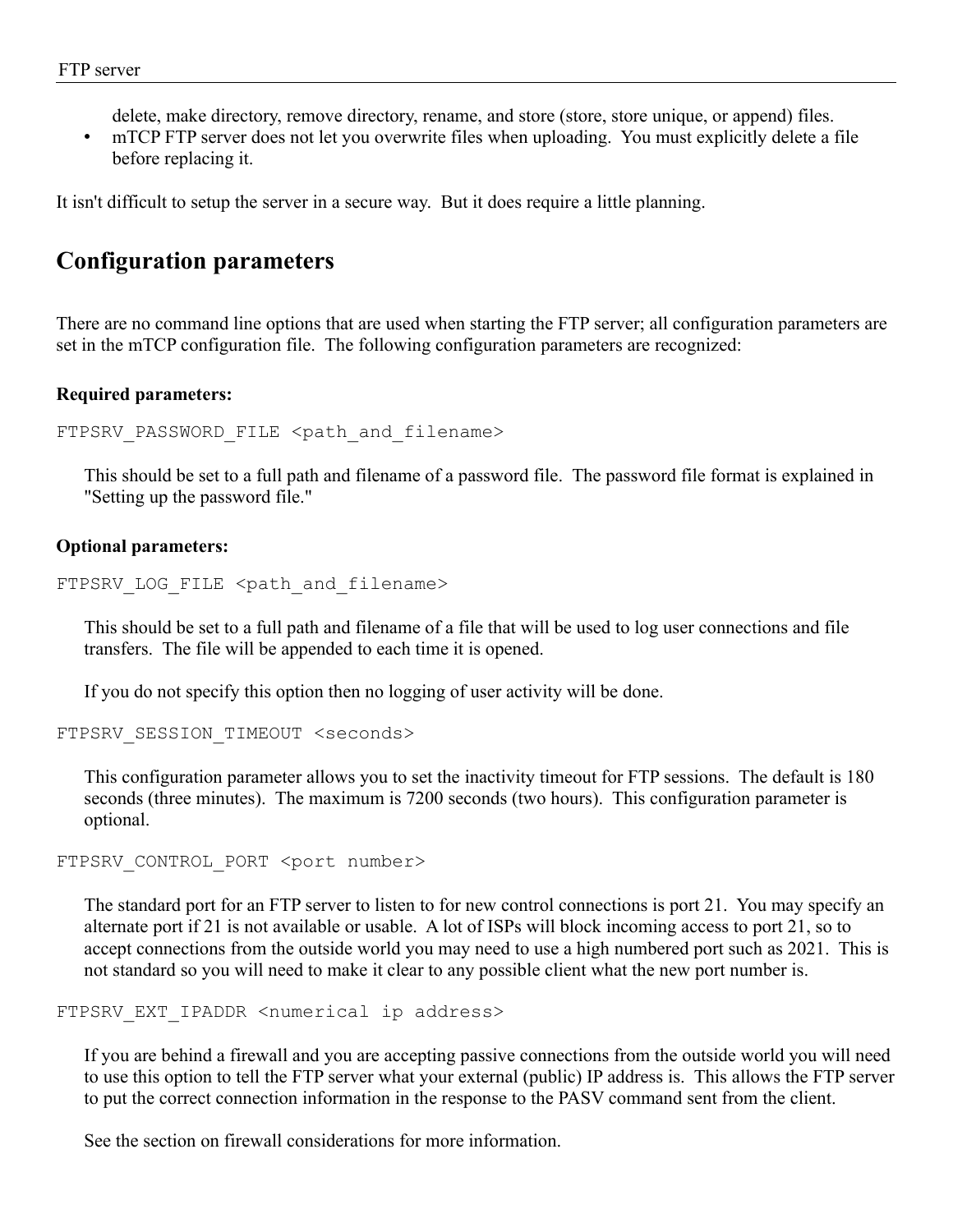delete, make directory, remove directory, rename, and store (store, store unique, or append) files.

- mTCP FTP server does not let you overwrite files when uploading. You must explicitly delete a file before replacing it.

It isn't difficult to setup the server in a secure way. But it does require a little planning.

## Configuration parameters

There are no command line options that are used when starting the FTP server; all configuration parameters are set in the mTCP configuration file. The following configuration parameters are recognized:

**Required parameters:**

```
FTPSRV_PASSWORD_FILE <path_and_filename>
```

This should be set to a full path and filename of a password file. The password file format is explained in "Setting up the password file."

**Optional parameters:**

```
FTPSRV_LOG_FILE <path_and_filename>
```

This should be set to a full path and filename of a file that will be used to log user connections and file transfers. The file will be appended to each time it is opened.

If you do not specify this option then no logging of user activity will be done.

```
FTPSRV_SESSION_TIMEOUT <seconds>
```

This configuration parameter allows you to set the inactivity timeout for FTP sessions. The default is 180 seconds (three minutes). The maximum is 7200 seconds (two hours). This configuration parameter is optional.

```
FTPSRV_CONTROL_PORT <port number>
```

The standard port for an FTP server to listen to for new control connections is port 21. You may specify an alternate port if 21 is not available or usable. A lot of ISPs will block incoming access to port 21, so to accept connections from the outside world you may need to use a high numbered port such as 2021. This is not standard so you will need to make it clear to any possible client what the new port number is.

```
FTPSRV_EXT_IPADDR <numerical ip address>
```

If you are behind a firewall and you are accepting passive connections from the outside world you will need to use this option to tell the FTP server what your external (public) IP address is. This allows the FTP server to put the correct connection information in the response to the PASV command sent from the client.

See the section on firewall considerations for more information.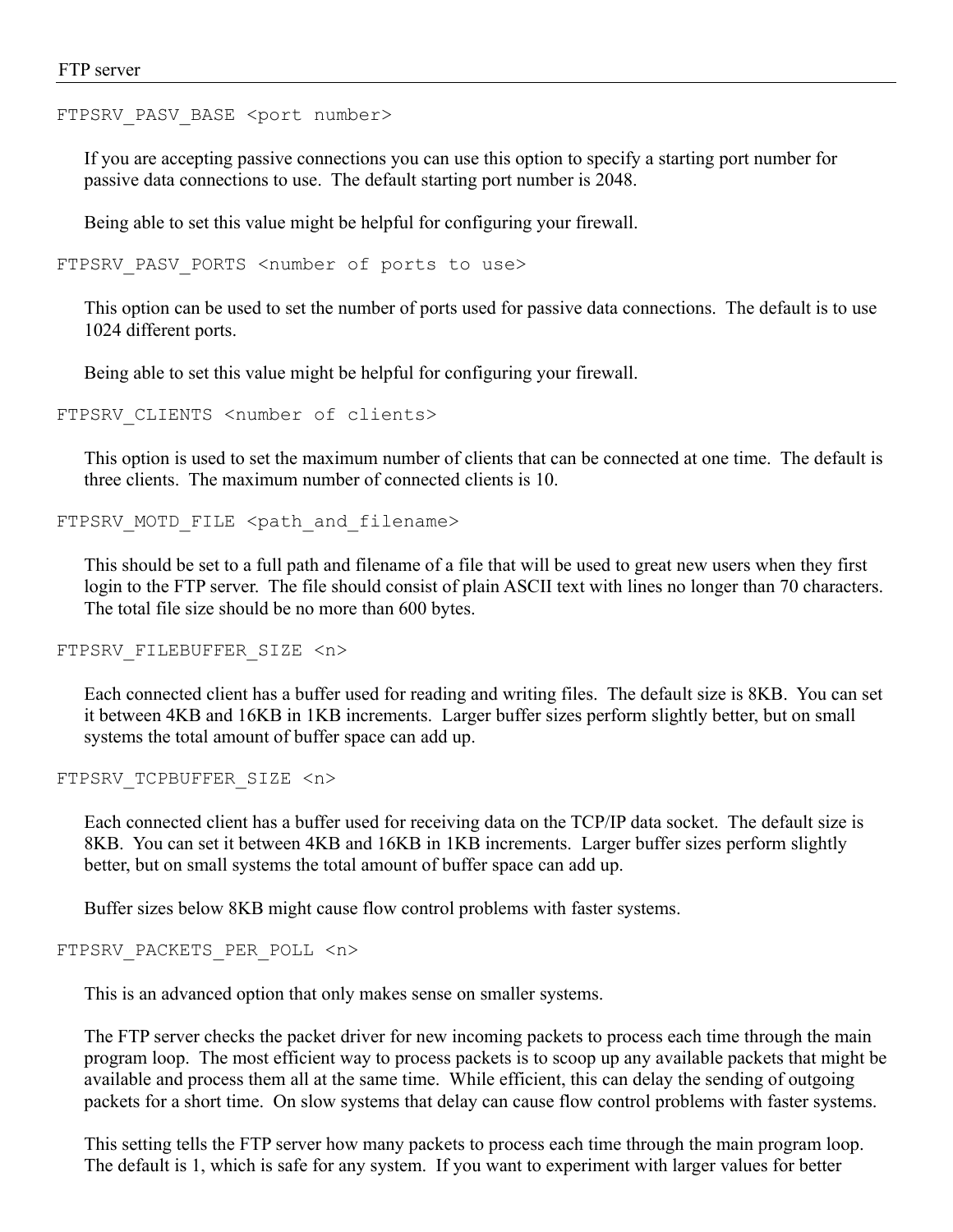`FTPSRV_PASV_BASE <port number>`

If you are accepting passive connections you can use this option to specify a starting port number for passive data connections to use. The default starting port number is 2048.

Being able to set this value might be helpful for configuring your firewall.

`FTPSRV_PASV_PORTS <number of ports to use>`

This option can be used to set the number of ports used for passive data connections. The default is to use 1024 different ports.

Being able to set this value might be helpful for configuring your firewall.

`FTPSRV_CLIENTS <number of clients>`

This option is used to set the maximum number of clients that can be connected at one time. The default is three clients. The maximum number of connected clients is 10.

`FTPSRV_MOTD_FILE <path_and_filename>`

This should be set to a full path and filename of a file that will be used to great new users when they first login to the FTP server. The file should consist of plain ASCII text with lines no longer than 70 characters. The total file size should be no more than 600 bytes.

`FTPSRV_FILEBUFFER_SIZE <n>`

Each connected client has a buffer used for reading and writing files. The default size is 8KB. You can set it between 4KB and 16KB in 1KB increments. Larger buffer sizes perform slightly better, but on small systems the total amount of buffer space can add up.

`FTPSRV_TCPBUFFER_SIZE <n>`

Each connected client has a buffer used for receiving data on the TCP/IP data socket. The default size is 8KB. You can set it between 4KB and 16KB in 1KB increments. Larger buffer sizes perform slightly better, but on small systems the total amount of buffer space can add up.

Buffer sizes below 8KB might cause flow control problems with faster systems.

`FTPSRV_PACKETS_PER_POLL <n>`

This is an advanced option that only makes sense on smaller systems.

The FTP server checks the packet driver for new incoming packets to process each time through the main program loop. The most efficient way to process packets is to scoop up any available packets that might be available and process them all at the same time. While efficient, this can delay the sending of outgoing packets for a short time. On slow systems that delay can cause flow control problems with faster systems.

This setting tells the FTP server how many packets to process each time through the main program loop. The default is 1, which is safe for any system. If you want to experiment with larger values for better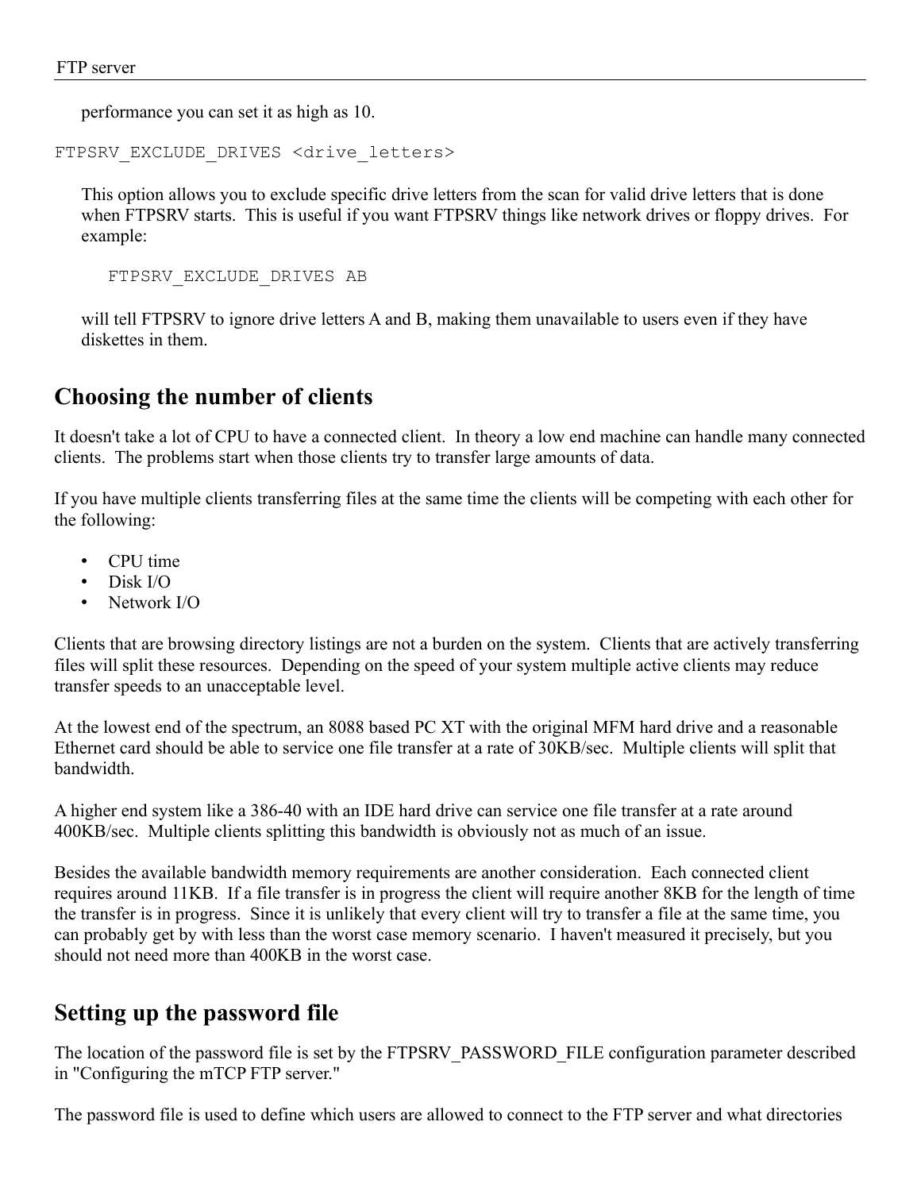performance you can set it as high as 10.

```
FTPSRV_EXCLUDE_DRIVES <drive_letters>
```

This option allows you to exclude specific drive letters from the scan for valid drive letters that is done when FTPSRV starts. This is useful if you want FTPSRV things like network drives or floppy drives. For example:

```
FTPSRV_EXCLUDE_DRIVES AB
```

will tell FTPSRV to ignore drive letters A and B, making them unavailable to users even if they have diskettes in them.

## Choosing the number of clients

It doesn't take a lot of CPU to have a connected client. In theory a low end machine can handle many connected clients. The problems start when those clients try to transfer large amounts of data.

If you have multiple clients transferring files at the same time the clients will be competing with each other for the following:

- CPU time
- Disk I/O
- Network I/O

Clients that are browsing directory listings are not a burden on the system. Clients that are actively transferring files will split these resources. Depending on the speed of your system multiple active clients may reduce transfer speeds to an unacceptable level.

At the lowest end of the spectrum, an 8088 based PC XT with the original MFM hard drive and a reasonable Ethernet card should be able to service one file transfer at a rate of 30KB/sec. Multiple clients will split that bandwidth.

A higher end system like a 386-40 with an IDE hard drive can service one file transfer at a rate around 400KB/sec. Multiple clients splitting this bandwidth is obviously not as much of an issue.

Besides the available bandwidth memory requirements are another consideration. Each connected client requires around 11KB. If a file transfer is in progress the client will require another 8KB for the length of time the transfer is in progress. Since it is unlikely that every client will try to transfer a file at the same time, you can probably get by with less than the worst case memory scenario. I haven't measured it precisely, but you should not need more than 400KB in the worst case.

## Setting up the password file

The location of the password file is set by the FTPSRV_PASSWORD_FILE configuration parameter described in "Configuring the mTCP FTP server."

The password file is used to define which users are allowed to connect to the FTP server and what directories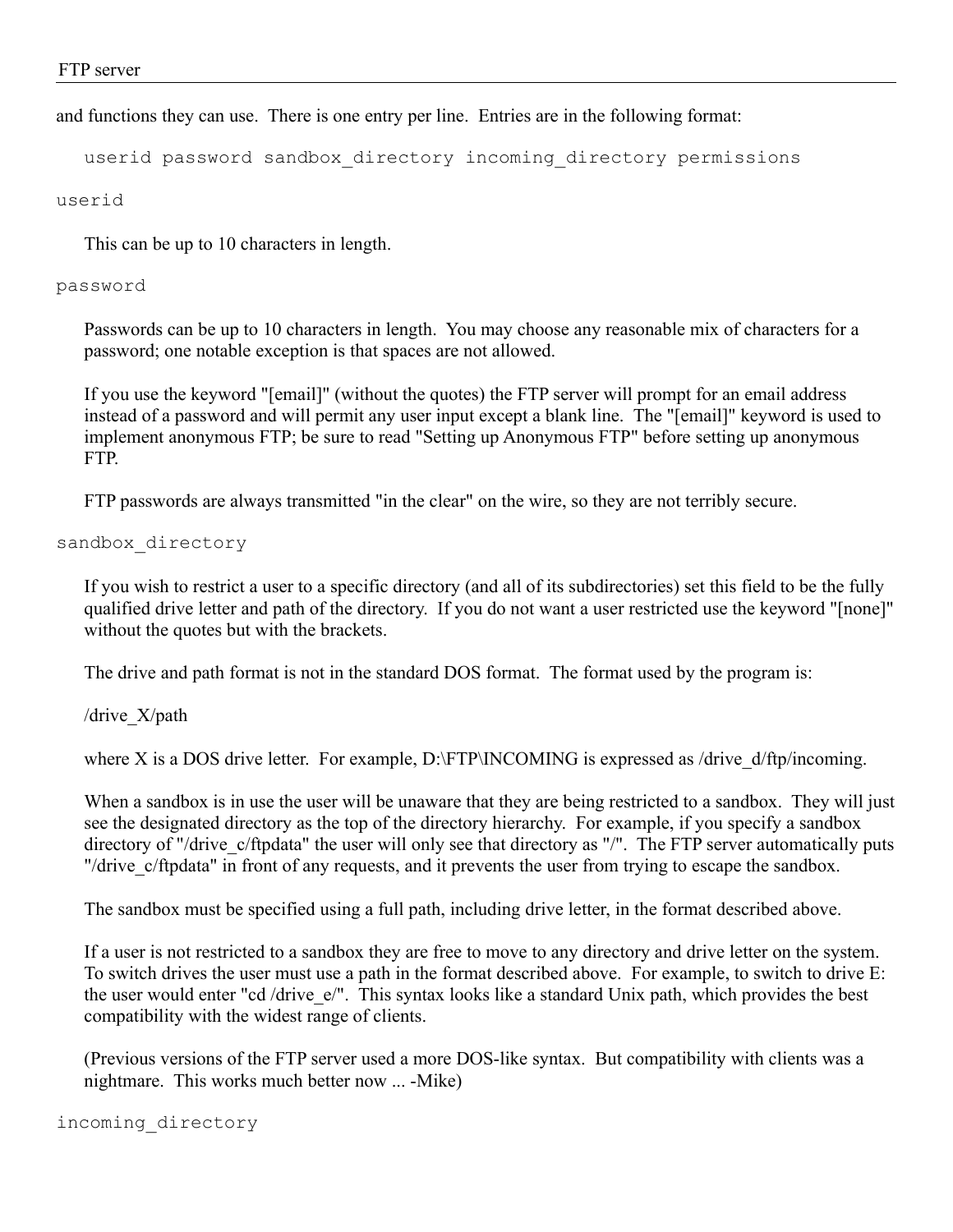and functions they can use. There is one entry per line. Entries are in the following format:

```
userid password sandbox_directory incoming_directory permissions
```

`userid`

This can be up to 10 characters in length.

`password`

Passwords can be up to 10 characters in length. You may choose any reasonable mix of characters for a password; one notable exception is that spaces are not allowed.

If you use the keyword "[email]" (without the quotes) the FTP server will prompt for an email address instead of a password and will permit any user input except a blank line. The "[email]" keyword is used to implement anonymous FTP; be sure to read "Setting up Anonymous FTP" before setting up anonymous FTP.

FTP passwords are always transmitted "in the clear" on the wire, so they are not terribly secure.

`sandbox_directory`

If you wish to restrict a user to a specific directory (and all of its subdirectories) set this field to be the fully qualified drive letter and path of the directory. If you do not want a user restricted use the keyword "[none]" without the quotes but with the brackets.

The drive and path format is not in the standard DOS format. The format used by the program is:

/drive_X/path

where X is a DOS drive letter. For example, D:\FTP\INCOMING is expressed as /drive_d/ftp/incoming.

When a sandbox is in use the user will be unaware that they are being restricted to a sandbox. They will just see the designated directory as the top of the directory hierarchy. For example, if you specify a sandbox directory of "/drive_c/ftpdata" the user will only see that directory as "/". The FTP server automatically puts "/drive_c/ftpdata" in front of any requests, and it prevents the user from trying to escape the sandbox.

The sandbox must be specified using a full path, including drive letter, in the format described above.

If a user is not restricted to a sandbox they are free to move to any directory and drive letter on the system. To switch drives the user must use a path in the format described above. For example, to switch to drive E: the user would enter "cd /drive_e/". This syntax looks like a standard Unix path, which provides the best compatibility with the widest range of clients.

(Previous versions of the FTP server used a more DOS-like syntax. But compatibility with clients was a nightmare. This works much better now ... -Mike)

`incoming_directory`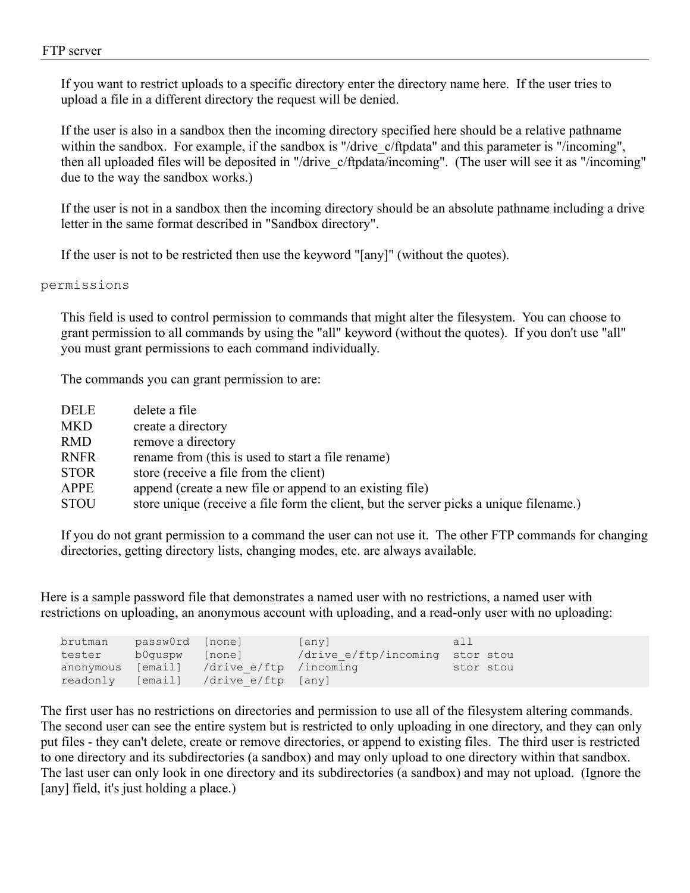If you want to restrict uploads to a specific directory enter the directory name here. If the user tries to upload a file in a different directory the request will be denied.

If the user is also in a sandbox then the incoming directory specified here should be a relative pathname within the sandbox. For example, if the sandbox is "/drive_c/ftpdata" and this parameter is "/incoming", then all uploaded files will be deposited in "/drive_c/ftpdata/incoming". (The user will see it as "/incoming" due to the way the sandbox works.)

If the user is not in a sandbox then the incoming directory should be an absolute pathname including a drive letter in the same format described in "Sandbox directory".

If the user is not to be restricted then use the keyword "[any]" (without the quotes).

`permissions`

This field is used to control permission to commands that might alter the filesystem. You can choose to grant permission to all commands by using the "all" keyword (without the quotes). If you don't use "all" you must grant permissions to each command individually.

The commands you can grant permission to are:

| | |
|---|---|
| DELE | delete a file |
| MKD | create a directory |
| RMD | remove a directory |
| RNFR | rename from (this is used to start a file rename) |
| STOR | store (receive a file from the client) |
| APPE | append (create a new file or append to an existing file) |
| STOU | store unique (receive a file form the client, but the server picks a unique filename.) |

If you do not grant permission to a command the user can not use it. The other FTP commands for changing directories, getting directory lists, changing modes, etc. are always available.

Here is a sample password file that demonstrates a named user with no restrictions, a named user with restrictions on uploading, an anonymous account with uploading, and a read-only user with no uploading:

```
brutman    passw0rd  [none]        [any]                 all
tester     b0guspw   [none]        /drive_e/ftp/incoming  stor stou
anonymous  [email]   /drive_e/ftp  /incoming              stor stou
readonly   [email]   /drive_e/ftp  [any]
```

The first user has no restrictions on directories and permission to use all of the filesystem altering commands. The second user can see the entire system but is restricted to only uploading in one directory, and they can only put files - they can't delete, create or remove directories, or append to existing files. The third user is restricted to one directory and its subdirectories (a sandbox) and may only upload to one directory within that sandbox. The last user can only look in one directory and its subdirectories (a sandbox) and may not upload. (Ignore the [any] field, it's just holding a place.)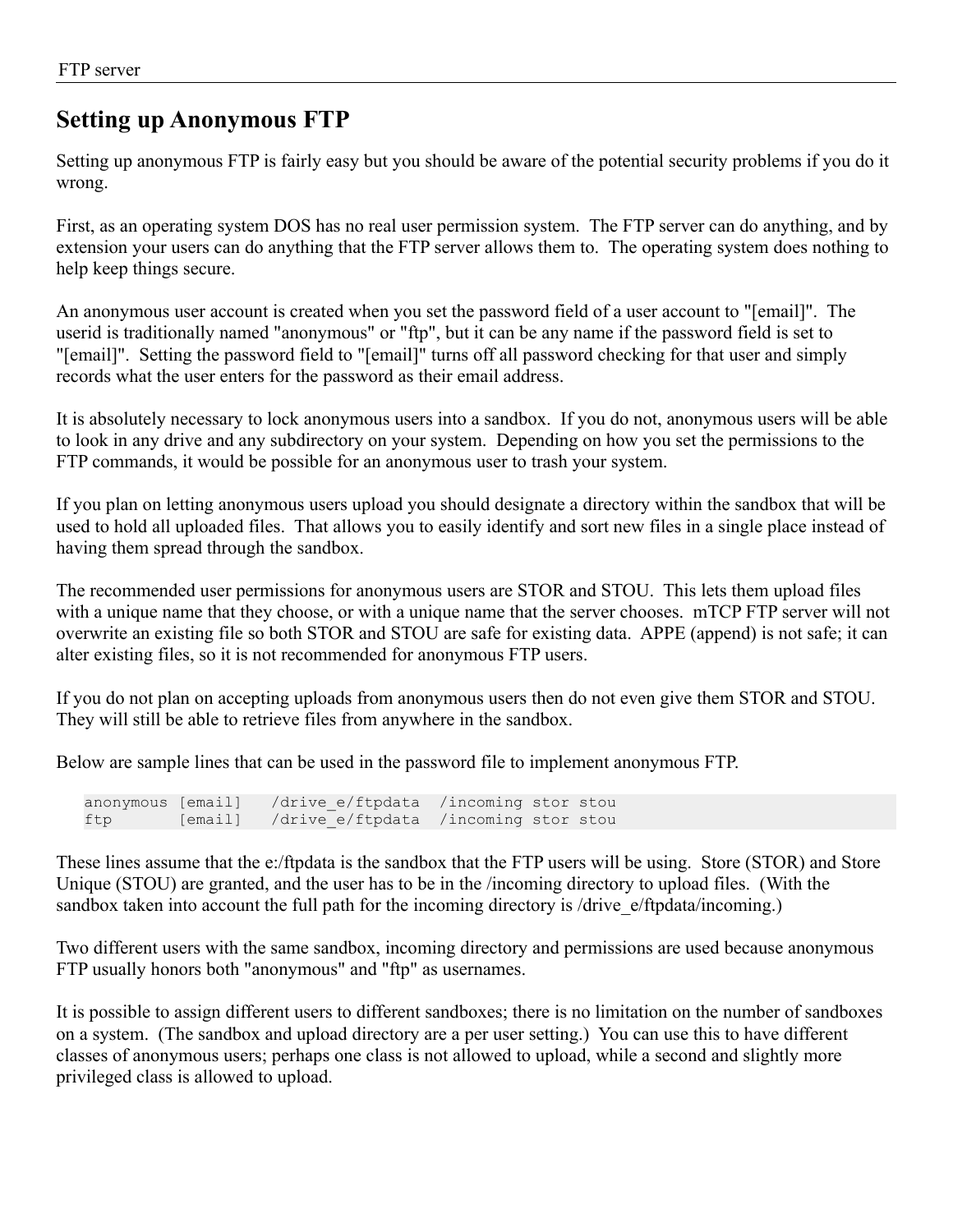## Setting up Anonymous FTP

Setting up anonymous FTP is fairly easy but you should be aware of the potential security problems if you do it wrong.

First, as an operating system DOS has no real user permission system. The FTP server can do anything, and by extension your users can do anything that the FTP server allows them to. The operating system does nothing to help keep things secure.

An anonymous user account is created when you set the password field of a user account to "[email]". The userid is traditionally named "anonymous" or "ftp", but it can be any name if the password field is set to "[email]". Setting the password field to "[email]" turns off all password checking for that user and simply records what the user enters for the password as their email address.

It is absolutely necessary to lock anonymous users into a sandbox. If you do not, anonymous users will be able to look in any drive and any subdirectory on your system. Depending on how you set the permissions to the FTP commands, it would be possible for an anonymous user to trash your system.

If you plan on letting anonymous users upload you should designate a directory within the sandbox that will be used to hold all uploaded files. That allows you to easily identify and sort new files in a single place instead of having them spread through the sandbox.

The recommended user permissions for anonymous users are STOR and STOU. This lets them upload files with a unique name that they choose, or with a unique name that the server chooses. mTCP FTP server will not overwrite an existing file so both STOR and STOU are safe for existing data. APPE (append) is not safe; it can alter existing files, so it is not recommended for anonymous FTP users.

If you do not plan on accepting uploads from anonymous users then do not even give them STOR and STOU. They will still be able to retrieve files from anywhere in the sandbox.

Below are sample lines that can be used in the password file to implement anonymous FTP.

```
anonymous [email]   /drive_e/ftpdata  /incoming stor stou
ftp       [email]   /drive_e/ftpdata  /incoming stor stou
```

These lines assume that the e:/ftpdata is the sandbox that the FTP users will be using. Store (STOR) and Store Unique (STOU) are granted, and the user has to be in the /incoming directory to upload files. (With the sandbox taken into account the full path for the incoming directory is /drive_e/ftpdata/incoming.)

Two different users with the same sandbox, incoming directory and permissions are used because anonymous FTP usually honors both "anonymous" and "ftp" as usernames.

It is possible to assign different users to different sandboxes; there is no limitation on the number of sandboxes on a system. (The sandbox and upload directory are a per user setting.) You can use this to have different classes of anonymous users; perhaps one class is not allowed to upload, while a second and slightly more privileged class is allowed to upload.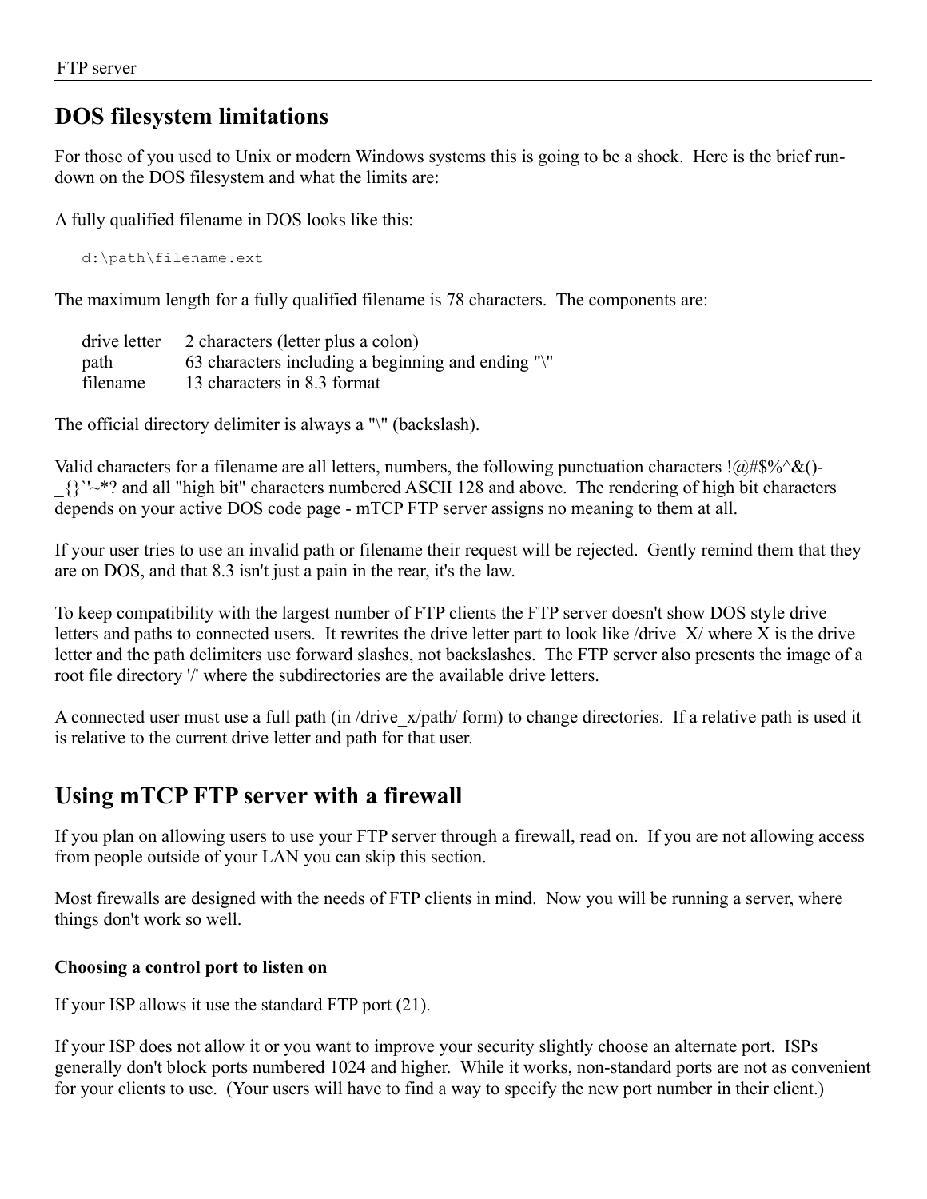## DOS filesystem limitations

For those of you used to Unix or modern Windows systems this is going to be a shock. Here is the brief run-down on the DOS filesystem and what the limits are:

A fully qualified filename in DOS looks like this:

```
d:\path\filename.ext
```

The maximum length for a fully qualified filename is 78 characters. The components are:

| | |
|---|---|
| drive letter | 2 characters (letter plus a colon) |
| path | 63 characters including a beginning and ending "\" |
| filename | 13 characters in 8.3 format |

The official directory delimiter is always a "\" (backslash).

Valid characters for a filename are all letters, numbers, the following punctuation characters !@#$%^&()-_{}`'~*? and all "high bit" characters numbered ASCII 128 and above. The rendering of high bit characters depends on your active DOS code page - mTCP FTP server assigns no meaning to them at all.

If your user tries to use an invalid path or filename their request will be rejected. Gently remind them that they are on DOS, and that 8.3 isn't just a pain in the rear, it's the law.

To keep compatibility with the largest number of FTP clients the FTP server doesn't show DOS style drive letters and paths to connected users. It rewrites the drive letter part to look like /drive_X/ where X is the drive letter and the path delimiters use forward slashes, not backslashes. The FTP server also presents the image of a root file directory '/' where the subdirectories are the available drive letters.

A connected user must use a full path (in /drive_x/path/ form) to change directories. If a relative path is used it is relative to the current drive letter and path for that user.

## Using mTCP FTP server with a firewall

If you plan on allowing users to use your FTP server through a firewall, read on. If you are not allowing access from people outside of your LAN you can skip this section.

Most firewalls are designed with the needs of FTP clients in mind. Now you will be running a server, where things don't work so well.

### Choosing a control port to listen on

If your ISP allows it use the standard FTP port (21).

If your ISP does not allow it or you want to improve your security slightly choose an alternate port. ISPs generally don't block ports numbered 1024 and higher. While it works, non-standard ports are not as convenient for your clients to use. (Your users will have to find a way to specify the new port number in their client.)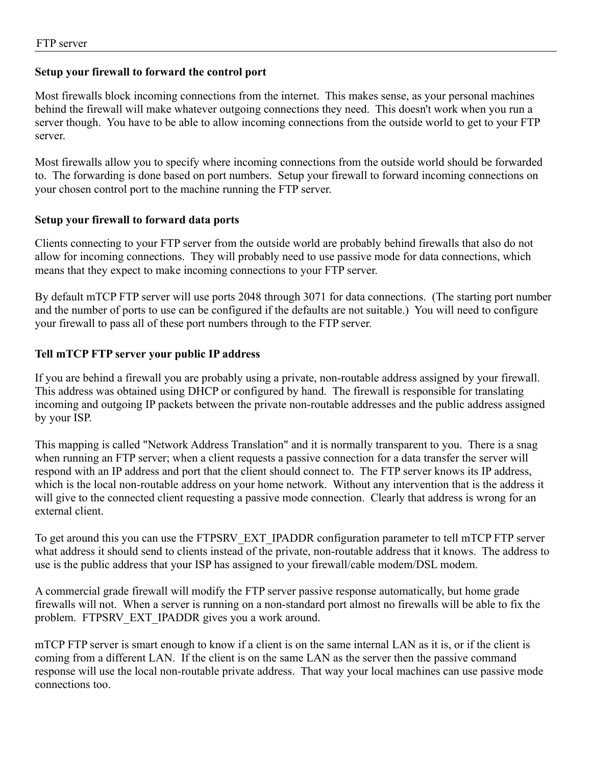### Setup your firewall to forward the control port

Most firewalls block incoming connections from the internet. This makes sense, as your personal machines behind the firewall will make whatever outgoing connections they need. This doesn't work when you run a server though. You have to be able to allow incoming connections from the outside world to get to your FTP server.

Most firewalls allow you to specify where incoming connections from the outside world should be forwarded to. The forwarding is done based on port numbers. Setup your firewall to forward incoming connections on your chosen control port to the machine running the FTP server.

### Setup your firewall to forward data ports

Clients connecting to your FTP server from the outside world are probably behind firewalls that also do not allow for incoming connections. They will probably need to use passive mode for data connections, which means that they expect to make incoming connections to your FTP server.

By default mTCP FTP server will use ports 2048 through 3071 for data connections. (The starting port number and the number of ports to use can be configured if the defaults are not suitable.) You will need to configure your firewall to pass all of these port numbers through to the FTP server.

### Tell mTCP FTP server your public IP address

If you are behind a firewall you are probably using a private, non-routable address assigned by your firewall. This address was obtained using DHCP or configured by hand. The firewall is responsible for translating incoming and outgoing IP packets between the private non-routable addresses and the public address assigned by your ISP.

This mapping is called "Network Address Translation" and it is normally transparent to you. There is a snag when running an FTP server; when a client requests a passive connection for a data transfer the server will respond with an IP address and port that the client should connect to. The FTP server knows its IP address, which is the local non-routable address on your home network. Without any intervention that is the address it will give to the connected client requesting a passive mode connection. Clearly that address is wrong for an external client.

To get around this you can use the FTPSRV_EXT_IPADDR configuration parameter to tell mTCP FTP server what address it should send to clients instead of the private, non-routable address that it knows. The address to use is the public address that your ISP has assigned to your firewall/cable modem/DSL modem.

A commercial grade firewall will modify the FTP server passive response automatically, but home grade firewalls will not. When a server is running on a non-standard port almost no firewalls will be able to fix the problem. FTPSRV_EXT_IPADDR gives you a work around.

mTCP FTP server is smart enough to know if a client is on the same internal LAN as it is, or if the client is coming from a different LAN. If the client is on the same LAN as the server then the passive command response will use the local non-routable private address. That way your local machines can use passive mode connections too.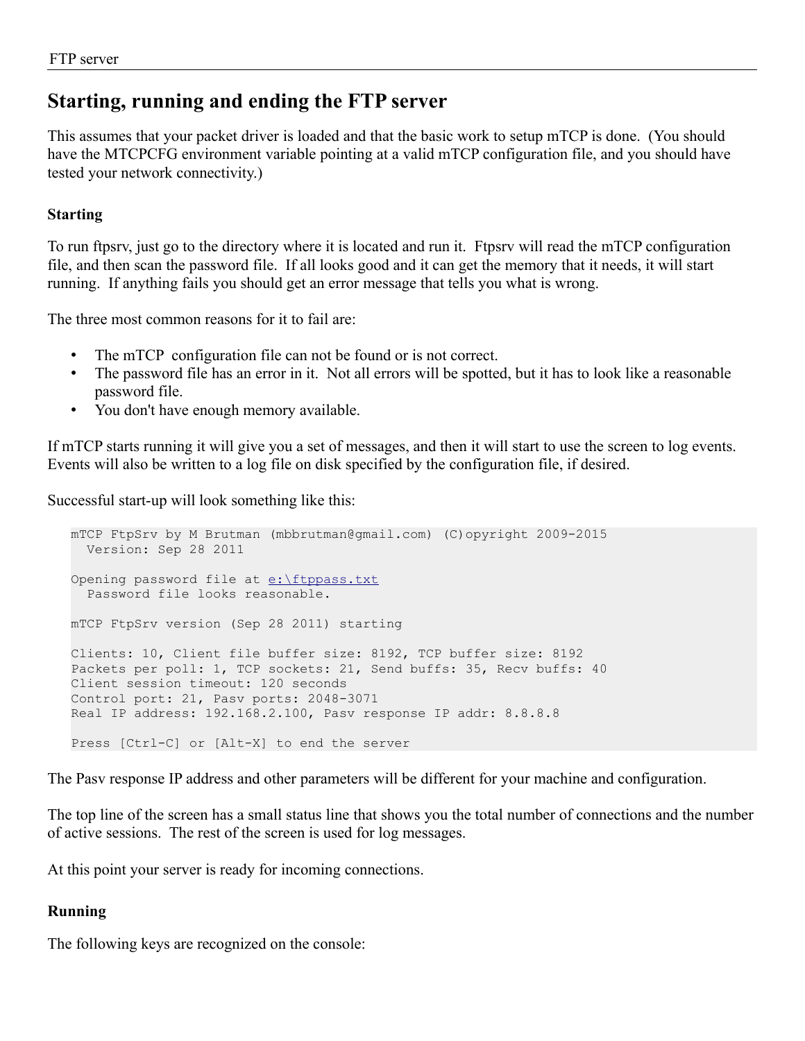## Starting, running and ending the FTP server

This assumes that your packet driver is loaded and that the basic work to setup mTCP is done. (You should have the MTCPCFG environment variable pointing at a valid mTCP configuration file, and you should have tested your network connectivity.)

### Starting

To run ftpsrv, just go to the directory where it is located and run it. Ftpsrv will read the mTCP configuration file, and then scan the password file. If all looks good and it can get the memory that it needs, it will start running. If anything fails you should get an error message that tells you what is wrong.

The three most common reasons for it to fail are:

- The mTCP configuration file can not be found or is not correct.
- The password file has an error in it. Not all errors will be spotted, but it has to look like a reasonable password file.
- You don't have enough memory available.

If mTCP starts running it will give you a set of messages, and then it will start to use the screen to log events. Events will also be written to a log file on disk specified by the configuration file, if desired.

Successful start-up will look something like this:

```
mTCP FtpSrv by M Brutman (mbbrutman@gmail.com) (C)opyright 2009-2015
  Version: Sep 28 2011

Opening password file at e:\ftppass.txt
  Password file looks reasonable.

mTCP FtpSrv version (Sep 28 2011) starting

Clients: 10, Client file buffer size: 8192, TCP buffer size: 8192
Packets per poll: 1, TCP sockets: 21, Send buffs: 35, Recv buffs: 40
Client session timeout: 120 seconds
Control port: 21, Pasv ports: 2048-3071
Real IP address: 192.168.2.100, Pasv response IP addr: 8.8.8.8

Press [Ctrl-C] or [Alt-X] to end the server
```

The Pasv response IP address and other parameters will be different for your machine and configuration.

The top line of the screen has a small status line that shows you the total number of connections and the number of active sessions. The rest of the screen is used for log messages.

At this point your server is ready for incoming connections.

### Running

The following keys are recognized on the console: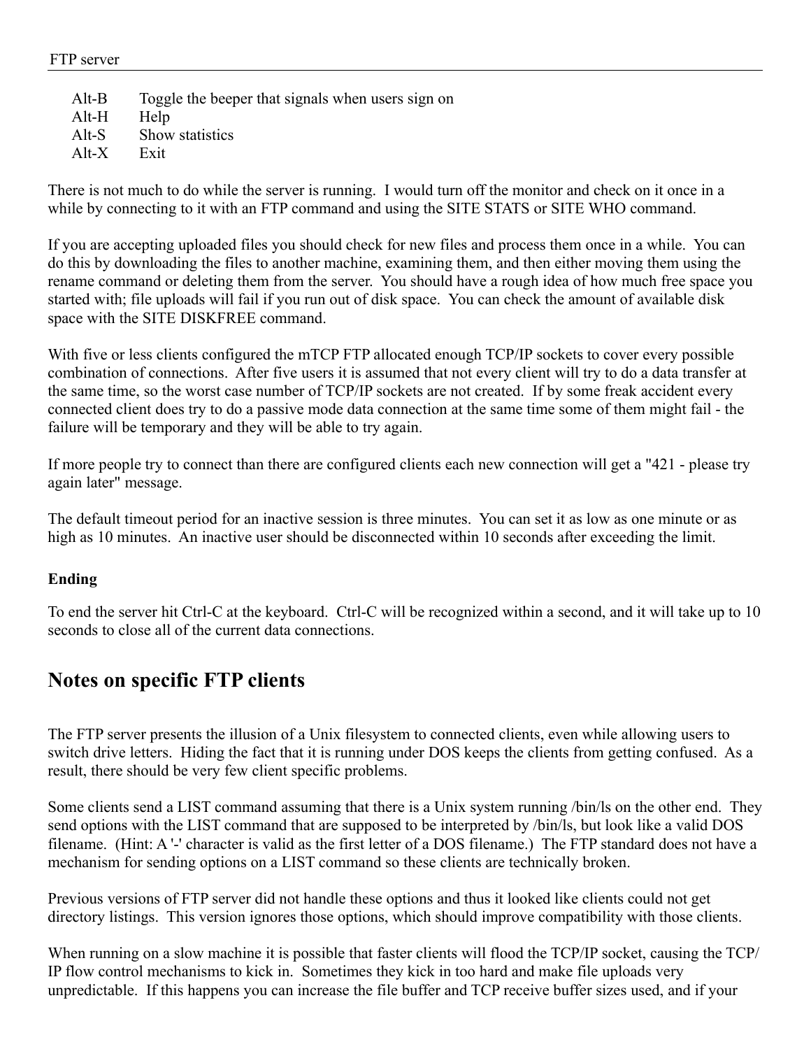Alt-B Toggle the beeper that signals when users sign on
Alt-H Help
Alt-S Show statistics
Alt-X Exit

There is not much to do while the server is running. I would turn off the monitor and check on it once in a while by connecting to it with an FTP command and using the SITE STATS or SITE WHO command.

If you are accepting uploaded files you should check for new files and process them once in a while. You can do this by downloading the files to another machine, examining them, and then either moving them using the rename command or deleting them from the server. You should have a rough idea of how much free space you started with; file uploads will fail if you run out of disk space. You can check the amount of available disk space with the SITE DISKFREE command.

With five or less clients configured the mTCP FTP allocated enough TCP/IP sockets to cover every possible combination of connections. After five users it is assumed that not every client will try to do a data transfer at the same time, so the worst case number of TCP/IP sockets are not created. If by some freak accident every connected client does try to do a passive mode data connection at the same time some of them might fail - the failure will be temporary and they will be able to try again.

If more people try to connect than there are configured clients each new connection will get a "421 - please try again later" message.

The default timeout period for an inactive session is three minutes. You can set it as low as one minute or as high as 10 minutes. An inactive user should be disconnected within 10 seconds after exceeding the limit.

**Ending**

To end the server hit Ctrl-C at the keyboard. Ctrl-C will be recognized within a second, and it will take up to 10 seconds to close all of the current data connections.

## Notes on specific FTP clients

The FTP server presents the illusion of a Unix filesystem to connected clients, even while allowing users to switch drive letters. Hiding the fact that it is running under DOS keeps the clients from getting confused. As a result, there should be very few client specific problems.

Some clients send a LIST command assuming that there is a Unix system running /bin/ls on the other end. They send options with the LIST command that are supposed to be interpreted by /bin/ls, but look like a valid DOS filename. (Hint: A '-' character is valid as the first letter of a DOS filename.) The FTP standard does not have a mechanism for sending options on a LIST command so these clients are technically broken.

Previous versions of FTP server did not handle these options and thus it looked like clients could not get directory listings. This version ignores those options, which should improve compatibility with those clients.

When running on a slow machine it is possible that faster clients will flood the TCP/IP socket, causing the TCP/IP flow control mechanisms to kick in. Sometimes they kick in too hard and make file uploads very unpredictable. If this happens you can increase the file buffer and TCP receive buffer sizes used, and if your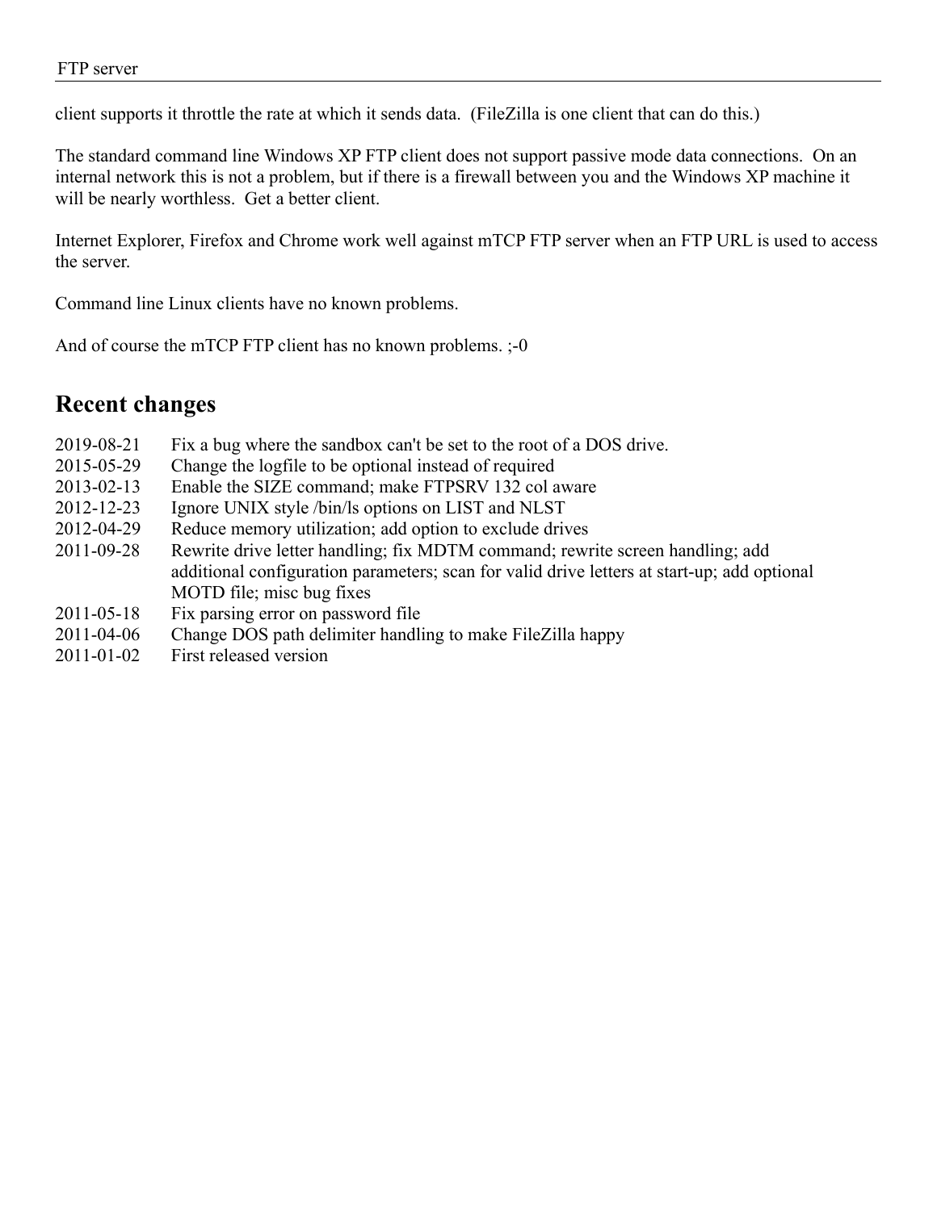client supports it throttle the rate at which it sends data.  (FileZilla is one client that can do this.)

The standard command line Windows XP FTP client does not support passive mode data connections.  On an internal network this is not a problem, but if there is a firewall between you and the Windows XP machine it will be nearly worthless.  Get a better client.

Internet Explorer, Firefox and Chrome work well against mTCP FTP server when an FTP URL is used to access the server.

Command line Linux clients have no known problems.

And of course the mTCP FTP client has no known problems. ;-0

## Recent changes

| | |
|---|---|
| 2019-08-21 | Fix a bug where the sandbox can't be set to the root of a DOS drive. |
| 2015-05-29 | Change the logfile to be optional instead of required |
| 2013-02-13 | Enable the SIZE command; make FTPSRV 132 col aware |
| 2012-12-23 | Ignore UNIX style /bin/ls options on LIST and NLST |
| 2012-04-29 | Reduce memory utilization; add option to exclude drives |
| 2011-09-28 | Rewrite drive letter handling; fix MDTM command; rewrite screen handling; add additional configuration parameters; scan for valid drive letters at start-up; add optional MOTD file; misc bug fixes |
| 2011-05-18 | Fix parsing error on password file |
| 2011-04-06 | Change DOS path delimiter handling to make FileZilla happy |
| 2011-01-02 | First released version |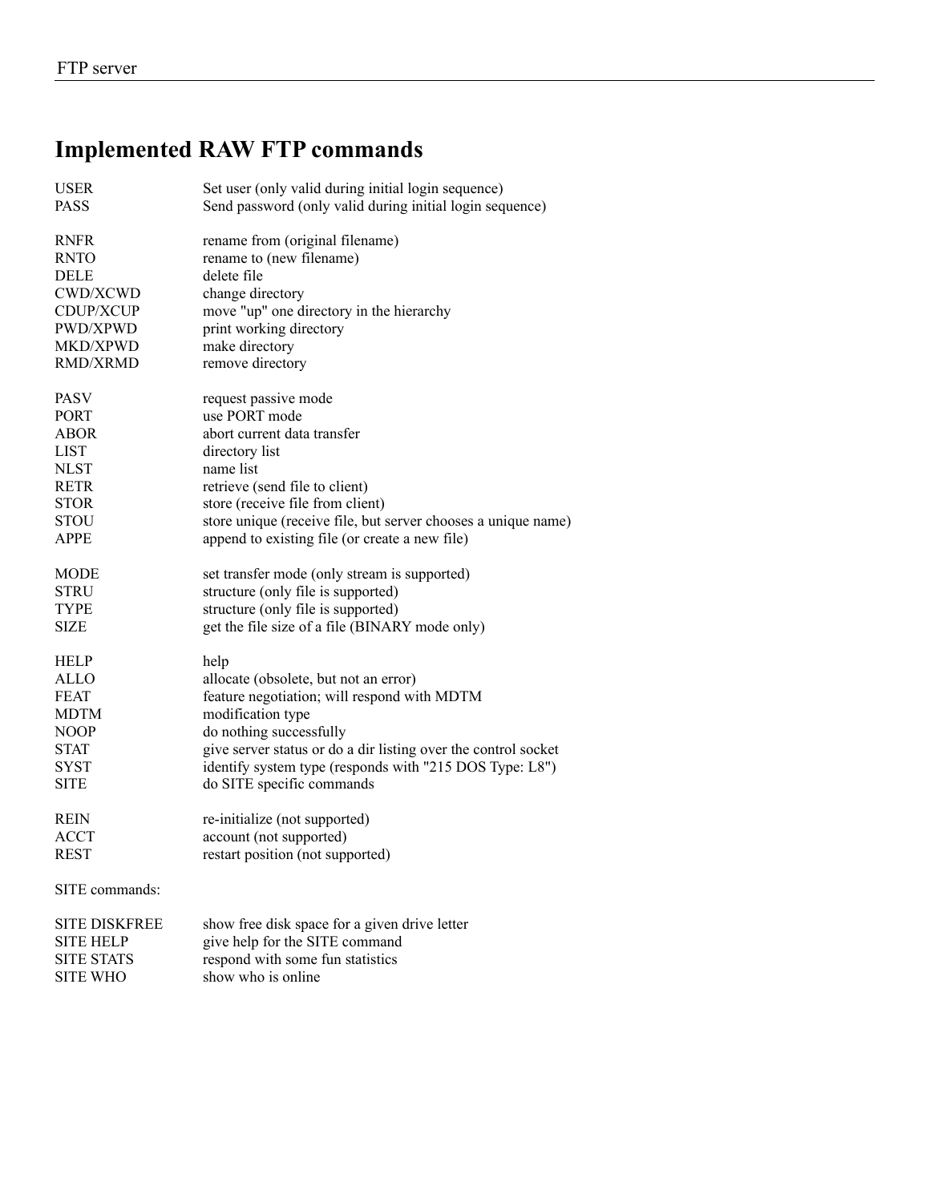# Implemented RAW FTP commands

| | |
|---|---|
| USER | Set user (only valid during initial login sequence) |
| PASS | Send password (only valid during initial login sequence) |
| | |
| RNFR | rename from (original filename) |
| RNTO | rename to (new filename) |
| DELE | delete file |
| CWD/XCWD | change directory |
| CDUP/XCUP | move "up" one directory in the hierarchy |
| PWD/XPWD | print working directory |
| MKD/XPWD | make directory |
| RMD/XRMD | remove directory |
| | |
| PASV | request passive mode |
| PORT | use PORT mode |
| ABOR | abort current data transfer |
| LIST | directory list |
| NLST | name list |
| RETR | retrieve (send file to client) |
| STOR | store (receive file from client) |
| STOU | store unique (receive file, but server chooses a unique name) |
| APPE | append to existing file (or create a new file) |
| | |
| MODE | set transfer mode (only stream is supported) |
| STRU | structure (only file is supported) |
| TYPE | structure (only file is supported) |
| SIZE | get the file size of a file (BINARY mode only) |
| | |
| HELP | help |
| ALLO | allocate (obsolete, but not an error) |
| FEAT | feature negotiation; will respond with MDTM |
| MDTM | modification type |
| NOOP | do nothing successfully |
| STAT | give server status or do a dir listing over the control socket |
| SYST | identify system type (responds with "215 DOS Type: L8") |
| SITE | do SITE specific commands |
| | |
| REIN | re-initialize (not supported) |
| ACCT | account (not supported) |
| REST | restart position (not supported) |

SITE commands:

| | |
|---|---|
| SITE DISKFREE | show free disk space for a given drive letter |
| SITE HELP | give help for the SITE command |
| SITE STATS | respond with some fun statistics |
| SITE WHO | show who is online |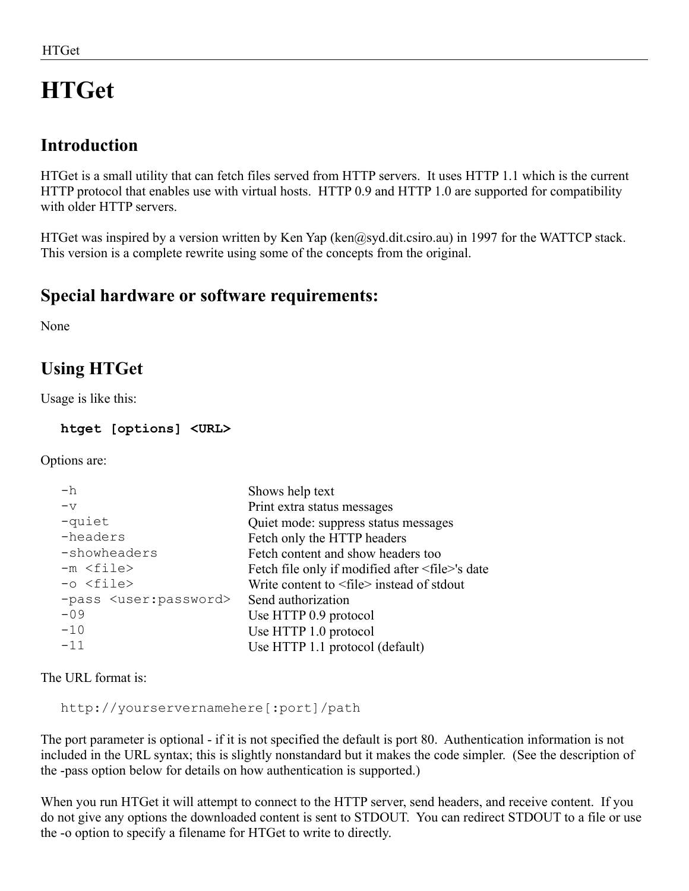# HTGet

## Introduction

HTGet is a small utility that can fetch files served from HTTP servers. It uses HTTP 1.1 which is the current HTTP protocol that enables use with virtual hosts. HTTP 0.9 and HTTP 1.0 are supported for compatibility with older HTTP servers.

HTGet was inspired by a version written by Ken Yap (ken@syd.dit.csiro.au) in 1997 for the WATTCP stack. This version is a complete rewrite using some of the concepts from the original.

## Special hardware or software requirements:

None

## Using HTGet

Usage is like this:

```
htget [options] <URL>
```

Options are:

| | |
|---|---|
| `-h` | Shows help text |
| `-v` | Print extra status messages |
| `-quiet` | Quiet mode: suppress status messages |
| `-headers` | Fetch only the HTTP headers |
| `-showheaders` | Fetch content and show headers too |
| `-m <file>` | Fetch file only if modified after <file>'s date |
| `-o <file>` | Write content to <file> instead of stdout |
| `-pass <user:password>` | Send authorization |
| `-09` | Use HTTP 0.9 protocol |
| `-10` | Use HTTP 1.0 protocol |
| `-11` | Use HTTP 1.1 protocol (default) |

The URL format is:

```
http://yourservernamehere[:port]/path
```

The port parameter is optional - if it is not specified the default is port 80. Authentication information is not included in the URL syntax; this is slightly nonstandard but it makes the code simpler. (See the description of the -pass option below for details on how authentication is supported.)

When you run HTGet it will attempt to connect to the HTTP server, send headers, and receive content. If you do not give any options the downloaded content is sent to STDOUT. You can redirect STDOUT to a file or use the -o option to specify a filename for HTGet to write to directly.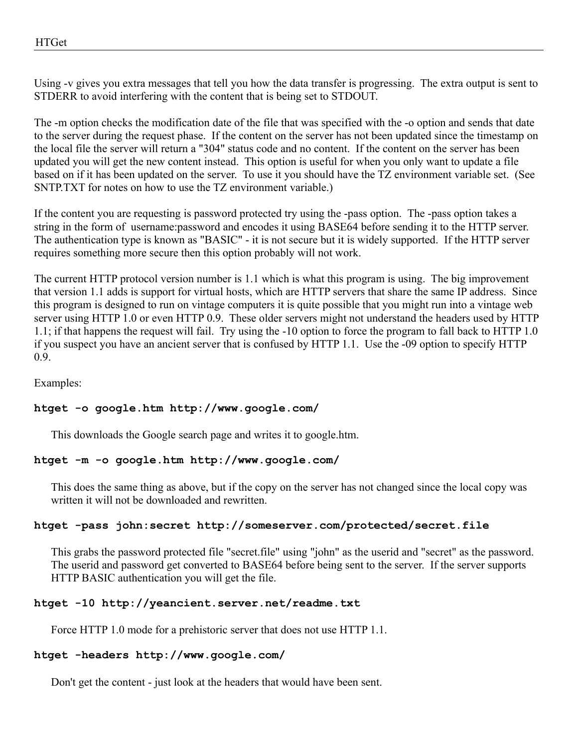Using -v gives you extra messages that tell you how the data transfer is progressing. The extra output is sent to STDERR to avoid interfering with the content that is being set to STDOUT.

The -m option checks the modification date of the file that was specified with the -o option and sends that date to the server during the request phase. If the content on the server has not been updated since the timestamp on the local file the server will return a "304" status code and no content. If the content on the server has been updated you will get the new content instead. This option is useful for when you only want to update a file based on if it has been updated on the server. To use it you should have the TZ environment variable set. (See SNTP.TXT for notes on how to use the TZ environment variable.)

If the content you are requesting is password protected try using the -pass option. The -pass option takes a string in the form of username:password and encodes it using BASE64 before sending it to the HTTP server. The authentication type is known as "BASIC" - it is not secure but it is widely supported. If the HTTP server requires something more secure then this option probably will not work.

The current HTTP protocol version number is 1.1 which is what this program is using. The big improvement that version 1.1 adds is support for virtual hosts, which are HTTP servers that share the same IP address. Since this program is designed to run on vintage computers it is quite possible that you might run into a vintage web server using HTTP 1.0 or even HTTP 0.9. These older servers might not understand the headers used by HTTP 1.1; if that happens the request will fail. Try using the -10 option to force the program to fall back to HTTP 1.0 if you suspect you have an ancient server that is confused by HTTP 1.1. Use the -09 option to specify HTTP 0.9.

Examples:

**htget -o google.htm http://www.google.com/**

This downloads the Google search page and writes it to google.htm.

**htget -m -o google.htm http://www.google.com/**

This does the same thing as above, but if the copy on the server has not changed since the local copy was written it will not be downloaded and rewritten.

**htget -pass john:secret http://someserver.com/protected/secret.file**

This grabs the password protected file "secret.file" using "john" as the userid and "secret" as the password. The userid and password get converted to BASE64 before being sent to the server. If the server supports HTTP BASIC authentication you will get the file.

**htget -10 http://yeancient.server.net/readme.txt**

Force HTTP 1.0 mode for a prehistoric server that does not use HTTP 1.1.

**htget -headers http://www.google.com/**

Don't get the content - just look at the headers that would have been sent.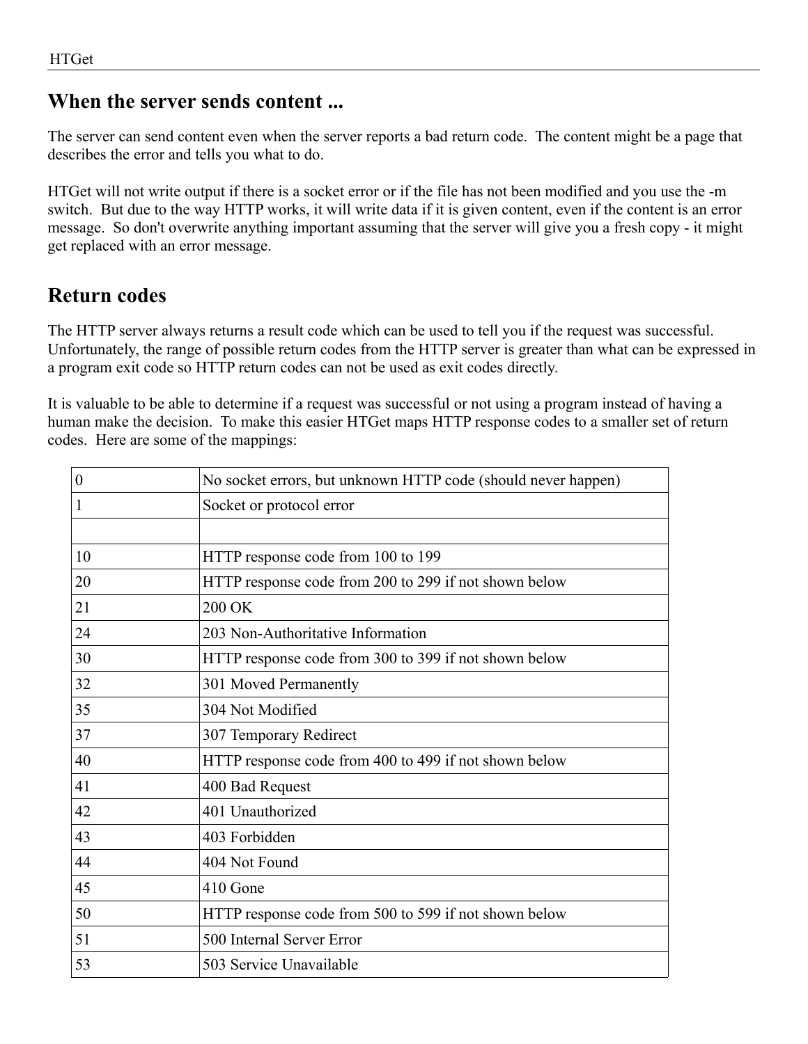## When the server sends content ...

The server can send content even when the server reports a bad return code. The content might be a page that describes the error and tells you what to do.

HTGet will not write output if there is a socket error or if the file has not been modified and you use the -m switch. But due to the way HTTP works, it will write data if it is given content, even if the content is an error message. So don't overwrite anything important assuming that the server will give you a fresh copy - it might get replaced with an error message.

## Return codes

The HTTP server always returns a result code which can be used to tell you if the request was successful. Unfortunately, the range of possible return codes from the HTTP server is greater than what can be expressed in a program exit code so HTTP return codes can not be used as exit codes directly.

It is valuable to be able to determine if a request was successful or not using a program instead of having a human make the decision. To make this easier HTGet maps HTTP response codes to a smaller set of return codes. Here are some of the mappings:

| | |
|---|---|
| 0 | No socket errors, but unknown HTTP code (should never happen) |
| 1 | Socket or protocol error |
| | |
| 10 | HTTP response code from 100 to 199 |
| 20 | HTTP response code from 200 to 299 if not shown below |
| 21 | 200 OK |
| 24 | 203 Non-Authoritative Information |
| 30 | HTTP response code from 300 to 399 if not shown below |
| 32 | 301 Moved Permanently |
| 35 | 304 Not Modified |
| 37 | 307 Temporary Redirect |
| 40 | HTTP response code from 400 to 499 if not shown below |
| 41 | 400 Bad Request |
| 42 | 401 Unauthorized |
| 43 | 403 Forbidden |
| 44 | 404 Not Found |
| 45 | 410 Gone |
| 50 | HTTP response code from 500 to 599 if not shown below |
| 51 | 500 Internal Server Error |
| 53 | 503 Service Unavailable |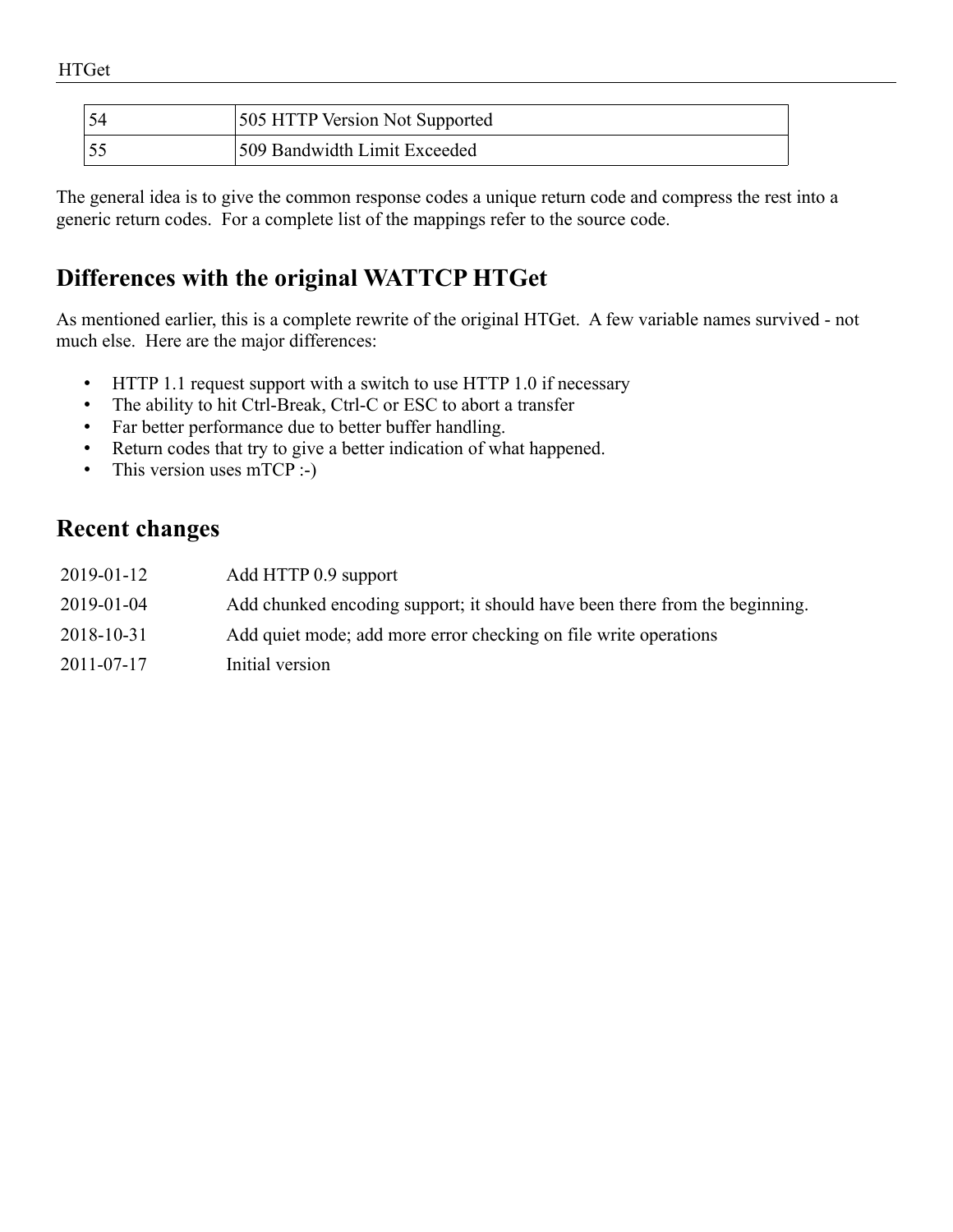| 54 | 505 HTTP Version Not Supported |
|---|---|
| 55 | 509 Bandwidth Limit Exceeded |

The general idea is to give the common response codes a unique return code and compress the rest into a generic return codes. For a complete list of the mappings refer to the source code.

## Differences with the original WATTCP HTGet

As mentioned earlier, this is a complete rewrite of the original HTGet. A few variable names survived - not much else. Here are the major differences:

- HTTP 1.1 request support with a switch to use HTTP 1.0 if necessary
- The ability to hit Ctrl-Break, Ctrl-C or ESC to abort a transfer
- Far better performance due to better buffer handling.
- Return codes that try to give a better indication of what happened.
- This version uses mTCP :-)

## Recent changes

| | |
|---|---|
| 2019-01-12 | Add HTTP 0.9 support |
| 2019-01-04 | Add chunked encoding support; it should have been there from the beginning. |
| 2018-10-31 | Add quiet mode; add more error checking on file write operations |
| 2011-07-17 | Initial version |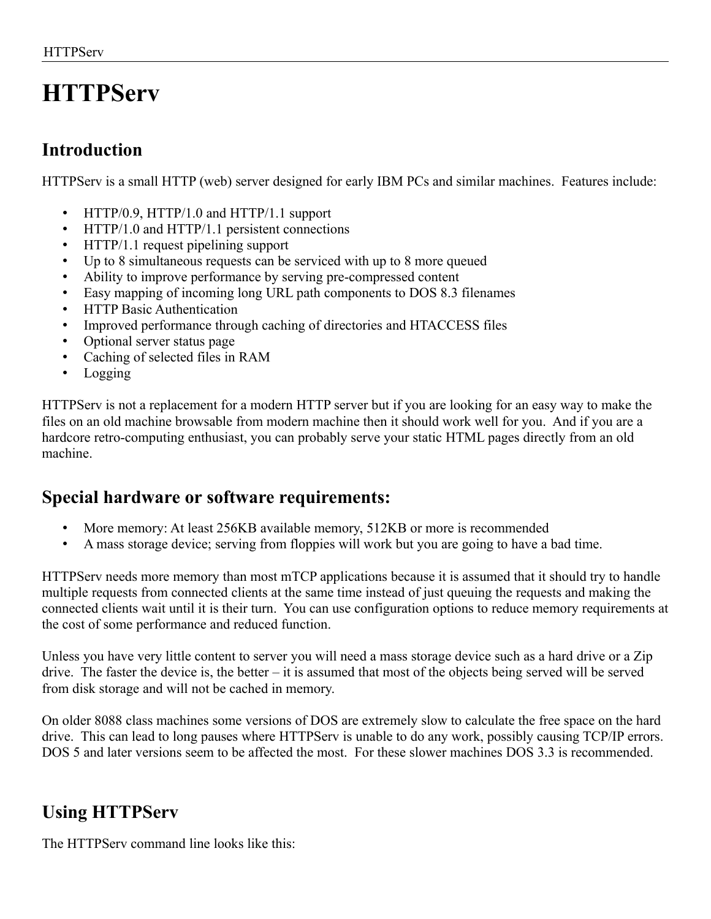# HTTPServ

## Introduction

HTTPServ is a small HTTP (web) server designed for early IBM PCs and similar machines. Features include:

- HTTP/0.9, HTTP/1.0 and HTTP/1.1 support
- HTTP/1.0 and HTTP/1.1 persistent connections
- HTTP/1.1 request pipelining support
- Up to 8 simultaneous requests can be serviced with up to 8 more queued
- Ability to improve performance by serving pre-compressed content
- Easy mapping of incoming long URL path components to DOS 8.3 filenames
- HTTP Basic Authentication
- Improved performance through caching of directories and HTACCESS files
- Optional server status page
- Caching of selected files in RAM
- Logging

HTTPServ is not a replacement for a modern HTTP server but if you are looking for an easy way to make the files on an old machine browsable from modern machine then it should work well for you. And if you are a hardcore retro-computing enthusiast, you can probably serve your static HTML pages directly from an old machine.

## Special hardware or software requirements:

- More memory: At least 256KB available memory, 512KB or more is recommended
- A mass storage device; serving from floppies will work but you are going to have a bad time.

HTTPServ needs more memory than most mTCP applications because it is assumed that it should try to handle multiple requests from connected clients at the same time instead of just queuing the requests and making the connected clients wait until it is their turn. You can use configuration options to reduce memory requirements at the cost of some performance and reduced function.

Unless you have very little content to server you will need a mass storage device such as a hard drive or a Zip drive. The faster the device is, the better – it is assumed that most of the objects being served will be served from disk storage and will not be cached in memory.

On older 8088 class machines some versions of DOS are extremely slow to calculate the free space on the hard drive. This can lead to long pauses where HTTPServ is unable to do any work, possibly causing TCP/IP errors. DOS 5 and later versions seem to be affected the most. For these slower machines DOS 3.3 is recommended.

## Using HTTPServ

The HTTPServ command line looks like this: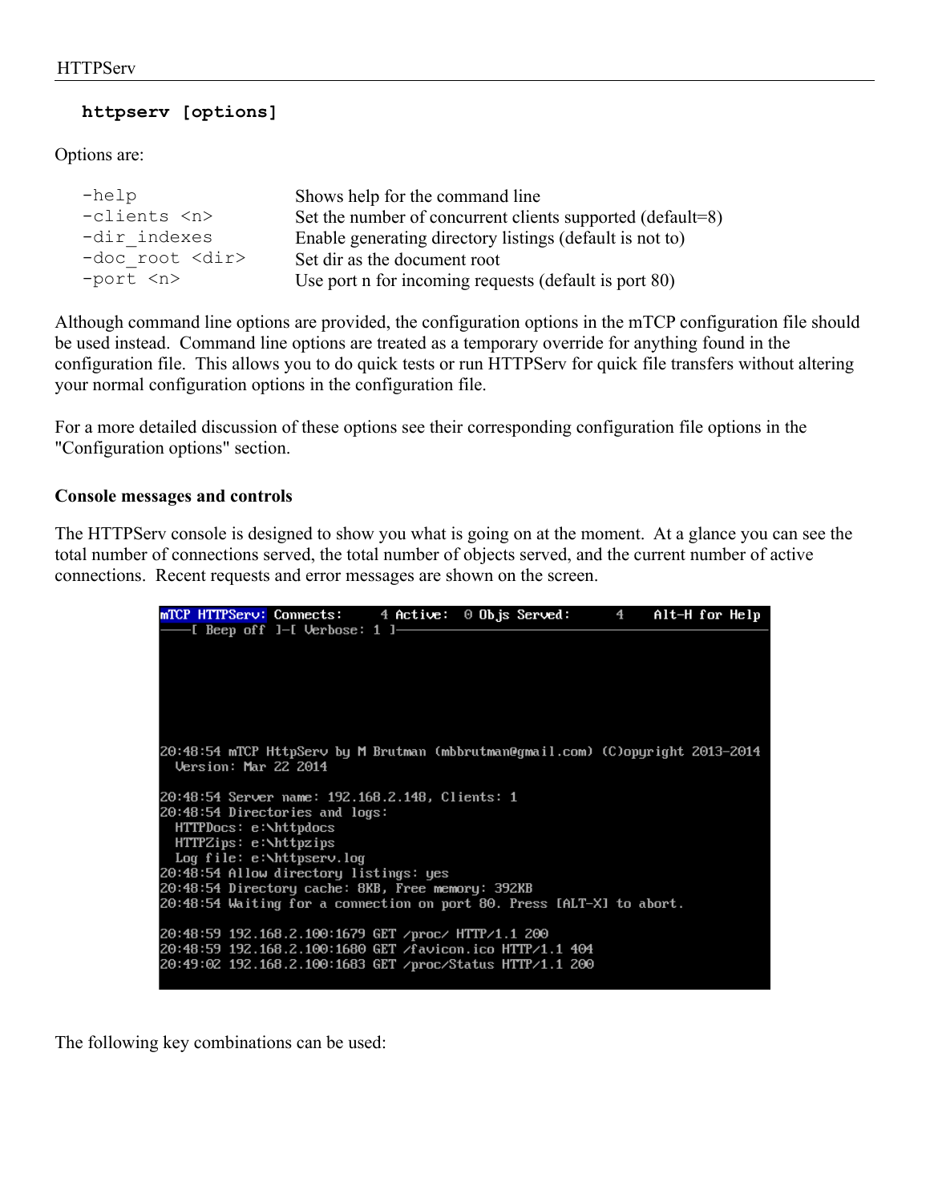```
httpserv [options]
```

Options are:

| | |
|---|---|
| `-help` | Shows help for the command line |
| `-clients <n>` | Set the number of concurrent clients supported (default=8) |
| `-dir_indexes` | Enable generating directory listings (default is not to) |
| `-doc_root <dir>` | Set dir as the document root |
| `-port <n>` | Use port n for incoming requests (default is port 80) |

Although command line options are provided, the configuration options in the mTCP configuration file should be used instead. Command line options are treated as a temporary override for anything found in the configuration file. This allows you to do quick tests or run HTTPServ for quick file transfers without altering your normal configuration options in the configuration file.

For a more detailed discussion of these options see their corresponding configuration file options in the "Configuration options" section.

**Console messages and controls**

The HTTPServ console is designed to show you what is going on at the moment. At a glance you can see the total number of connections served, the total number of objects served, and the current number of active connections. Recent requests and error messages are shown on the screen.

```
mTCP HTTPServ: Connects:     4 Active:  0 Objs Served:      4    Alt-H for Help
----[ Beep off ]-[ Verbose: 1 ]------------------------------------------------





20:48:54 mTCP HttpServ by M Brutman (mbbrutman@gmail.com) (C)opyright 2013-2014
  Version: Mar 22 2014

20:48:54 Server name: 192.168.2.148, Clients: 1
20:48:54 Directories and logs:
  HTTPDocs: e:\httpdocs
  HTTPZips: e:\httpzips
  Log file: e:\httpserv.log
20:48:54 Allow directory listings: yes
20:48:54 Directory cache: 8KB, Free memory: 392KB
20:48:54 Waiting for a connection on port 80. Press [ALT-X] to abort.

20:48:59 192.168.2.100:1679 GET /proc/ HTTP/1.1 200
20:48:59 192.168.2.100:1680 GET /favicon.ico HTTP/1.1 404
20:49:02 192.168.2.100:1683 GET /proc/Status HTTP/1.1 200
```

The following key combinations can be used: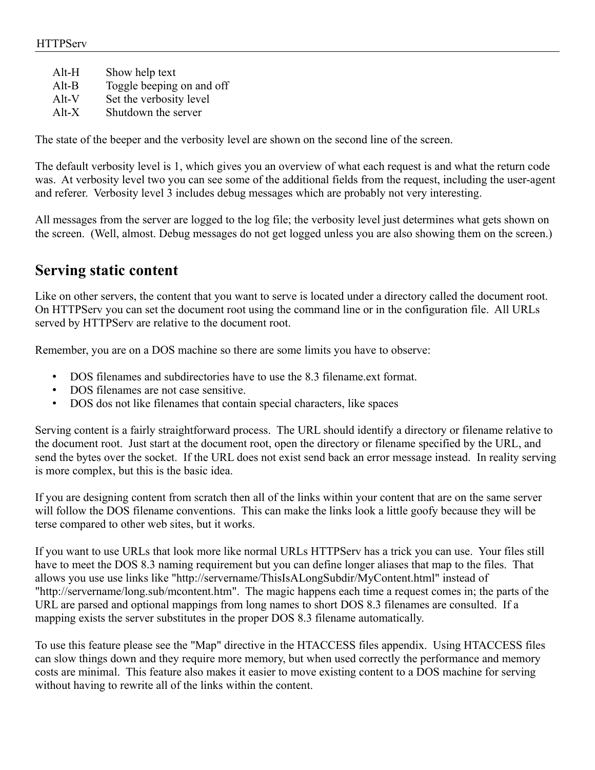| | |
|---|---|
| Alt-H | Show help text |
| Alt-B | Toggle beeping on and off |
| Alt-V | Set the verbosity level |
| Alt-X | Shutdown the server |

The state of the beeper and the verbosity level are shown on the second line of the screen.

The default verbosity level is 1, which gives you an overview of what each request is and what the return code was. At verbosity level two you can see some of the additional fields from the request, including the user-agent and referer. Verbosity level 3 includes debug messages which are probably not very interesting.

All messages from the server are logged to the log file; the verbosity level just determines what gets shown on the screen. (Well, almost. Debug messages do not get logged unless you are also showing them on the screen.)

## Serving static content

Like on other servers, the content that you want to serve is located under a directory called the document root. On HTTPServ you can set the document root using the command line or in the configuration file. All URLs served by HTTPServ are relative to the document root.

Remember, you are on a DOS machine so there are some limits you have to observe:

- DOS filenames and subdirectories have to use the 8.3 filename.ext format.
- DOS filenames are not case sensitive.
- DOS dos not like filenames that contain special characters, like spaces

Serving content is a fairly straightforward process. The URL should identify a directory or filename relative to the document root. Just start at the document root, open the directory or filename specified by the URL, and send the bytes over the socket. If the URL does not exist send back an error message instead. In reality serving is more complex, but this is the basic idea.

If you are designing content from scratch then all of the links within your content that are on the same server will follow the DOS filename conventions. This can make the links look a little goofy because they will be terse compared to other web sites, but it works.

If you want to use URLs that look more like normal URLs HTTPServ has a trick you can use. Your files still have to meet the DOS 8.3 naming requirement but you can define longer aliases that map to the files. That allows you use use links like "http://servername/ThisIsALongSubdir/MyContent.html" instead of "http://servername/long.sub/mcontent.htm". The magic happens each time a request comes in; the parts of the URL are parsed and optional mappings from long names to short DOS 8.3 filenames are consulted. If a mapping exists the server substitutes in the proper DOS 8.3 filename automatically.

To use this feature please see the "Map" directive in the HTACCESS files appendix. Using HTACCESS files can slow things down and they require more memory, but when used correctly the performance and memory costs are minimal. This feature also makes it easier to move existing content to a DOS machine for serving without having to rewrite all of the links within the content.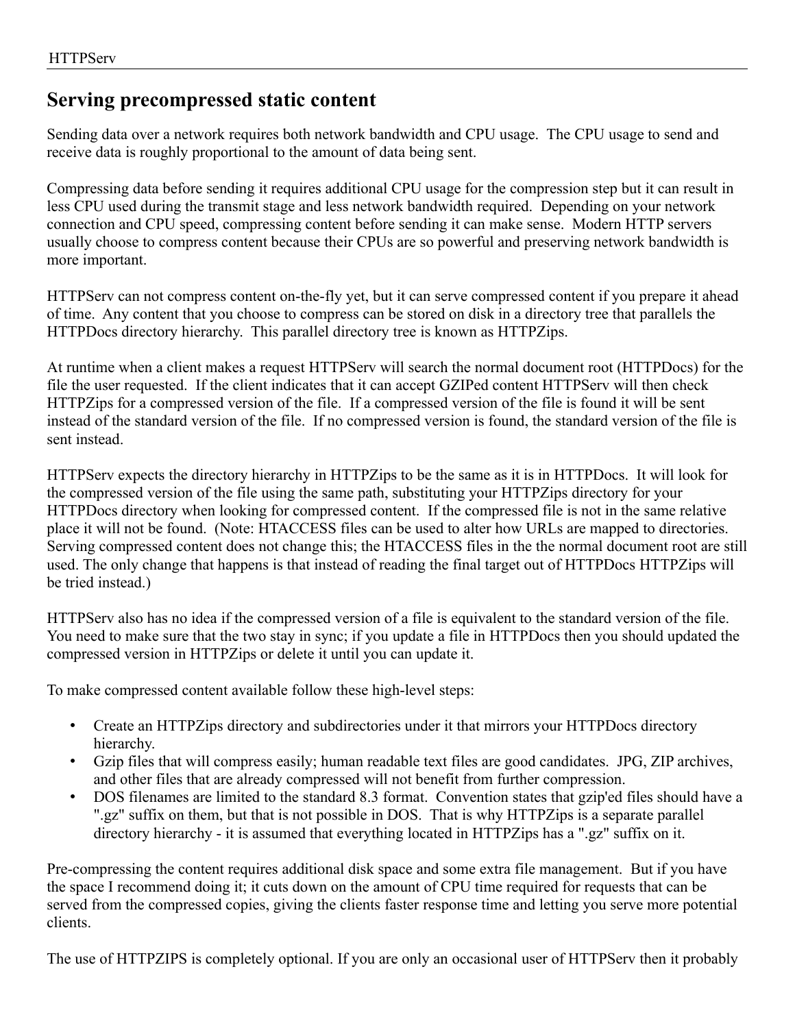## Serving precompressed static content

Sending data over a network requires both network bandwidth and CPU usage. The CPU usage to send and receive data is roughly proportional to the amount of data being sent.

Compressing data before sending it requires additional CPU usage for the compression step but it can result in less CPU used during the transmit stage and less network bandwidth required. Depending on your network connection and CPU speed, compressing content before sending it can make sense. Modern HTTP servers usually choose to compress content because their CPUs are so powerful and preserving network bandwidth is more important.

HTTPServ can not compress content on-the-fly yet, but it can serve compressed content if you prepare it ahead of time. Any content that you choose to compress can be stored on disk in a directory tree that parallels the HTTPDocs directory hierarchy. This parallel directory tree is known as HTTPZips.

At runtime when a client makes a request HTTPServ will search the normal document root (HTTPDocs) for the file the user requested. If the client indicates that it can accept GZIPed content HTTPServ will then check HTTPZips for a compressed version of the file. If a compressed version of the file is found it will be sent instead of the standard version of the file. If no compressed version is found, the standard version of the file is sent instead.

HTTPServ expects the directory hierarchy in HTTPZips to be the same as it is in HTTPDocs. It will look for the compressed version of the file using the same path, substituting your HTTPZips directory for your HTTPDocs directory when looking for compressed content. If the compressed file is not in the same relative place it will not be found. (Note: HTACCESS files can be used to alter how URLs are mapped to directories. Serving compressed content does not change this; the HTACCESS files in the the normal document root are still used. The only change that happens is that instead of reading the final target out of HTTPDocs HTTPZips will be tried instead.)

HTTPServ also has no idea if the compressed version of a file is equivalent to the standard version of the file. You need to make sure that the two stay in sync; if you update a file in HTTPDocs then you should updated the compressed version in HTTPZips or delete it until you can update it.

To make compressed content available follow these high-level steps:

- Create an HTTPZips directory and subdirectories under it that mirrors your HTTPDocs directory hierarchy.
- Gzip files that will compress easily; human readable text files are good candidates. JPG, ZIP archives, and other files that are already compressed will not benefit from further compression.
- DOS filenames are limited to the standard 8.3 format. Convention states that gzip'ed files should have a ".gz" suffix on them, but that is not possible in DOS. That is why HTTPZips is a separate parallel directory hierarchy - it is assumed that everything located in HTTPZips has a ".gz" suffix on it.

Pre-compressing the content requires additional disk space and some extra file management. But if you have the space I recommend doing it; it cuts down on the amount of CPU time required for requests that can be served from the compressed copies, giving the clients faster response time and letting you serve more potential clients.

The use of HTTPZIPS is completely optional. If you are only an occasional user of HTTPServ then it probably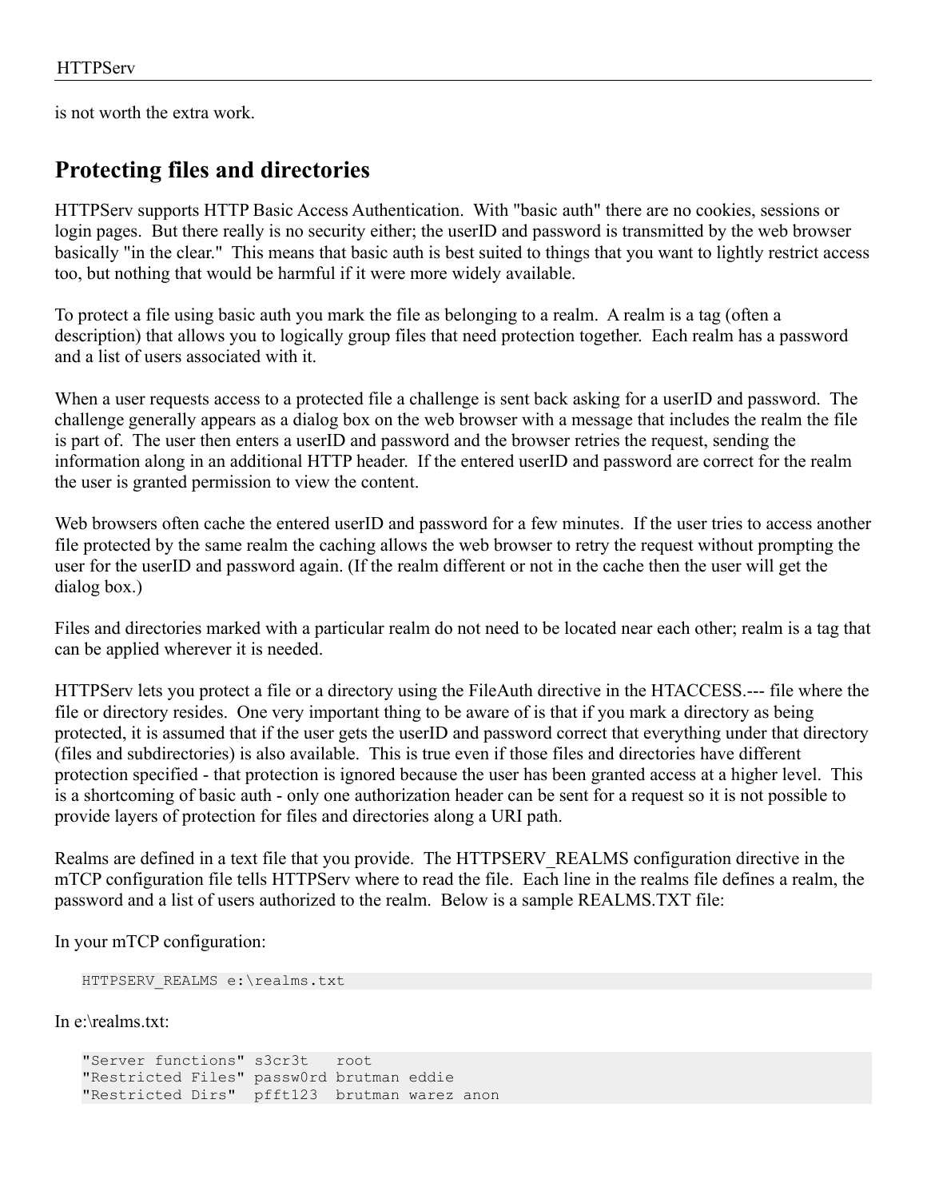is not worth the extra work.

## Protecting files and directories

HTTPServ supports HTTP Basic Access Authentication. With "basic auth" there are no cookies, sessions or login pages. But there really is no security either; the userID and password is transmitted by the web browser basically "in the clear." This means that basic auth is best suited to things that you want to lightly restrict access too, but nothing that would be harmful if it were more widely available.

To protect a file using basic auth you mark the file as belonging to a realm. A realm is a tag (often a description) that allows you to logically group files that need protection together. Each realm has a password and a list of users associated with it.

When a user requests access to a protected file a challenge is sent back asking for a userID and password. The challenge generally appears as a dialog box on the web browser with a message that includes the realm the file is part of. The user then enters a userID and password and the browser retries the request, sending the information along in an additional HTTP header. If the entered userID and password are correct for the realm the user is granted permission to view the content.

Web browsers often cache the entered userID and password for a few minutes. If the user tries to access another file protected by the same realm the caching allows the web browser to retry the request without prompting the user for the userID and password again. (If the realm different or not in the cache then the user will get the dialog box.)

Files and directories marked with a particular realm do not need to be located near each other; realm is a tag that can be applied wherever it is needed.

HTTPServ lets you protect a file or a directory using the FileAuth directive in the HTACCESS.--- file where the file or directory resides. One very important thing to be aware of is that if you mark a directory as being protected, it is assumed that if the user gets the userID and password correct that everything under that directory (files and subdirectories) is also available. This is true even if those files and directories have different protection specified - that protection is ignored because the user has been granted access at a higher level. This is a shortcoming of basic auth - only one authorization header can be sent for a request so it is not possible to provide layers of protection for files and directories along a URI path.

Realms are defined in a text file that you provide. The HTTPSERV_REALMS configuration directive in the mTCP configuration file tells HTTPServ where to read the file. Each line in the realms file defines a realm, the password and a list of users authorized to the realm. Below is a sample REALMS.TXT file:

In your mTCP configuration:

```
HTTPSERV_REALMS e:\realms.txt
```

In e:\realms.txt:

```
"Server functions" s3cr3t   root
"Restricted Files" passw0rd brutman eddie
"Restricted Dirs"  pfft123  brutman warez anon
```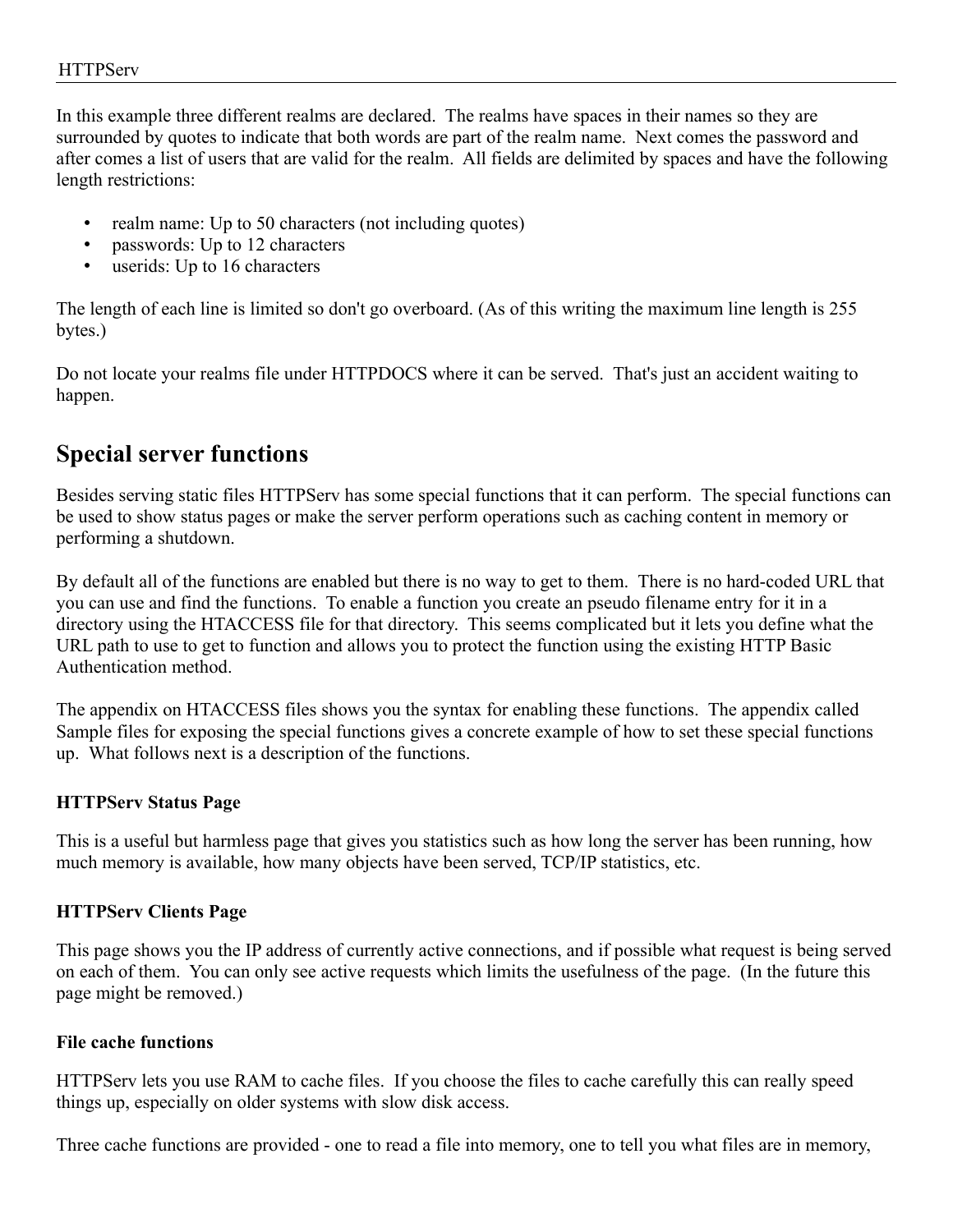In this example three different realms are declared. The realms have spaces in their names so they are surrounded by quotes to indicate that both words are part of the realm name. Next comes the password and after comes a list of users that are valid for the realm. All fields are delimited by spaces and have the following length restrictions:

- realm name: Up to 50 characters (not including quotes)
- passwords: Up to 12 characters
- userids: Up to 16 characters

The length of each line is limited so don't go overboard. (As of this writing the maximum line length is 255 bytes.)

Do not locate your realms file under HTTPDOCS where it can be served. That's just an accident waiting to happen.

## Special server functions

Besides serving static files HTTPServ has some special functions that it can perform. The special functions can be used to show status pages or make the server perform operations such as caching content in memory or performing a shutdown.

By default all of the functions are enabled but there is no way to get to them. There is no hard-coded URL that you can use and find the functions. To enable a function you create an pseudo filename entry for it in a directory using the HTACCESS file for that directory. This seems complicated but it lets you define what the URL path to use to get to function and allows you to protect the function using the existing HTTP Basic Authentication method.

The appendix on HTACCESS files shows you the syntax for enabling these functions. The appendix called Sample files for exposing the special functions gives a concrete example of how to set these special functions up. What follows next is a description of the functions.

#### HTTPServ Status Page

This is a useful but harmless page that gives you statistics such as how long the server has been running, how much memory is available, how many objects have been served, TCP/IP statistics, etc.

#### HTTPServ Clients Page

This page shows you the IP address of currently active connections, and if possible what request is being served on each of them. You can only see active requests which limits the usefulness of the page. (In the future this page might be removed.)

#### File cache functions

HTTPServ lets you use RAM to cache files. If you choose the files to cache carefully this can really speed things up, especially on older systems with slow disk access.

Three cache functions are provided - one to read a file into memory, one to tell you what files are in memory,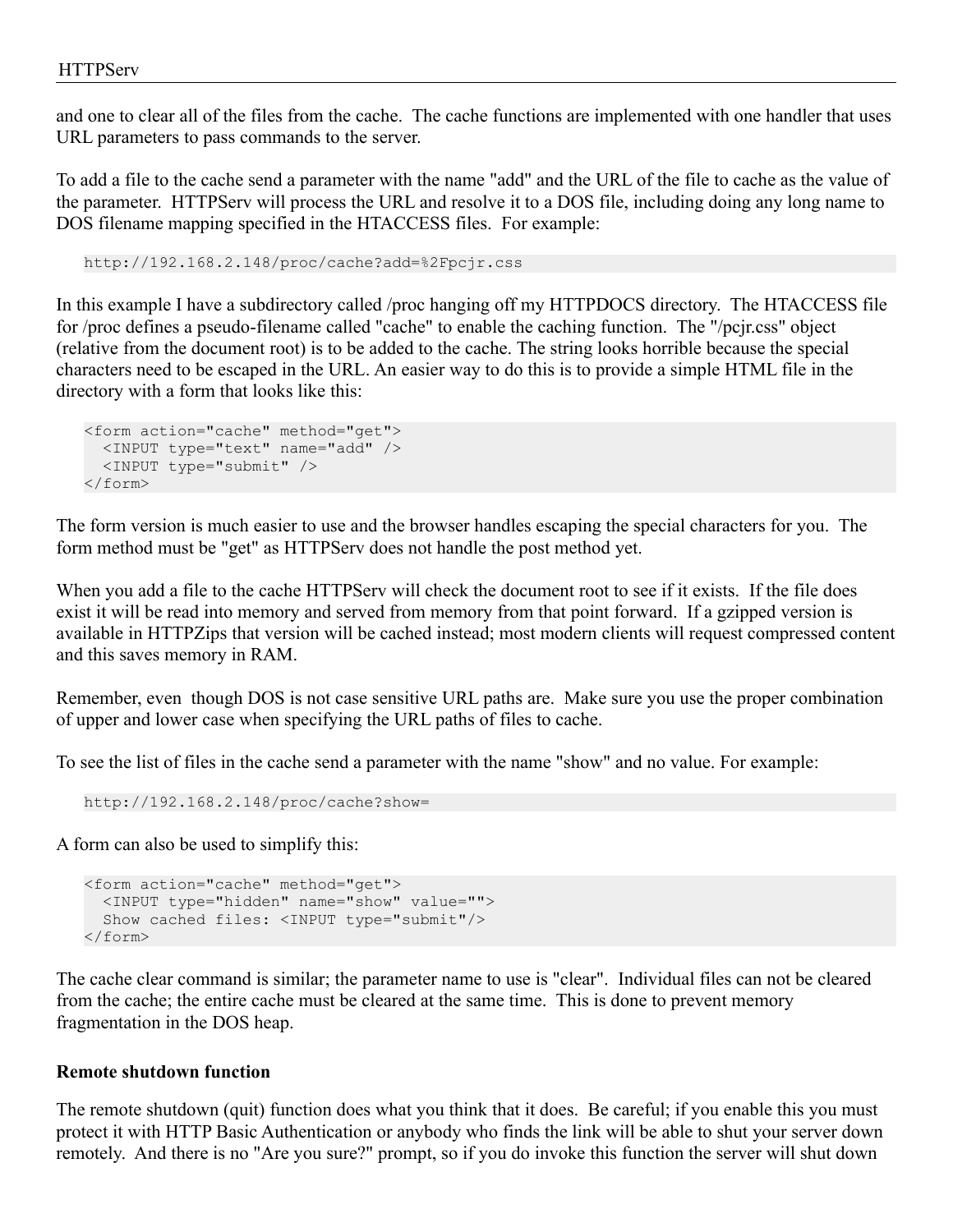and one to clear all of the files from the cache. The cache functions are implemented with one handler that uses URL parameters to pass commands to the server.

To add a file to the cache send a parameter with the name "add" and the URL of the file to cache as the value of the parameter. HTTPServ will process the URL and resolve it to a DOS file, including doing any long name to DOS filename mapping specified in the HTACCESS files. For example:

```
http://192.168.2.148/proc/cache?add=%2Fpcjr.css
```

In this example I have a subdirectory called /proc hanging off my HTTPDOCS directory. The HTACCESS file for /proc defines a pseudo-filename called "cache" to enable the caching function. The "/pcjr.css" object (relative from the document root) is to be added to the cache. The string looks horrible because the special characters need to be escaped in the URL. An easier way to do this is to provide a simple HTML file in the directory with a form that looks like this:

```
<form action="cache" method="get">
  <INPUT type="text" name="add" />
  <INPUT type="submit" />
</form>
```

The form version is much easier to use and the browser handles escaping the special characters for you. The form method must be "get" as HTTPServ does not handle the post method yet.

When you add a file to the cache HTTPServ will check the document root to see if it exists. If the file does exist it will be read into memory and served from memory from that point forward. If a gzipped version is available in HTTPZips that version will be cached instead; most modern clients will request compressed content and this saves memory in RAM.

Remember, even though DOS is not case sensitive URL paths are. Make sure you use the proper combination of upper and lower case when specifying the URL paths of files to cache.

To see the list of files in the cache send a parameter with the name "show" and no value. For example:

```
http://192.168.2.148/proc/cache?show=
```

A form can also be used to simplify this:

```
<form action="cache" method="get">
  <INPUT type="hidden" name="show" value="">
  Show cached files: <INPUT type="submit"/>
</form>
```

The cache clear command is similar; the parameter name to use is "clear". Individual files can not be cleared from the cache; the entire cache must be cleared at the same time. This is done to prevent memory fragmentation in the DOS heap.

**Remote shutdown function**

The remote shutdown (quit) function does what you think that it does. Be careful; if you enable this you must protect it with HTTP Basic Authentication or anybody who finds the link will be able to shut your server down remotely. And there is no "Are you sure?" prompt, so if you do invoke this function the server will shut down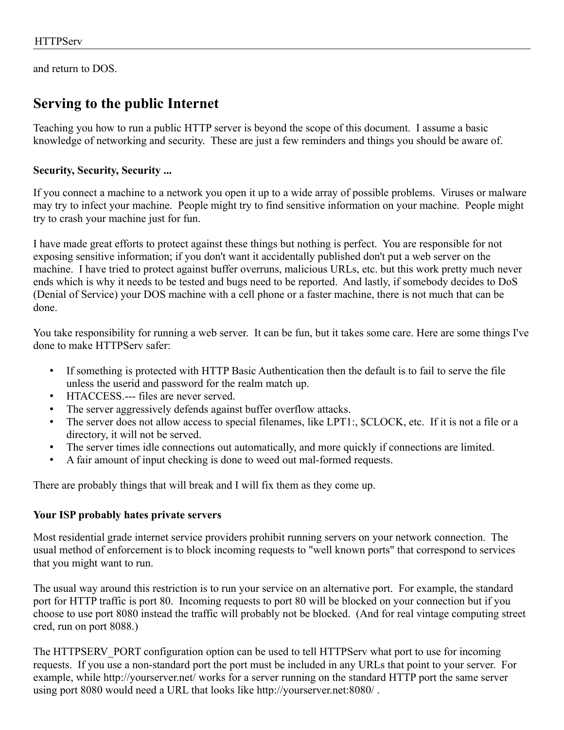and return to DOS.

## Serving to the public Internet

Teaching you how to run a public HTTP server is beyond the scope of this document. I assume a basic knowledge of networking and security. These are just a few reminders and things you should be aware of.

### Security, Security, Security ...

If you connect a machine to a network you open it up to a wide array of possible problems. Viruses or malware may try to infect your machine. People might try to find sensitive information on your machine. People might try to crash your machine just for fun.

I have made great efforts to protect against these things but nothing is perfect. You are responsible for not exposing sensitive information; if you don't want it accidentally published don't put a web server on the machine. I have tried to protect against buffer overruns, malicious URLs, etc. but this work pretty much never ends which is why it needs to be tested and bugs need to be reported. And lastly, if somebody decides to DoS (Denial of Service) your DOS machine with a cell phone or a faster machine, there is not much that can be done.

You take responsibility for running a web server. It can be fun, but it takes some care. Here are some things I've done to make HTTPServ safer:

- If something is protected with HTTP Basic Authentication then the default is to fail to serve the file unless the userid and password for the realm match up.
- HTACCESS.--- files are never served.
- The server aggressively defends against buffer overflow attacks.
- The server does not allow access to special filenames, like LPT1:, $CLOCK, etc. If it is not a file or a directory, it will not be served.
- The server times idle connections out automatically, and more quickly if connections are limited.
- A fair amount of input checking is done to weed out mal-formed requests.

There are probably things that will break and I will fix them as they come up.

### Your ISP probably hates private servers

Most residential grade internet service providers prohibit running servers on your network connection. The usual method of enforcement is to block incoming requests to "well known ports" that correspond to services that you might want to run.

The usual way around this restriction is to run your service on an alternative port. For example, the standard port for HTTP traffic is port 80. Incoming requests to port 80 will be blocked on your connection but if you choose to use port 8080 instead the traffic will probably not be blocked. (And for real vintage computing street cred, run on port 8088.)

The HTTPSERV_PORT configuration option can be used to tell HTTPServ what port to use for incoming requests. If you use a non-standard port the port must be included in any URLs that point to your server. For example, while http://yourserver.net/ works for a server running on the standard HTTP port the same server using port 8080 would need a URL that looks like http://yourserver.net:8080/ .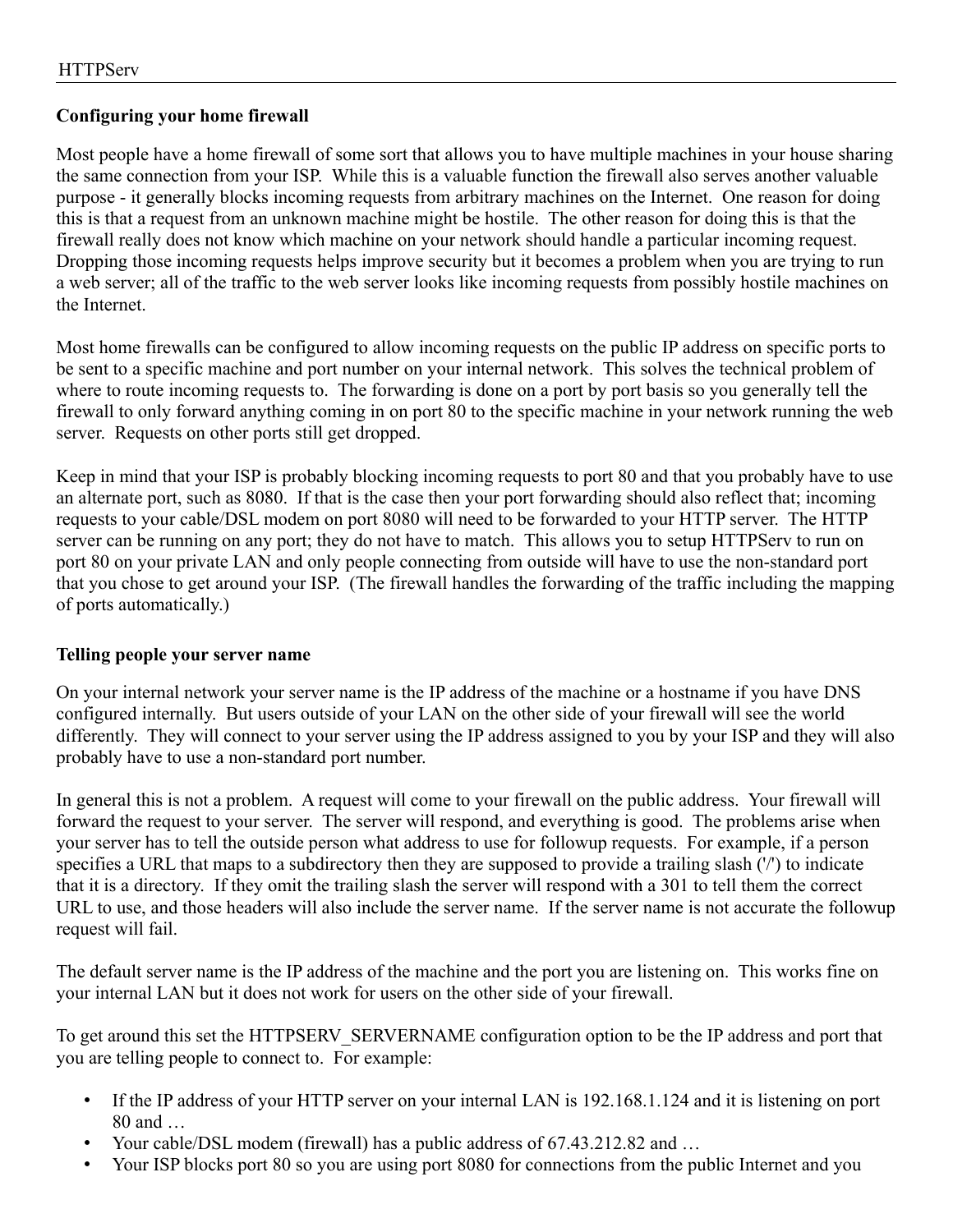**Configuring your home firewall**

Most people have a home firewall of some sort that allows you to have multiple machines in your house sharing the same connection from your ISP. While this is a valuable function the firewall also serves another valuable purpose - it generally blocks incoming requests from arbitrary machines on the Internet. One reason for doing this is that a request from an unknown machine might be hostile. The other reason for doing this is that the firewall really does not know which machine on your network should handle a particular incoming request. Dropping those incoming requests helps improve security but it becomes a problem when you are trying to run a web server; all of the traffic to the web server looks like incoming requests from possibly hostile machines on the Internet.

Most home firewalls can be configured to allow incoming requests on the public IP address on specific ports to be sent to a specific machine and port number on your internal network. This solves the technical problem of where to route incoming requests to. The forwarding is done on a port by port basis so you generally tell the firewall to only forward anything coming in on port 80 to the specific machine in your network running the web server. Requests on other ports still get dropped.

Keep in mind that your ISP is probably blocking incoming requests to port 80 and that you probably have to use an alternate port, such as 8080. If that is the case then your port forwarding should also reflect that; incoming requests to your cable/DSL modem on port 8080 will need to be forwarded to your HTTP server. The HTTP server can be running on any port; they do not have to match. This allows you to setup HTTPServ to run on port 80 on your private LAN and only people connecting from outside will have to use the non-standard port that you chose to get around your ISP. (The firewall handles the forwarding of the traffic including the mapping of ports automatically.)

**Telling people your server name**

On your internal network your server name is the IP address of the machine or a hostname if you have DNS configured internally. But users outside of your LAN on the other side of your firewall will see the world differently. They will connect to your server using the IP address assigned to you by your ISP and they will also probably have to use a non-standard port number.

In general this is not a problem. A request will come to your firewall on the public address. Your firewall will forward the request to your server. The server will respond, and everything is good. The problems arise when your server has to tell the outside person what address to use for followup requests. For example, if a person specifies a URL that maps to a subdirectory then they are supposed to provide a trailing slash ('/') to indicate that it is a directory. If they omit the trailing slash the server will respond with a 301 to tell them the correct URL to use, and those headers will also include the server name. If the server name is not accurate the followup request will fail.

The default server name is the IP address of the machine and the port you are listening on. This works fine on your internal LAN but it does not work for users on the other side of your firewall.

To get around this set the HTTPSERV_SERVERNAME configuration option to be the IP address and port that you are telling people to connect to. For example:

- If the IP address of your HTTP server on your internal LAN is 192.168.1.124 and it is listening on port 80 and …
- Your cable/DSL modem (firewall) has a public address of 67.43.212.82 and …
- Your ISP blocks port 80 so you are using port 8080 for connections from the public Internet and you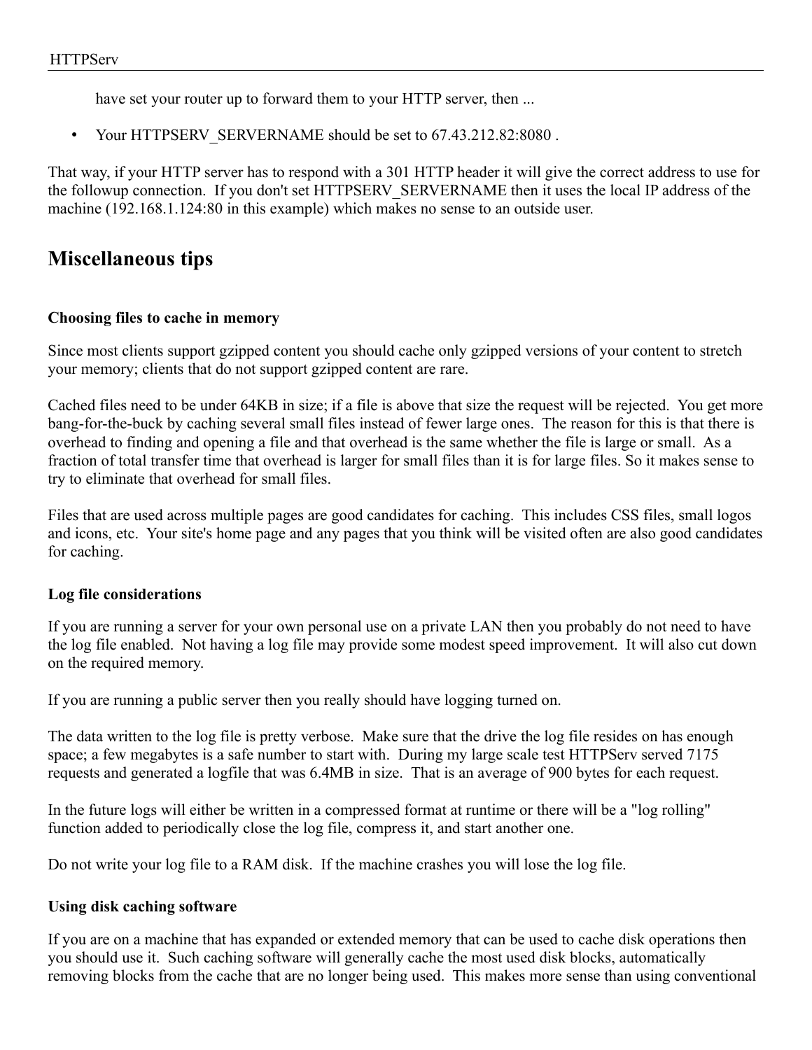have set your router up to forward them to your HTTP server, then ...

- Your HTTPSERV_SERVERNAME should be set to 67.43.212.82:8080 .

That way, if your HTTP server has to respond with a 301 HTTP header it will give the correct address to use for the followup connection. If you don't set HTTPSERV_SERVERNAME then it uses the local IP address of the machine (192.168.1.124:80 in this example) which makes no sense to an outside user.

## Miscellaneous tips

#### Choosing files to cache in memory

Since most clients support gzipped content you should cache only gzipped versions of your content to stretch your memory; clients that do not support gzipped content are rare.

Cached files need to be under 64KB in size; if a file is above that size the request will be rejected. You get more bang-for-the-buck by caching several small files instead of fewer large ones. The reason for this is that there is overhead to finding and opening a file and that overhead is the same whether the file is large or small. As a fraction of total transfer time that overhead is larger for small files than it is for large files. So it makes sense to try to eliminate that overhead for small files.

Files that are used across multiple pages are good candidates for caching. This includes CSS files, small logos and icons, etc. Your site's home page and any pages that you think will be visited often are also good candidates for caching.

#### Log file considerations

If you are running a server for your own personal use on a private LAN then you probably do not need to have the log file enabled. Not having a log file may provide some modest speed improvement. It will also cut down on the required memory.

If you are running a public server then you really should have logging turned on.

The data written to the log file is pretty verbose. Make sure that the drive the log file resides on has enough space; a few megabytes is a safe number to start with. During my large scale test HTTPServ served 7175 requests and generated a logfile that was 6.4MB in size. That is an average of 900 bytes for each request.

In the future logs will either be written in a compressed format at runtime or there will be a "log rolling" function added to periodically close the log file, compress it, and start another one.

Do not write your log file to a RAM disk. If the machine crashes you will lose the log file.

#### Using disk caching software

If you are on a machine that has expanded or extended memory that can be used to cache disk operations then you should use it. Such caching software will generally cache the most used disk blocks, automatically removing blocks from the cache that are no longer being used. This makes more sense than using conventional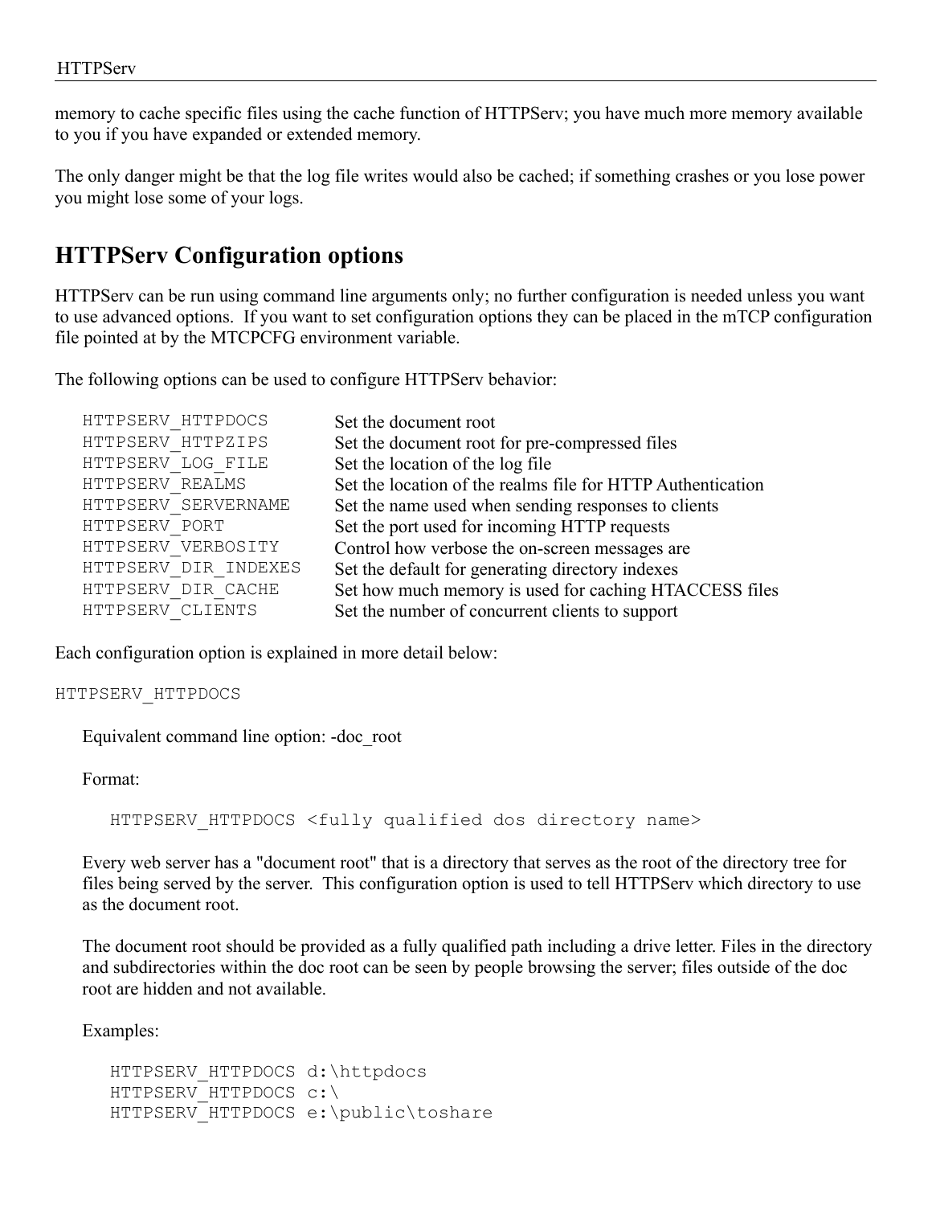memory to cache specific files using the cache function of HTTPServ; you have much more memory available to you if you have expanded or extended memory.

The only danger might be that the log file writes would also be cached; if something crashes or you lose power you might lose some of your logs.

## HTTPServ Configuration options

HTTPServ can be run using command line arguments only; no further configuration is needed unless you want to use advanced options. If you want to set configuration options they can be placed in the mTCP configuration file pointed at by the MTCPCFG environment variable.

The following options can be used to configure HTTPServ behavior:

| | |
|---|---|
| `HTTPSERV_HTTPDOCS` | Set the document root |
| `HTTPSERV_HTTPZIPS` | Set the document root for pre-compressed files |
| `HTTPSERV_LOG_FILE` | Set the location of the log file |
| `HTTPSERV_REALMS` | Set the location of the realms file for HTTP Authentication |
| `HTTPSERV_SERVERNAME` | Set the name used when sending responses to clients |
| `HTTPSERV_PORT` | Set the port used for incoming HTTP requests |
| `HTTPSERV_VERBOSITY` | Control how verbose the on-screen messages are |
| `HTTPSERV_DIR_INDEXES` | Set the default for generating directory indexes |
| `HTTPSERV_DIR_CACHE` | Set how much memory is used for caching HTACCESS files |
| `HTTPSERV_CLIENTS` | Set the number of concurrent clients to support |

Each configuration option is explained in more detail below:

`HTTPSERV_HTTPDOCS`

Equivalent command line option: -doc_root

Format:

```
HTTPSERV_HTTPDOCS <fully qualified dos directory name>
```

Every web server has a "document root" that is a directory that serves as the root of the directory tree for files being served by the server. This configuration option is used to tell HTTPServ which directory to use as the document root.

The document root should be provided as a fully qualified path including a drive letter. Files in the directory and subdirectories within the doc root can be seen by people browsing the server; files outside of the doc root are hidden and not available.

Examples:

```
HTTPSERV_HTTPDOCS d:\httpdocs
HTTPSERV_HTTPDOCS c:\
HTTPSERV_HTTPDOCS e:\public\toshare
```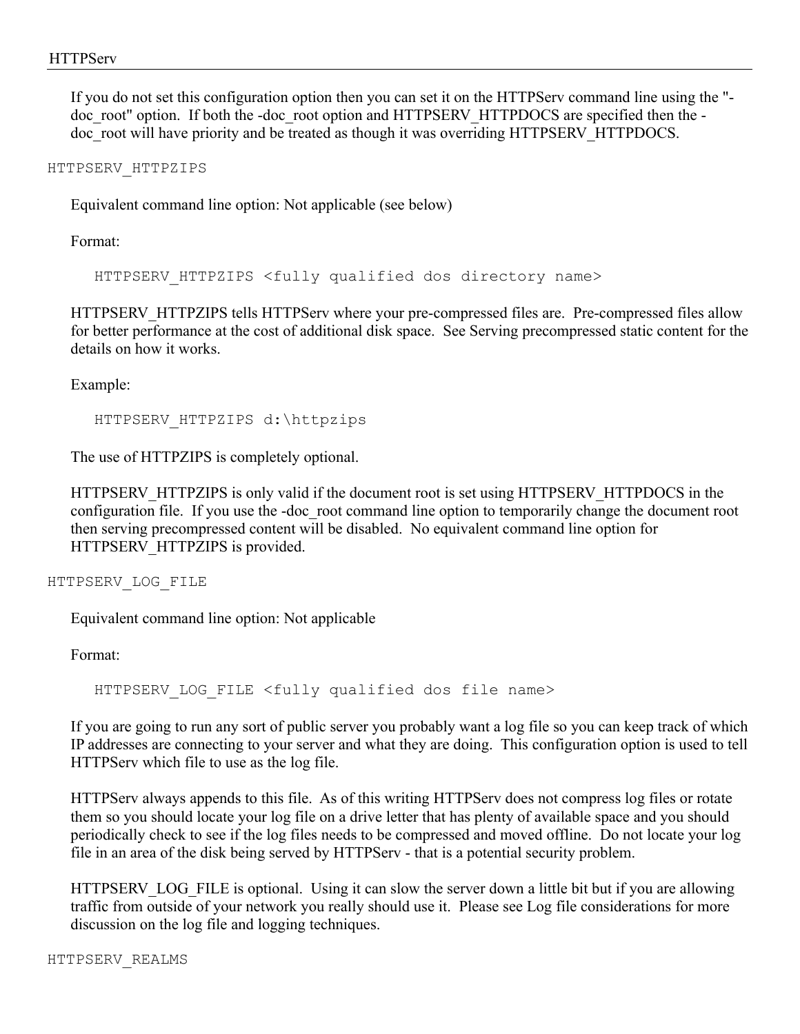If you do not set this configuration option then you can set it on the HTTPServ command line using the "-doc_root" option. If both the -doc_root option and HTTPSERV_HTTPDOCS are specified then the -doc_root will have priority and be treated as though it was overriding HTTPSERV_HTTPDOCS.

```
HTTPSERV_HTTPZIPS
```

Equivalent command line option: Not applicable (see below)

Format:

```
HTTPSERV_HTTPZIPS <fully qualified dos directory name>
```

HTTPSERV_HTTPZIPS tells HTTPServ where your pre-compressed files are. Pre-compressed files allow for better performance at the cost of additional disk space. See Serving precompressed static content for the details on how it works.

Example:

```
HTTPSERV_HTTPZIPS d:\httpzips
```

The use of HTTPZIPS is completely optional.

HTTPSERV_HTTPZIPS is only valid if the document root is set using HTTPSERV_HTTPDOCS in the configuration file. If you use the -doc_root command line option to temporarily change the document root then serving precompressed content will be disabled. No equivalent command line option for HTTPSERV_HTTPZIPS is provided.

```
HTTPSERV_LOG_FILE
```

Equivalent command line option: Not applicable

Format:

```
HTTPSERV_LOG_FILE <fully qualified dos file name>
```

If you are going to run any sort of public server you probably want a log file so you can keep track of which IP addresses are connecting to your server and what they are doing. This configuration option is used to tell HTTPServ which file to use as the log file.

HTTPServ always appends to this file. As of this writing HTTPServ does not compress log files or rotate them so you should locate your log file on a drive letter that has plenty of available space and you should periodically check to see if the log files needs to be compressed and moved offline. Do not locate your log file in an area of the disk being served by HTTPServ - that is a potential security problem.

HTTPSERV_LOG_FILE is optional. Using it can slow the server down a little bit but if you are allowing traffic from outside of your network you really should use it. Please see Log file considerations for more discussion on the log file and logging techniques.

```
HTTPSERV_REALMS
```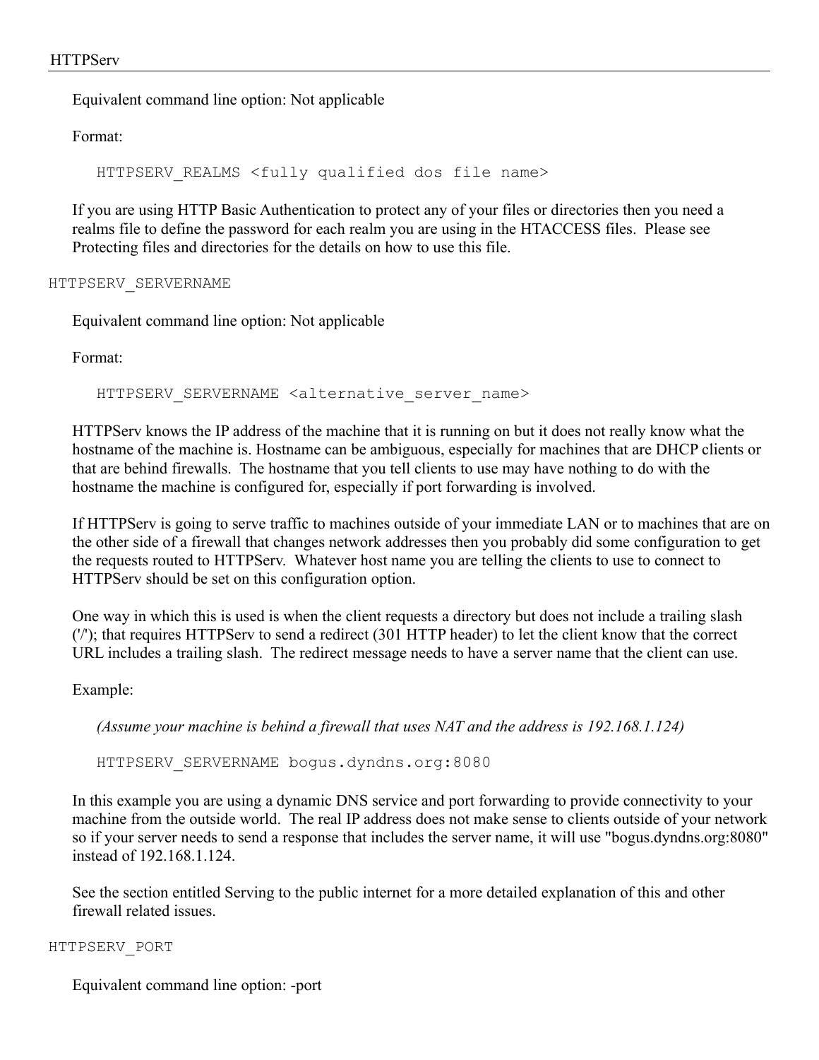Equivalent command line option: Not applicable

Format:

```
HTTPSERV_REALMS <fully qualified dos file name>
```

If you are using HTTP Basic Authentication to protect any of your files or directories then you need a realms file to define the password for each realm you are using in the HTACCESS files. Please see Protecting files and directories for the details on how to use this file.

### HTTPSERV_SERVERNAME

Equivalent command line option: Not applicable

Format:

```
HTTPSERV_SERVERNAME <alternative_server_name>
```

HTTPServ knows the IP address of the machine that it is running on but it does not really know what the hostname of the machine is. Hostname can be ambiguous, especially for machines that are DHCP clients or that are behind firewalls. The hostname that you tell clients to use may have nothing to do with the hostname the machine is configured for, especially if port forwarding is involved.

If HTTPServ is going to serve traffic to machines outside of your immediate LAN or to machines that are on the other side of a firewall that changes network addresses then you probably did some configuration to get the requests routed to HTTPServ. Whatever host name you are telling the clients to use to connect to HTTPServ should be set on this configuration option.

One way in which this is used is when the client requests a directory but does not include a trailing slash ('/'); that requires HTTPServ to send a redirect (301 HTTP header) to let the client know that the correct URL includes a trailing slash. The redirect message needs to have a server name that the client can use.

Example:

*(Assume your machine is behind a firewall that uses NAT and the address is 192.168.1.124)*

```
HTTPSERV_SERVERNAME bogus.dyndns.org:8080
```

In this example you are using a dynamic DNS service and port forwarding to provide connectivity to your machine from the outside world. The real IP address does not make sense to clients outside of your network so if your server needs to send a response that includes the server name, it will use "bogus.dyndns.org:8080" instead of 192.168.1.124.

See the section entitled Serving to the public internet for a more detailed explanation of this and other firewall related issues.

### HTTPSERV_PORT

Equivalent command line option: -port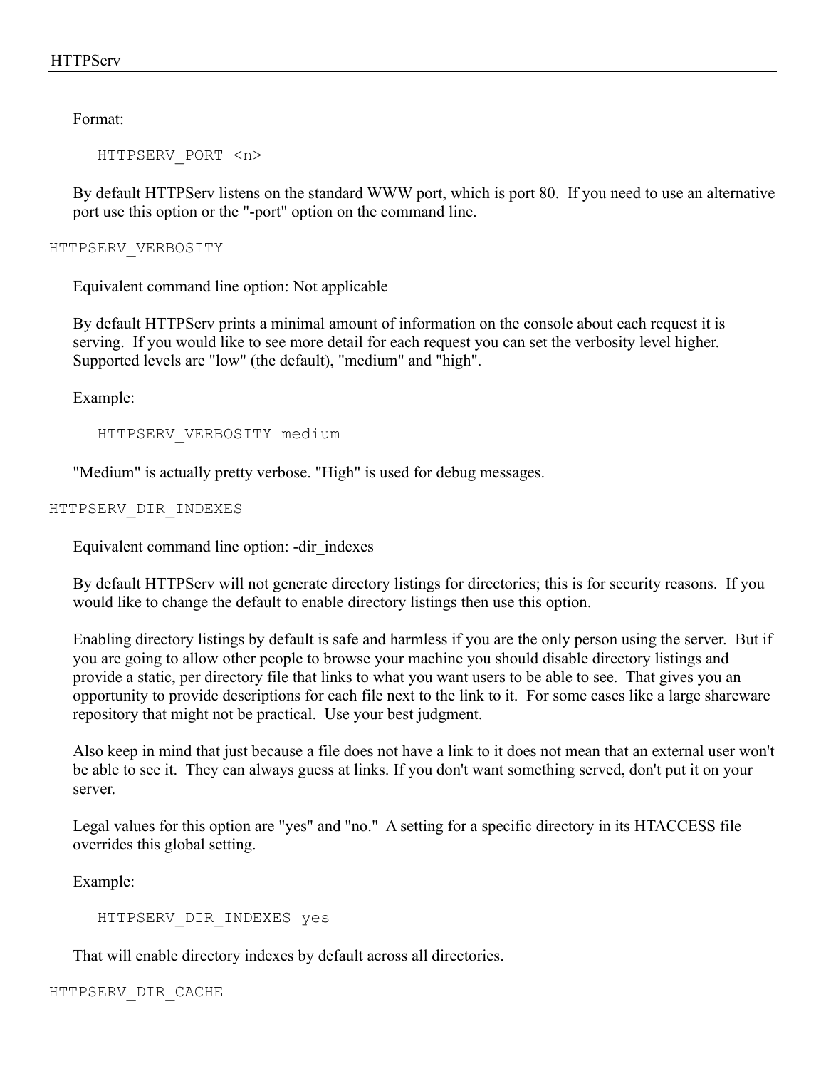Format:

```
HTTPSERV_PORT <n>
```

By default HTTPServ listens on the standard WWW port, which is port 80. If you need to use an alternative port use this option or the "-port" option on the command line.

### HTTPSERV_VERBOSITY

Equivalent command line option: Not applicable

By default HTTPServ prints a minimal amount of information on the console about each request it is serving. If you would like to see more detail for each request you can set the verbosity level higher. Supported levels are "low" (the default), "medium" and "high".

Example:

```
HTTPSERV_VERBOSITY medium
```

"Medium" is actually pretty verbose. "High" is used for debug messages.

### HTTPSERV_DIR_INDEXES

Equivalent command line option: -dir_indexes

By default HTTPServ will not generate directory listings for directories; this is for security reasons. If you would like to change the default to enable directory listings then use this option.

Enabling directory listings by default is safe and harmless if you are the only person using the server. But if you are going to allow other people to browse your machine you should disable directory listings and provide a static, per directory file that links to what you want users to be able to see. That gives you an opportunity to provide descriptions for each file next to the link to it. For some cases like a large shareware repository that might not be practical. Use your best judgment.

Also keep in mind that just because a file does not have a link to it does not mean that an external user won't be able to see it. They can always guess at links. If you don't want something served, don't put it on your server.

Legal values for this option are "yes" and "no." A setting for a specific directory in its HTACCESS file overrides this global setting.

Example:

```
HTTPSERV_DIR_INDEXES yes
```

That will enable directory indexes by default across all directories.

### HTTPSERV_DIR_CACHE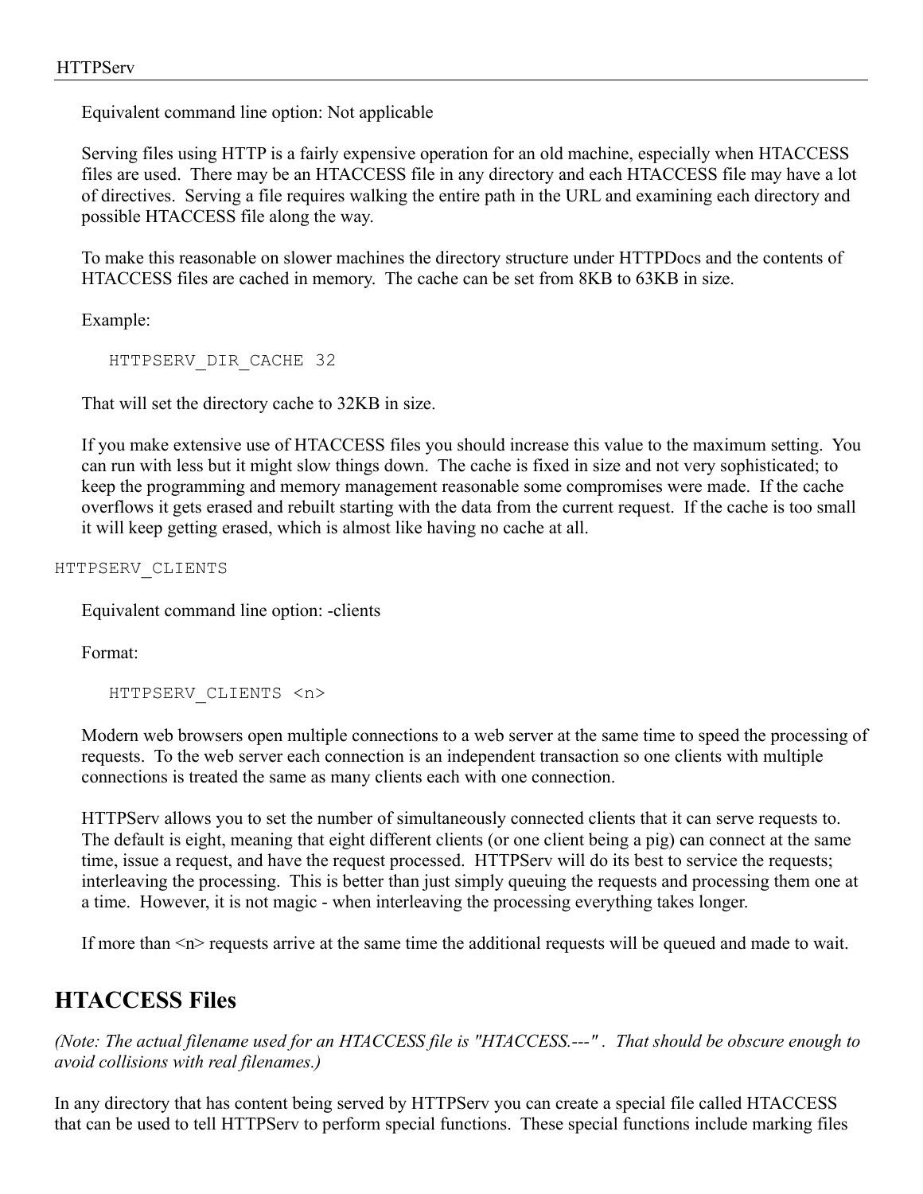Equivalent command line option: Not applicable

Serving files using HTTP is a fairly expensive operation for an old machine, especially when HTACCESS files are used. There may be an HTACCESS file in any directory and each HTACCESS file may have a lot of directives. Serving a file requires walking the entire path in the URL and examining each directory and possible HTACCESS file along the way.

To make this reasonable on slower machines the directory structure under HTTPDocs and the contents of HTACCESS files are cached in memory. The cache can be set from 8KB to 63KB in size.

Example:

```
HTTPSERV_DIR_CACHE 32
```

That will set the directory cache to 32KB in size.

If you make extensive use of HTACCESS files you should increase this value to the maximum setting. You can run with less but it might slow things down. The cache is fixed in size and not very sophisticated; to keep the programming and memory management reasonable some compromises were made. If the cache overflows it gets erased and rebuilt starting with the data from the current request. If the cache is too small it will keep getting erased, which is almost like having no cache at all.

`HTTPSERV_CLIENTS`

Equivalent command line option: -clients

Format:

```
HTTPSERV_CLIENTS <n>
```

Modern web browsers open multiple connections to a web server at the same time to speed the processing of requests. To the web server each connection is an independent transaction so one clients with multiple connections is treated the same as many clients each with one connection.

HTTPServ allows you to set the number of simultaneously connected clients that it can serve requests to. The default is eight, meaning that eight different clients (or one client being a pig) can connect at the same time, issue a request, and have the request processed. HTTPServ will do its best to service the requests; interleaving the processing. This is better than just simply queuing the requests and processing them one at a time. However, it is not magic - when interleaving the processing everything takes longer.

If more than <n> requests arrive at the same time the additional requests will be queued and made to wait.

## HTACCESS Files

*(Note: The actual filename used for an HTACCESS file is "HTACCESS.---" . That should be obscure enough to avoid collisions with real filenames.)*

In any directory that has content being served by HTTPServ you can create a special file called HTACCESS that can be used to tell HTTPServ to perform special functions. These special functions include marking files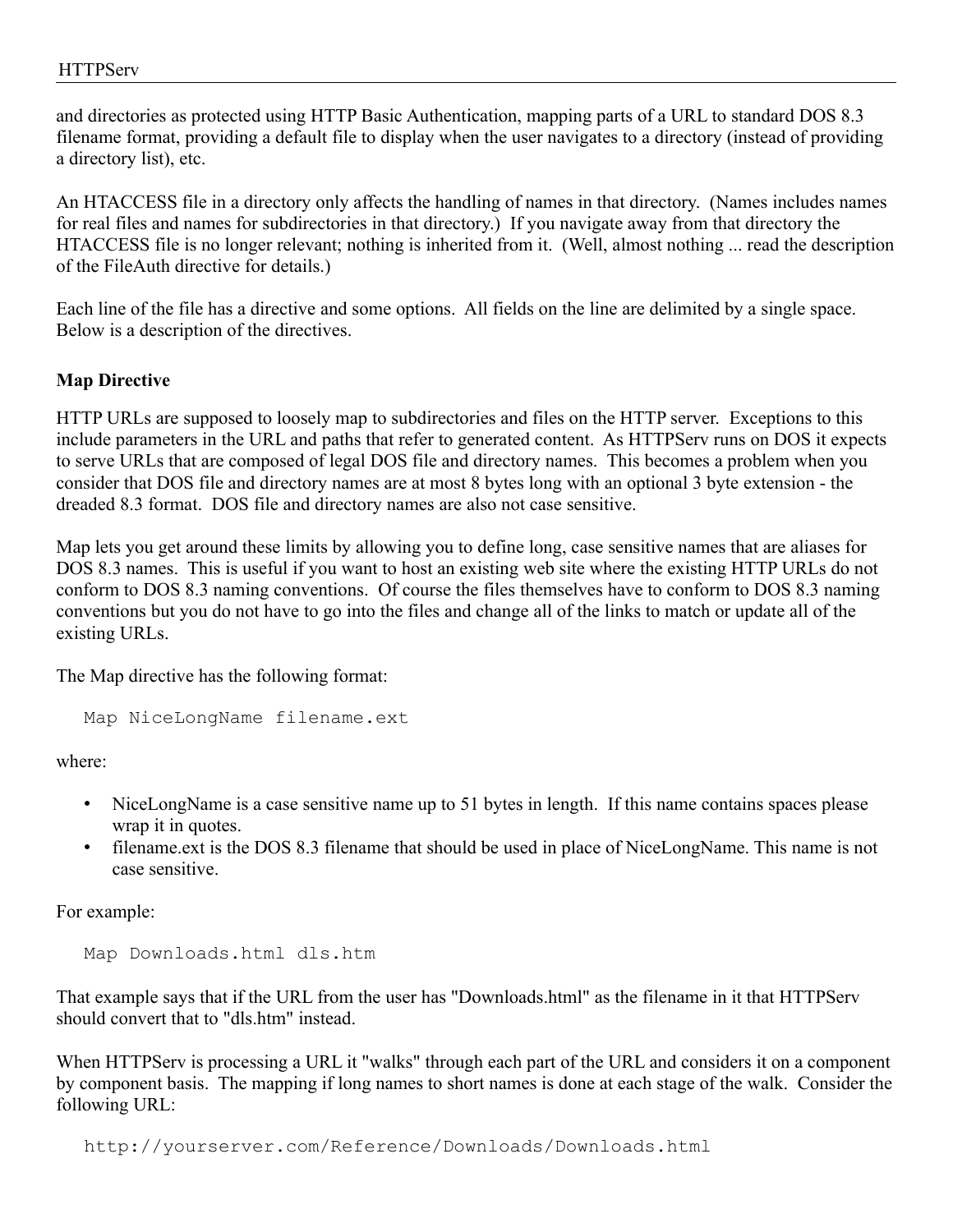and directories as protected using HTTP Basic Authentication, mapping parts of a URL to standard DOS 8.3 filename format, providing a default file to display when the user navigates to a directory (instead of providing a directory list), etc.

An HTACCESS file in a directory only affects the handling of names in that directory. (Names includes names for real files and names for subdirectories in that directory.) If you navigate away from that directory the HTACCESS file is no longer relevant; nothing is inherited from it. (Well, almost nothing ... read the description of the FileAuth directive for details.)

Each line of the file has a directive and some options. All fields on the line are delimited by a single space. Below is a description of the directives.

### Map Directive

HTTP URLs are supposed to loosely map to subdirectories and files on the HTTP server. Exceptions to this include parameters in the URL and paths that refer to generated content. As HTTPServ runs on DOS it expects to serve URLs that are composed of legal DOS file and directory names. This becomes a problem when you consider that DOS file and directory names are at most 8 bytes long with an optional 3 byte extension - the dreaded 8.3 format. DOS file and directory names are also not case sensitive.

Map lets you get around these limits by allowing you to define long, case sensitive names that are aliases for DOS 8.3 names. This is useful if you want to host an existing web site where the existing HTTP URLs do not conform to DOS 8.3 naming conventions. Of course the files themselves have to conform to DOS 8.3 naming conventions but you do not have to go into the files and change all of the links to match or update all of the existing URLs.

The Map directive has the following format:

```
Map NiceLongName filename.ext
```

where:

- NiceLongName is a case sensitive name up to 51 bytes in length. If this name contains spaces please wrap it in quotes.
- filename.ext is the DOS 8.3 filename that should be used in place of NiceLongName. This name is not case sensitive.

For example:

```
Map Downloads.html dls.htm
```

That example says that if the URL from the user has "Downloads.html" as the filename in it that HTTPServ should convert that to "dls.htm" instead.

When HTTPServ is processing a URL it "walks" through each part of the URL and considers it on a component by component basis. The mapping if long names to short names is done at each stage of the walk. Consider the following URL:

```
http://yourserver.com/Reference/Downloads/Downloads.html
```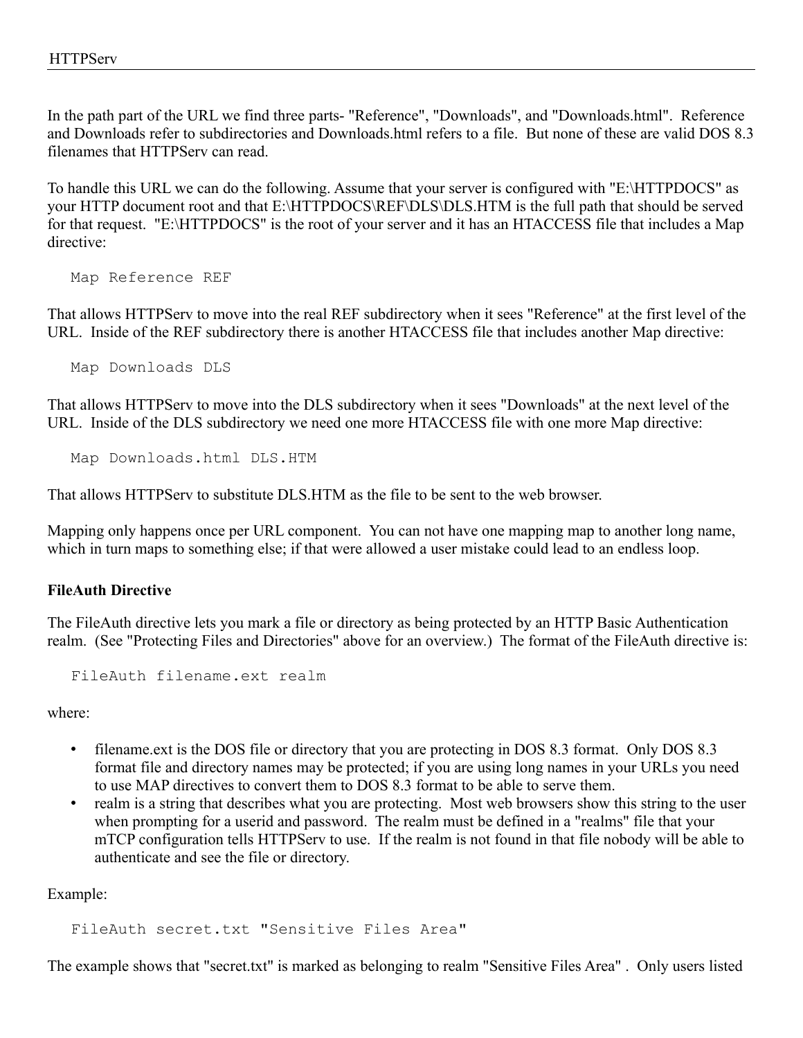In the path part of the URL we find three parts- "Reference", "Downloads", and "Downloads.html". Reference and Downloads refer to subdirectories and Downloads.html refers to a file. But none of these are valid DOS 8.3 filenames that HTTPServ can read.

To handle this URL we can do the following. Assume that your server is configured with "E:\HTTPDOCS" as your HTTP document root and that E:\HTTPDOCS\REF\DLS\DLS.HTM is the full path that should be served for that request. "E:\HTTPDOCS" is the root of your server and it has an HTACCESS file that includes a Map directive:

```
Map Reference REF
```

That allows HTTPServ to move into the real REF subdirectory when it sees "Reference" at the first level of the URL. Inside of the REF subdirectory there is another HTACCESS file that includes another Map directive:

```
Map Downloads DLS
```

That allows HTTPServ to move into the DLS subdirectory when it sees "Downloads" at the next level of the URL. Inside of the DLS subdirectory we need one more HTACCESS file with one more Map directive:

```
Map Downloads.html DLS.HTM
```

That allows HTTPServ to substitute DLS.HTM as the file to be sent to the web browser.

Mapping only happens once per URL component. You can not have one mapping map to another long name, which in turn maps to something else; if that were allowed a user mistake could lead to an endless loop.

### FileAuth Directive

The FileAuth directive lets you mark a file or directory as being protected by an HTTP Basic Authentication realm. (See "Protecting Files and Directories" above for an overview.) The format of the FileAuth directive is:

```
FileAuth filename.ext realm
```

where:

- filename.ext is the DOS file or directory that you are protecting in DOS 8.3 format. Only DOS 8.3 format file and directory names may be protected; if you are using long names in your URLs you need to use MAP directives to convert them to DOS 8.3 format to be able to serve them.
- realm is a string that describes what you are protecting. Most web browsers show this string to the user when prompting for a userid and password. The realm must be defined in a "realms" file that your mTCP configuration tells HTTPServ to use. If the realm is not found in that file nobody will be able to authenticate and see the file or directory.

Example:

```
FileAuth secret.txt "Sensitive Files Area"
```

The example shows that "secret.txt" is marked as belonging to realm "Sensitive Files Area" . Only users listed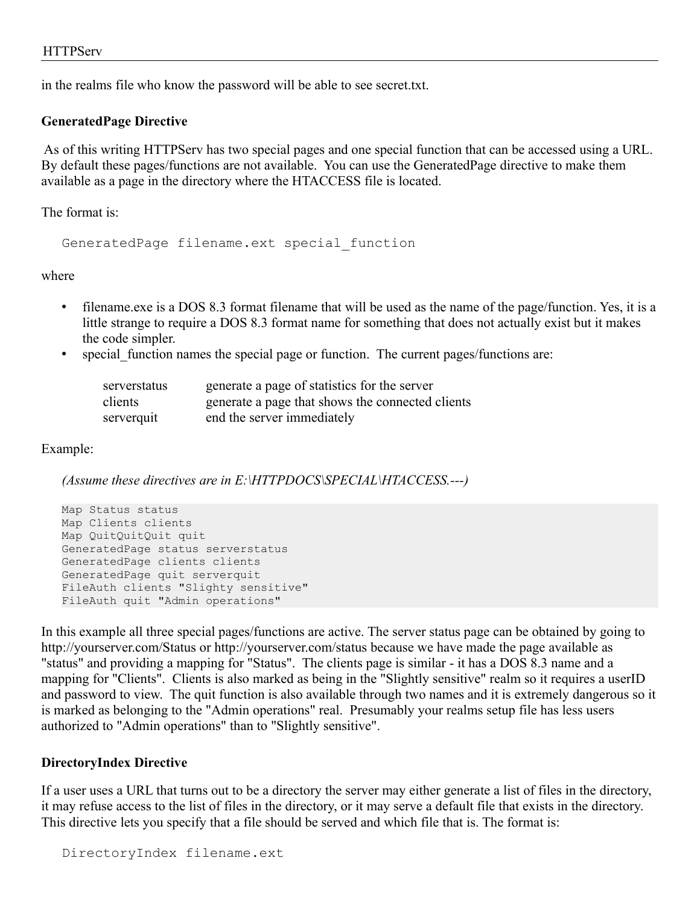in the realms file who know the password will be able to see secret.txt.

**GeneratedPage Directive**

As of this writing HTTPServ has two special pages and one special function that can be accessed using a URL. By default these pages/functions are not available. You can use the GeneratedPage directive to make them available as a page in the directory where the HTACCESS file is located.

The format is:

```
GeneratedPage filename.ext special_function
```

where

- filename.exe is a DOS 8.3 format filename that will be used as the name of the page/function. Yes, it is a little strange to require a DOS 8.3 format name for something that does not actually exist but it makes the code simpler.
- special_function names the special page or function. The current pages/functions are:

| | |
|---|---|
| serverstatus | generate a page of statistics for the server |
| clients | generate a page that shows the connected clients |
| serverquit | end the server immediately |

Example:

*(Assume these directives are in E:\HTTPDOCS\SPECIAL\HTACCESS.---)*

```
Map Status status
Map Clients clients
Map QuitQuitQuit quit
GeneratedPage status serverstatus
GeneratedPage clients clients
GeneratedPage quit serverquit
FileAuth clients "Slighty sensitive"
FileAuth quit "Admin operations"
```

In this example all three special pages/functions are active. The server status page can be obtained by going to http://yourserver.com/Status or http://yourserver.com/status because we have made the page available as "status" and providing a mapping for "Status". The clients page is similar - it has a DOS 8.3 name and a mapping for "Clients". Clients is also marked as being in the "Slightly sensitive" realm so it requires a userID and password to view. The quit function is also available through two names and it is extremely dangerous so it is marked as belonging to the "Admin operations" real. Presumably your realms setup file has less users authorized to "Admin operations" than to "Slightly sensitive".

**DirectoryIndex Directive**

If a user uses a URL that turns out to be a directory the server may either generate a list of files in the directory, it may refuse access to the list of files in the directory, or it may serve a default file that exists in the directory. This directive lets you specify that a file should be served and which file that is. The format is:

```
DirectoryIndex filename.ext
```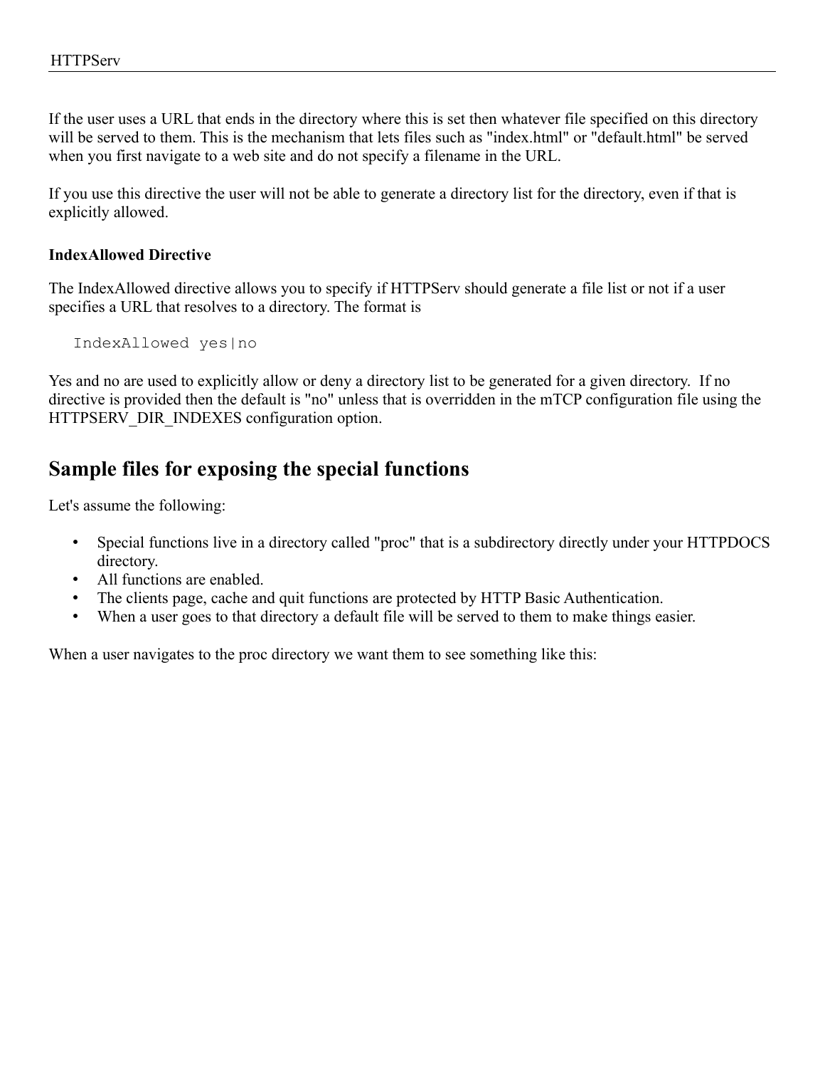If the user uses a URL that ends in the directory where this is set then whatever file specified on this directory will be served to them. This is the mechanism that lets files such as "index.html" or "default.html" be served when you first navigate to a web site and do not specify a filename in the URL.

If you use this directive the user will not be able to generate a directory list for the directory, even if that is explicitly allowed.

**IndexAllowed Directive**

The IndexAllowed directive allows you to specify if HTTPServ should generate a file list or not if a user specifies a URL that resolves to a directory. The format is

```
IndexAllowed yes|no
```

Yes and no are used to explicitly allow or deny a directory list to be generated for a given directory. If no directive is provided then the default is "no" unless that is overridden in the mTCP configuration file using the HTTPSERV_DIR_INDEXES configuration option.

## Sample files for exposing the special functions

Let's assume the following:

- Special functions live in a directory called "proc" that is a subdirectory directly under your HTTPDOCS directory.
- All functions are enabled.
- The clients page, cache and quit functions are protected by HTTP Basic Authentication.
- When a user goes to that directory a default file will be served to them to make things easier.

When a user navigates to the proc directory we want them to see something like this: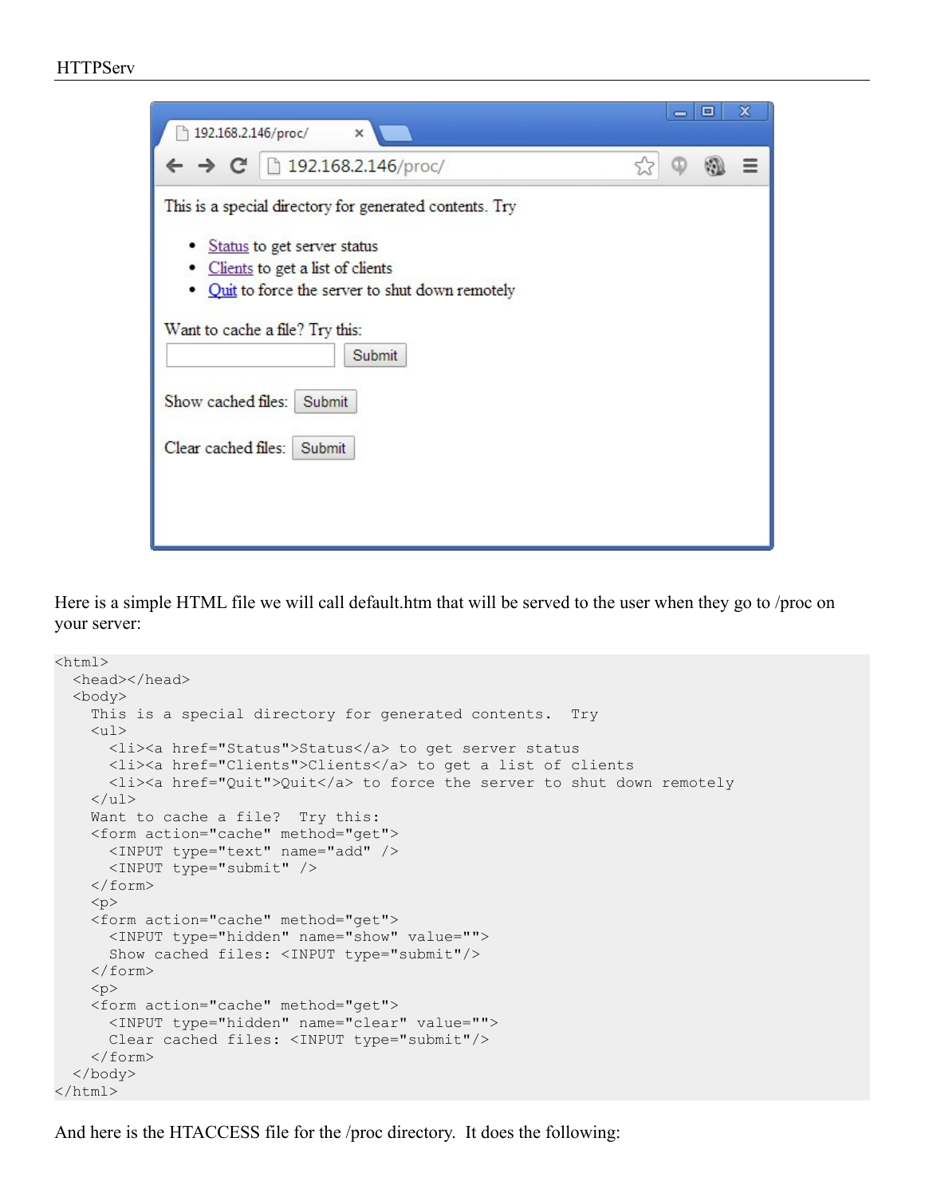Here is a simple HTML file we will call default.htm that will be served to the user when they go to /proc on your server:

```
<html>
  <head></head>
  <body>
    This is a special directory for generated contents.  Try
    <ul>
      <li><a href="Status">Status</a> to get server status
      <li><a href="Clients">Clients</a> to get a list of clients
      <li><a href="Quit">Quit</a> to force the server to shut down remotely
    </ul>
    Want to cache a file?  Try this:
    <form action="cache" method="get">
      <INPUT type="text" name="add" />
      <INPUT type="submit" />
    </form>
    <p>
    <form action="cache" method="get">
      <INPUT type="hidden" name="show" value="">
      Show cached files: <INPUT type="submit"/>
    </form>
    <p>
    <form action="cache" method="get">
      <INPUT type="hidden" name="clear" value="">
      Clear cached files: <INPUT type="submit"/>
    </form>
  </body>
</html>
```

And here is the HTACCESS file for the /proc directory.  It does the following: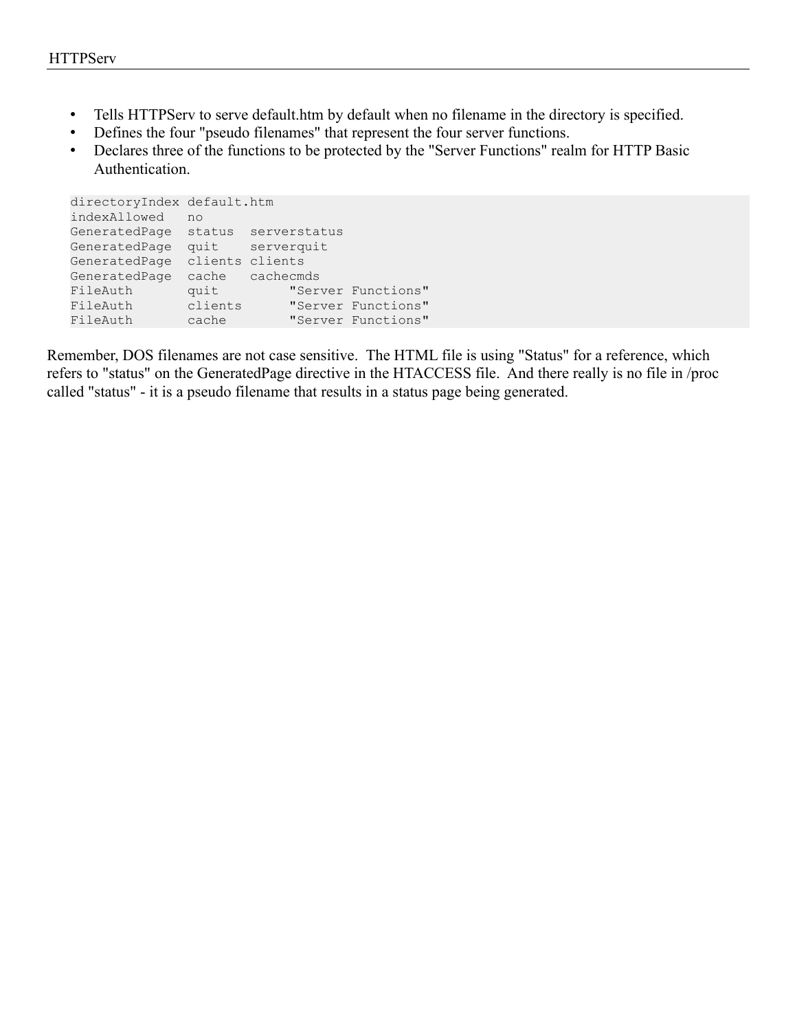- Tells HTTPServ to serve default.htm by default when no filename in the directory is specified.
- Defines the four "pseudo filenames" that represent the four server functions.
- Declares three of the functions to be protected by the "Server Functions" realm for HTTP Basic Authentication.

```
directoryIndex default.htm
indexAllowed   no
GeneratedPage  status  serverstatus
GeneratedPage  quit    serverquit
GeneratedPage  clients clients
GeneratedPage  cache   cachecmds
FileAuth       quit         "Server Functions"
FileAuth       clients      "Server Functions"
FileAuth       cache        "Server Functions"
```

Remember, DOS filenames are not case sensitive. The HTML file is using "Status" for a reference, which refers to "status" on the GeneratedPage directive in the HTACCESS file. And there really is no file in /proc called "status" - it is a pseudo filename that results in a status page being generated.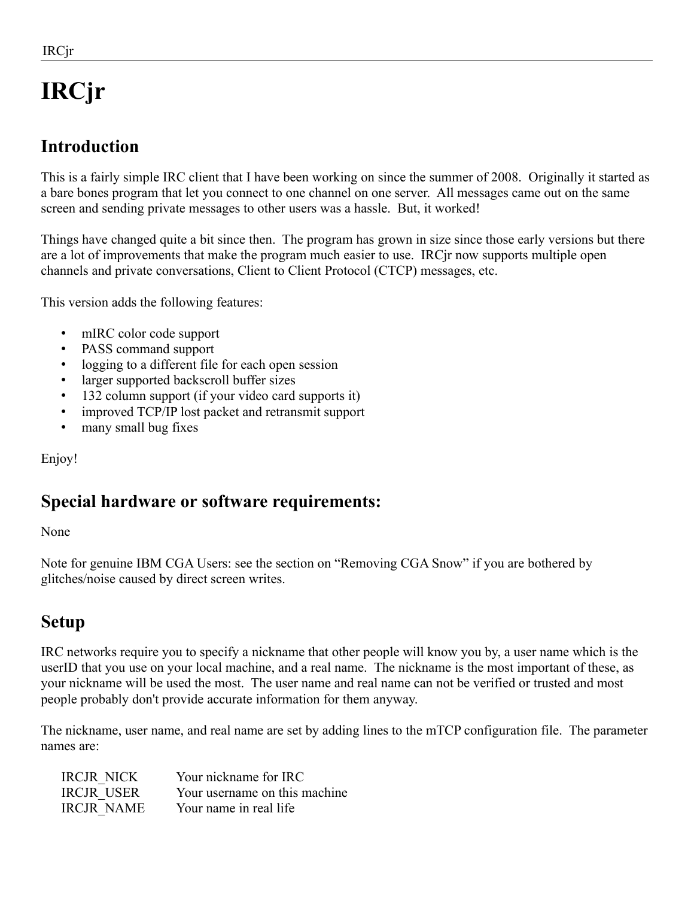# IRCjr

## Introduction

This is a fairly simple IRC client that I have been working on since the summer of 2008. Originally it started as a bare bones program that let you connect to one channel on one server. All messages came out on the same screen and sending private messages to other users was a hassle. But, it worked!

Things have changed quite a bit since then. The program has grown in size since those early versions but there are a lot of improvements that make the program much easier to use. IRCjr now supports multiple open channels and private conversations, Client to Client Protocol (CTCP) messages, etc.

This version adds the following features:

- mIRC color code support
- PASS command support
- logging to a different file for each open session
- larger supported backscroll buffer sizes
- 132 column support (if your video card supports it)
- improved TCP/IP lost packet and retransmit support
- many small bug fixes

Enjoy!

## Special hardware or software requirements:

None

Note for genuine IBM CGA Users: see the section on “Removing CGA Snow” if you are bothered by glitches/noise caused by direct screen writes.

## Setup

IRC networks require you to specify a nickname that other people will know you by, a user name which is the userID that you use on your local machine, and a real name. The nickname is the most important of these, as your nickname will be used the most. The user name and real name can not be verified or trusted and most people probably don't provide accurate information for them anyway.

The nickname, user name, and real name are set by adding lines to the mTCP configuration file. The parameter names are:

```
IRCJR_NICK      Your nickname for IRC
IRCJR_USER      Your username on this machine
IRCJR_NAME      Your name in real life
```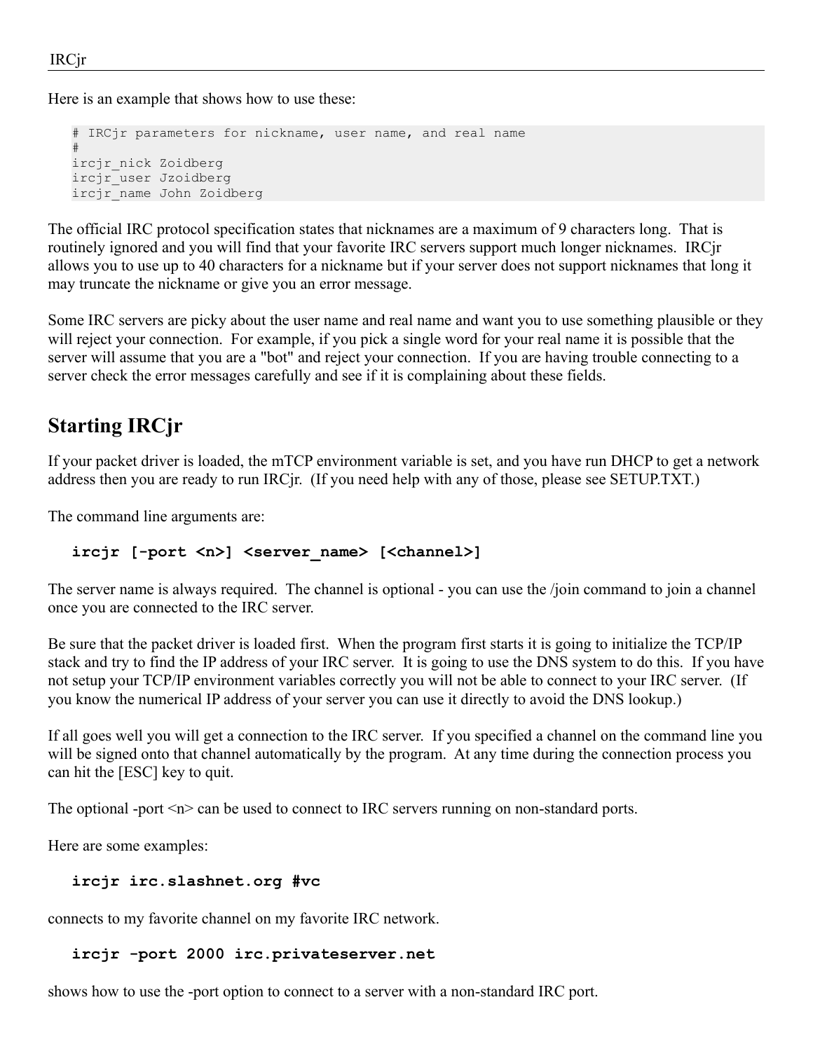Here is an example that shows how to use these:

```
# IRCjr parameters for nickname, user name, and real name
#
ircjr_nick Zoidberg
ircjr_user Jzoidberg
ircjr_name John Zoidberg
```

The official IRC protocol specification states that nicknames are a maximum of 9 characters long. That is routinely ignored and you will find that your favorite IRC servers support much longer nicknames. IRCjr allows you to use up to 40 characters for a nickname but if your server does not support nicknames that long it may truncate the nickname or give you an error message.

Some IRC servers are picky about the user name and real name and want you to use something plausible or they will reject your connection. For example, if you pick a single word for your real name it is possible that the server will assume that you are a "bot" and reject your connection. If you are having trouble connecting to a server check the error messages carefully and see if it is complaining about these fields.

## Starting IRCjr

If your packet driver is loaded, the mTCP environment variable is set, and you have run DHCP to get a network address then you are ready to run IRCjr. (If you need help with any of those, please see SETUP.TXT.)

The command line arguments are:

```
ircjr [-port <n>] <server_name> [<channel>]
```

The server name is always required. The channel is optional - you can use the /join command to join a channel once you are connected to the IRC server.

Be sure that the packet driver is loaded first. When the program first starts it is going to initialize the TCP/IP stack and try to find the IP address of your IRC server. It is going to use the DNS system to do this. If you have not setup your TCP/IP environment variables correctly you will not be able to connect to your IRC server. (If you know the numerical IP address of your server you can use it directly to avoid the DNS lookup.)

If all goes well you will get a connection to the IRC server. If you specified a channel on the command line you will be signed onto that channel automatically by the program. At any time during the connection process you can hit the [ESC] key to quit.

The optional -port <n> can be used to connect to IRC servers running on non-standard ports.

Here are some examples:

```
ircjr irc.slashnet.org #vc
```

connects to my favorite channel on my favorite IRC network.

```
ircjr -port 2000 irc.privateserver.net
```

shows how to use the -port option to connect to a server with a non-standard IRC port.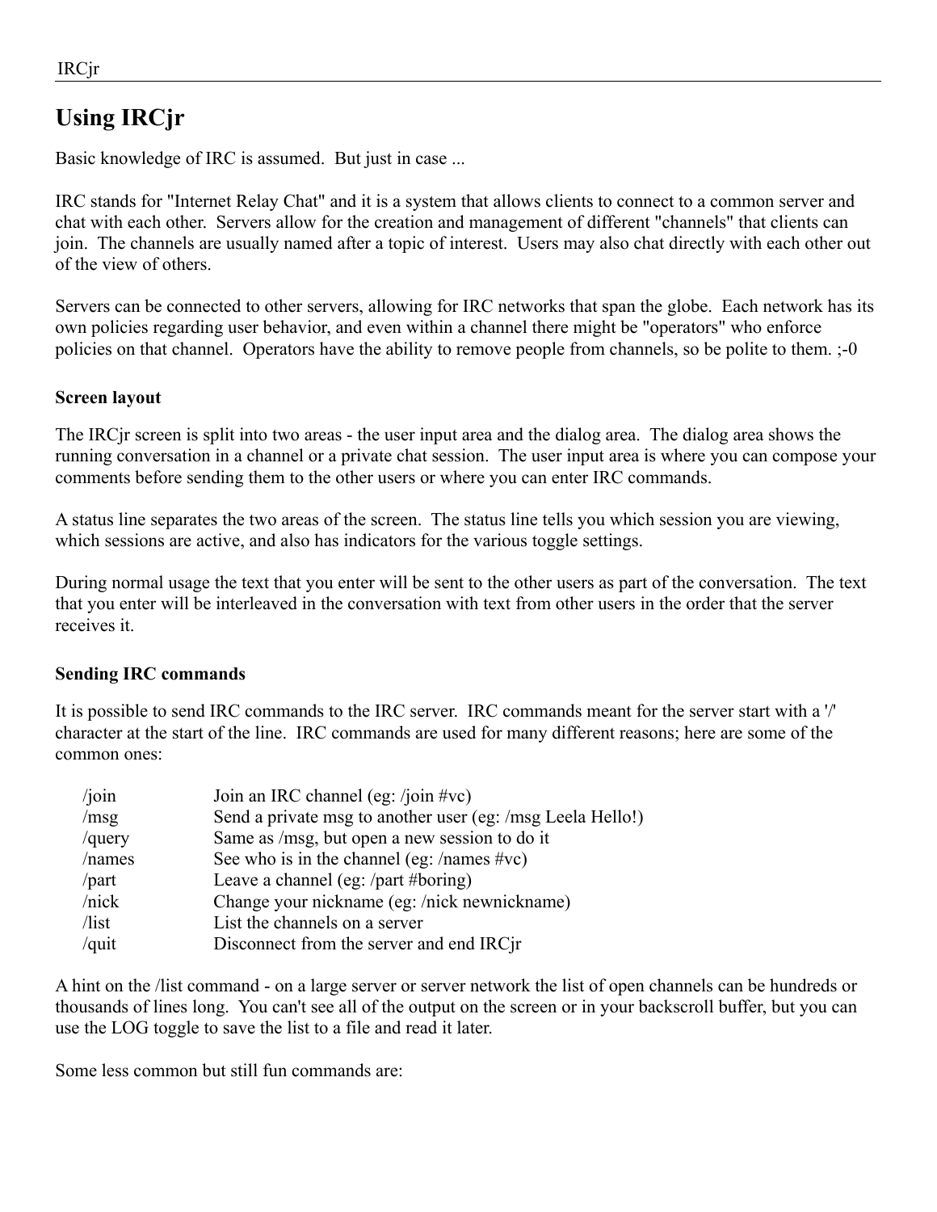## Using IRCjr

Basic knowledge of IRC is assumed. But just in case ...

IRC stands for "Internet Relay Chat" and it is a system that allows clients to connect to a common server and chat with each other. Servers allow for the creation and management of different "channels" that clients can join. The channels are usually named after a topic of interest. Users may also chat directly with each other out of the view of others.

Servers can be connected to other servers, allowing for IRC networks that span the globe. Each network has its own policies regarding user behavior, and even within a channel there might be "operators" who enforce policies on that channel. Operators have the ability to remove people from channels, so be polite to them. ;-0

**Screen layout**

The IRCjr screen is split into two areas - the user input area and the dialog area. The dialog area shows the running conversation in a channel or a private chat session. The user input area is where you can compose your comments before sending them to the other users or where you can enter IRC commands.

A status line separates the two areas of the screen. The status line tells you which session you are viewing, which sessions are active, and also has indicators for the various toggle settings.

During normal usage the text that you enter will be sent to the other users as part of the conversation. The text that you enter will be interleaved in the conversation with text from other users in the order that the server receives it.

**Sending IRC commands**

It is possible to send IRC commands to the IRC server. IRC commands meant for the server start with a '/' character at the start of the line. IRC commands are used for many different reasons; here are some of the common ones:

| | |
|---|---|
| /join | Join an IRC channel (eg: /join #vc) |
| /msg | Send a private msg to another user (eg: /msg Leela Hello!) |
| /query | Same as /msg, but open a new session to do it |
| /names | See who is in the channel (eg: /names #vc) |
| /part | Leave a channel (eg: /part #boring) |
| /nick | Change your nickname (eg: /nick newnickname) |
| /list | List the channels on a server |
| /quit | Disconnect from the server and end IRCjr |

A hint on the /list command - on a large server or server network the list of open channels can be hundreds or thousands of lines long. You can't see all of the output on the screen or in your backscroll buffer, but you can use the LOG toggle to save the list to a file and read it later.

Some less common but still fun commands are: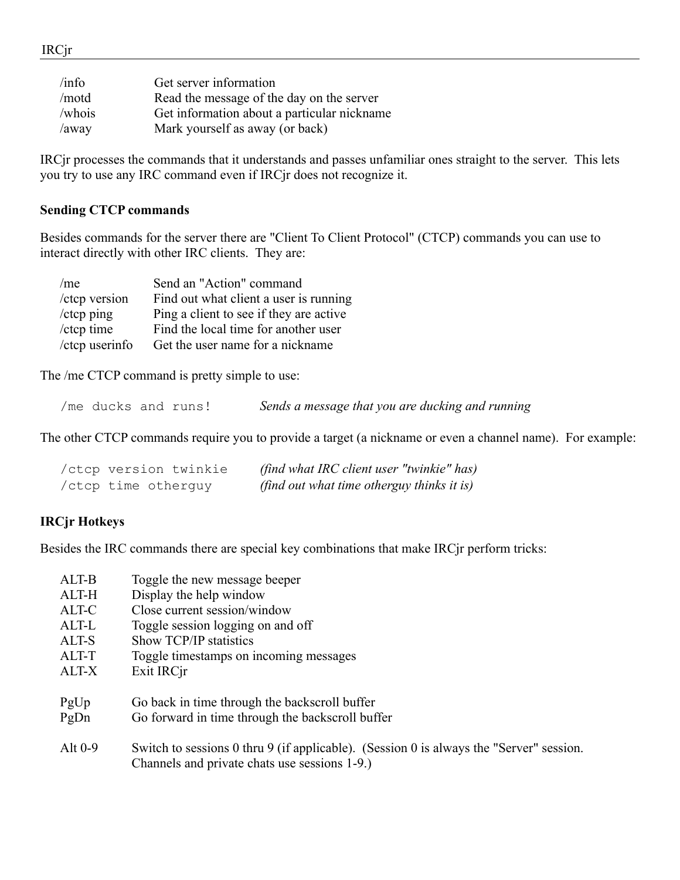| | |
|---|---|
| /info | Get server information |
| /motd | Read the message of the day on the server |
| /whois | Get information about a particular nickname |
| /away | Mark yourself as away (or back) |

IRCjr processes the commands that it understands and passes unfamiliar ones straight to the server. This lets you try to use any IRC command even if IRCjr does not recognize it.

**Sending CTCP commands**

Besides commands for the server there are "Client To Client Protocol" (CTCP) commands you can use to interact directly with other IRC clients. They are:

| | |
|---|---|
| /me | Send an "Action" command |
| /ctcp version | Find out what client a user is running |
| /ctcp ping | Ping a client to see if they are active |
| /ctcp time | Find the local time for another user |
| /ctcp userinfo | Get the user name for a nickname |

The /me CTCP command is pretty simple to use:

`/me ducks and runs!` *Sends a message that you are ducking and running*

The other CTCP commands require you to provide a target (a nickname or even a channel name). For example:

`/ctcp version twinkie` *(find what IRC client user "twinkie" has)*
`/ctcp time otherguy` *(find out what time otherguy thinks it is)*

**IRCjr Hotkeys**

Besides the IRC commands there are special key combinations that make IRCjr perform tricks:

| | |
|---|---|
| ALT-B | Toggle the new message beeper |
| ALT-H | Display the help window |
| ALT-C | Close current session/window |
| ALT-L | Toggle session logging on and off |
| ALT-S | Show TCP/IP statistics |
| ALT-T | Toggle timestamps on incoming messages |
| ALT-X | Exit IRCjr |
| PgUp | Go back in time through the backscroll buffer |
| PgDn | Go forward in time through the backscroll buffer |
| Alt 0-9 | Switch to sessions 0 thru 9 (if applicable). (Session 0 is always the "Server" session. Channels and private chats use sessions 1-9.) |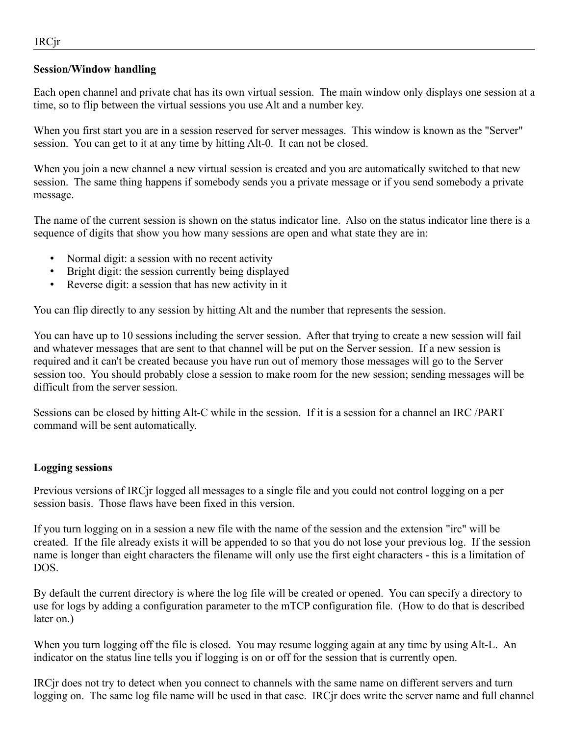## Session/Window handling

Each open channel and private chat has its own virtual session. The main window only displays one session at a time, so to flip between the virtual sessions you use Alt and a number key.

When you first start you are in a session reserved for server messages. This window is known as the "Server" session. You can get to it at any time by hitting Alt-0. It can not be closed.

When you join a new channel a new virtual session is created and you are automatically switched to that new session. The same thing happens if somebody sends you a private message or if you send somebody a private message.

The name of the current session is shown on the status indicator line. Also on the status indicator line there is a sequence of digits that show you how many sessions are open and what state they are in:

- Normal digit: a session with no recent activity
- Bright digit: the session currently being displayed
- Reverse digit: a session that has new activity in it

You can flip directly to any session by hitting Alt and the number that represents the session.

You can have up to 10 sessions including the server session. After that trying to create a new session will fail and whatever messages that are sent to that channel will be put on the Server session. If a new session is required and it can't be created because you have run out of memory those messages will go to the Server session too. You should probably close a session to make room for the new session; sending messages will be difficult from the server session.

Sessions can be closed by hitting Alt-C while in the session. If it is a session for a channel an IRC /PART command will be sent automatically.

## Logging sessions

Previous versions of IRCjr logged all messages to a single file and you could not control logging on a per session basis. Those flaws have been fixed in this version.

If you turn logging on in a session a new file with the name of the session and the extension "irc" will be created. If the file already exists it will be appended to so that you do not lose your previous log. If the session name is longer than eight characters the filename will only use the first eight characters - this is a limitation of DOS.

By default the current directory is where the log file will be created or opened. You can specify a directory to use for logs by adding a configuration parameter to the mTCP configuration file. (How to do that is described later on.)

When you turn logging off the file is closed. You may resume logging again at any time by using Alt-L. An indicator on the status line tells you if logging is on or off for the session that is currently open.

IRCjr does not try to detect when you connect to channels with the same name on different servers and turn logging on. The same log file name will be used in that case. IRCjr does write the server name and full channel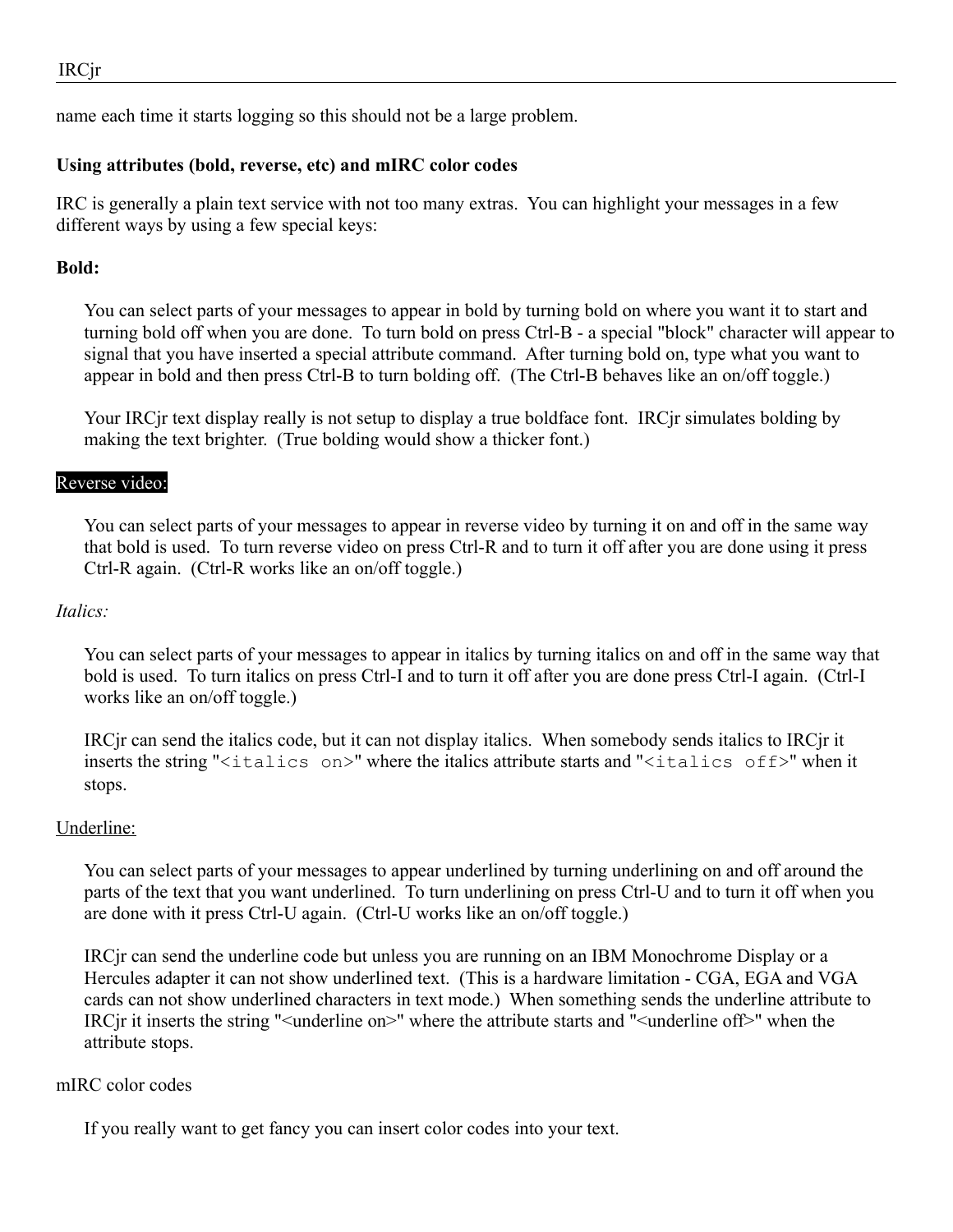name each time it starts logging so this should not be a large problem.

**Using attributes (bold, reverse, etc) and mIRC color codes**

IRC is generally a plain text service with not too many extras. You can highlight your messages in a few different ways by using a few special keys:

**Bold:**

You can select parts of your messages to appear in bold by turning bold on where you want it to start and turning bold off when you are done. To turn bold on press Ctrl-B - a special "block" character will appear to signal that you have inserted a special attribute command. After turning bold on, type what you want to appear in bold and then press Ctrl-B to turn bolding off. (The Ctrl-B behaves like an on/off toggle.)

Your IRCjr text display really is not setup to display a true boldface font. IRCjr simulates bolding by making the text brighter. (True bolding would show a thicker font.)

Reverse video:

You can select parts of your messages to appear in reverse video by turning it on and off in the same way that bold is used. To turn reverse video on press Ctrl-R and to turn it off after you are done using it press Ctrl-R again. (Ctrl-R works like an on/off toggle.)

*Italics:*

You can select parts of your messages to appear in italics by turning italics on and off in the same way that bold is used. To turn italics on press Ctrl-I and to turn it off after you are done press Ctrl-I again. (Ctrl-I works like an on/off toggle.)

IRCjr can send the italics code, but it can not display italics. When somebody sends italics to IRCjr it inserts the string "`<italics on>`" where the italics attribute starts and "`<italics off>`" when it stops.

<u>Underline:</u>

You can select parts of your messages to appear underlined by turning underlining on and off around the parts of the text that you want underlined. To turn underlining on press Ctrl-U and to turn it off when you are done with it press Ctrl-U again. (Ctrl-U works like an on/off toggle.)

IRCjr can send the underline code but unless you are running on an IBM Monochrome Display or a Hercules adapter it can not show underlined text. (This is a hardware limitation - CGA, EGA and VGA cards can not show underlined characters in text mode.) When something sends the underline attribute to IRCjr it inserts the string "<underline on>" where the attribute starts and "<underline off>" when the attribute stops.

mIRC color codes

If you really want to get fancy you can insert color codes into your text.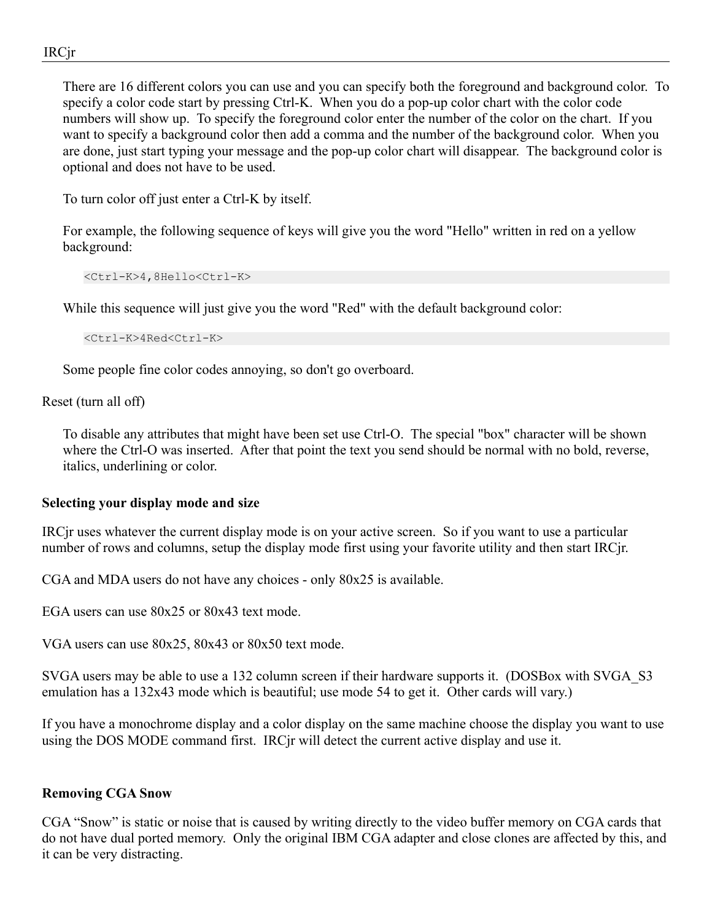There are 16 different colors you can use and you can specify both the foreground and background color. To specify a color code start by pressing Ctrl-K. When you do a pop-up color chart with the color code numbers will show up. To specify the foreground color enter the number of the color on the chart. If you want to specify a background color then add a comma and the number of the background color. When you are done, just start typing your message and the pop-up color chart will disappear. The background color is optional and does not have to be used.

To turn color off just enter a Ctrl-K by itself.

For example, the following sequence of keys will give you the word "Hello" written in red on a yellow background:

```
<Ctrl-K>4,8Hello<Ctrl-K>
```

While this sequence will just give you the word "Red" with the default background color:

```
<Ctrl-K>4Red<Ctrl-K>
```

Some people fine color codes annoying, so don't go overboard.

Reset (turn all off)

To disable any attributes that might have been set use Ctrl-O. The special "box" character will be shown where the Ctrl-O was inserted. After that point the text you send should be normal with no bold, reverse, italics, underlining or color.

**Selecting your display mode and size**

IRCjr uses whatever the current display mode is on your active screen. So if you want to use a particular number of rows and columns, setup the display mode first using your favorite utility and then start IRCjr.

CGA and MDA users do not have any choices - only 80x25 is available.

EGA users can use 80x25 or 80x43 text mode.

VGA users can use 80x25, 80x43 or 80x50 text mode.

SVGA users may be able to use a 132 column screen if their hardware supports it. (DOSBox with SVGA_S3 emulation has a 132x43 mode which is beautiful; use mode 54 to get it. Other cards will vary.)

If you have a monochrome display and a color display on the same machine choose the display you want to use using the DOS MODE command first. IRCjr will detect the current active display and use it.

**Removing CGA Snow**

CGA “Snow” is static or noise that is caused by writing directly to the video buffer memory on CGA cards that do not have dual ported memory. Only the original IBM CGA adapter and close clones are affected by this, and it can be very distracting.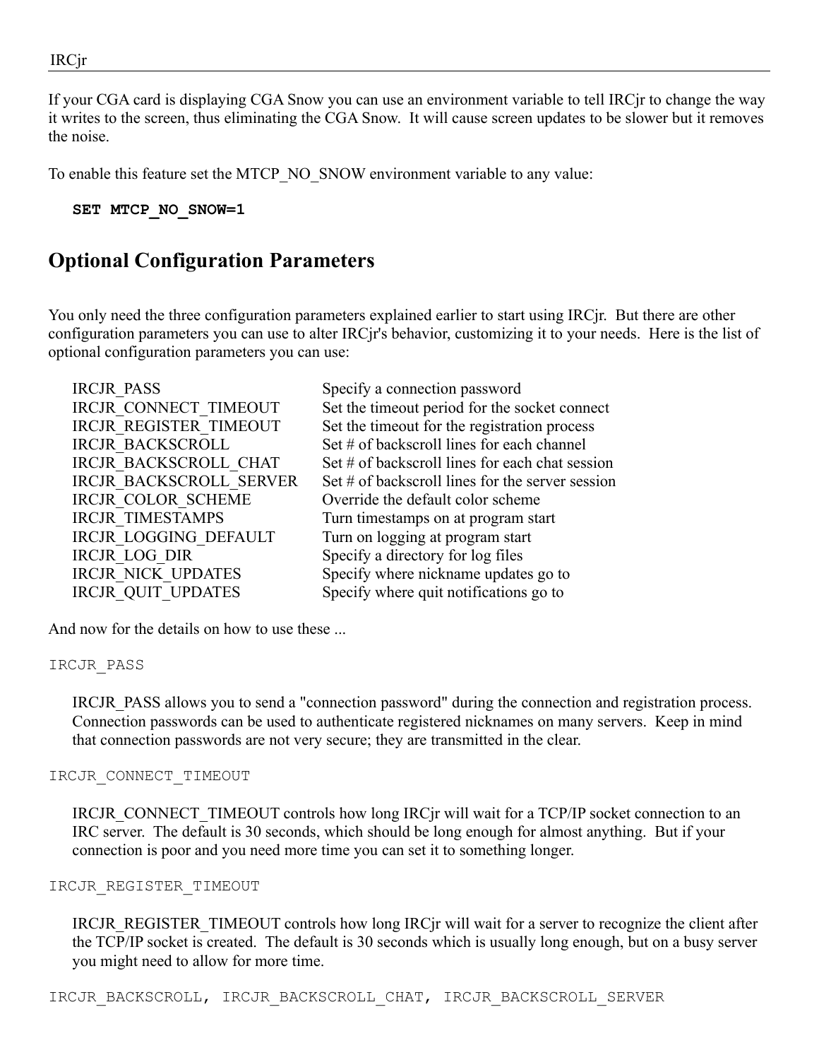If your CGA card is displaying CGA Snow you can use an environment variable to tell IRCjr to change the way it writes to the screen, thus eliminating the CGA Snow. It will cause screen updates to be slower but it removes the noise.

To enable this feature set the MTCP_NO_SNOW environment variable to any value:

```
SET MTCP_NO_SNOW=1
```

## Optional Configuration Parameters

You only need the three configuration parameters explained earlier to start using IRCjr. But there are other configuration parameters you can use to alter IRCjr's behavior, customizing it to your needs. Here is the list of optional configuration parameters you can use:

| | |
|---|---|
| IRCJR_PASS | Specify a connection password |
| IRCJR_CONNECT_TIMEOUT | Set the timeout period for the socket connect |
| IRCJR_REGISTER_TIMEOUT | Set the timeout for the registration process |
| IRCJR_BACKSCROLL | Set # of backscroll lines for each channel |
| IRCJR_BACKSCROLL_CHAT | Set # of backscroll lines for each chat session |
| IRCJR_BACKSCROLL_SERVER | Set # of backscroll lines for the server session |
| IRCJR_COLOR_SCHEME | Override the default color scheme |
| IRCJR_TIMESTAMPS | Turn timestamps on at program start |
| IRCJR_LOGGING_DEFAULT | Turn on logging at program start |
| IRCJR_LOG_DIR | Specify a directory for log files |
| IRCJR_NICK_UPDATES | Specify where nickname updates go to |
| IRCJR_QUIT_UPDATES | Specify where quit notifications go to |

And now for the details on how to use these ...

`IRCJR_PASS`

IRCJR_PASS allows you to send a "connection password" during the connection and registration process. Connection passwords can be used to authenticate registered nicknames on many servers. Keep in mind that connection passwords are not very secure; they are transmitted in the clear.

`IRCJR_CONNECT_TIMEOUT`

IRCJR_CONNECT_TIMEOUT controls how long IRCjr will wait for a TCP/IP socket connection to an IRC server. The default is 30 seconds, which should be long enough for almost anything. But if your connection is poor and you need more time you can set it to something longer.

`IRCJR_REGISTER_TIMEOUT`

IRCJR_REGISTER_TIMEOUT controls how long IRCjr will wait for a server to recognize the client after the TCP/IP socket is created. The default is 30 seconds which is usually long enough, but on a busy server you might need to allow for more time.

`IRCJR_BACKSCROLL, IRCJR_BACKSCROLL_CHAT, IRCJR_BACKSCROLL_SERVER`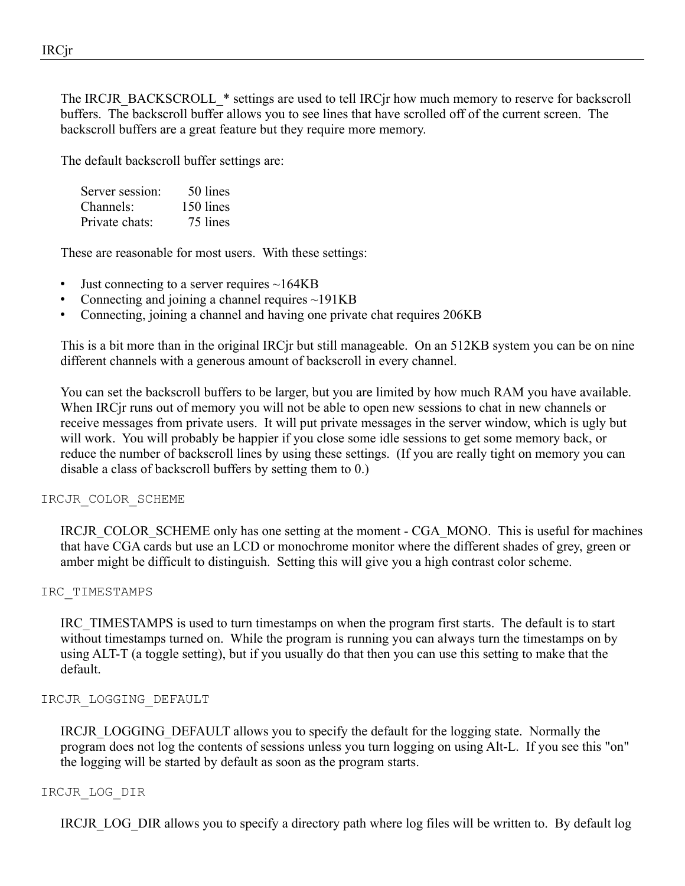The IRCJR_BACKSCROLL_* settings are used to tell IRCjr how much memory to reserve for backscroll buffers. The backscroll buffer allows you to see lines that have scrolled off of the current screen. The backscroll buffers are a great feature but they require more memory.

The default backscroll buffer settings are:

| | |
|---|---|
| Server session: | 50 lines |
| Channels: | 150 lines |
| Private chats: | 75 lines |

These are reasonable for most users. With these settings:

- Just connecting to a server requires ~164KB
- Connecting and joining a channel requires ~191KB
- Connecting, joining a channel and having one private chat requires 206KB

This is a bit more than in the original IRCjr but still manageable. On an 512KB system you can be on nine different channels with a generous amount of backscroll in every channel.

You can set the backscroll buffers to be larger, but you are limited by how much RAM you have available. When IRCjr runs out of memory you will not be able to open new sessions to chat in new channels or receive messages from private users. It will put private messages in the server window, which is ugly but will work. You will probably be happier if you close some idle sessions to get some memory back, or reduce the number of backscroll lines by using these settings. (If you are really tight on memory you can disable a class of backscroll buffers by setting them to 0.)

`IRCJR_COLOR_SCHEME`

IRCJR_COLOR_SCHEME only has one setting at the moment - CGA_MONO. This is useful for machines that have CGA cards but use an LCD or monochrome monitor where the different shades of grey, green or amber might be difficult to distinguish. Setting this will give you a high contrast color scheme.

`IRC_TIMESTAMPS`

IRC_TIMESTAMPS is used to turn timestamps on when the program first starts. The default is to start without timestamps turned on. While the program is running you can always turn the timestamps on by using ALT-T (a toggle setting), but if you usually do that then you can use this setting to make that the default.

`IRCJR_LOGGING_DEFAULT`

IRCJR_LOGGING_DEFAULT allows you to specify the default for the logging state. Normally the program does not log the contents of sessions unless you turn logging on using Alt-L. If you see this "on" the logging will be started by default as soon as the program starts.

`IRCJR_LOG_DIR`

IRCJR_LOG_DIR allows you to specify a directory path where log files will be written to. By default log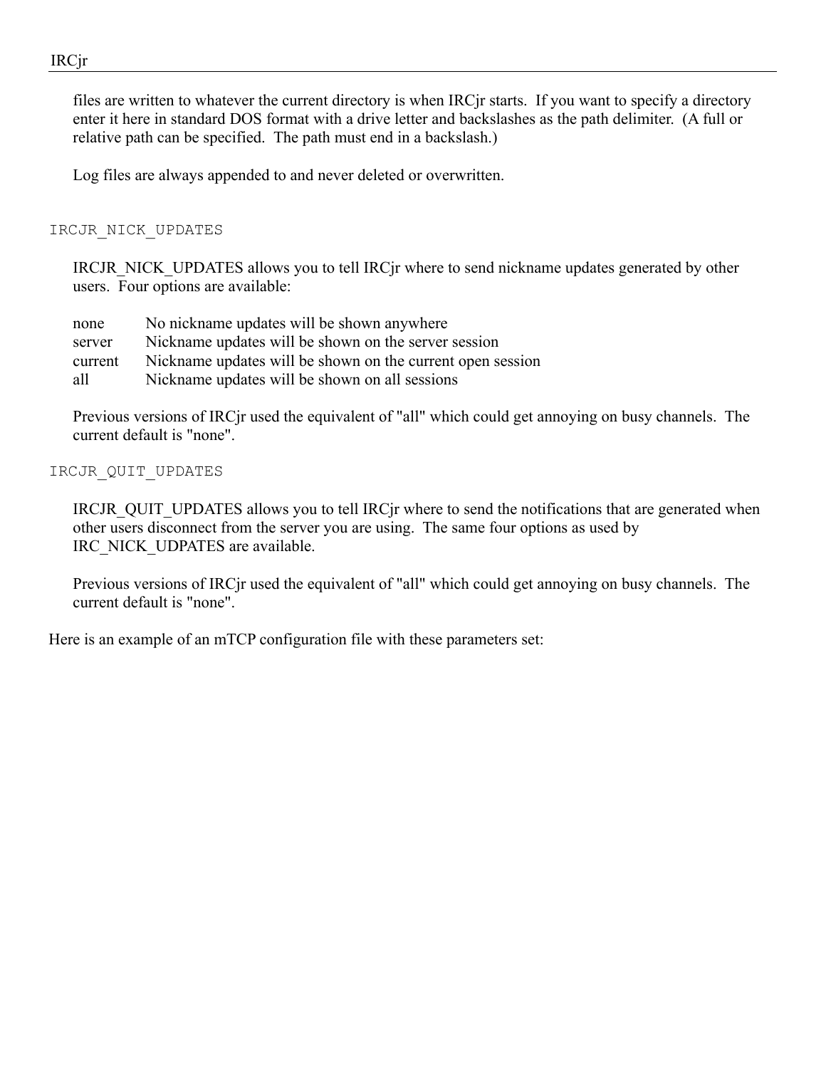files are written to whatever the current directory is when IRCjr starts. If you want to specify a directory enter it here in standard DOS format with a drive letter and backslashes as the path delimiter. (A full or relative path can be specified. The path must end in a backslash.)

Log files are always appended to and never deleted or overwritten.

`IRCJR_NICK_UPDATES`

IRCJR_NICK_UPDATES allows you to tell IRCjr where to send nickname updates generated by other users. Four options are available:

| | |
|---|---|
| none | No nickname updates will be shown anywhere |
| server | Nickname updates will be shown on the server session |
| current | Nickname updates will be shown on the current open session |
| all | Nickname updates will be shown on all sessions |

Previous versions of IRCjr used the equivalent of "all" which could get annoying on busy channels. The current default is "none".

`IRCJR_QUIT_UPDATES`

IRCJR_QUIT_UPDATES allows you to tell IRCjr where to send the notifications that are generated when other users disconnect from the server you are using. The same four options as used by IRC_NICK_UDPATES are available.

Previous versions of IRCjr used the equivalent of "all" which could get annoying on busy channels. The current default is "none".

Here is an example of an mTCP configuration file with these parameters set: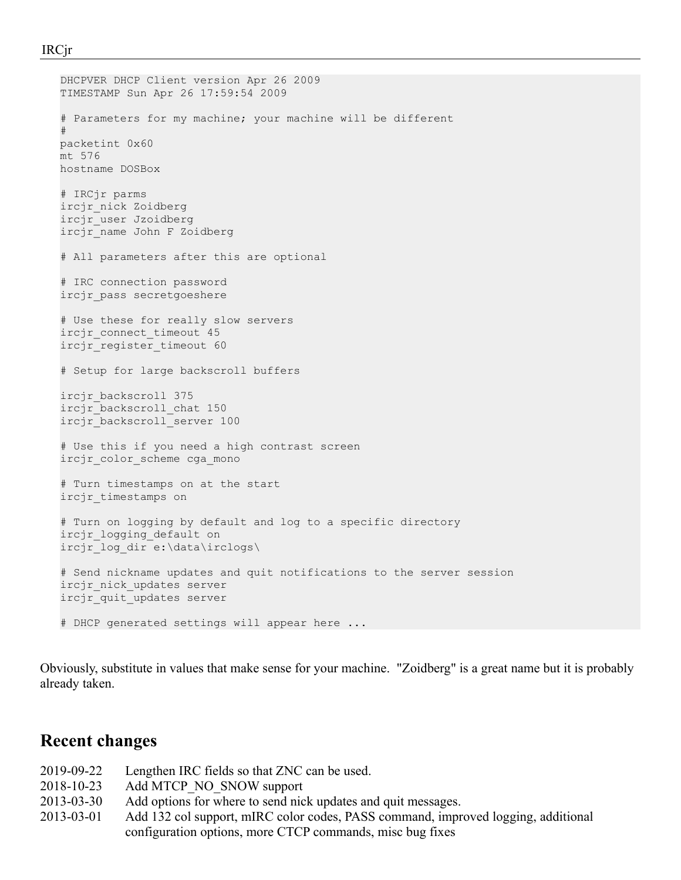```
DHCPVER DHCP Client version Apr 26 2009
TIMESTAMP Sun Apr 26 17:59:54 2009

# Parameters for my machine; your machine will be different
#
packetint 0x60
mt 576
hostname DOSBox

# IRCjr parms
ircjr_nick Zoidberg
ircjr_user Jzoidberg
ircjr_name John F Zoidberg

# All parameters after this are optional

# IRC connection password
ircjr_pass secretgoeshere

# Use these for really slow servers
ircjr_connect_timeout 45
ircjr_register_timeout 60

# Setup for large backscroll buffers

ircjr_backscroll 375
ircjr_backscroll_chat 150
ircjr_backscroll_server 100

# Use this if you need a high contrast screen
ircjr_color_scheme cga_mono

# Turn timestamps on at the start
ircjr_timestamps on

# Turn on logging by default and log to a specific directory
ircjr_logging_default on
ircjr_log_dir e:\data\irclogs\

# Send nickname updates and quit notifications to the server session
ircjr_nick_updates server
ircjr_quit_updates server

# DHCP generated settings will appear here ...
```

Obviously, substitute in values that make sense for your machine. "Zoidberg" is a great name but it is probably already taken.

## Recent changes

| | |
|---|---|
| 2019-09-22 | Lengthen IRC fields so that ZNC can be used. |
| 2018-10-23 | Add MTCP_NO_SNOW support |
| 2013-03-30 | Add options for where to send nick updates and quit messages. |
| 2013-03-01 | Add 132 col support, mIRC color codes, PASS command, improved logging, additional configuration options, more CTCP commands, misc bug fixes |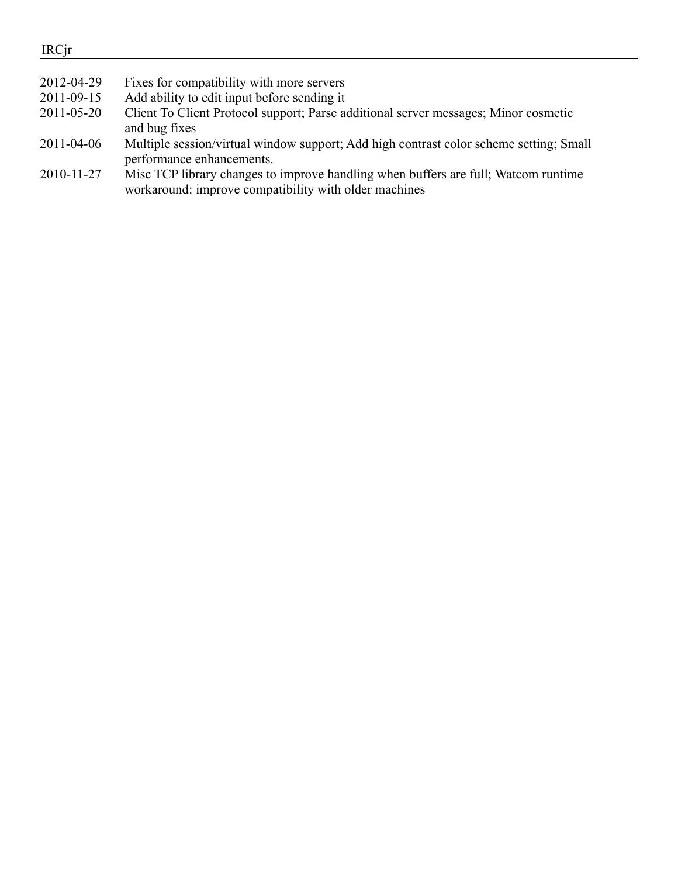| | |
|---|---|
| 2012-04-29 | Fixes for compatibility with more servers |
| 2011-09-15 | Add ability to edit input before sending it |
| 2011-05-20 | Client To Client Protocol support; Parse additional server messages; Minor cosmetic and bug fixes |
| 2011-04-06 | Multiple session/virtual window support; Add high contrast color scheme setting; Small performance enhancements. |
| 2010-11-27 | Misc TCP library changes to improve handling when buffers are full; Watcom runtime workaround: improve compatibility with older machines |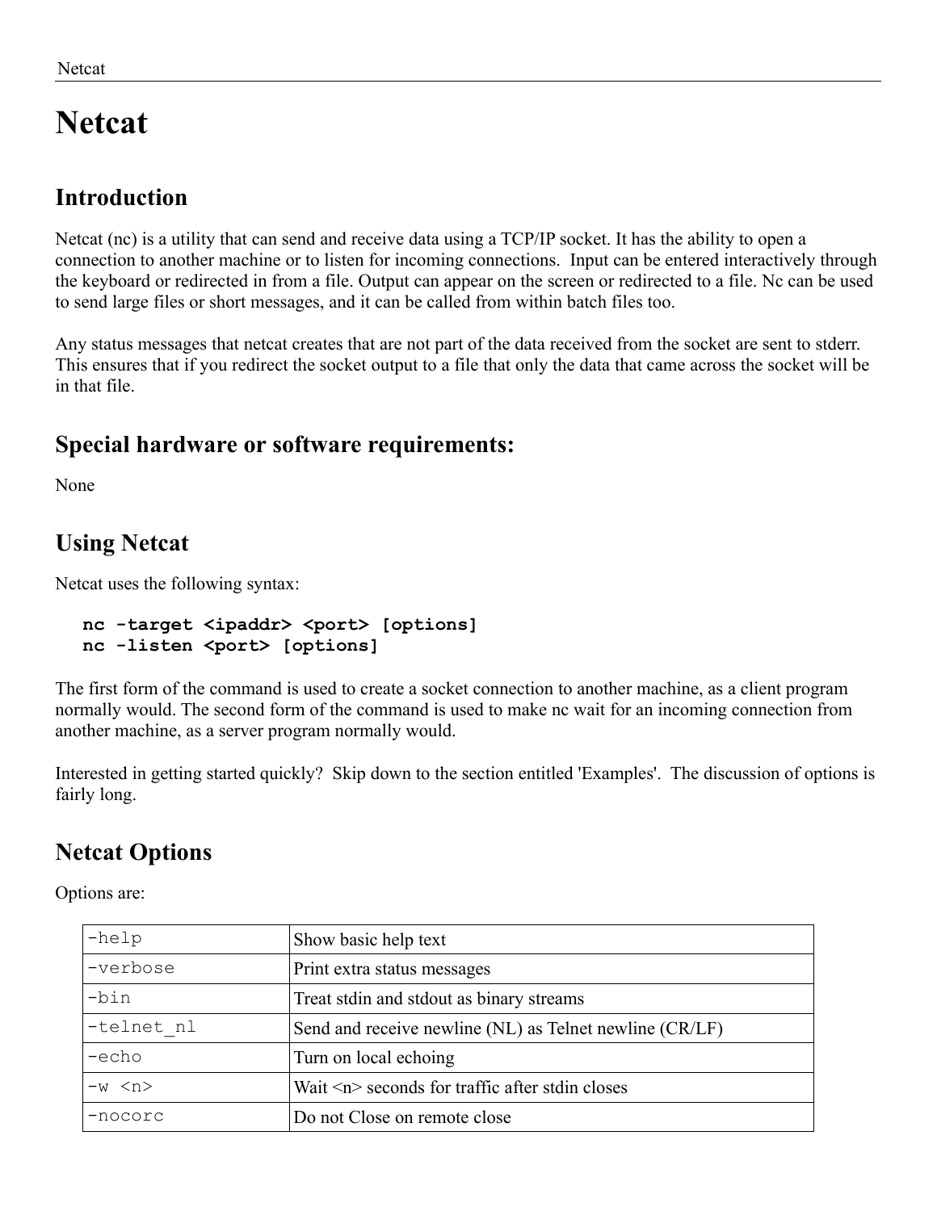# Netcat

## Introduction

Netcat (nc) is a utility that can send and receive data using a TCP/IP socket. It has the ability to open a connection to another machine or to listen for incoming connections. Input can be entered interactively through the keyboard or redirected in from a file. Output can appear on the screen or redirected to a file. Nc can be used to send large files or short messages, and it can be called from within batch files too.

Any status messages that netcat creates that are not part of the data received from the socket are sent to stderr. This ensures that if you redirect the socket output to a file that only the data that came across the socket will be in that file.

## Special hardware or software requirements:

None

## Using Netcat

Netcat uses the following syntax:

```
nc -target <ipaddr> <port> [options]
nc -listen <port> [options]
```

The first form of the command is used to create a socket connection to another machine, as a client program normally would. The second form of the command is used to make nc wait for an incoming connection from another machine, as a server program normally would.

Interested in getting started quickly? Skip down to the section entitled 'Examples'. The discussion of options is fairly long.

## Netcat Options

Options are:

| Option | Description |
|---|---|
| `-help` | Show basic help text |
| `-verbose` | Print extra status messages |
| `-bin` | Treat stdin and stdout as binary streams |
| `-telnet_nl` | Send and receive newline (NL) as Telnet newline (CR/LF) |
| `-echo` | Turn on local echoing |
| `-w <n>` | Wait <n> seconds for traffic after stdin closes |
| `-nocorc` | Do not Close on remote close |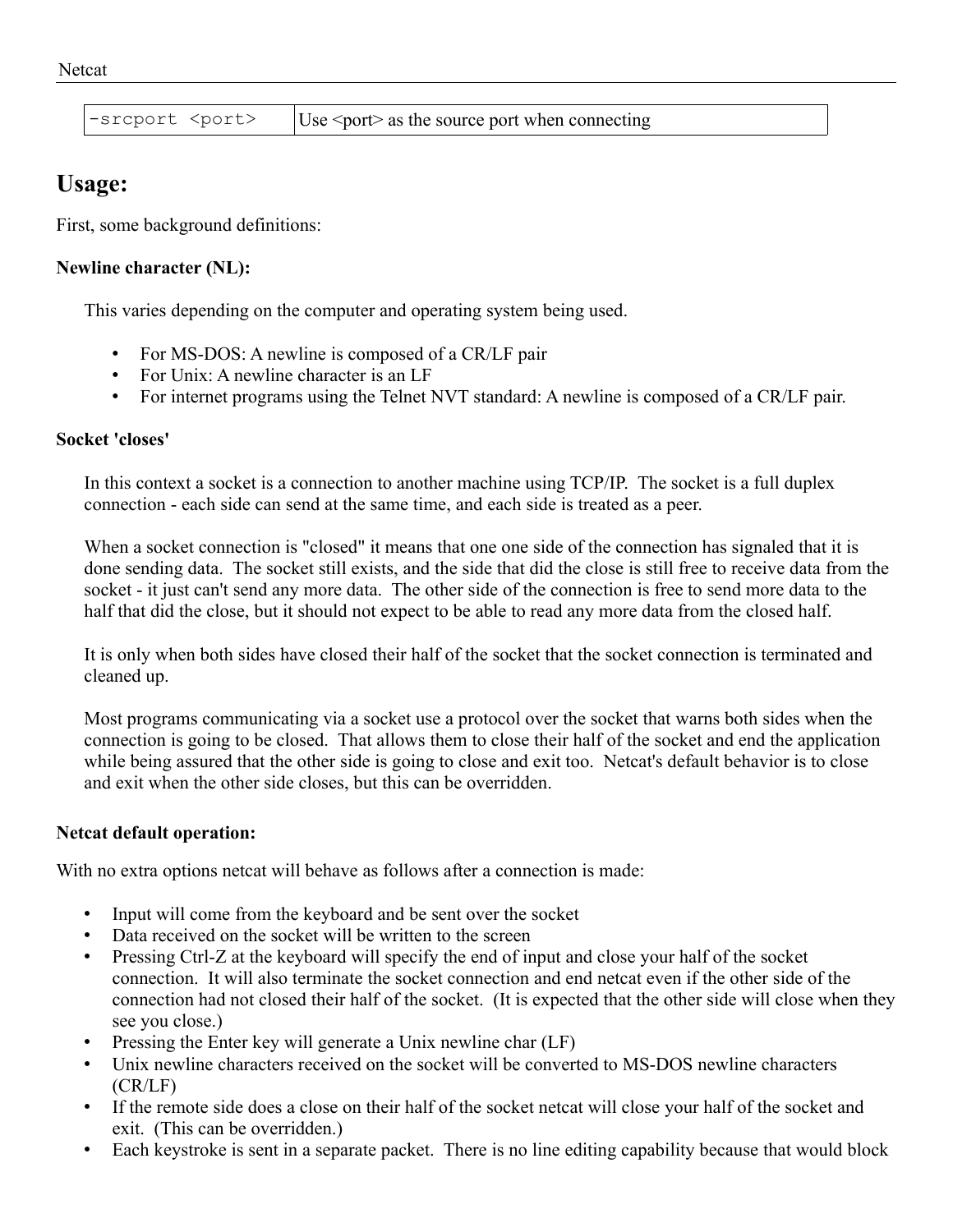| -srcport <port> | Use <port> as the source port when connecting |
|---|---|

## Usage:

First, some background definitions:

**Newline character (NL):**

This varies depending on the computer and operating system being used.

- For MS-DOS: A newline is composed of a CR/LF pair
- For Unix: A newline character is an LF
- For internet programs using the Telnet NVT standard: A newline is composed of a CR/LF pair.

**Socket 'closes'**

In this context a socket is a connection to another machine using TCP/IP. The socket is a full duplex connection - each side can send at the same time, and each side is treated as a peer.

When a socket connection is "closed" it means that one one side of the connection has signaled that it is done sending data. The socket still exists, and the side that did the close is still free to receive data from the socket - it just can't send any more data. The other side of the connection is free to send more data to the half that did the close, but it should not expect to be able to read any more data from the closed half.

It is only when both sides have closed their half of the socket that the socket connection is terminated and cleaned up.

Most programs communicating via a socket use a protocol over the socket that warns both sides when the connection is going to be closed. That allows them to close their half of the socket and end the application while being assured that the other side is going to close and exit too. Netcat's default behavior is to close and exit when the other side closes, but this can be overridden.

**Netcat default operation:**

With no extra options netcat will behave as follows after a connection is made:

- Input will come from the keyboard and be sent over the socket
- Data received on the socket will be written to the screen
- Pressing Ctrl-Z at the keyboard will specify the end of input and close your half of the socket connection. It will also terminate the socket connection and end netcat even if the other side of the connection had not closed their half of the socket. (It is expected that the other side will close when they see you close.)
- Pressing the Enter key will generate a Unix newline char (LF)
- Unix newline characters received on the socket will be converted to MS-DOS newline characters (CR/LF)
- If the remote side does a close on their half of the socket netcat will close your half of the socket and exit. (This can be overridden.)
- Each keystroke is sent in a separate packet. There is no line editing capability because that would block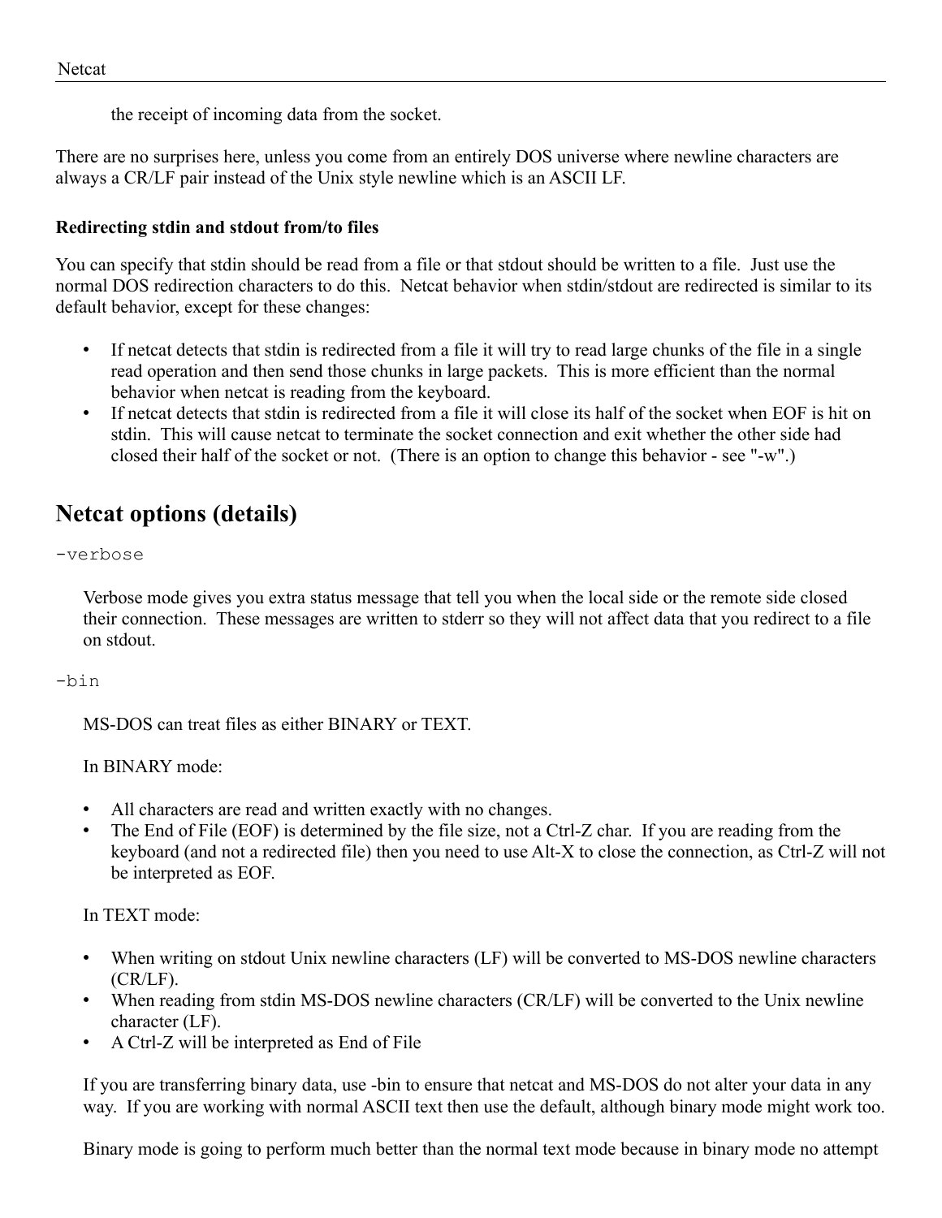the receipt of incoming data from the socket.

There are no surprises here, unless you come from an entirely DOS universe where newline characters are always a CR/LF pair instead of the Unix style newline which is an ASCII LF.

**Redirecting stdin and stdout from/to files**

You can specify that stdin should be read from a file or that stdout should be written to a file. Just use the normal DOS redirection characters to do this. Netcat behavior when stdin/stdout are redirected is similar to its default behavior, except for these changes:

- If netcat detects that stdin is redirected from a file it will try to read large chunks of the file in a single read operation and then send those chunks in large packets. This is more efficient than the normal behavior when netcat is reading from the keyboard.
- If netcat detects that stdin is redirected from a file it will close its half of the socket when EOF is hit on stdin. This will cause netcat to terminate the socket connection and exit whether the other side had closed their half of the socket or not. (There is an option to change this behavior - see "-w".)

## Netcat options (details)

`-verbose`

Verbose mode gives you extra status message that tell you when the local side or the remote side closed their connection. These messages are written to stderr so they will not affect data that you redirect to a file on stdout.

`-bin`

MS-DOS can treat files as either BINARY or TEXT.

In BINARY mode:

- All characters are read and written exactly with no changes.
- The End of File (EOF) is determined by the file size, not a Ctrl-Z char. If you are reading from the keyboard (and not a redirected file) then you need to use Alt-X to close the connection, as Ctrl-Z will not be interpreted as EOF.

In TEXT mode:

- When writing on stdout Unix newline characters (LF) will be converted to MS-DOS newline characters (CR/LF).
- When reading from stdin MS-DOS newline characters (CR/LF) will be converted to the Unix newline character (LF).
- A Ctrl-Z will be interpreted as End of File

If you are transferring binary data, use -bin to ensure that netcat and MS-DOS do not alter your data in any way. If you are working with normal ASCII text then use the default, although binary mode might work too.

Binary mode is going to perform much better than the normal text mode because in binary mode no attempt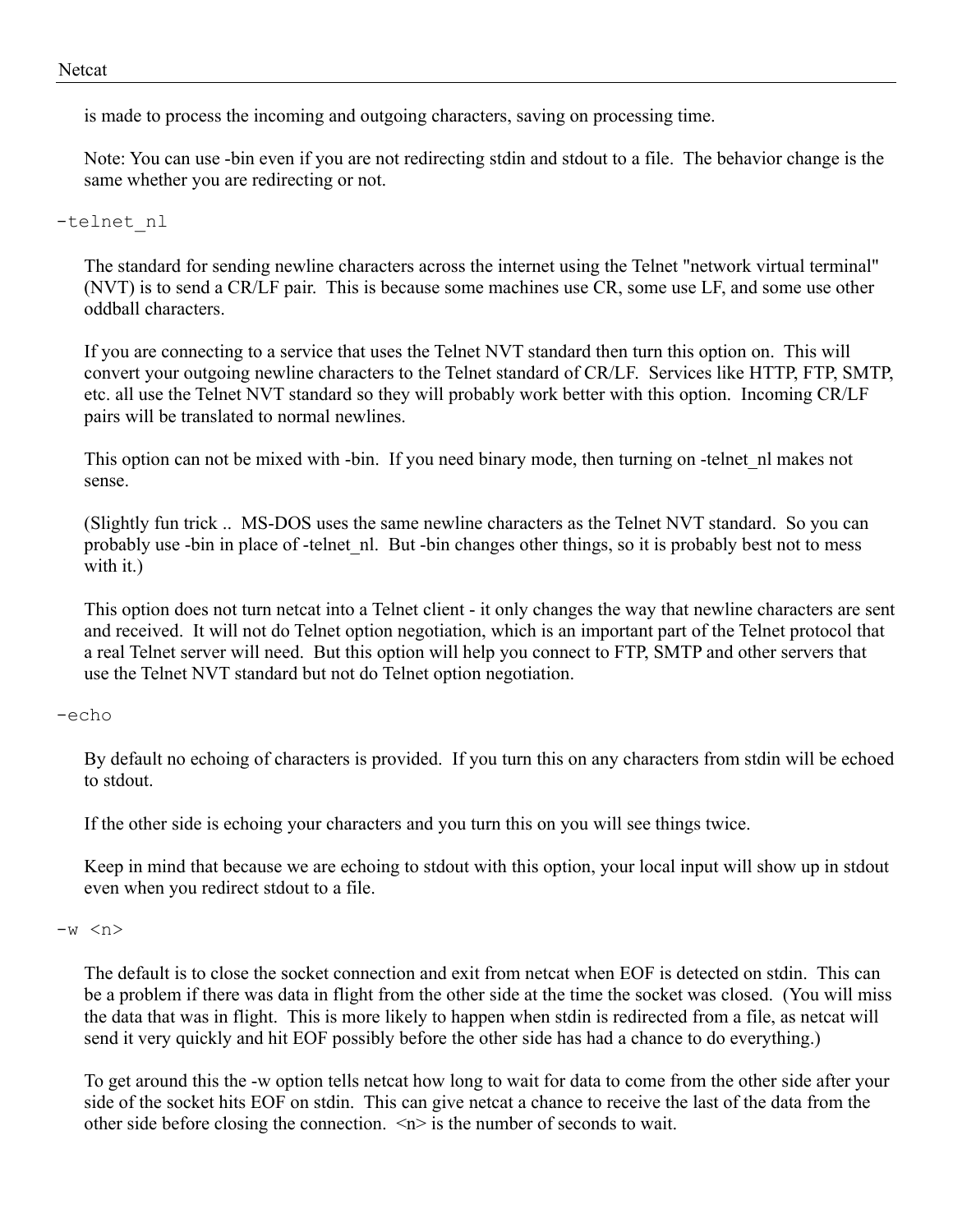is made to process the incoming and outgoing characters, saving on processing time.

Note: You can use -bin even if you are not redirecting stdin and stdout to a file. The behavior change is the same whether you are redirecting or not.

`-telnet_nl`

The standard for sending newline characters across the internet using the Telnet "network virtual terminal" (NVT) is to send a CR/LF pair. This is because some machines use CR, some use LF, and some use other oddball characters.

If you are connecting to a service that uses the Telnet NVT standard then turn this option on. This will convert your outgoing newline characters to the Telnet standard of CR/LF. Services like HTTP, FTP, SMTP, etc. all use the Telnet NVT standard so they will probably work better with this option. Incoming CR/LF pairs will be translated to normal newlines.

This option can not be mixed with -bin. If you need binary mode, then turning on -telnet_nl makes not sense.

(Slightly fun trick .. MS-DOS uses the same newline characters as the Telnet NVT standard. So you can probably use -bin in place of -telnet_nl. But -bin changes other things, so it is probably best not to mess with it.)

This option does not turn netcat into a Telnet client - it only changes the way that newline characters are sent and received. It will not do Telnet option negotiation, which is an important part of the Telnet protocol that a real Telnet server will need. But this option will help you connect to FTP, SMTP and other servers that use the Telnet NVT standard but not do Telnet option negotiation.

`-echo`

By default no echoing of characters is provided. If you turn this on any characters from stdin will be echoed to stdout.

If the other side is echoing your characters and you turn this on you will see things twice.

Keep in mind that because we are echoing to stdout with this option, your local input will show up in stdout even when you redirect stdout to a file.

`-w <n>`

The default is to close the socket connection and exit from netcat when EOF is detected on stdin. This can be a problem if there was data in flight from the other side at the time the socket was closed. (You will miss the data that was in flight. This is more likely to happen when stdin is redirected from a file, as netcat will send it very quickly and hit EOF possibly before the other side has had a chance to do everything.)

To get around this the -w option tells netcat how long to wait for data to come from the other side after your side of the socket hits EOF on stdin. This can give netcat a chance to receive the last of the data from the other side before closing the connection. <n> is the number of seconds to wait.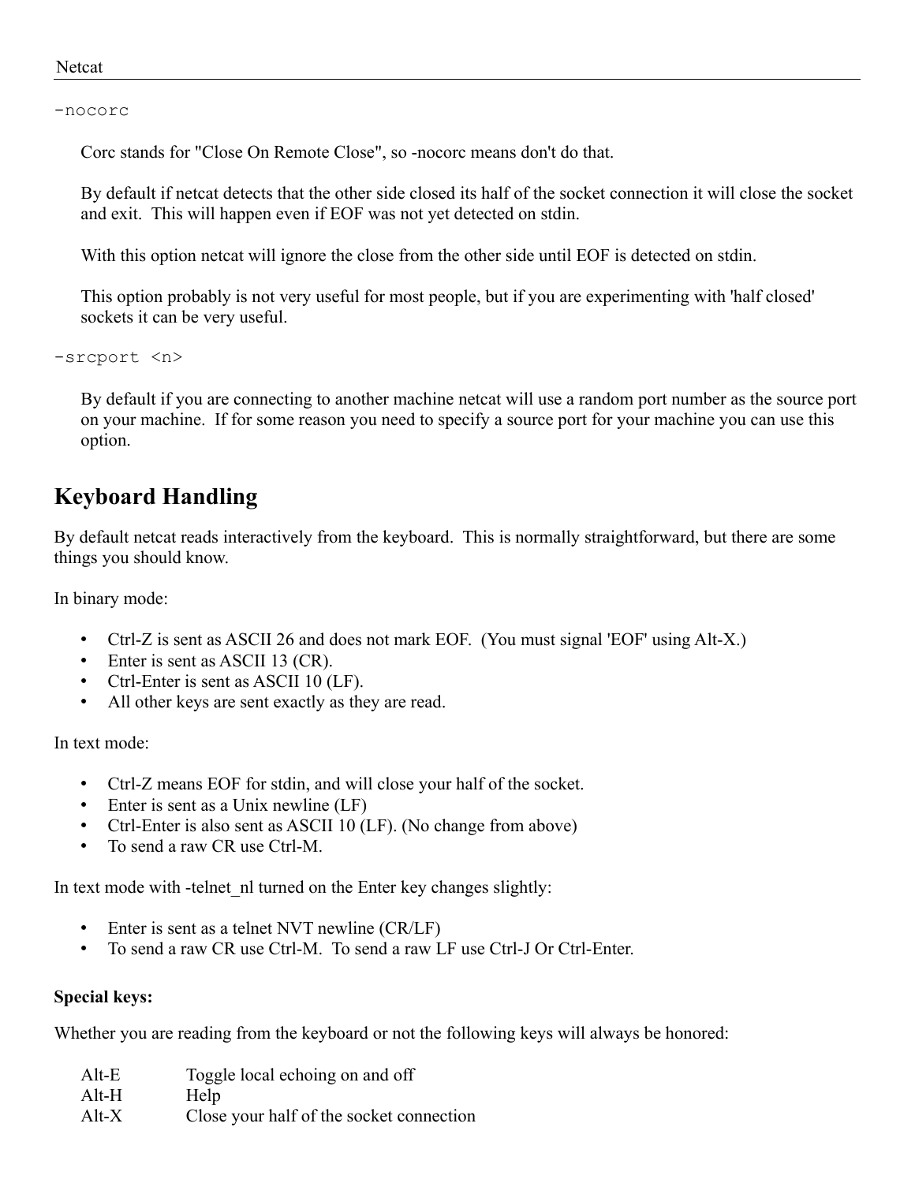`-nocorc`

Corc stands for "Close On Remote Close", so -nocorc means don't do that.

By default if netcat detects that the other side closed its half of the socket connection it will close the socket and exit. This will happen even if EOF was not yet detected on stdin.

With this option netcat will ignore the close from the other side until EOF is detected on stdin.

This option probably is not very useful for most people, but if you are experimenting with 'half closed' sockets it can be very useful.

`-srcport <n>`

By default if you are connecting to another machine netcat will use a random port number as the source port on your machine. If for some reason you need to specify a source port for your machine you can use this option.

## Keyboard Handling

By default netcat reads interactively from the keyboard. This is normally straightforward, but there are some things you should know.

In binary mode:

- Ctrl-Z is sent as ASCII 26 and does not mark EOF. (You must signal 'EOF' using Alt-X.)
- Enter is sent as ASCII 13 (CR).
- Ctrl-Enter is sent as ASCII 10 (LF).
- All other keys are sent exactly as they are read.

In text mode:

- Ctrl-Z means EOF for stdin, and will close your half of the socket.
- Enter is sent as a Unix newline (LF)
- Ctrl-Enter is also sent as ASCII 10 (LF). (No change from above)
- To send a raw CR use Ctrl-M.

In text mode with -telnet_nl turned on the Enter key changes slightly:

- Enter is sent as a telnet NVT newline (CR/LF)
- To send a raw CR use Ctrl-M. To send a raw LF use Ctrl-J Or Ctrl-Enter.

**Special keys:**

Whether you are reading from the keyboard or not the following keys will always be honored:

| | |
|---|---|
| Alt-E | Toggle local echoing on and off |
| Alt-H | Help |
| Alt-X | Close your half of the socket connection |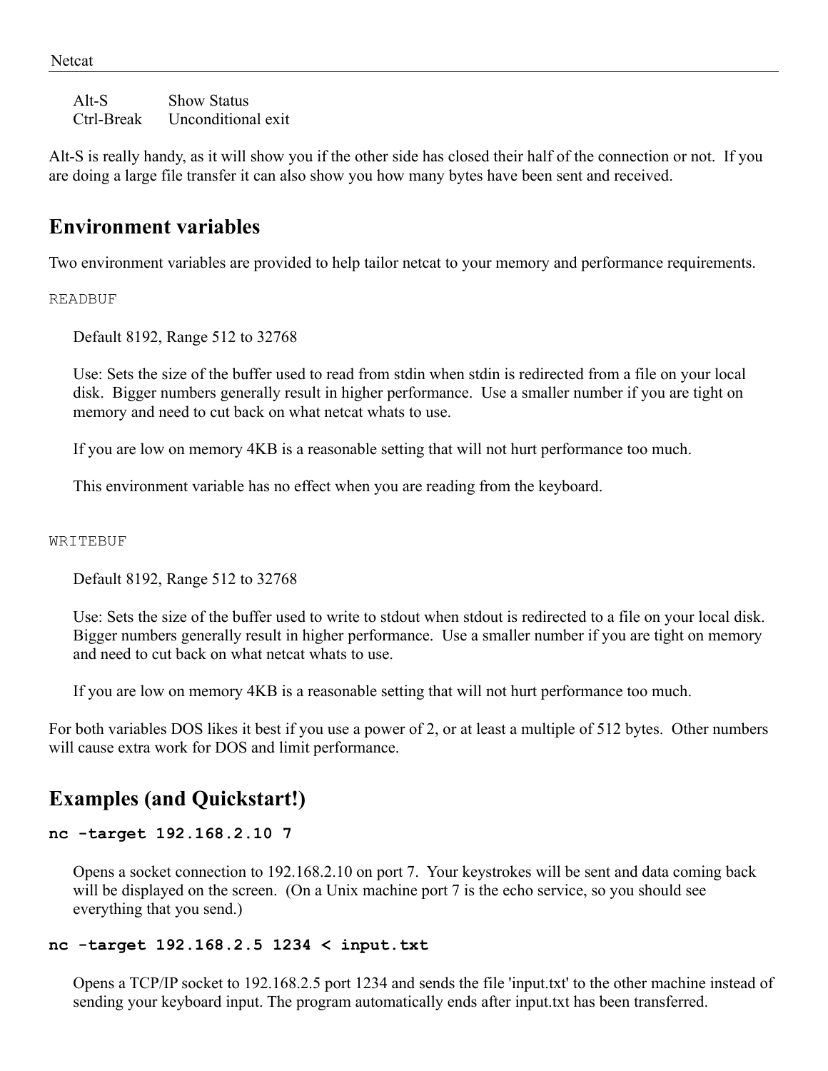| | |
|---|---|
| Alt-S | Show Status |
| Ctrl-Break | Unconditional exit |

Alt-S is really handy, as it will show you if the other side has closed their half of the connection or not. If you are doing a large file transfer it can also show you how many bytes have been sent and received.

## Environment variables

Two environment variables are provided to help tailor netcat to your memory and performance requirements.

`READBUF`

Default 8192, Range 512 to 32768

Use: Sets the size of the buffer used to read from stdin when stdin is redirected from a file on your local disk. Bigger numbers generally result in higher performance. Use a smaller number if you are tight on memory and need to cut back on what netcat whats to use.

If you are low on memory 4KB is a reasonable setting that will not hurt performance too much.

This environment variable has no effect when you are reading from the keyboard.

`WRITEBUF`

Default 8192, Range 512 to 32768

Use: Sets the size of the buffer used to write to stdout when stdout is redirected to a file on your local disk. Bigger numbers generally result in higher performance. Use a smaller number if you are tight on memory and need to cut back on what netcat whats to use.

If you are low on memory 4KB is a reasonable setting that will not hurt performance too much.

For both variables DOS likes it best if you use a power of 2, or at least a multiple of 512 bytes. Other numbers will cause extra work for DOS and limit performance.

## Examples (and Quickstart!)

**`nc -target 192.168.2.10 7`**

Opens a socket connection to 192.168.2.10 on port 7. Your keystrokes will be sent and data coming back will be displayed on the screen. (On a Unix machine port 7 is the echo service, so you should see everything that you send.)

**`nc -target 192.168.2.5 1234 < input.txt`**

Opens a TCP/IP socket to 192.168.2.5 port 1234 and sends the file 'input.txt' to the other machine instead of sending your keyboard input. The program automatically ends after input.txt has been transferred.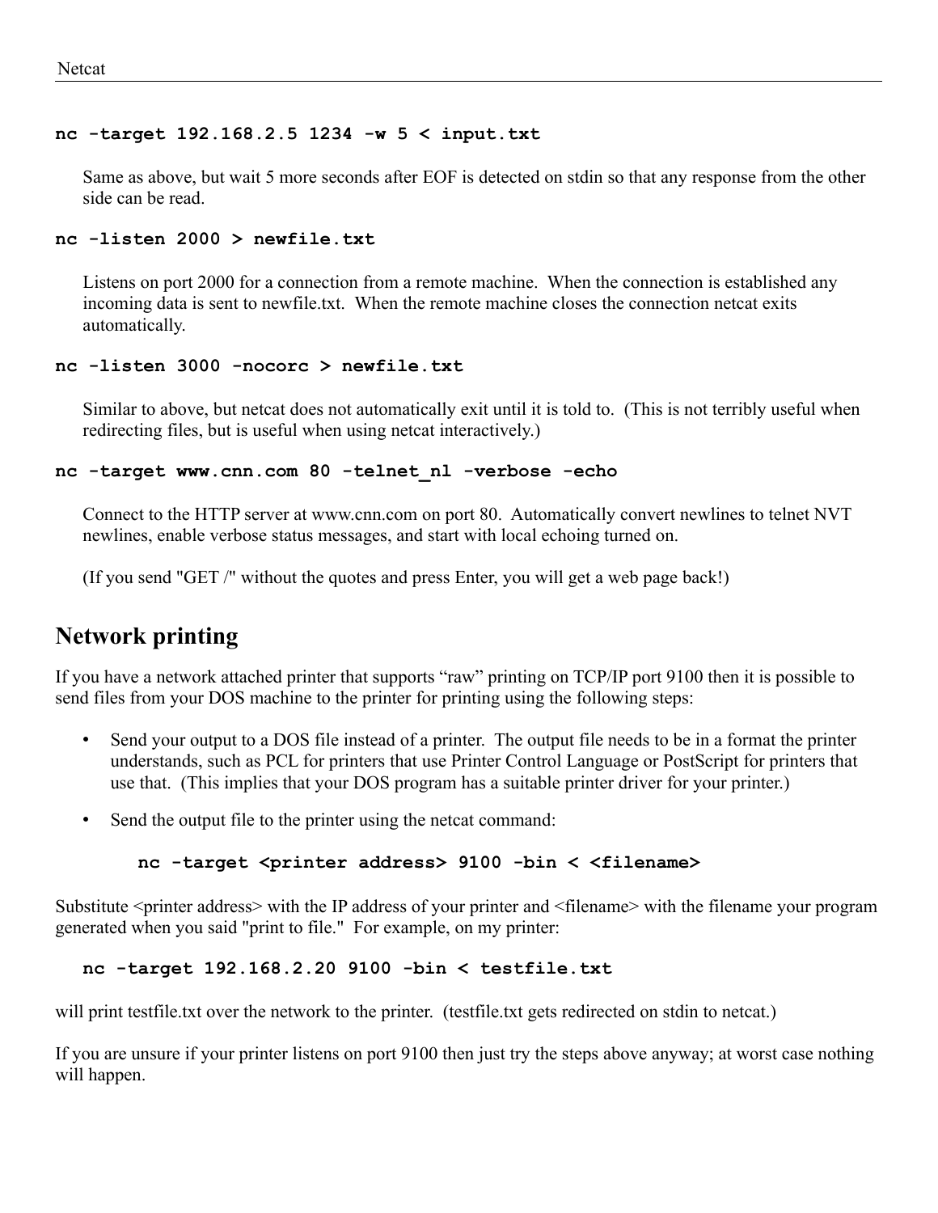**nc -target 192.168.2.5 1234 -w 5 < input.txt**

Same as above, but wait 5 more seconds after EOF is detected on stdin so that any response from the other side can be read.

**nc -listen 2000 > newfile.txt**

Listens on port 2000 for a connection from a remote machine. When the connection is established any incoming data is sent to newfile.txt. When the remote machine closes the connection netcat exits automatically.

**nc -listen 3000 -nocorc > newfile.txt**

Similar to above, but netcat does not automatically exit until it is told to. (This is not terribly useful when redirecting files, but is useful when using netcat interactively.)

**nc -target www.cnn.com 80 -telnet_nl -verbose -echo**

Connect to the HTTP server at www.cnn.com on port 80. Automatically convert newlines to telnet NVT newlines, enable verbose status messages, and start with local echoing turned on.

(If you send "GET /" without the quotes and press Enter, you will get a web page back!)

## Network printing

If you have a network attached printer that supports “raw” printing on TCP/IP port 9100 then it is possible to send files from your DOS machine to the printer for printing using the following steps:

- Send your output to a DOS file instead of a printer. The output file needs to be in a format the printer understands, such as PCL for printers that use Printer Control Language or PostScript for printers that use that. (This implies that your DOS program has a suitable printer driver for your printer.)
- Send the output file to the printer using the netcat command:

```
nc -target <printer address> 9100 -bin < <filename>
```

Substitute <printer address> with the IP address of your printer and <filename> with the filename your program generated when you said "print to file." For example, on my printer:

```
nc -target 192.168.2.20 9100 -bin < testfile.txt
```

will print testfile.txt over the network to the printer. (testfile.txt gets redirected on stdin to netcat.)

If you are unsure if your printer listens on port 9100 then just try the steps above anyway; at worst case nothing will happen.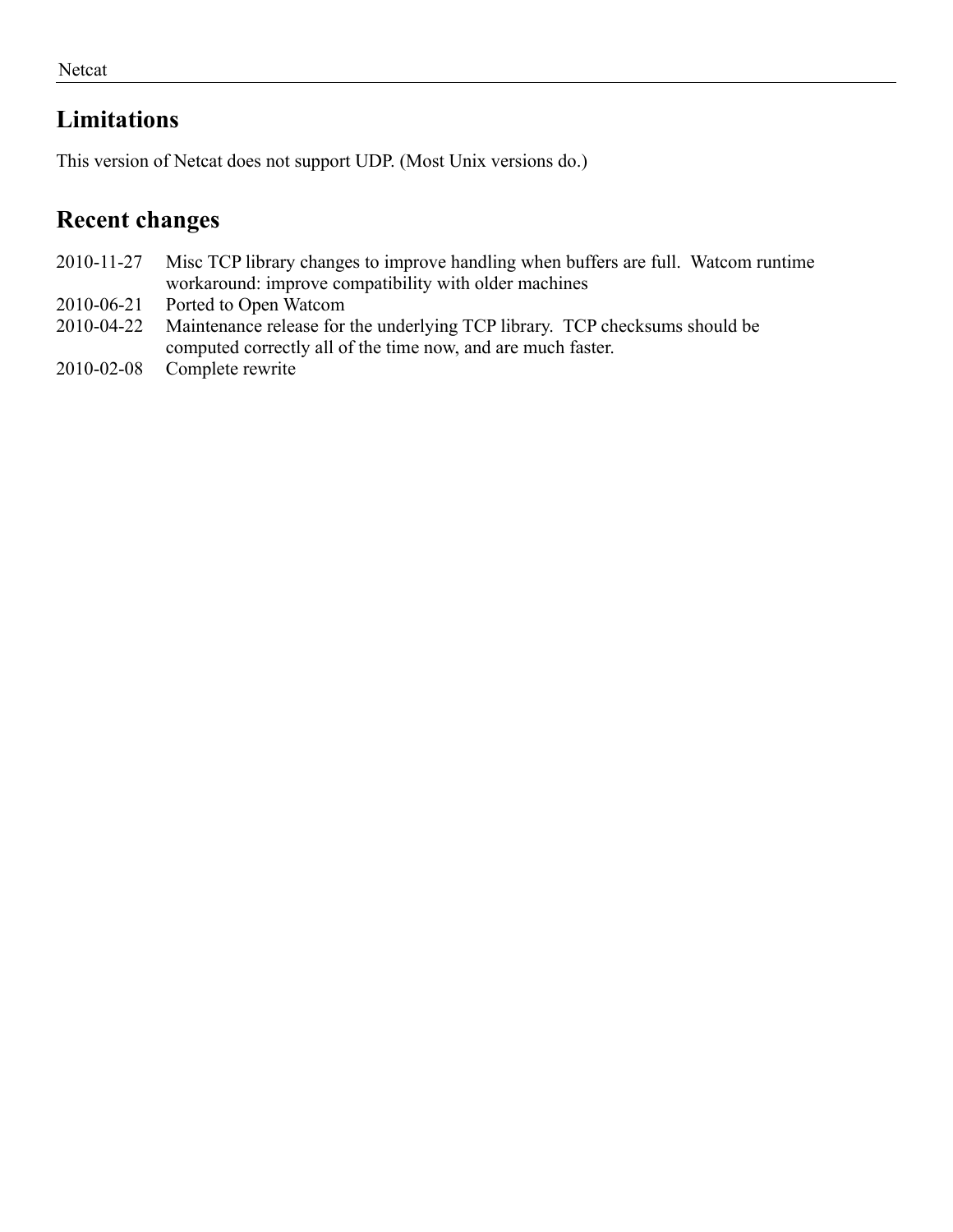## Limitations

This version of Netcat does not support UDP. (Most Unix versions do.)

## Recent changes

| | |
|---|---|
| 2010-11-27 | Misc TCP library changes to improve handling when buffers are full. Watcom runtime workaround: improve compatibility with older machines |
| 2010-06-21 | Ported to Open Watcom |
| 2010-04-22 | Maintenance release for the underlying TCP library. TCP checksums should be computed correctly all of the time now, and are much faster. |
| 2010-02-08 | Complete rewrite |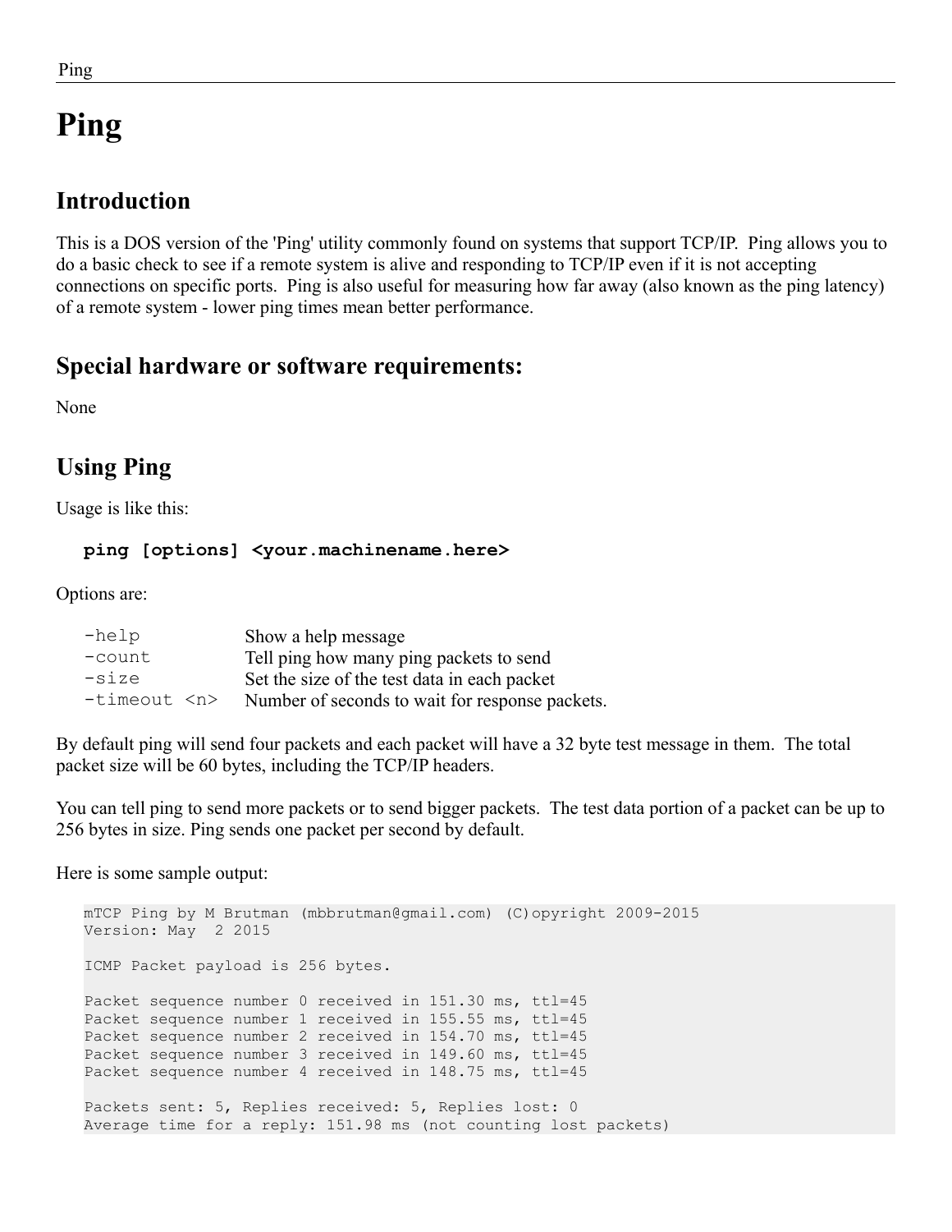# Ping

## Introduction

This is a DOS version of the 'Ping' utility commonly found on systems that support TCP/IP. Ping allows you to do a basic check to see if a remote system is alive and responding to TCP/IP even if it is not accepting connections on specific ports. Ping is also useful for measuring how far away (also known as the ping latency) of a remote system - lower ping times mean better performance.

## Special hardware or software requirements:

None

## Using Ping

Usage is like this:

**`ping [options] <your.machinename.here>`**

Options are:

| | |
|---|---|
| `-help` | Show a help message |
| `-count` | Tell ping how many ping packets to send |
| `-size` | Set the size of the test data in each packet |
| `-timeout <n>` | Number of seconds to wait for response packets. |

By default ping will send four packets and each packet will have a 32 byte test message in them. The total packet size will be 60 bytes, including the TCP/IP headers.

You can tell ping to send more packets or to send bigger packets. The test data portion of a packet can be up to 256 bytes in size. Ping sends one packet per second by default.

Here is some sample output:

```
mTCP Ping by M Brutman (mbbrutman@gmail.com) (C)opyright 2009-2015
Version: May  2 2015

ICMP Packet payload is 256 bytes.

Packet sequence number 0 received in 151.30 ms, ttl=45
Packet sequence number 1 received in 155.55 ms, ttl=45
Packet sequence number 2 received in 154.70 ms, ttl=45
Packet sequence number 3 received in 149.60 ms, ttl=45
Packet sequence number 4 received in 148.75 ms, ttl=45

Packets sent: 5, Replies received: 5, Replies lost: 0
Average time for a reply: 151.98 ms (not counting lost packets)
```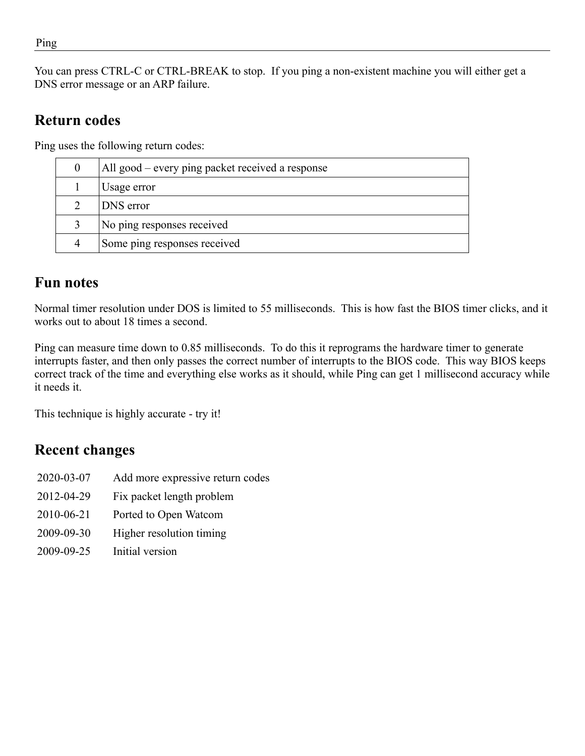You can press CTRL-C or CTRL-BREAK to stop. If you ping a non-existent machine you will either get a DNS error message or an ARP failure.

## Return codes

Ping uses the following return codes:

| | |
|---|---|
| 0 | All good – every ping packet received a response |
| 1 | Usage error |
| 2 | DNS error |
| 3 | No ping responses received |
| 4 | Some ping responses received |

## Fun notes

Normal timer resolution under DOS is limited to 55 milliseconds. This is how fast the BIOS timer clicks, and it works out to about 18 times a second.

Ping can measure time down to 0.85 milliseconds. To do this it reprograms the hardware timer to generate interrupts faster, and then only passes the correct number of interrupts to the BIOS code. This way BIOS keeps correct track of the time and everything else works as it should, while Ping can get 1 millisecond accuracy while it needs it.

This technique is highly accurate - try it!

## Recent changes

| | |
|---|---|
| 2020-03-07 | Add more expressive return codes |
| 2012-04-29 | Fix packet length problem |
| 2010-06-21 | Ported to Open Watcom |
| 2009-09-30 | Higher resolution timing |
| 2009-09-25 | Initial version |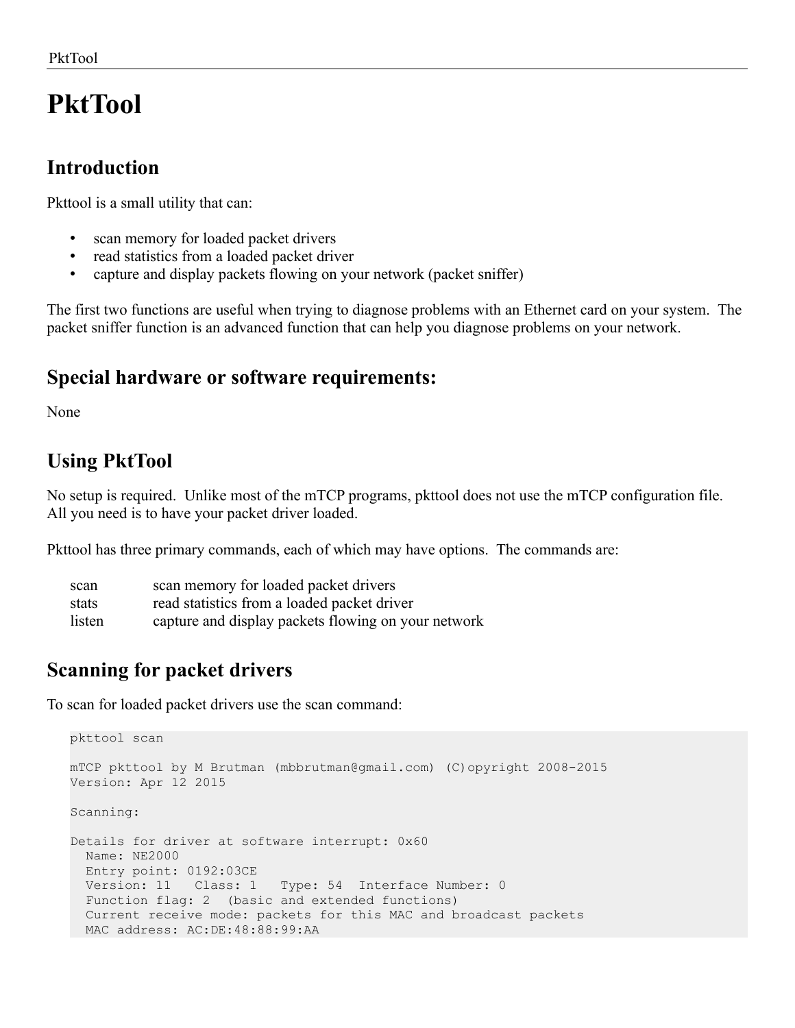# PktTool

## Introduction

Pkttool is a small utility that can:

- scan memory for loaded packet drivers
- read statistics from a loaded packet driver
- capture and display packets flowing on your network (packet sniffer)

The first two functions are useful when trying to diagnose problems with an Ethernet card on your system. The packet sniffer function is an advanced function that can help you diagnose problems on your network.

## Special hardware or software requirements:

None

## Using PktTool

No setup is required. Unlike most of the mTCP programs, pkttool does not use the mTCP configuration file. All you need is to have your packet driver loaded.

Pkttool has three primary commands, each of which may have options. The commands are:

| | |
|---|---|
| scan | scan memory for loaded packet drivers |
| stats | read statistics from a loaded packet driver |
| listen | capture and display packets flowing on your network |

## Scanning for packet drivers

To scan for loaded packet drivers use the scan command:

```
pkttool scan

mTCP pkttool by M Brutman (mbbrutman@gmail.com) (C)opyright 2008-2015
Version: Apr 12 2015

Scanning:

Details for driver at software interrupt: 0x60
  Name: NE2000
  Entry point: 0192:03CE
  Version: 11   Class: 1   Type: 54  Interface Number: 0
  Function flag: 2  (basic and extended functions)
  Current receive mode: packets for this MAC and broadcast packets
  MAC address: AC:DE:48:88:99:AA
```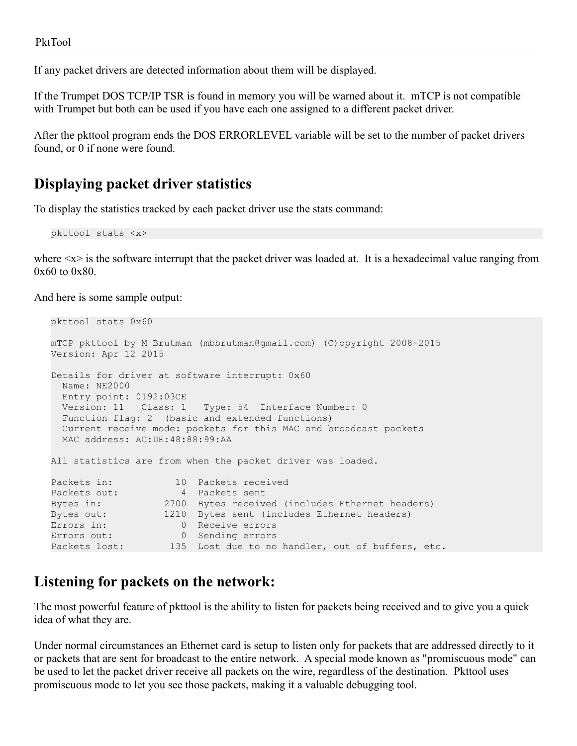If any packet drivers are detected information about them will be displayed.

If the Trumpet DOS TCP/IP TSR is found in memory you will be warned about it. mTCP is not compatible with Trumpet but both can be used if you have each one assigned to a different packet driver.

After the pkttool program ends the DOS ERRORLEVEL variable will be set to the number of packet drivers found, or 0 if none were found.

## Displaying packet driver statistics

To display the statistics tracked by each packet driver use the stats command:

```
pkttool stats <x>
```

where <x> is the software interrupt that the packet driver was loaded at. It is a hexadecimal value ranging from 0x60 to 0x80.

And here is some sample output:

```
pkttool stats 0x60

mTCP pkttool by M Brutman (mbbrutman@gmail.com) (C)opyright 2008-2015
Version: Apr 12 2015

Details for driver at software interrupt: 0x60
  Name: NE2000
  Entry point: 0192:03CE
  Version: 11   Class: 1   Type: 54  Interface Number: 0
  Function flag: 2  (basic and extended functions)
  Current receive mode: packets for this MAC and broadcast packets
  MAC address: AC:DE:48:88:99:AA

All statistics are from when the packet driver was loaded.

Packets in:           10  Packets received
Packets out:           4  Packets sent
Bytes in:           2700  Bytes received (includes Ethernet headers)
Bytes out:          1210  Bytes sent (includes Ethernet headers)
Errors in:             0  Receive errors
Errors out:            0  Sending errors
Packets lost:        135  Lost due to no handler, out of buffers, etc.
```

## Listening for packets on the network:

The most powerful feature of pkttool is the ability to listen for packets being received and to give you a quick idea of what they are.

Under normal circumstances an Ethernet card is setup to listen only for packets that are addressed directly to it or packets that are sent for broadcast to the entire network. A special mode known as "promiscuous mode" can be used to let the packet driver receive all packets on the wire, regardless of the destination. Pkttool uses promiscuous mode to let you see those packets, making it a valuable debugging tool.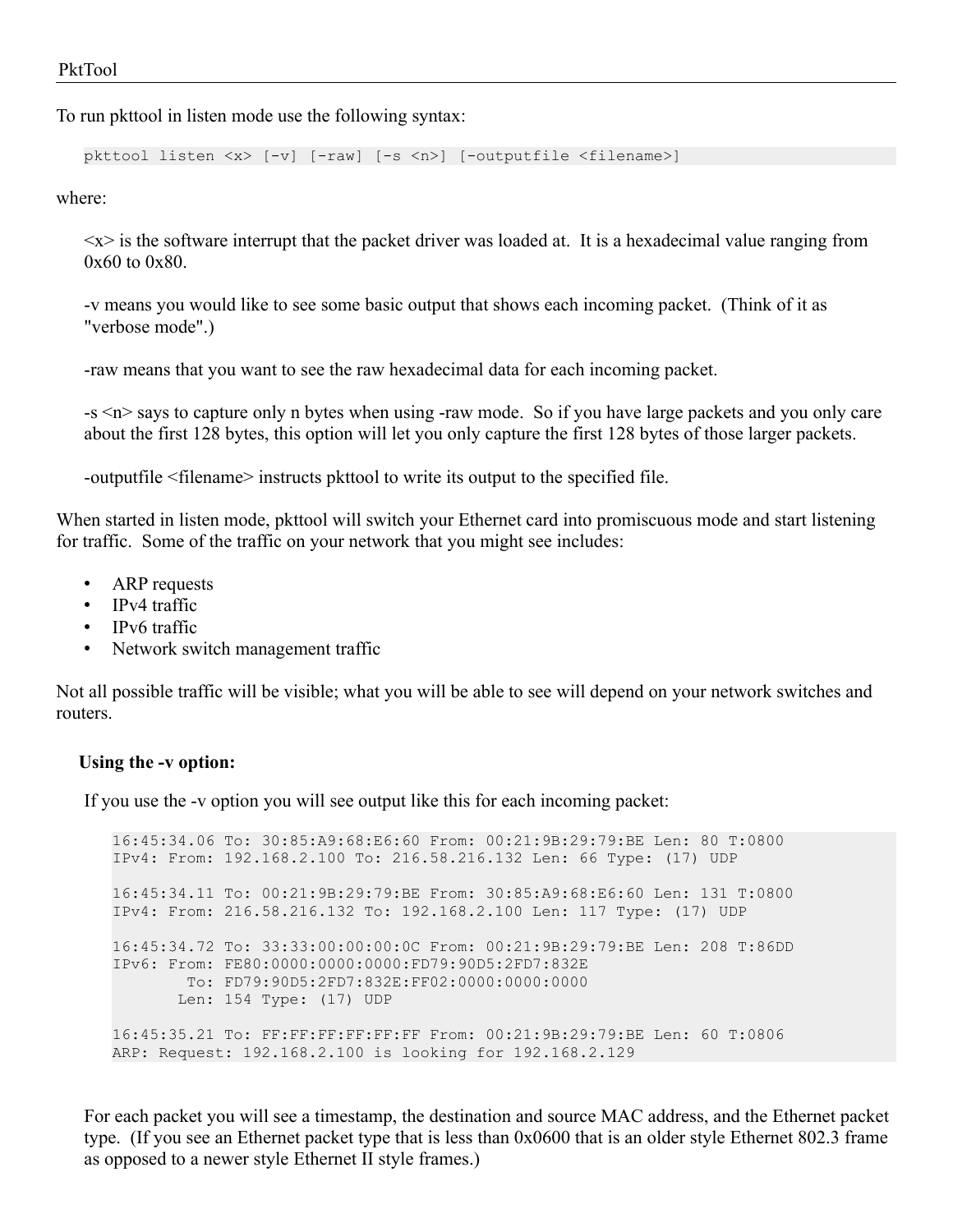To run pkttool in listen mode use the following syntax:

```
pkttool listen <x> [-v] [-raw] [-s <n>] [-outputfile <filename>]
```

where:

<x> is the software interrupt that the packet driver was loaded at. It is a hexadecimal value ranging from 0x60 to 0x80.

-v means you would like to see some basic output that shows each incoming packet. (Think of it as "verbose mode".)

-raw means that you want to see the raw hexadecimal data for each incoming packet.

-s <n> says to capture only n bytes when using -raw mode. So if you have large packets and you only care about the first 128 bytes, this option will let you only capture the first 128 bytes of those larger packets.

-outputfile <filename> instructs pkttool to write its output to the specified file.

When started in listen mode, pkttool will switch your Ethernet card into promiscuous mode and start listening for traffic. Some of the traffic on your network that you might see includes:

- ARP requests
- IPv4 traffic
- IPv6 traffic
- Network switch management traffic

Not all possible traffic will be visible; what you will be able to see will depend on your network switches and routers.

**Using the -v option:**

If you use the -v option you will see output like this for each incoming packet:

```
16:45:34.06 To: 30:85:A9:68:E6:60 From: 00:21:9B:29:79:BE Len: 80 T:0800
IPv4: From: 192.168.2.100 To: 216.58.216.132 Len: 66 Type: (17) UDP

16:45:34.11 To: 00:21:9B:29:79:BE From: 30:85:A9:68:E6:60 Len: 131 T:0800
IPv4: From: 216.58.216.132 To: 192.168.2.100 Len: 117 Type: (17) UDP

16:45:34.72 To: 33:33:00:00:00:0C From: 00:21:9B:29:79:BE Len: 208 T:86DD
IPv6: From: FE80:0000:0000:0000:FD79:90D5:2FD7:832E
        To: FD79:90D5:2FD7:832E:FF02:0000:0000:0000
       Len: 154 Type: (17) UDP

16:45:35.21 To: FF:FF:FF:FF:FF:FF From: 00:21:9B:29:79:BE Len: 60 T:0806
ARP: Request: 192.168.2.100 is looking for 192.168.2.129
```

For each packet you will see a timestamp, the destination and source MAC address, and the Ethernet packet type. (If you see an Ethernet packet type that is less than 0x0600 that is an older style Ethernet 802.3 frame as opposed to a newer style Ethernet II style frames.)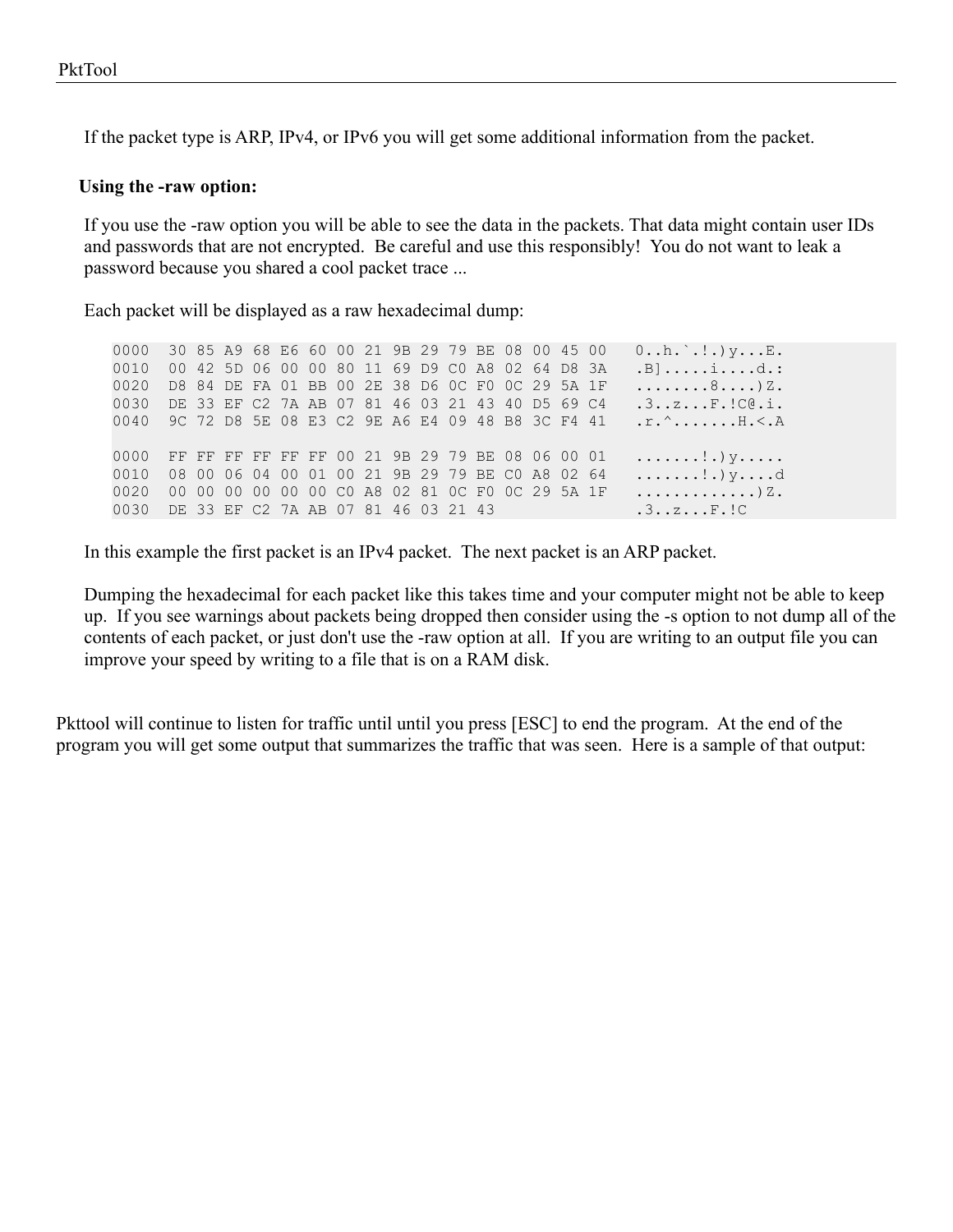If the packet type is ARP, IPv4, or IPv6 you will get some additional information from the packet.

**Using the -raw option:**

If you use the -raw option you will be able to see the data in the packets. That data might contain user IDs and passwords that are not encrypted. Be careful and use this responsibly! You do not want to leak a password because you shared a cool packet trace ...

Each packet will be displayed as a raw hexadecimal dump:

```
0000  30 85 A9 68 E6 60 00 21 9B 29 79 BE 08 00 45 00   0..h.`.!.)y...E.
0010  00 42 5D 06 00 00 80 11 69 D9 C0 A8 02 64 D8 3A   .B].....i....d.:
0020  D8 84 DE FA 01 BB 00 2E 38 D6 0C F0 0C 29 5A 1F   ........8....)Z.
0030  DE 33 EF C2 7A AB 07 81 46 03 21 43 40 D5 69 C4   .3..z...F.!C@.i.
0040  9C 72 D8 5E 08 E3 C2 9E A6 E4 09 48 B8 3C F4 41   .r.^.......H.<.A

0000  FF FF FF FF FF FF 00 21 9B 29 79 BE 08 06 00 01   .......!.)y.....
0010  08 00 06 04 00 01 00 21 9B 29 79 BE C0 A8 02 64   .......!.)y....d
0020  00 00 00 00 00 00 C0 A8 02 81 0C F0 0C 29 5A 1F   .............)Z.
0030  DE 33 EF C2 7A AB 07 81 46 03 21 43               .3..z...F.!C
```

In this example the first packet is an IPv4 packet. The next packet is an ARP packet.

Dumping the hexadecimal for each packet like this takes time and your computer might not be able to keep up. If you see warnings about packets being dropped then consider using the -s option to not dump all of the contents of each packet, or just don't use the -raw option at all. If you are writing to an output file you can improve your speed by writing to a file that is on a RAM disk.

Pkttool will continue to listen for traffic until until you press [ESC] to end the program. At the end of the program you will get some output that summarizes the traffic that was seen. Here is a sample of that output: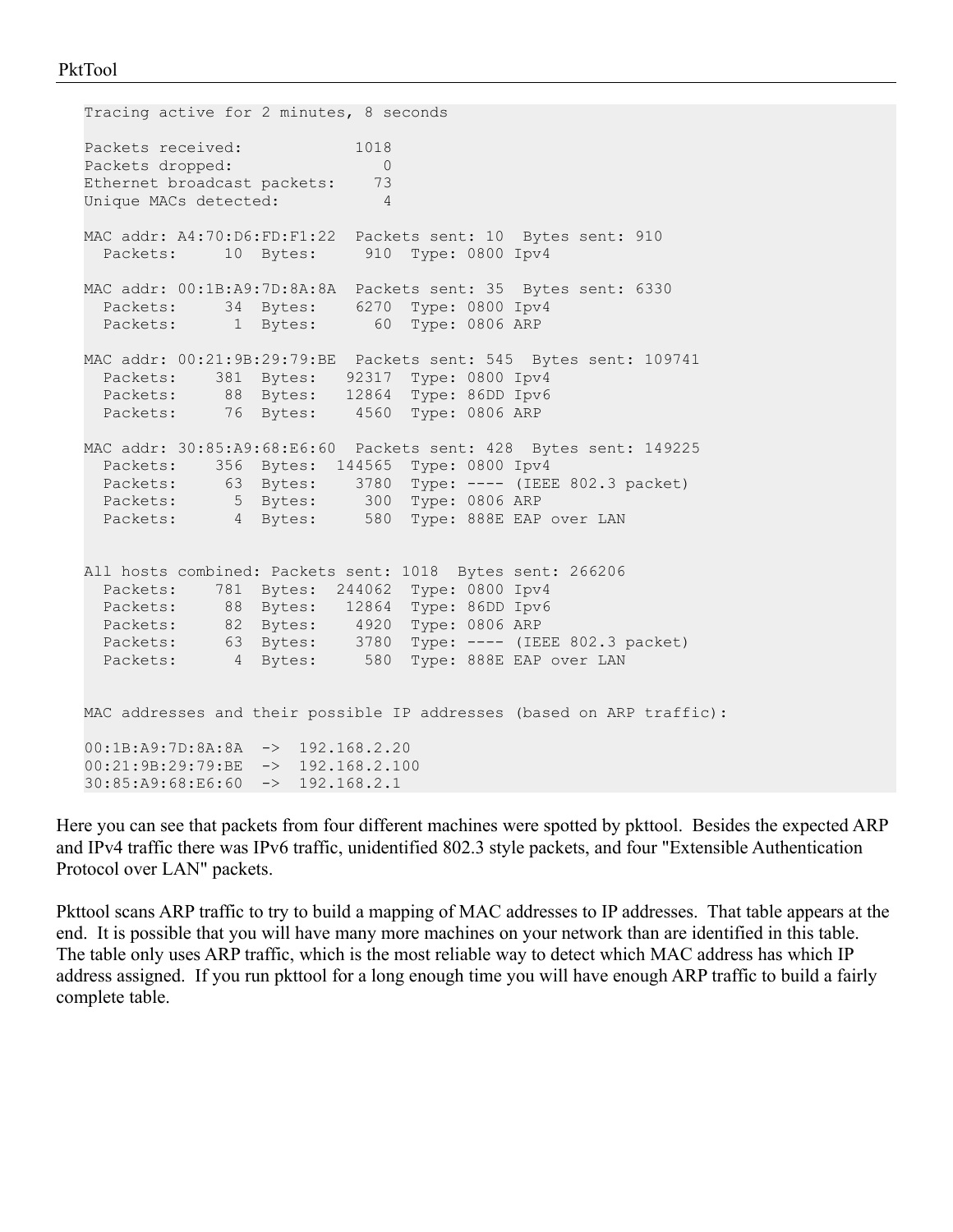```
Tracing active for 2 minutes, 8 seconds

Packets received:            1018
Packets dropped:                0
Ethernet broadcast packets:    73
Unique MACs detected:           4

MAC addr: A4:70:D6:FD:F1:22  Packets sent: 10  Bytes sent: 910
  Packets:     10  Bytes:     910  Type: 0800 Ipv4

MAC addr: 00:1B:A9:7D:8A:8A  Packets sent: 35  Bytes sent: 6330
  Packets:     34  Bytes:    6270  Type: 0800 Ipv4
  Packets:      1  Bytes:      60  Type: 0806 ARP

MAC addr: 00:21:9B:29:79:BE  Packets sent: 545  Bytes sent: 109741
  Packets:    381  Bytes:   92317  Type: 0800 Ipv4
  Packets:     88  Bytes:   12864  Type: 86DD Ipv6
  Packets:     76  Bytes:    4560  Type: 0806 ARP

MAC addr: 30:85:A9:68:E6:60  Packets sent: 428  Bytes sent: 149225
  Packets:    356  Bytes:  144565  Type: 0800 Ipv4
  Packets:     63  Bytes:    3780  Type: ---- (IEEE 802.3 packet)
  Packets:      5  Bytes:     300  Type: 0806 ARP
  Packets:      4  Bytes:     580  Type: 888E EAP over LAN


All hosts combined: Packets sent: 1018  Bytes sent: 266206
  Packets:    781  Bytes:  244062  Type: 0800 Ipv4
  Packets:     88  Bytes:   12864  Type: 86DD Ipv6
  Packets:     82  Bytes:    4920  Type: 0806 ARP
  Packets:     63  Bytes:    3780  Type: ---- (IEEE 802.3 packet)
  Packets:      4  Bytes:     580  Type: 888E EAP over LAN


MAC addresses and their possible IP addresses (based on ARP traffic):

00:1B:A9:7D:8A:8A  ->  192.168.2.20
00:21:9B:29:79:BE  ->  192.168.2.100
30:85:A9:68:E6:60  ->  192.168.2.1
```

Here you can see that packets from four different machines were spotted by pkttool. Besides the expected ARP and IPv4 traffic there was IPv6 traffic, unidentified 802.3 style packets, and four "Extensible Authentication Protocol over LAN" packets.

Pkttool scans ARP traffic to try to build a mapping of MAC addresses to IP addresses. That table appears at the end. It is possible that you will have many more machines on your network than are identified in this table. The table only uses ARP traffic, which is the most reliable way to detect which MAC address has which IP address assigned. If you run pkttool for a long enough time you will have enough ARP traffic to build a fairly complete table.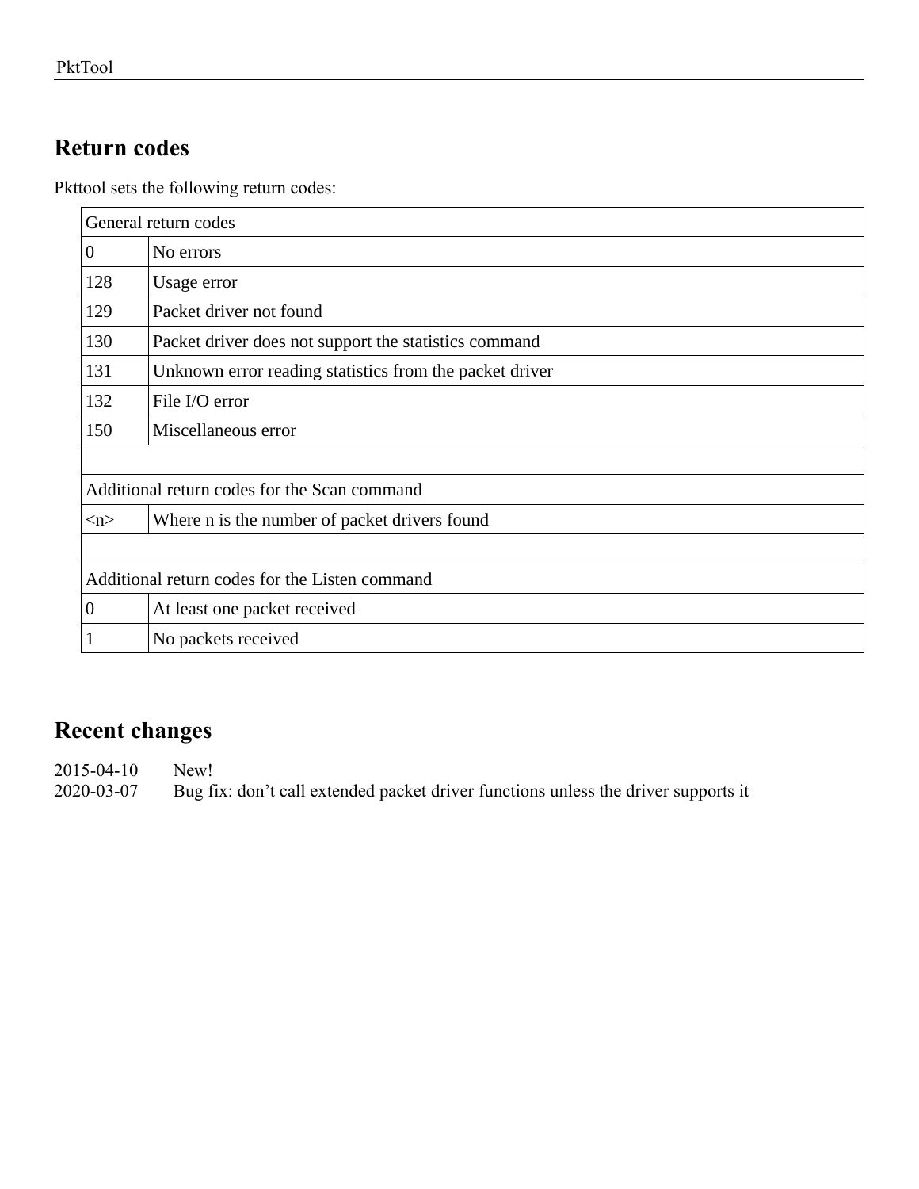## Return codes

Pkttool sets the following return codes:

| General return codes | |
|---|---|
| 0 | No errors |
| 128 | Usage error |
| 129 | Packet driver not found |
| 130 | Packet driver does not support the statistics command |
| 131 | Unknown error reading statistics from the packet driver |
| 132 | File I/O error |
| 150 | Miscellaneous error |
| | |
| Additional return codes for the Scan command | |
| <n> | Where n is the number of packet drivers found |
| | |
| Additional return codes for the Listen command | |
| 0 | At least one packet received |
| 1 | No packets received |

## Recent changes

2015-04-10 New!
2020-03-07 Bug fix: don't call extended packet driver functions unless the driver supports it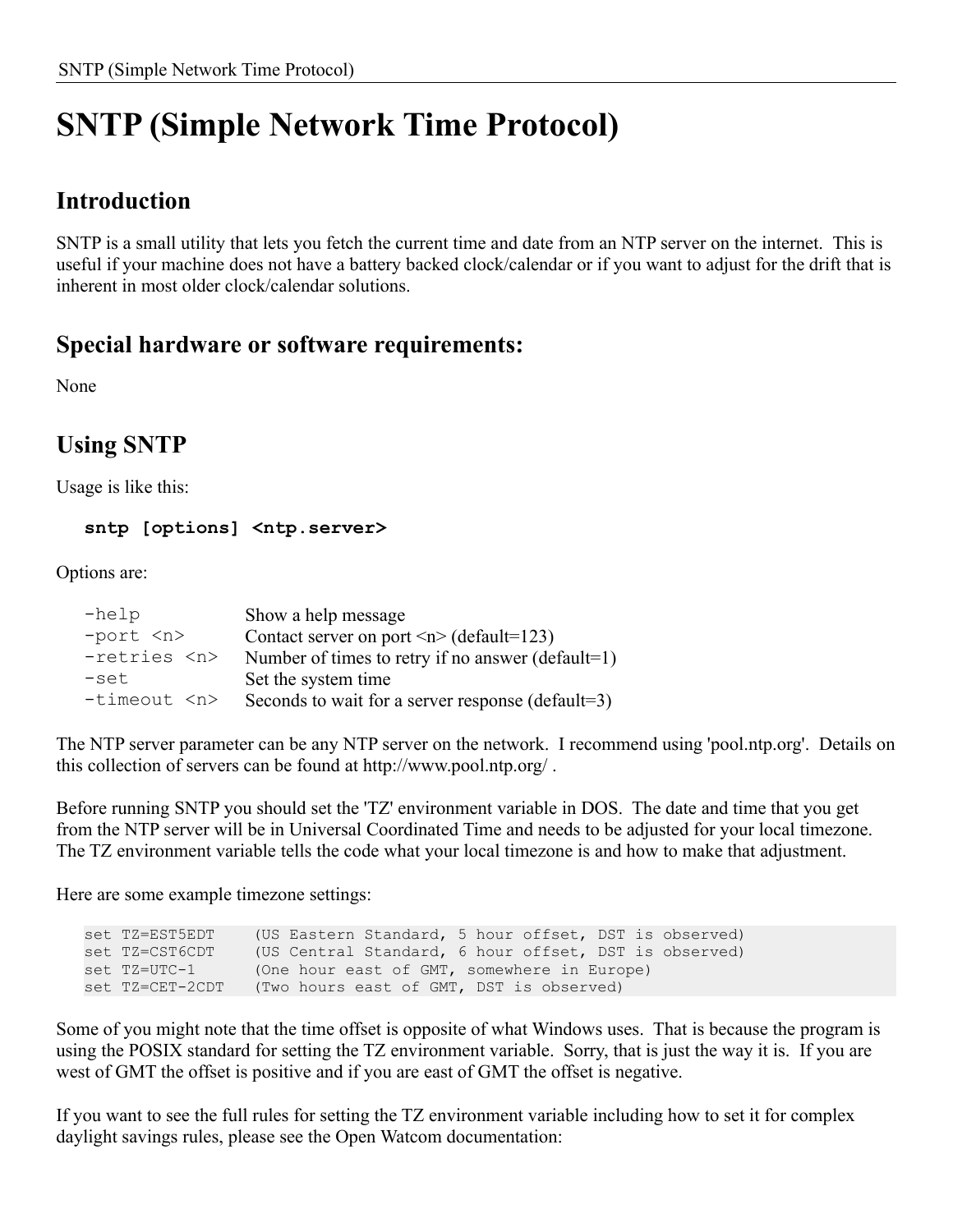# SNTP (Simple Network Time Protocol)

## Introduction

SNTP is a small utility that lets you fetch the current time and date from an NTP server on the internet. This is useful if your machine does not have a battery backed clock/calendar or if you want to adjust for the drift that is inherent in most older clock/calendar solutions.

## Special hardware or software requirements:

None

## Using SNTP

Usage is like this:

**`sntp [options] <ntp.server>`**

Options are:

| | |
|---|---|
| `-help` | Show a help message |
| `-port <n>` | Contact server on port <n> (default=123) |
| `-retries <n>` | Number of times to retry if no answer (default=1) |
| `-set` | Set the system time |
| `-timeout <n>` | Seconds to wait for a server response (default=3) |

The NTP server parameter can be any NTP server on the network. I recommend using 'pool.ntp.org'. Details on this collection of servers can be found at http://www.pool.ntp.org/ .

Before running SNTP you should set the 'TZ' environment variable in DOS. The date and time that you get from the NTP server will be in Universal Coordinated Time and needs to be adjusted for your local timezone. The TZ environment variable tells the code what your local timezone is and how to make that adjustment.

Here are some example timezone settings:

```
set TZ=EST5EDT    (US Eastern Standard, 5 hour offset, DST is observed)
set TZ=CST6CDT    (US Central Standard, 6 hour offset, DST is observed)
set TZ=UTC-1      (One hour east of GMT, somewhere in Europe)
set TZ=CET-2CDT   (Two hours east of GMT, DST is observed)
```

Some of you might note that the time offset is opposite of what Windows uses. That is because the program is using the POSIX standard for setting the TZ environment variable. Sorry, that is just the way it is. If you are west of GMT the offset is positive and if you are east of GMT the offset is negative.

If you want to see the full rules for setting the TZ environment variable including how to set it for complex daylight savings rules, please see the Open Watcom documentation: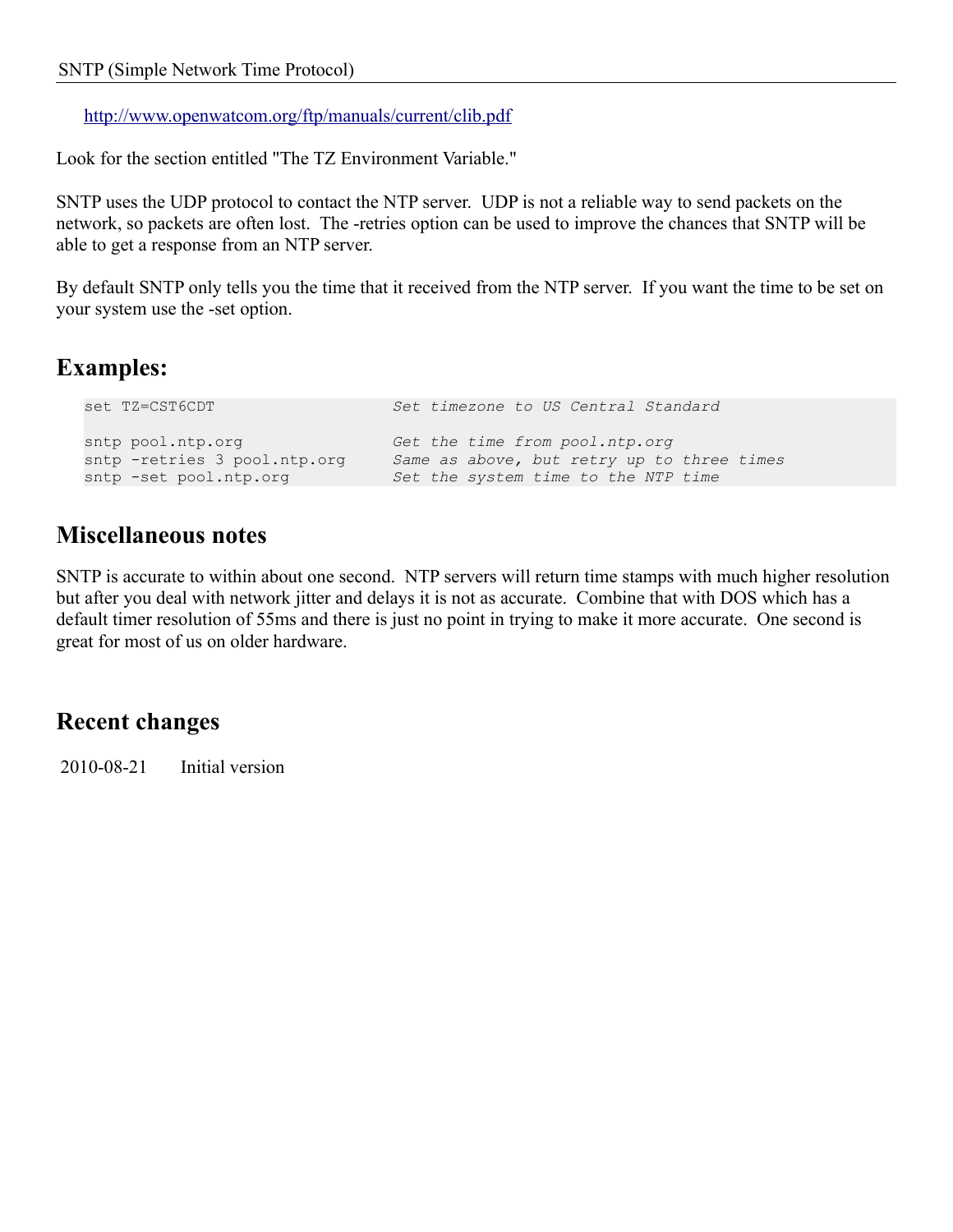http://www.openwatcom.org/ftp/manuals/current/clib.pdf

Look for the section entitled "The TZ Environment Variable."

SNTP uses the UDP protocol to contact the NTP server. UDP is not a reliable way to send packets on the network, so packets are often lost. The -retries option can be used to improve the chances that SNTP will be able to get a response from an NTP server.

By default SNTP only tells you the time that it received from the NTP server. If you want the time to be set on your system use the -set option.

## Examples:

```
set TZ=CST6CDT                  Set timezone to US Central Standard

sntp pool.ntp.org               Get the time from pool.ntp.org
sntp -retries 3 pool.ntp.org    Same as above, but retry up to three times
sntp -set pool.ntp.org          Set the system time to the NTP time
```

## Miscellaneous notes

SNTP is accurate to within about one second. NTP servers will return time stamps with much higher resolution but after you deal with network jitter and delays it is not as accurate. Combine that with DOS which has a default timer resolution of 55ms and there is just no point in trying to make it more accurate. One second is great for most of us on older hardware.

## Recent changes

| | |
|---|---|
| 2010-08-21 | Initial version |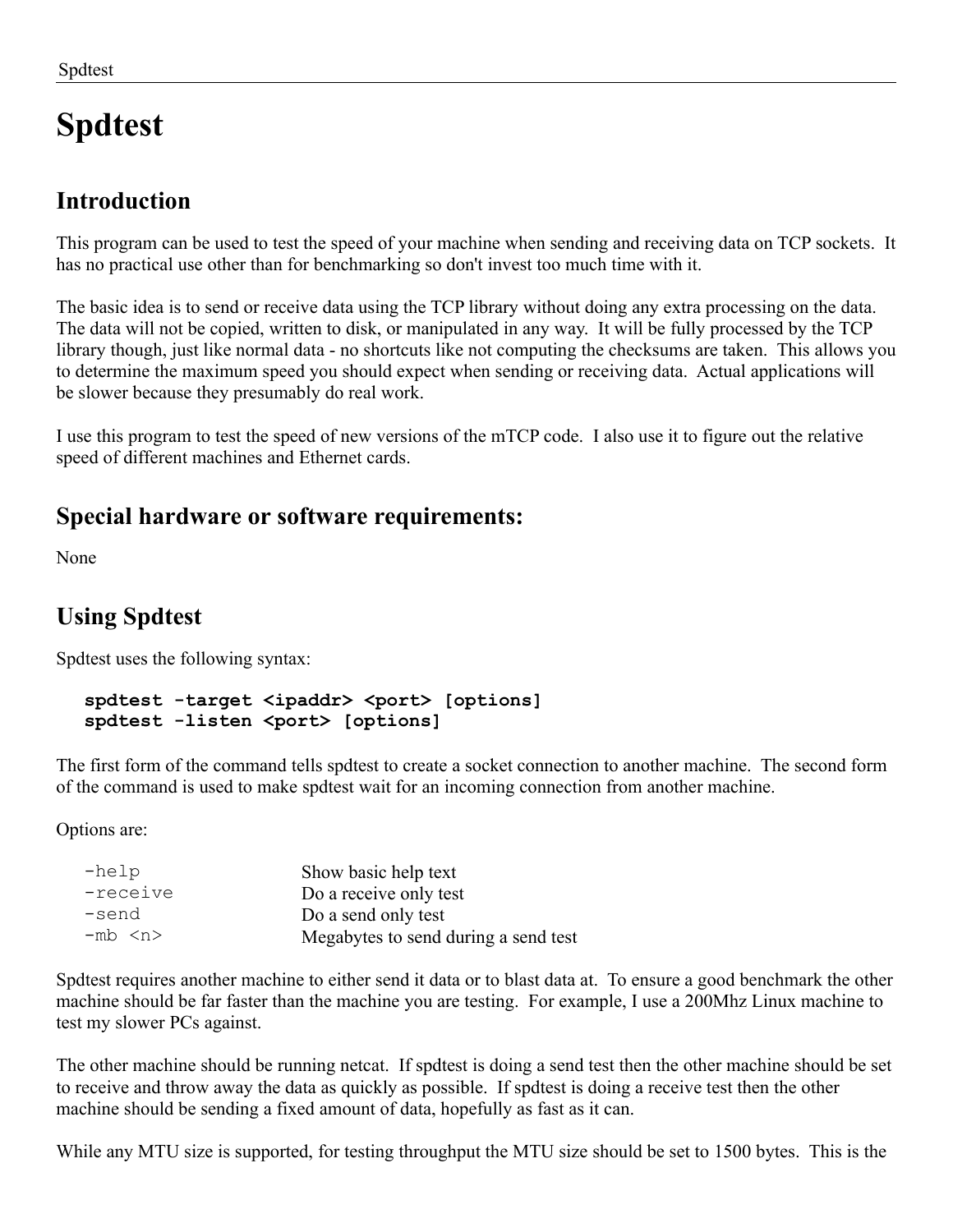# Spdtest

## Introduction

This program can be used to test the speed of your machine when sending and receiving data on TCP sockets. It has no practical use other than for benchmarking so don't invest too much time with it.

The basic idea is to send or receive data using the TCP library without doing any extra processing on the data. The data will not be copied, written to disk, or manipulated in any way. It will be fully processed by the TCP library though, just like normal data - no shortcuts like not computing the checksums are taken. This allows you to determine the maximum speed you should expect when sending or receiving data. Actual applications will be slower because they presumably do real work.

I use this program to test the speed of new versions of the mTCP code. I also use it to figure out the relative speed of different machines and Ethernet cards.

## Special hardware or software requirements:

None

## Using Spdtest

Spdtest uses the following syntax:

```
spdtest -target <ipaddr> <port> [options]
spdtest -listen <port> [options]
```

The first form of the command tells spdtest to create a socket connection to another machine. The second form of the command is used to make spdtest wait for an incoming connection from another machine.

Options are:

| | |
|---|---|
| `-help` | Show basic help text |
| `-receive` | Do a receive only test |
| `-send` | Do a send only test |
| `-mb <n>` | Megabytes to send during a send test |

Spdtest requires another machine to either send it data or to blast data at. To ensure a good benchmark the other machine should be far faster than the machine you are testing. For example, I use a 200Mhz Linux machine to test my slower PCs against.

The other machine should be running netcat. If spdtest is doing a send test then the other machine should be set to receive and throw away the data as quickly as possible. If spdtest is doing a receive test then the other machine should be sending a fixed amount of data, hopefully as fast as it can.

While any MTU size is supported, for testing throughput the MTU size should be set to 1500 bytes. This is the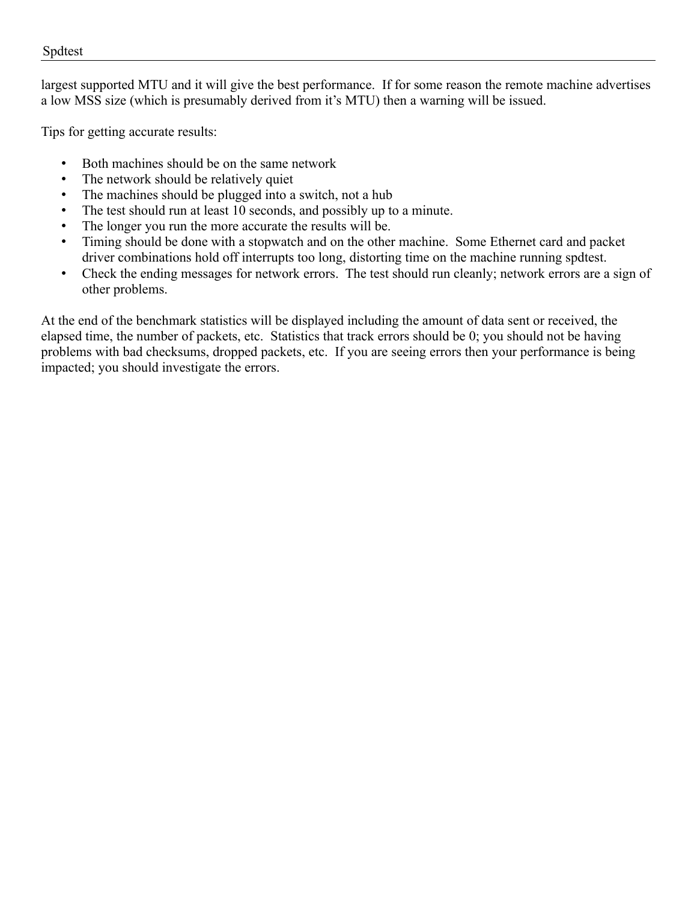largest supported MTU and it will give the best performance.  If for some reason the remote machine advertises a low MSS size (which is presumably derived from it's MTU) then a warning will be issued.

Tips for getting accurate results:

- Both machines should be on the same network
- The network should be relatively quiet
- The machines should be plugged into a switch, not a hub
- The test should run at least 10 seconds, and possibly up to a minute.
- The longer you run the more accurate the results will be.
- Timing should be done with a stopwatch and on the other machine.  Some Ethernet card and packet driver combinations hold off interrupts too long, distorting time on the machine running spdtest.
- Check the ending messages for network errors.  The test should run cleanly; network errors are a sign of other problems.

At the end of the benchmark statistics will be displayed including the amount of data sent or received, the elapsed time, the number of packets, etc.  Statistics that track errors should be 0; you should not be having problems with bad checksums, dropped packets, etc.  If you are seeing errors then your performance is being impacted; you should investigate the errors.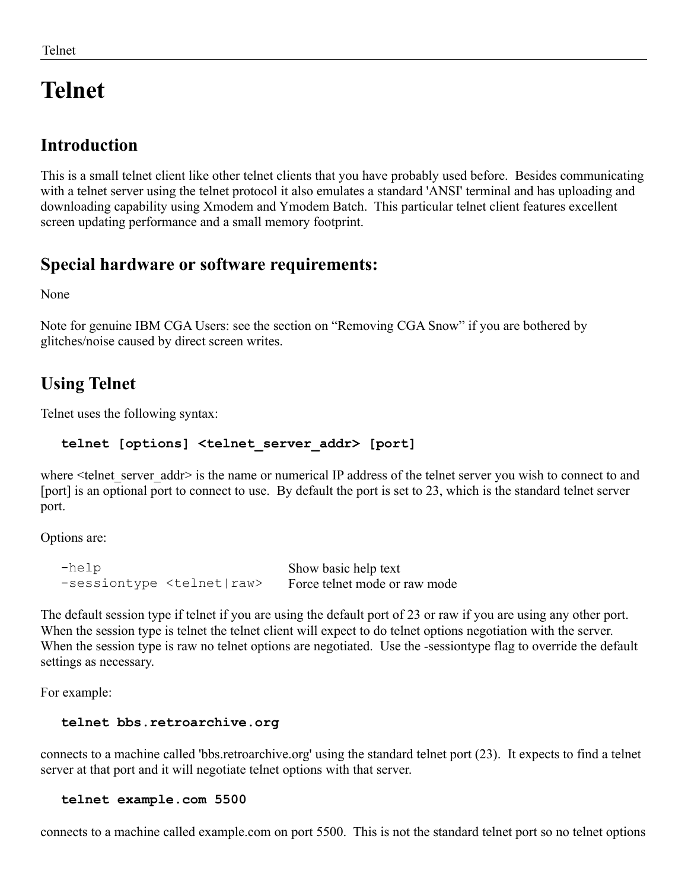# Telnet

## Introduction

This is a small telnet client like other telnet clients that you have probably used before. Besides communicating with a telnet server using the telnet protocol it also emulates a standard 'ANSI' terminal and has uploading and downloading capability using Xmodem and Ymodem Batch. This particular telnet client features excellent screen updating performance and a small memory footprint.

## Special hardware or software requirements:

None

Note for genuine IBM CGA Users: see the section on “Removing CGA Snow” if you are bothered by glitches/noise caused by direct screen writes.

## Using Telnet

Telnet uses the following syntax:

```
telnet [options] <telnet_server_addr> [port]
```

where <telnet_server_addr> is the name or numerical IP address of the telnet server you wish to connect to and [port] is an optional port to connect to use. By default the port is set to 23, which is the standard telnet server port.

Options are:

| | |
|---|---|
| `-help` | Show basic help text |
| `-sessiontype <telnet|raw>` | Force telnet mode or raw mode |

The default session type if telnet if you are using the default port of 23 or raw if you are using any other port. When the session type is telnet the telnet client will expect to do telnet options negotiation with the server. When the session type is raw no telnet options are negotiated. Use the -sessiontype flag to override the default settings as necessary.

For example:

```
telnet bbs.retroarchive.org
```

connects to a machine called 'bbs.retroarchive.org' using the standard telnet port (23). It expects to find a telnet server at that port and it will negotiate telnet options with that server.

```
telnet example.com 5500
```

connects to a machine called example.com on port 5500. This is not the standard telnet port so no telnet options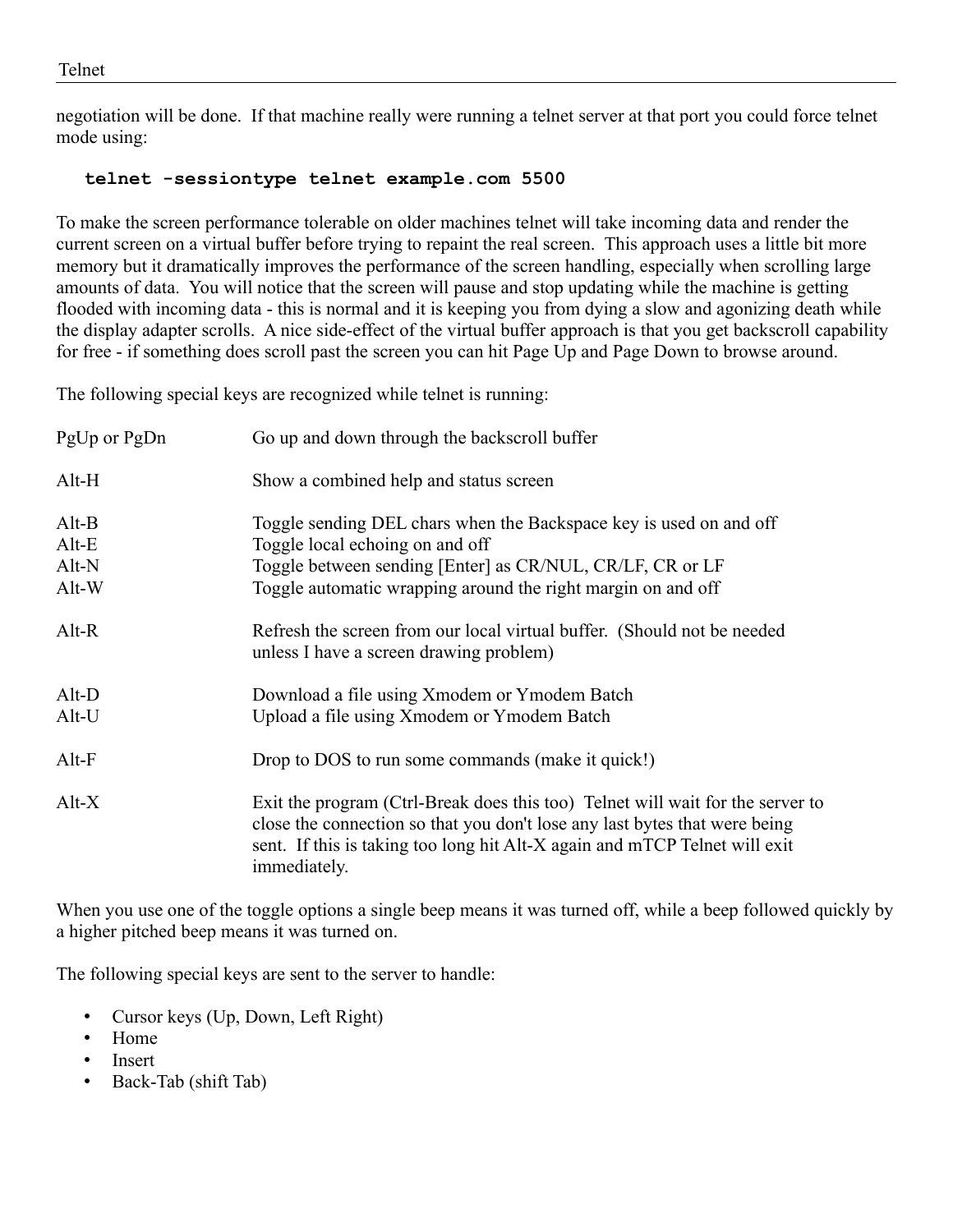negotiation will be done. If that machine really were running a telnet server at that port you could force telnet mode using:

```
telnet -sessiontype telnet example.com 5500
```

To make the screen performance tolerable on older machines telnet will take incoming data and render the current screen on a virtual buffer before trying to repaint the real screen. This approach uses a little bit more memory but it dramatically improves the performance of the screen handling, especially when scrolling large amounts of data. You will notice that the screen will pause and stop updating while the machine is getting flooded with incoming data - this is normal and it is keeping you from dying a slow and agonizing death while the display adapter scrolls. A nice side-effect of the virtual buffer approach is that you get backscroll capability for free - if something does scroll past the screen you can hit Page Up and Page Down to browse around.

The following special keys are recognized while telnet is running:

| | |
|---|---|
| PgUp or PgDn | Go up and down through the backscroll buffer |
| Alt-H | Show a combined help and status screen |
| Alt-B | Toggle sending DEL chars when the Backspace key is used on and off |
| Alt-E | Toggle local echoing on and off |
| Alt-N | Toggle between sending [Enter] as CR/NUL, CR/LF, CR or LF |
| Alt-W | Toggle automatic wrapping around the right margin on and off |
| Alt-R | Refresh the screen from our local virtual buffer. (Should not be needed unless I have a screen drawing problem) |
| Alt-D | Download a file using Xmodem or Ymodem Batch |
| Alt-U | Upload a file using Xmodem or Ymodem Batch |
| Alt-F | Drop to DOS to run some commands (make it quick!) |
| Alt-X | Exit the program (Ctrl-Break does this too) Telnet will wait for the server to close the connection so that you don't lose any last bytes that were being sent. If this is taking too long hit Alt-X again and mTCP Telnet will exit immediately. |

When you use one of the toggle options a single beep means it was turned off, while a beep followed quickly by a higher pitched beep means it was turned on.

The following special keys are sent to the server to handle:

- Cursor keys (Up, Down, Left Right)
- Home
- Insert
- Back-Tab (shift Tab)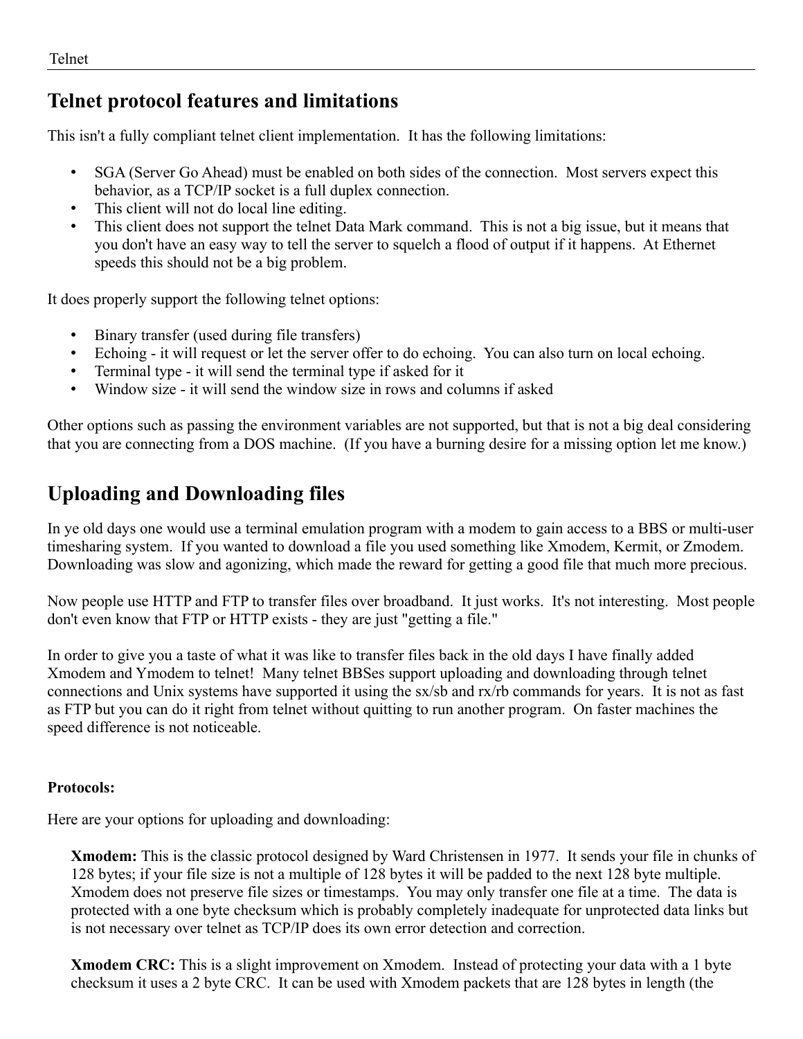## Telnet protocol features and limitations

This isn't a fully compliant telnet client implementation. It has the following limitations:

- SGA (Server Go Ahead) must be enabled on both sides of the connection. Most servers expect this behavior, as a TCP/IP socket is a full duplex connection.
- This client will not do local line editing.
- This client does not support the telnet Data Mark command. This is not a big issue, but it means that you don't have an easy way to tell the server to squelch a flood of output if it happens. At Ethernet speeds this should not be a big problem.

It does properly support the following telnet options:

- Binary transfer (used during file transfers)
- Echoing - it will request or let the server offer to do echoing. You can also turn on local echoing.
- Terminal type - it will send the terminal type if asked for it
- Window size - it will send the window size in rows and columns if asked

Other options such as passing the environment variables are not supported, but that is not a big deal considering that you are connecting from a DOS machine. (If you have a burning desire for a missing option let me know.)

## Uploading and Downloading files

In ye old days one would use a terminal emulation program with a modem to gain access to a BBS or multi-user timesharing system. If you wanted to download a file you used something like Xmodem, Kermit, or Zmodem. Downloading was slow and agonizing, which made the reward for getting a good file that much more precious.

Now people use HTTP and FTP to transfer files over broadband. It just works. It's not interesting. Most people don't even know that FTP or HTTP exists - they are just "getting a file."

In order to give you a taste of what it was like to transfer files back in the old days I have finally added Xmodem and Ymodem to telnet! Many telnet BBSes support uploading and downloading through telnet connections and Unix systems have supported it using the sx/sb and rx/rb commands for years. It is not as fast as FTP but you can do it right from telnet without quitting to run another program. On faster machines the speed difference is not noticeable.

**Protocols:**

Here are your options for uploading and downloading:

> **Xmodem:** This is the classic protocol designed by Ward Christensen in 1977. It sends your file in chunks of 128 bytes; if your file size is not a multiple of 128 bytes it will be padded to the next 128 byte multiple. Xmodem does not preserve file sizes or timestamps. You may only transfer one file at a time. The data is protected with a one byte checksum which is probably completely inadequate for unprotected data links but is not necessary over telnet as TCP/IP does its own error detection and correction.
>
> **Xmodem CRC:** This is a slight improvement on Xmodem. Instead of protecting your data with a 1 byte checksum it uses a 2 byte CRC. It can be used with Xmodem packets that are 128 bytes in length (the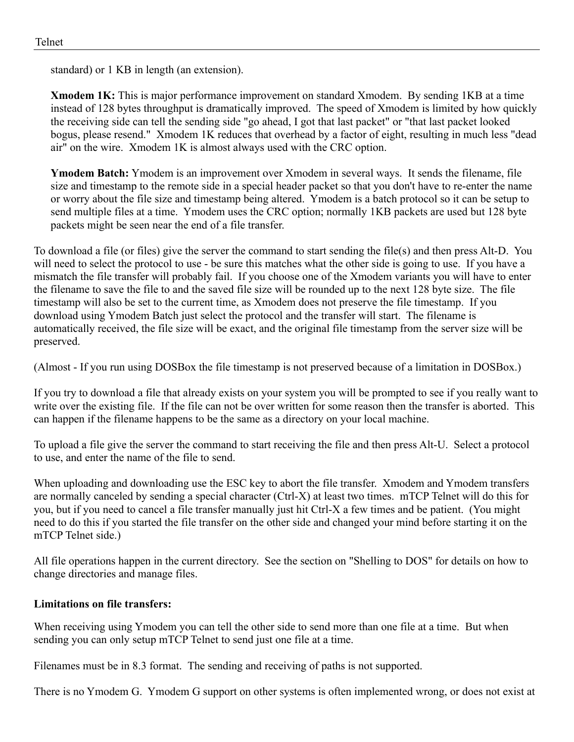standard) or 1 KB in length (an extension).

**Xmodem 1K:** This is major performance improvement on standard Xmodem. By sending 1KB at a time instead of 128 bytes throughput is dramatically improved. The speed of Xmodem is limited by how quickly the receiving side can tell the sending side "go ahead, I got that last packet" or "that last packet looked bogus, please resend." Xmodem 1K reduces that overhead by a factor of eight, resulting in much less "dead air" on the wire. Xmodem 1K is almost always used with the CRC option.

**Ymodem Batch:** Ymodem is an improvement over Xmodem in several ways. It sends the filename, file size and timestamp to the remote side in a special header packet so that you don't have to re-enter the name or worry about the file size and timestamp being altered. Ymodem is a batch protocol so it can be setup to send multiple files at a time. Ymodem uses the CRC option; normally 1KB packets are used but 128 byte packets might be seen near the end of a file transfer.

To download a file (or files) give the server the command to start sending the file(s) and then press Alt-D. You will need to select the protocol to use - be sure this matches what the other side is going to use. If you have a mismatch the file transfer will probably fail. If you choose one of the Xmodem variants you will have to enter the filename to save the file to and the saved file size will be rounded up to the next 128 byte size. The file timestamp will also be set to the current time, as Xmodem does not preserve the file timestamp. If you download using Ymodem Batch just select the protocol and the transfer will start. The filename is automatically received, the file size will be exact, and the original file timestamp from the server size will be preserved.

(Almost - If you run using DOSBox the file timestamp is not preserved because of a limitation in DOSBox.)

If you try to download a file that already exists on your system you will be prompted to see if you really want to write over the existing file. If the file can not be over written for some reason then the transfer is aborted. This can happen if the filename happens to be the same as a directory on your local machine.

To upload a file give the server the command to start receiving the file and then press Alt-U. Select a protocol to use, and enter the name of the file to send.

When uploading and downloading use the ESC key to abort the file transfer. Xmodem and Ymodem transfers are normally canceled by sending a special character (Ctrl-X) at least two times. mTCP Telnet will do this for you, but if you need to cancel a file transfer manually just hit Ctrl-X a few times and be patient. (You might need to do this if you started the file transfer on the other side and changed your mind before starting it on the mTCP Telnet side.)

All file operations happen in the current directory. See the section on "Shelling to DOS" for details on how to change directories and manage files.

**Limitations on file transfers:**

When receiving using Ymodem you can tell the other side to send more than one file at a time. But when sending you can only setup mTCP Telnet to send just one file at a time.

Filenames must be in 8.3 format. The sending and receiving of paths is not supported.

There is no Ymodem G. Ymodem G support on other systems is often implemented wrong, or does not exist at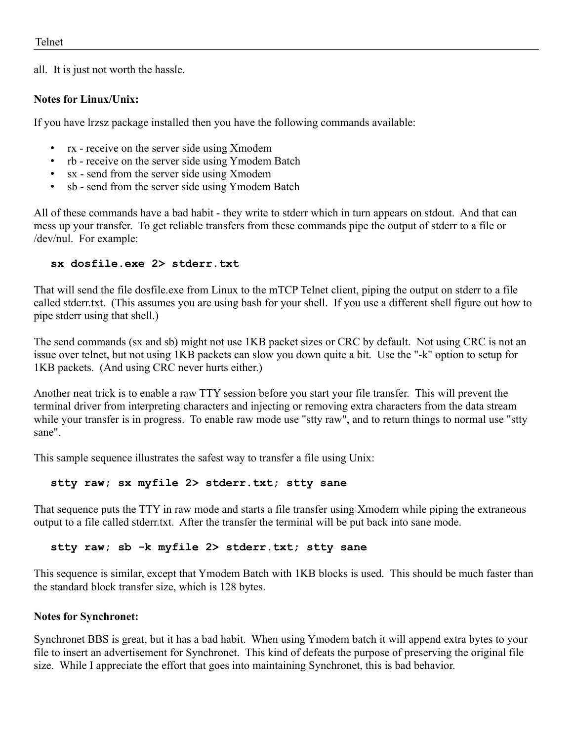all. It is just not worth the hassle.

**Notes for Linux/Unix:**

If you have lrzsz package installed then you have the following commands available:

- rx - receive on the server side using Xmodem
- rb - receive on the server side using Ymodem Batch
- sx - send from the server side using Xmodem
- sb - send from the server side using Ymodem Batch

All of these commands have a bad habit - they write to stderr which in turn appears on stdout. And that can mess up your transfer. To get reliable transfers from these commands pipe the output of stderr to a file or /dev/nul. For example:

```
sx dosfile.exe 2> stderr.txt
```

That will send the file dosfile.exe from Linux to the mTCP Telnet client, piping the output on stderr to a file called stderr.txt. (This assumes you are using bash for your shell. If you use a different shell figure out how to pipe stderr using that shell.)

The send commands (sx and sb) might not use 1KB packet sizes or CRC by default. Not using CRC is not an issue over telnet, but not using 1KB packets can slow you down quite a bit. Use the "-k" option to setup for 1KB packets. (And using CRC never hurts either.)

Another neat trick is to enable a raw TTY session before you start your file transfer. This will prevent the terminal driver from interpreting characters and injecting or removing extra characters from the data stream while your transfer is in progress. To enable raw mode use "stty raw", and to return things to normal use "stty sane".

This sample sequence illustrates the safest way to transfer a file using Unix:

```
stty raw; sx myfile 2> stderr.txt; stty sane
```

That sequence puts the TTY in raw mode and starts a file transfer using Xmodem while piping the extraneous output to a file called stderr.txt. After the transfer the terminal will be put back into sane mode.

```
stty raw; sb -k myfile 2> stderr.txt; stty sane
```

This sequence is similar, except that Ymodem Batch with 1KB blocks is used. This should be much faster than the standard block transfer size, which is 128 bytes.

**Notes for Synchronet:**

Synchronet BBS is great, but it has a bad habit. When using Ymodem batch it will append extra bytes to your file to insert an advertisement for Synchronet. This kind of defeats the purpose of preserving the original file size. While I appreciate the effort that goes into maintaining Synchronet, this is bad behavior.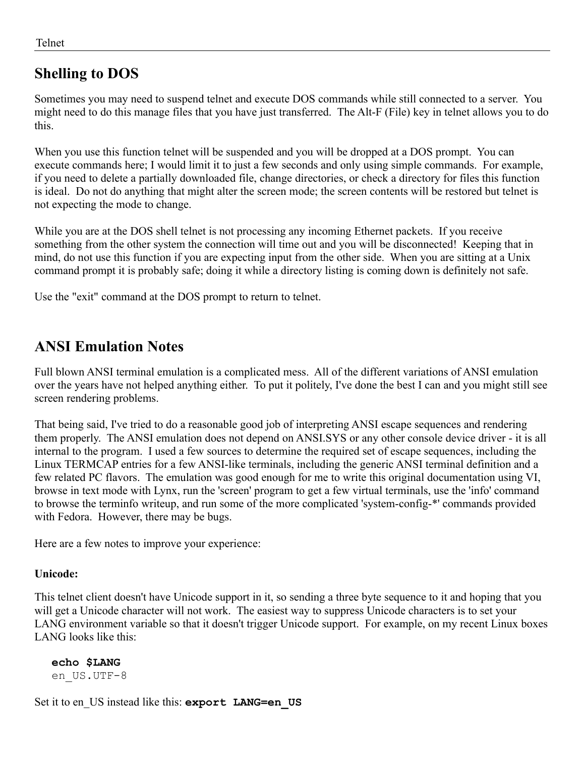## Shelling to DOS

Sometimes you may need to suspend telnet and execute DOS commands while still connected to a server. You might need to do this manage files that you have just transferred. The Alt-F (File) key in telnet allows you to do this.

When you use this function telnet will be suspended and you will be dropped at a DOS prompt. You can execute commands here; I would limit it to just a few seconds and only using simple commands. For example, if you need to delete a partially downloaded file, change directories, or check a directory for files this function is ideal. Do not do anything that might alter the screen mode; the screen contents will be restored but telnet is not expecting the mode to change.

While you are at the DOS shell telnet is not processing any incoming Ethernet packets. If you receive something from the other system the connection will time out and you will be disconnected! Keeping that in mind, do not use this function if you are expecting input from the other side. When you are sitting at a Unix command prompt it is probably safe; doing it while a directory listing is coming down is definitely not safe.

Use the "exit" command at the DOS prompt to return to telnet.

## ANSI Emulation Notes

Full blown ANSI terminal emulation is a complicated mess. All of the different variations of ANSI emulation over the years have not helped anything either. To put it politely, I've done the best I can and you might still see screen rendering problems.

That being said, I've tried to do a reasonable good job of interpreting ANSI escape sequences and rendering them properly. The ANSI emulation does not depend on ANSI.SYS or any other console device driver - it is all internal to the program. I used a few sources to determine the required set of escape sequences, including the Linux TERMCAP entries for a few ANSI-like terminals, including the generic ANSI terminal definition and a few related PC flavors. The emulation was good enough for me to write this original documentation using VI, browse in text mode with Lynx, run the 'screen' program to get a few virtual terminals, use the 'info' command to browse the terminfo writeup, and run some of the more complicated 'system-config-*' commands provided with Fedora. However, there may be bugs.

Here are a few notes to improve your experience:

#### Unicode:

This telnet client doesn't have Unicode support in it, so sending a three byte sequence to it and hoping that you will get a Unicode character will not work. The easiest way to suppress Unicode characters is to set your LANG environment variable so that it doesn't trigger Unicode support. For example, on my recent Linux boxes LANG looks like this:

```
echo $LANG
en_US.UTF-8
```

Set it to en_US instead like this: **`export LANG=en_US`**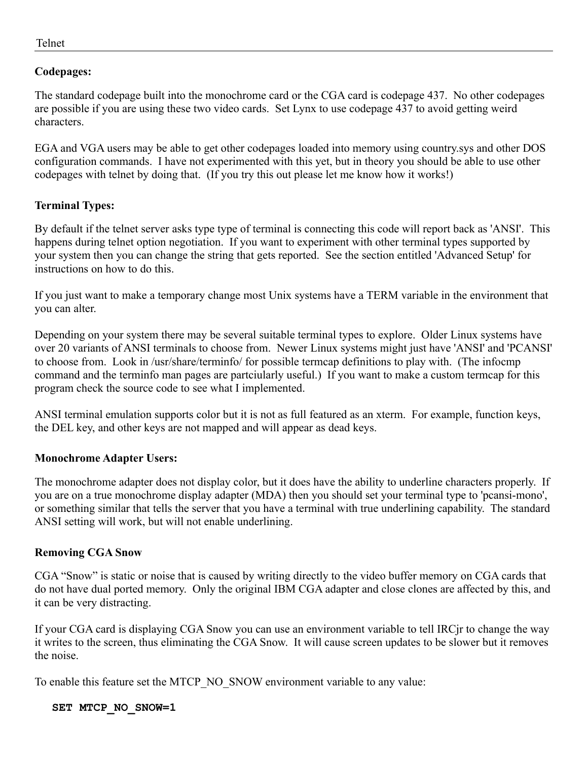### Codepages:

The standard codepage built into the monochrome card or the CGA card is codepage 437. No other codepages are possible if you are using these two video cards. Set Lynx to use codepage 437 to avoid getting weird characters.

EGA and VGA users may be able to get other codepages loaded into memory using country.sys and other DOS configuration commands. I have not experimented with this yet, but in theory you should be able to use other codepages with telnet by doing that. (If you try this out please let me know how it works!)

### Terminal Types:

By default if the telnet server asks type type of terminal is connecting this code will report back as 'ANSI'. This happens during telnet option negotiation. If you want to experiment with other terminal types supported by your system then you can change the string that gets reported. See the section entitled 'Advanced Setup' for instructions on how to do this.

If you just want to make a temporary change most Unix systems have a TERM variable in the environment that you can alter.

Depending on your system there may be several suitable terminal types to explore. Older Linux systems have over 20 variants of ANSI terminals to choose from. Newer Linux systems might just have 'ANSI' and 'PCANSI' to choose from. Look in /usr/share/terminfo/ for possible termcap definitions to play with. (The infocmp command and the terminfo man pages are partciularly useful.) If you want to make a custom termcap for this program check the source code to see what I implemented.

ANSI terminal emulation supports color but it is not as full featured as an xterm. For example, function keys, the DEL key, and other keys are not mapped and will appear as dead keys.

### Monochrome Adapter Users:

The monochrome adapter does not display color, but it does have the ability to underline characters properly. If you are on a true monochrome display adapter (MDA) then you should set your terminal type to 'pcansi-mono', or something similar that tells the server that you have a terminal with true underlining capability. The standard ANSI setting will work, but will not enable underlining.

### Removing CGA Snow

CGA "Snow" is static or noise that is caused by writing directly to the video buffer memory on CGA cards that do not have dual ported memory. Only the original IBM CGA adapter and close clones are affected by this, and it can be very distracting.

If your CGA card is displaying CGA Snow you can use an environment variable to tell IRCjr to change the way it writes to the screen, thus eliminating the CGA Snow. It will cause screen updates to be slower but it removes the noise.

To enable this feature set the MTCP_NO_SNOW environment variable to any value:

```
SET MTCP_NO_SNOW=1
```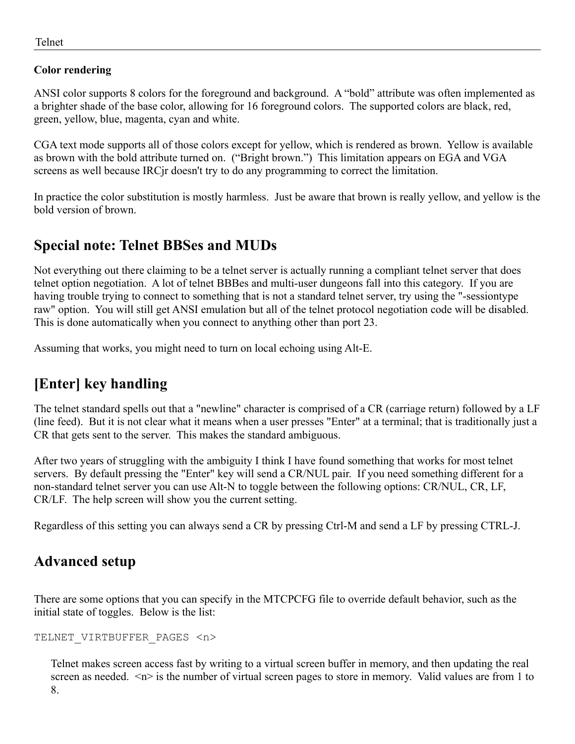**Color rendering**

ANSI color supports 8 colors for the foreground and background. A “bold” attribute was often implemented as a brighter shade of the base color, allowing for 16 foreground colors. The supported colors are black, red, green, yellow, blue, magenta, cyan and white.

CGA text mode supports all of those colors except for yellow, which is rendered as brown. Yellow is available as brown with the bold attribute turned on. (“Bright brown.”) This limitation appears on EGA and VGA screens as well because IRCjr doesn't try to do any programming to correct the limitation.

In practice the color substitution is mostly harmless. Just be aware that brown is really yellow, and yellow is the bold version of brown.

## Special note: Telnet BBSes and MUDs

Not everything out there claiming to be a telnet server is actually running a compliant telnet server that does telnet option negotiation. A lot of telnet BBBes and multi-user dungeons fall into this category. If you are having trouble trying to connect to something that is not a standard telnet server, try using the "-sessiontype raw" option. You will still get ANSI emulation but all of the telnet protocol negotiation code will be disabled. This is done automatically when you connect to anything other than port 23.

Assuming that works, you might need to turn on local echoing using Alt-E.

## [Enter] key handling

The telnet standard spells out that a "newline" character is comprised of a CR (carriage return) followed by a LF (line feed). But it is not clear what it means when a user presses "Enter" at a terminal; that is traditionally just a CR that gets sent to the server. This makes the standard ambiguous.

After two years of struggling with the ambiguity I think I have found something that works for most telnet servers. By default pressing the "Enter" key will send a CR/NUL pair. If you need something different for a non-standard telnet server you can use Alt-N to toggle between the following options: CR/NUL, CR, LF, CR/LF. The help screen will show you the current setting.

Regardless of this setting you can always send a CR by pressing Ctrl-M and send a LF by pressing CTRL-J.

## Advanced setup

There are some options that you can specify in the MTCPCFG file to override default behavior, such as the initial state of toggles. Below is the list:

```
TELNET_VIRTBUFFER_PAGES <n>
```

Telnet makes screen access fast by writing to a virtual screen buffer in memory, and then updating the real screen as needed. <n> is the number of virtual screen pages to store in memory. Valid values are from 1 to 8.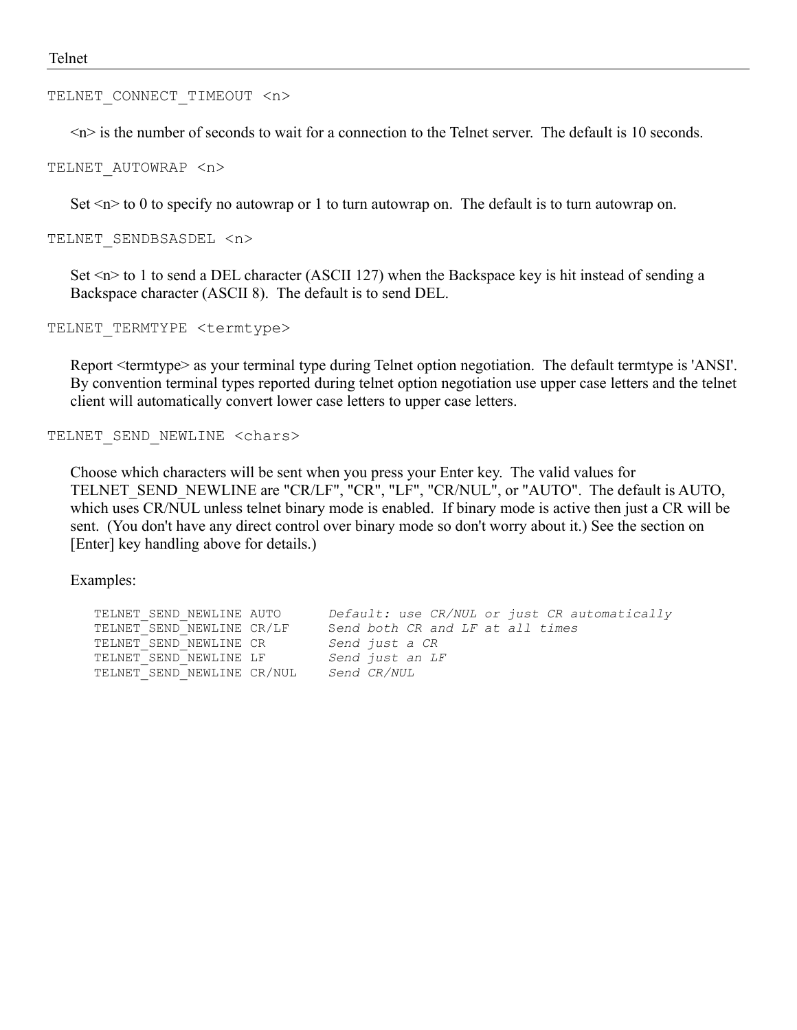```
TELNET_CONNECT_TIMEOUT <n>
```

<n> is the number of seconds to wait for a connection to the Telnet server. The default is 10 seconds.

```
TELNET_AUTOWRAP <n>
```

Set <n> to 0 to specify no autowrap or 1 to turn autowrap on. The default is to turn autowrap on.

```
TELNET_SENDBSASDEL <n>
```

Set <n> to 1 to send a DEL character (ASCII 127) when the Backspace key is hit instead of sending a Backspace character (ASCII 8). The default is to send DEL.

```
TELNET_TERMTYPE <termtype>
```

Report <termtype> as your terminal type during Telnet option negotiation. The default termtype is 'ANSI'. By convention terminal types reported during telnet option negotiation use upper case letters and the telnet client will automatically convert lower case letters to upper case letters.

```
TELNET_SEND_NEWLINE <chars>
```

Choose which characters will be sent when you press your Enter key. The valid values for TELNET_SEND_NEWLINE are "CR/LF", "CR", "LF", "CR/NUL", or "AUTO". The default is AUTO, which uses CR/NUL unless telnet binary mode is enabled. If binary mode is active then just a CR will be sent. (You don't have any direct control over binary mode so don't worry about it.) See the section on [Enter] key handling above for details.)

Examples:

```
TELNET_SEND_NEWLINE AUTO      Default: use CR/NUL or just CR automatically
TELNET_SEND_NEWLINE CR/LF     Send both CR and LF at all times
TELNET_SEND_NEWLINE CR        Send just a CR
TELNET_SEND_NEWLINE LF        Send just an LF
TELNET_SEND_NEWLINE CR/NUL    Send CR/NUL
```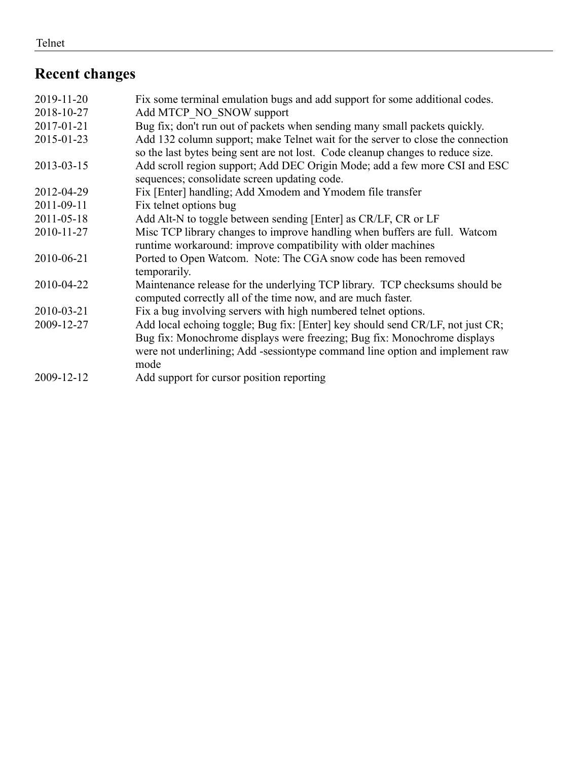## Recent changes

| | |
|---|---|
| 2019-11-20 | Fix some terminal emulation bugs and add support for some additional codes. |
| 2018-10-27 | Add MTCP_NO_SNOW support |
| 2017-01-21 | Bug fix; don't run out of packets when sending many small packets quickly. |
| 2015-01-23 | Add 132 column support; make Telnet wait for the server to close the connection so the last bytes being sent are not lost. Code cleanup changes to reduce size. |
| 2013-03-15 | Add scroll region support; Add DEC Origin Mode; add a few more CSI and ESC sequences; consolidate screen updating code. |
| 2012-04-29 | Fix [Enter] handling; Add Xmodem and Ymodem file transfer |
| 2011-09-11 | Fix telnet options bug |
| 2011-05-18 | Add Alt-N to toggle between sending [Enter] as CR/LF, CR or LF |
| 2010-11-27 | Misc TCP library changes to improve handling when buffers are full. Watcom runtime workaround: improve compatibility with older machines |
| 2010-06-21 | Ported to Open Watcom. Note: The CGA snow code has been removed temporarily. |
| 2010-04-22 | Maintenance release for the underlying TCP library. TCP checksums should be computed correctly all of the time now, and are much faster. |
| 2010-03-21 | Fix a bug involving servers with high numbered telnet options. |
| 2009-12-27 | Add local echoing toggle; Bug fix: [Enter] key should send CR/LF, not just CR; Bug fix: Monochrome displays were freezing; Bug fix: Monochrome displays were not underlining; Add -sessiontype command line option and implement raw mode |
| 2009-12-12 | Add support for cursor position reporting |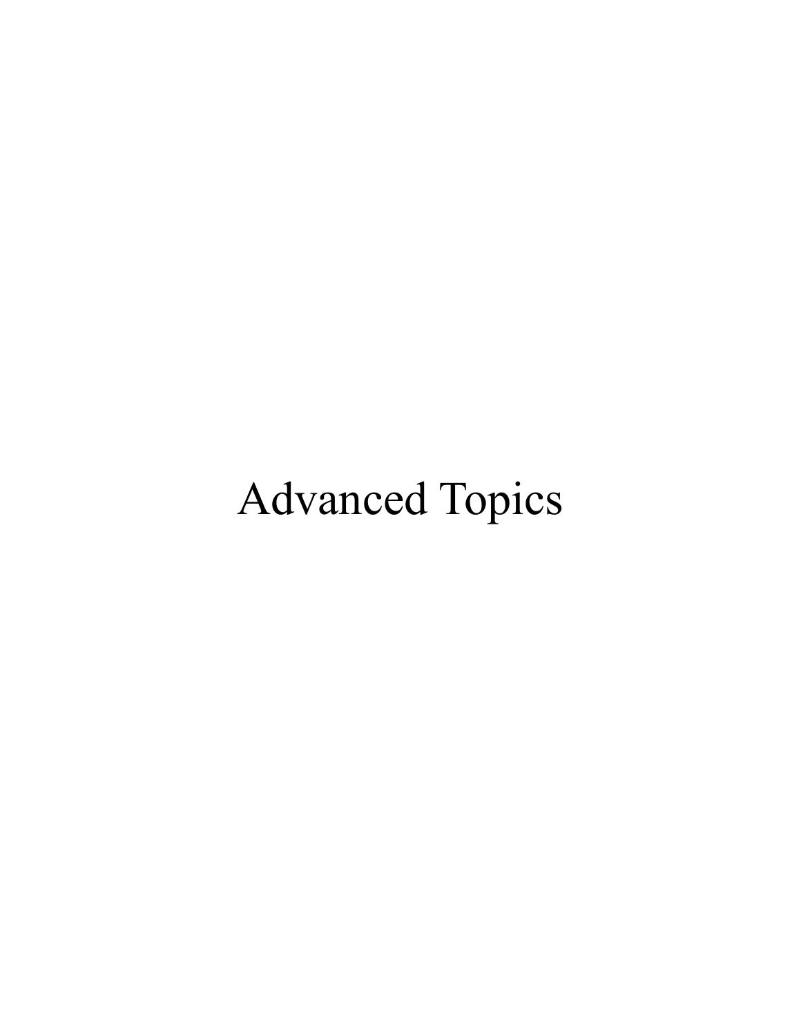# Advanced Topics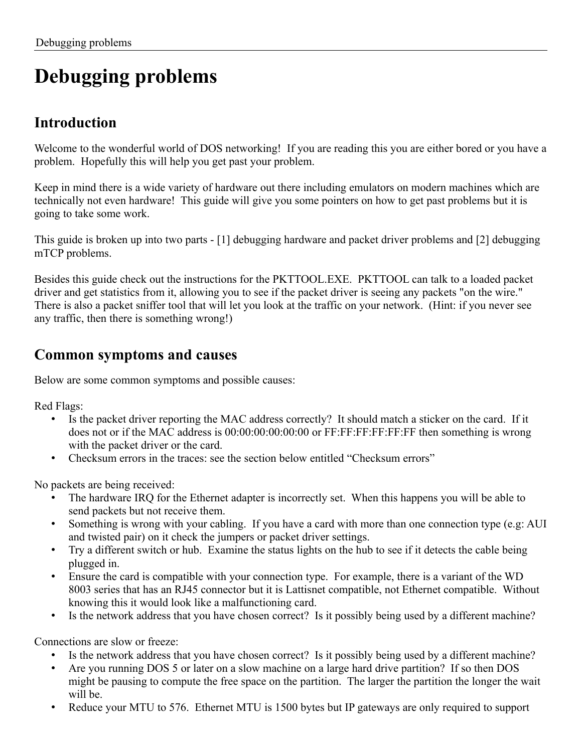# Debugging problems

## Introduction

Welcome to the wonderful world of DOS networking! If you are reading this you are either bored or you have a problem. Hopefully this will help you get past your problem.

Keep in mind there is a wide variety of hardware out there including emulators on modern machines which are technically not even hardware! This guide will give you some pointers on how to get past problems but it is going to take some work.

This guide is broken up into two parts - [1] debugging hardware and packet driver problems and [2] debugging mTCP problems.

Besides this guide check out the instructions for the PKTTOOL.EXE. PKTTOOL can talk to a loaded packet driver and get statistics from it, allowing you to see if the packet driver is seeing any packets "on the wire." There is also a packet sniffer tool that will let you look at the traffic on your network. (Hint: if you never see any traffic, then there is something wrong!)

## Common symptoms and causes

Below are some common symptoms and possible causes:

Red Flags:

- Is the packet driver reporting the MAC address correctly? It should match a sticker on the card. If it does not or if the MAC address is 00:00:00:00:00:00 or FF:FF:FF:FF:FF:FF then something is wrong with the packet driver or the card.
- Checksum errors in the traces: see the section below entitled "Checksum errors"

No packets are being received:

- The hardware IRQ for the Ethernet adapter is incorrectly set. When this happens you will be able to send packets but not receive them.
- Something is wrong with your cabling. If you have a card with more than one connection type (e.g: AUI and twisted pair) on it check the jumpers or packet driver settings.
- Try a different switch or hub. Examine the status lights on the hub to see if it detects the cable being plugged in.
- Ensure the card is compatible with your connection type. For example, there is a variant of the WD 8003 series that has an RJ45 connector but it is Lattisnet compatible, not Ethernet compatible. Without knowing this it would look like a malfunctioning card.
- Is the network address that you have chosen correct? Is it possibly being used by a different machine?

Connections are slow or freeze:

- Is the network address that you have chosen correct? Is it possibly being used by a different machine?
- Are you running DOS 5 or later on a slow machine on a large hard drive partition? If so then DOS might be pausing to compute the free space on the partition. The larger the partition the longer the wait will be.
- Reduce your MTU to 576. Ethernet MTU is 1500 bytes but IP gateways are only required to support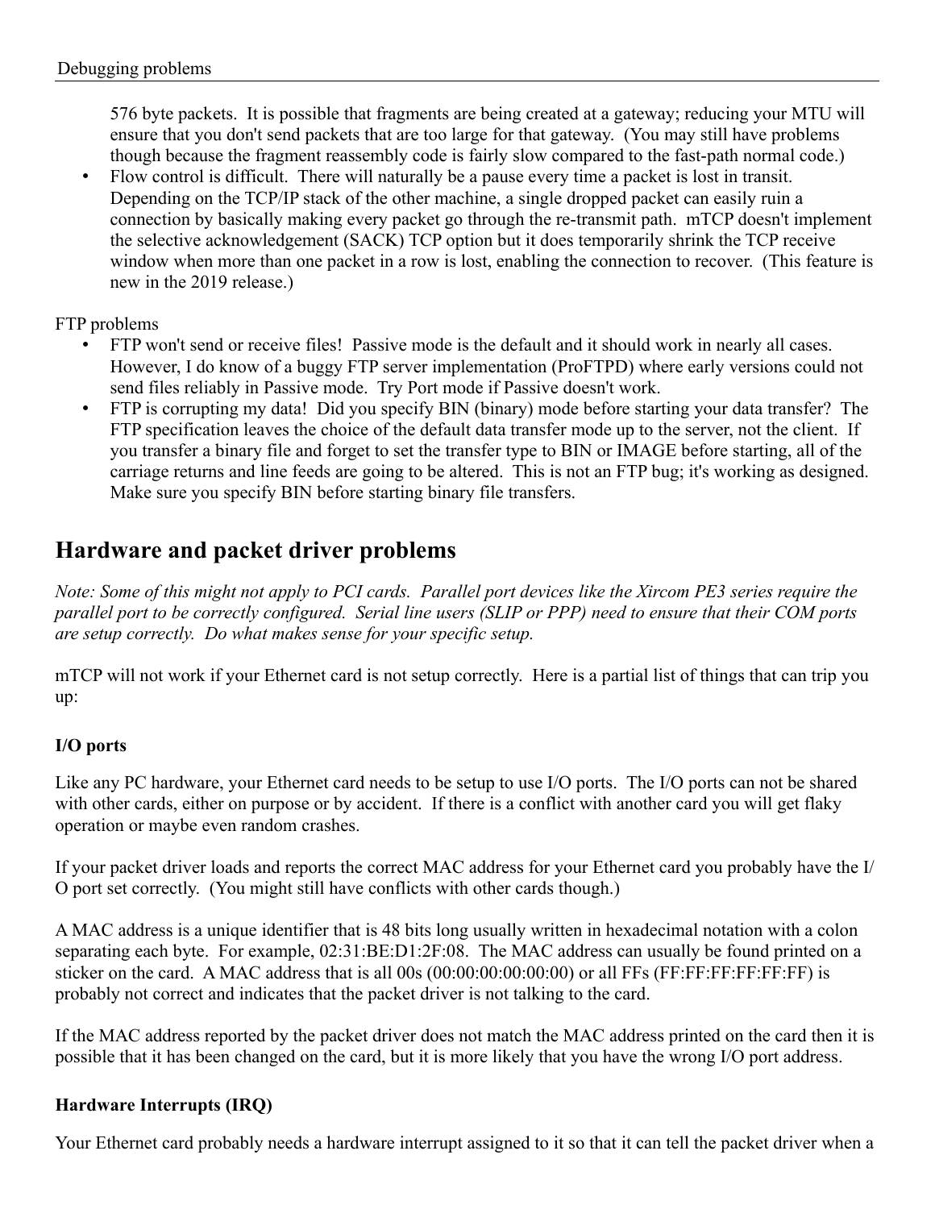576 byte packets. It is possible that fragments are being created at a gateway; reducing your MTU will ensure that you don't send packets that are too large for that gateway. (You may still have problems though because the fragment reassembly code is fairly slow compared to the fast-path normal code.)

- Flow control is difficult. There will naturally be a pause every time a packet is lost in transit. Depending on the TCP/IP stack of the other machine, a single dropped packet can easily ruin a connection by basically making every packet go through the re-transmit path. mTCP doesn't implement the selective acknowledgement (SACK) TCP option but it does temporarily shrink the TCP receive window when more than one packet in a row is lost, enabling the connection to recover. (This feature is new in the 2019 release.)

FTP problems

- FTP won't send or receive files! Passive mode is the default and it should work in nearly all cases. However, I do know of a buggy FTP server implementation (ProFTPD) where early versions could not send files reliably in Passive mode. Try Port mode if Passive doesn't work.
- FTP is corrupting my data! Did you specify BIN (binary) mode before starting your data transfer? The FTP specification leaves the choice of the default data transfer mode up to the server, not the client. If you transfer a binary file and forget to set the transfer type to BIN or IMAGE before starting, all of the carriage returns and line feeds are going to be altered. This is not an FTP bug; it's working as designed. Make sure you specify BIN before starting binary file transfers.

## Hardware and packet driver problems

*Note: Some of this might not apply to PCI cards. Parallel port devices like the Xircom PE3 series require the parallel port to be correctly configured. Serial line users (SLIP or PPP) need to ensure that their COM ports are setup correctly. Do what makes sense for your specific setup.*

mTCP will not work if your Ethernet card is not setup correctly. Here is a partial list of things that can trip you up:

**I/O ports**

Like any PC hardware, your Ethernet card needs to be setup to use I/O ports. The I/O ports can not be shared with other cards, either on purpose or by accident. If there is a conflict with another card you will get flaky operation or maybe even random crashes.

If your packet driver loads and reports the correct MAC address for your Ethernet card you probably have the I/O port set correctly. (You might still have conflicts with other cards though.)

A MAC address is a unique identifier that is 48 bits long usually written in hexadecimal notation with a colon separating each byte. For example, 02:31:BE:D1:2F:08. The MAC address can usually be found printed on a sticker on the card. A MAC address that is all 00s (00:00:00:00:00:00) or all FFs (FF:FF:FF:FF:FF:FF) is probably not correct and indicates that the packet driver is not talking to the card.

If the MAC address reported by the packet driver does not match the MAC address printed on the card then it is possible that it has been changed on the card, but it is more likely that you have the wrong I/O port address.

**Hardware Interrupts (IRQ)**

Your Ethernet card probably needs a hardware interrupt assigned to it so that it can tell the packet driver when a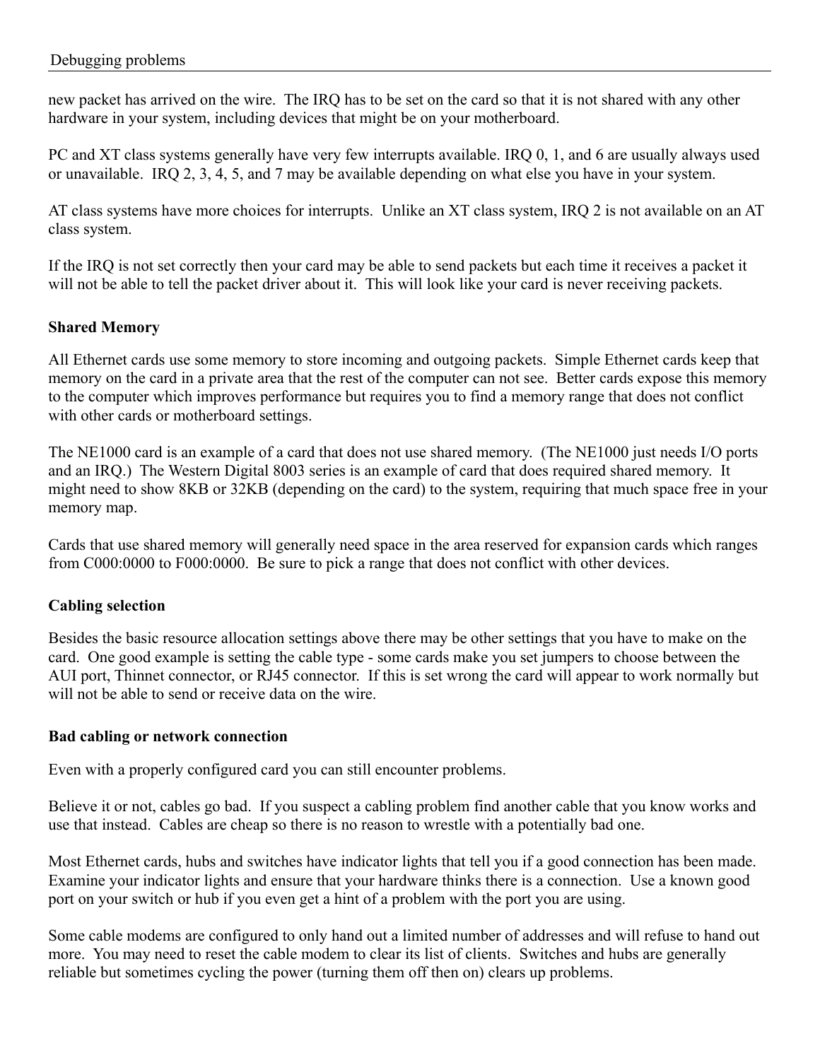new packet has arrived on the wire. The IRQ has to be set on the card so that it is not shared with any other hardware in your system, including devices that might be on your motherboard.

PC and XT class systems generally have very few interrupts available. IRQ 0, 1, and 6 are usually always used or unavailable. IRQ 2, 3, 4, 5, and 7 may be available depending on what else you have in your system.

AT class systems have more choices for interrupts. Unlike an XT class system, IRQ 2 is not available on an AT class system.

If the IRQ is not set correctly then your card may be able to send packets but each time it receives a packet it will not be able to tell the packet driver about it. This will look like your card is never receiving packets.

**Shared Memory**

All Ethernet cards use some memory to store incoming and outgoing packets. Simple Ethernet cards keep that memory on the card in a private area that the rest of the computer can not see. Better cards expose this memory to the computer which improves performance but requires you to find a memory range that does not conflict with other cards or motherboard settings.

The NE1000 card is an example of a card that does not use shared memory. (The NE1000 just needs I/O ports and an IRQ.) The Western Digital 8003 series is an example of card that does required shared memory. It might need to show 8KB or 32KB (depending on the card) to the system, requiring that much space free in your memory map.

Cards that use shared memory will generally need space in the area reserved for expansion cards which ranges from C000:0000 to F000:0000. Be sure to pick a range that does not conflict with other devices.

**Cabling selection**

Besides the basic resource allocation settings above there may be other settings that you have to make on the card. One good example is setting the cable type - some cards make you set jumpers to choose between the AUI port, Thinnet connector, or RJ45 connector. If this is set wrong the card will appear to work normally but will not be able to send or receive data on the wire.

**Bad cabling or network connection**

Even with a properly configured card you can still encounter problems.

Believe it or not, cables go bad. If you suspect a cabling problem find another cable that you know works and use that instead. Cables are cheap so there is no reason to wrestle with a potentially bad one.

Most Ethernet cards, hubs and switches have indicator lights that tell you if a good connection has been made. Examine your indicator lights and ensure that your hardware thinks there is a connection. Use a known good port on your switch or hub if you even get a hint of a problem with the port you are using.

Some cable modems are configured to only hand out a limited number of addresses and will refuse to hand out more. You may need to reset the cable modem to clear its list of clients. Switches and hubs are generally reliable but sometimes cycling the power (turning them off then on) clears up problems.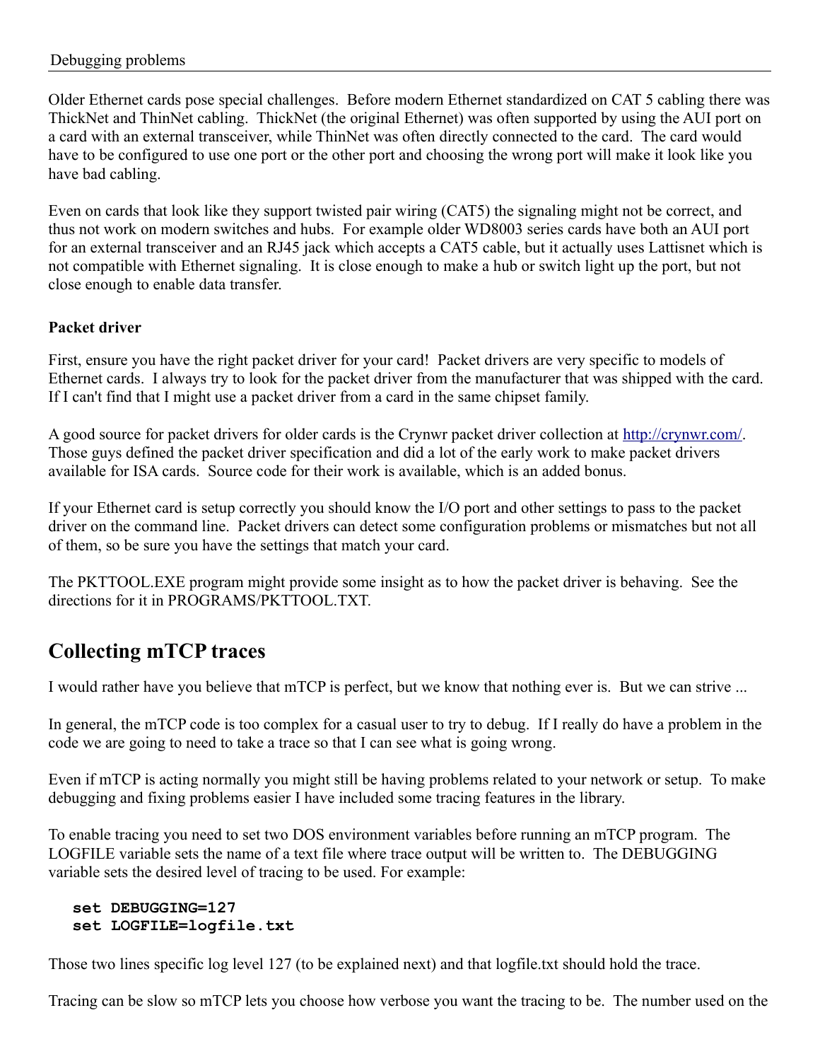Older Ethernet cards pose special challenges. Before modern Ethernet standardized on CAT 5 cabling there was ThickNet and ThinNet cabling. ThickNet (the original Ethernet) was often supported by using the AUI port on a card with an external transceiver, while ThinNet was often directly connected to the card. The card would have to be configured to use one port or the other port and choosing the wrong port will make it look like you have bad cabling.

Even on cards that look like they support twisted pair wiring (CAT5) the signaling might not be correct, and thus not work on modern switches and hubs. For example older WD8003 series cards have both an AUI port for an external transceiver and an RJ45 jack which accepts a CAT5 cable, but it actually uses Lattisnet which is not compatible with Ethernet signaling. It is close enough to make a hub or switch light up the port, but not close enough to enable data transfer.

**Packet driver**

First, ensure you have the right packet driver for your card! Packet drivers are very specific to models of Ethernet cards. I always try to look for the packet driver from the manufacturer that was shipped with the card. If I can't find that I might use a packet driver from a card in the same chipset family.

A good source for packet drivers for older cards is the Crynwr packet driver collection at http://crynwr.com/. Those guys defined the packet driver specification and did a lot of the early work to make packet drivers available for ISA cards. Source code for their work is available, which is an added bonus.

If your Ethernet card is setup correctly you should know the I/O port and other settings to pass to the packet driver on the command line. Packet drivers can detect some configuration problems or mismatches but not all of them, so be sure you have the settings that match your card.

The PKTTOOL.EXE program might provide some insight as to how the packet driver is behaving. See the directions for it in PROGRAMS/PKTTOOL.TXT.

## Collecting mTCP traces

I would rather have you believe that mTCP is perfect, but we know that nothing ever is. But we can strive ...

In general, the mTCP code is too complex for a casual user to try to debug. If I really do have a problem in the code we are going to need to take a trace so that I can see what is going wrong.

Even if mTCP is acting normally you might still be having problems related to your network or setup. To make debugging and fixing problems easier I have included some tracing features in the library.

To enable tracing you need to set two DOS environment variables before running an mTCP program. The LOGFILE variable sets the name of a text file where trace output will be written to. The DEBUGGING variable sets the desired level of tracing to be used. For example:

```
set DEBUGGING=127
set LOGFILE=logfile.txt
```

Those two lines specific log level 127 (to be explained next) and that logfile.txt should hold the trace.

Tracing can be slow so mTCP lets you choose how verbose you want the tracing to be. The number used on the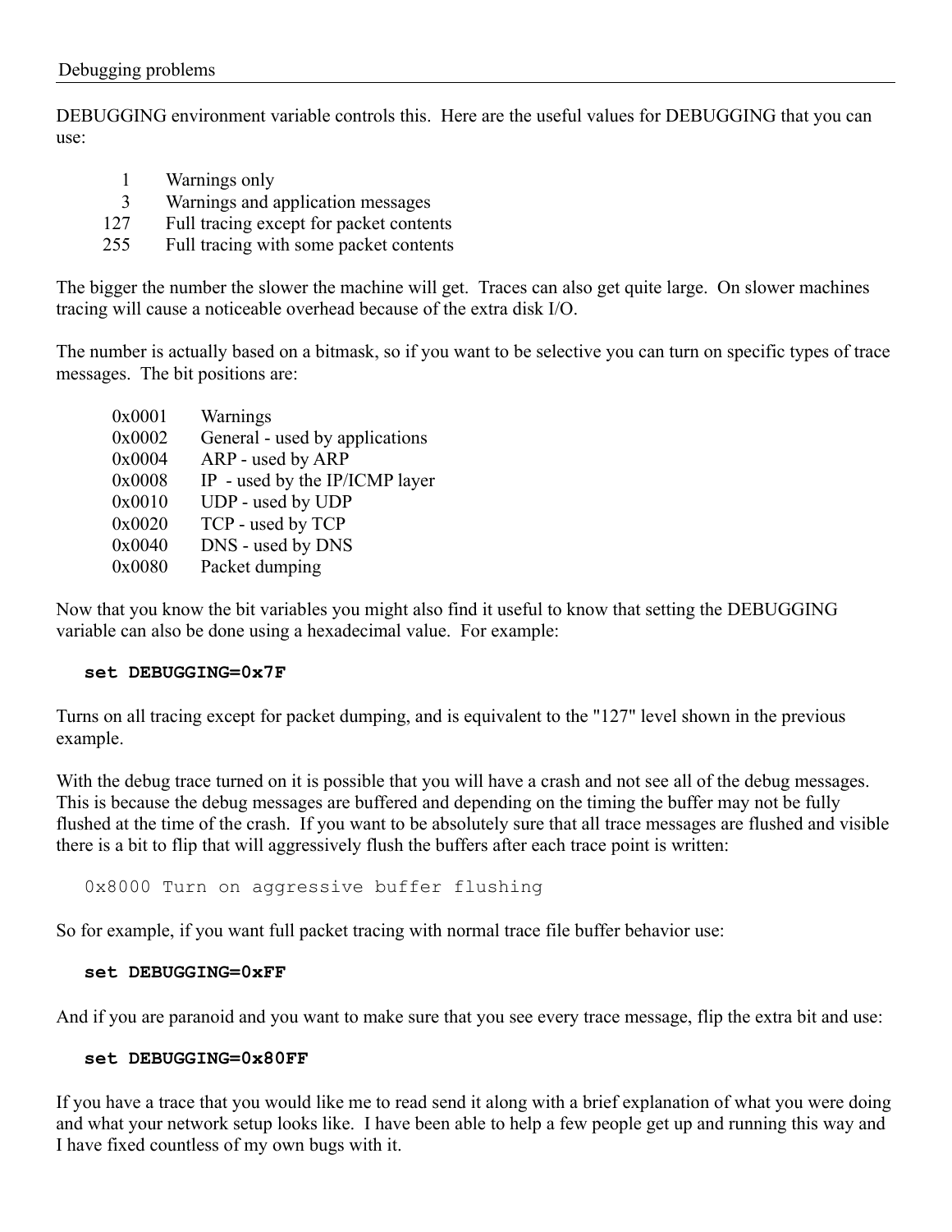# Debugging problems

DEBUGGING environment variable controls this. Here are the useful values for DEBUGGING that you can use:

| | |
|---|---|
| 1 | Warnings only |
| 3 | Warnings and application messages |
| 127 | Full tracing except for packet contents |
| 255 | Full tracing with some packet contents |

The bigger the number the slower the machine will get. Traces can also get quite large. On slower machines tracing will cause a noticeable overhead because of the extra disk I/O.

The number is actually based on a bitmask, so if you want to be selective you can turn on specific types of trace messages. The bit positions are:

| | |
|---|---|
| 0x0001 | Warnings |
| 0x0002 | General - used by applications |
| 0x0004 | ARP - used by ARP |
| 0x0008 | IP - used by the IP/ICMP layer |
| 0x0010 | UDP - used by UDP |
| 0x0020 | TCP - used by TCP |
| 0x0040 | DNS - used by DNS |
| 0x0080 | Packet dumping |

Now that you know the bit variables you might also find it useful to know that setting the DEBUGGING variable can also be done using a hexadecimal value. For example:

```
set DEBUGGING=0x7F
```

Turns on all tracing except for packet dumping, and is equivalent to the "127" level shown in the previous example.

With the debug trace turned on it is possible that you will have a crash and not see all of the debug messages. This is because the debug messages are buffered and depending on the timing the buffer may not be fully flushed at the time of the crash. If you want to be absolutely sure that all trace messages are flushed and visible there is a bit to flip that will aggressively flush the buffers after each trace point is written:

```
0x8000 Turn on aggressive buffer flushing
```

So for example, if you want full packet tracing with normal trace file buffer behavior use:

```
set DEBUGGING=0xFF
```

And if you are paranoid and you want to make sure that you see every trace message, flip the extra bit and use:

```
set DEBUGGING=0x80FF
```

If you have a trace that you would like me to read send it along with a brief explanation of what you were doing and what your network setup looks like. I have been able to help a few people get up and running this way and I have fixed countless of my own bugs with it.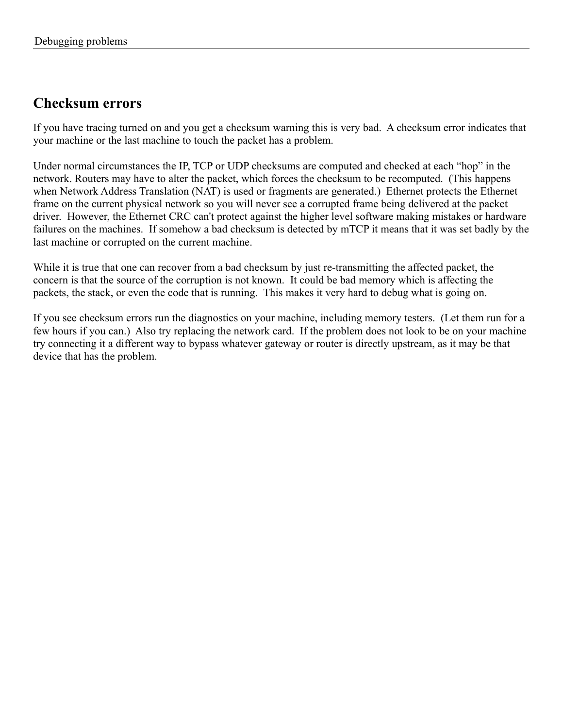## Checksum errors

If you have tracing turned on and you get a checksum warning this is very bad. A checksum error indicates that your machine or the last machine to touch the packet has a problem.

Under normal circumstances the IP, TCP or UDP checksums are computed and checked at each "hop" in the network. Routers may have to alter the packet, which forces the checksum to be recomputed. (This happens when Network Address Translation (NAT) is used or fragments are generated.) Ethernet protects the Ethernet frame on the current physical network so you will never see a corrupted frame being delivered at the packet driver. However, the Ethernet CRC can't protect against the higher level software making mistakes or hardware failures on the machines. If somehow a bad checksum is detected by mTCP it means that it was set badly by the last machine or corrupted on the current machine.

While it is true that one can recover from a bad checksum by just re-transmitting the affected packet, the concern is that the source of the corruption is not known. It could be bad memory which is affecting the packets, the stack, or even the code that is running. This makes it very hard to debug what is going on.

If you see checksum errors run the diagnostics on your machine, including memory testers. (Let them run for a few hours if you can.) Also try replacing the network card. If the problem does not look to be on your machine try connecting it a different way to bypass whatever gateway or router is directly upstream, as it may be that device that has the problem.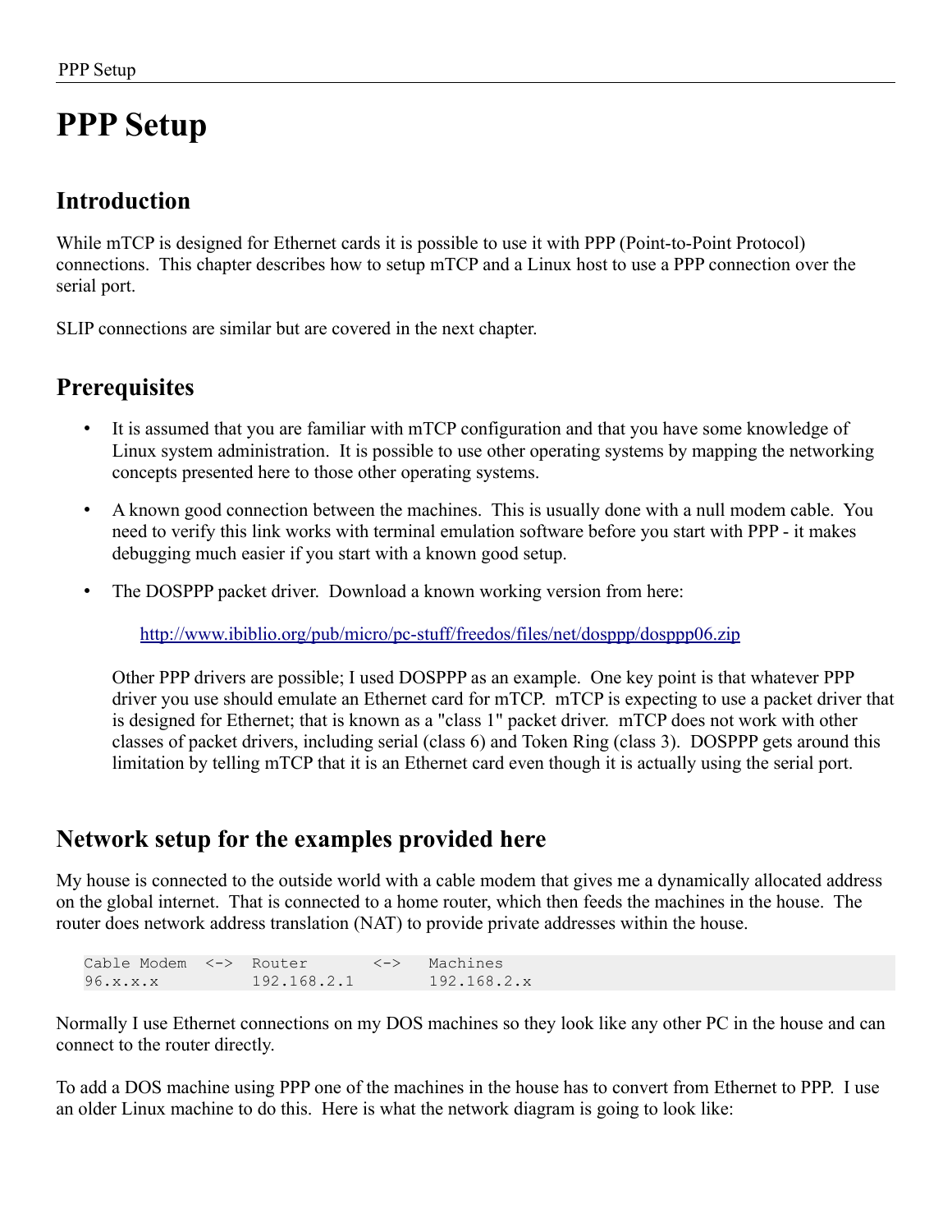# PPP Setup

## Introduction

While mTCP is designed for Ethernet cards it is possible to use it with PPP (Point-to-Point Protocol) connections. This chapter describes how to setup mTCP and a Linux host to use a PPP connection over the serial port.

SLIP connections are similar but are covered in the next chapter.

## Prerequisites

- It is assumed that you are familiar with mTCP configuration and that you have some knowledge of Linux system administration. It is possible to use other operating systems by mapping the networking concepts presented here to those other operating systems.
- A known good connection between the machines. This is usually done with a null modem cable. You need to verify this link works with terminal emulation software before you start with PPP - it makes debugging much easier if you start with a known good setup.
- The DOSPPP packet driver. Download a known working version from here:

  http://www.ibiblio.org/pub/micro/pc-stuff/freedos/files/net/dosppp/dosppp06.zip

  Other PPP drivers are possible; I used DOSPPP as an example. One key point is that whatever PPP driver you use should emulate an Ethernet card for mTCP. mTCP is expecting to use a packet driver that is designed for Ethernet; that is known as a "class 1" packet driver. mTCP does not work with other classes of packet drivers, including serial (class 6) and Token Ring (class 3). DOSPPP gets around this limitation by telling mTCP that it is an Ethernet card even though it is actually using the serial port.

## Network setup for the examples provided here

My house is connected to the outside world with a cable modem that gives me a dynamically allocated address on the global internet. That is connected to a home router, which then feeds the machines in the house. The router does network address translation (NAT) to provide private addresses within the house.

```
Cable Modem  <->  Router       <->   Machines
96.x.x.x          192.168.2.1        192.168.2.x
```

Normally I use Ethernet connections on my DOS machines so they look like any other PC in the house and can connect to the router directly.

To add a DOS machine using PPP one of the machines in the house has to convert from Ethernet to PPP. I use an older Linux machine to do this. Here is what the network diagram is going to look like: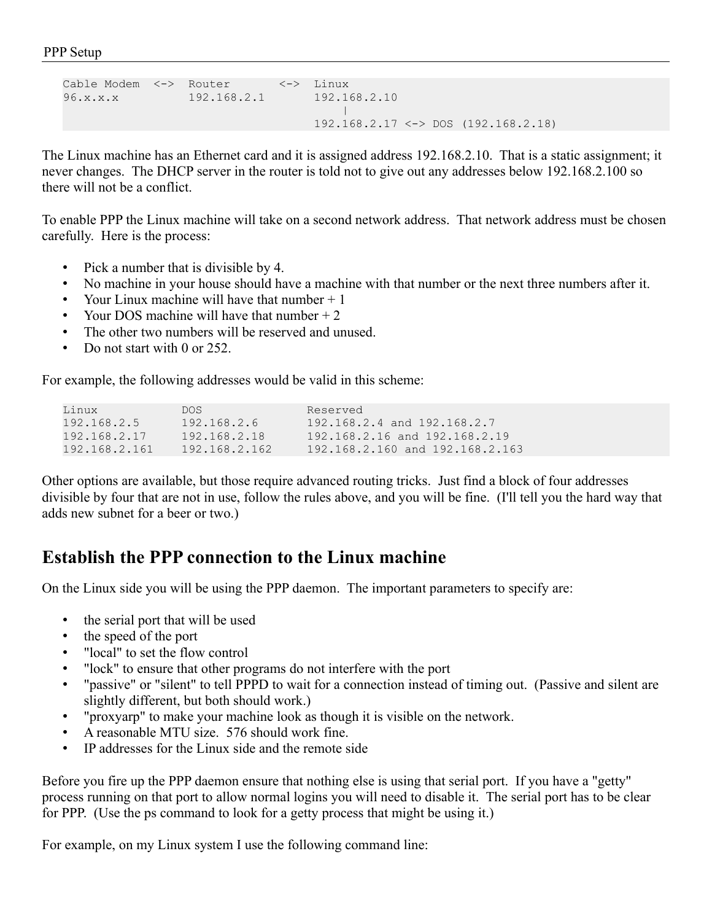```
Cable Modem  <->  Router       <->  Linux
96.x.x.x          192.168.2.1       192.168.2.10
                                        |
                                    192.168.2.17 <-> DOS (192.168.2.18)
```

The Linux machine has an Ethernet card and it is assigned address 192.168.2.10. That is a static assignment; it never changes. The DHCP server in the router is told not to give out any addresses below 192.168.2.100 so there will not be a conflict.

To enable PPP the Linux machine will take on a second network address. That network address must be chosen carefully. Here is the process:

- Pick a number that is divisible by 4.
- No machine in your house should have a machine with that number or the next three numbers after it.
- Your Linux machine will have that number + 1
- Your DOS machine will have that number + 2
- The other two numbers will be reserved and unused.
- Do not start with 0 or 252.

For example, the following addresses would be valid in this scheme:

```
Linux            DOS               Reserved
192.168.2.5      192.168.2.6       192.168.2.4 and 192.168.2.7
192.168.2.17     192.168.2.18      192.168.2.16 and 192.168.2.19
192.168.2.161    192.168.2.162     192.168.2.160 and 192.168.2.163
```

Other options are available, but those require advanced routing tricks. Just find a block of four addresses divisible by four that are not in use, follow the rules above, and you will be fine. (I'll tell you the hard way that adds new subnet for a beer or two.)

## Establish the PPP connection to the Linux machine

On the Linux side you will be using the PPP daemon. The important parameters to specify are:

- the serial port that will be used
- the speed of the port
- "local" to set the flow control
- "lock" to ensure that other programs do not interfere with the port
- "passive" or "silent" to tell PPPD to wait for a connection instead of timing out. (Passive and silent are slightly different, but both should work.)
- "proxyarp" to make your machine look as though it is visible on the network.
- A reasonable MTU size. 576 should work fine.
- IP addresses for the Linux side and the remote side

Before you fire up the PPP daemon ensure that nothing else is using that serial port. If you have a "getty" process running on that port to allow normal logins you will need to disable it. The serial port has to be clear for PPP. (Use the ps command to look for a getty process that might be using it.)

For example, on my Linux system I use the following command line: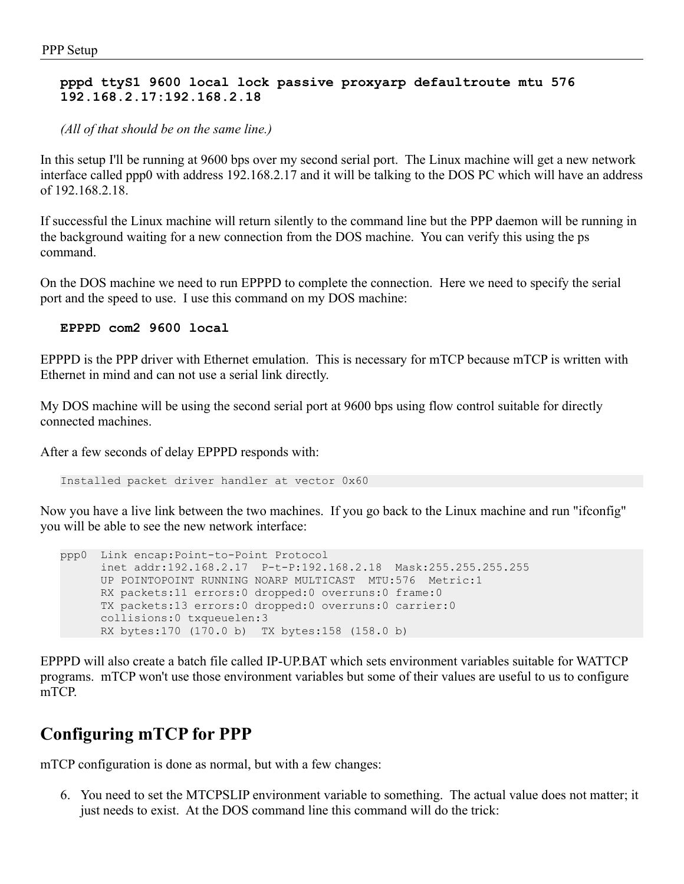**pppd ttyS1 9600 local lock passive proxyarp defaultroute mtu 576 192.168.2.17:192.168.2.18**

*(All of that should be on the same line.)*

In this setup I'll be running at 9600 bps over my second serial port. The Linux machine will get a new network interface called ppp0 with address 192.168.2.17 and it will be talking to the DOS PC which will have an address of 192.168.2.18.

If successful the Linux machine will return silently to the command line but the PPP daemon will be running in the background waiting for a new connection from the DOS machine. You can verify this using the ps command.

On the DOS machine we need to run EPPPD to complete the connection. Here we need to specify the serial port and the speed to use. I use this command on my DOS machine:

**EPPPD com2 9600 local**

EPPPD is the PPP driver with Ethernet emulation. This is necessary for mTCP because mTCP is written with Ethernet in mind and can not use a serial link directly.

My DOS machine will be using the second serial port at 9600 bps using flow control suitable for directly connected machines.

After a few seconds of delay EPPPD responds with:

```
Installed packet driver handler at vector 0x60
```

Now you have a live link between the two machines. If you go back to the Linux machine and run "ifconfig" you will be able to see the new network interface:

```
ppp0  Link encap:Point-to-Point Protocol
      inet addr:192.168.2.17  P-t-P:192.168.2.18  Mask:255.255.255.255
      UP POINTOPOINT RUNNING NOARP MULTICAST  MTU:576  Metric:1
      RX packets:11 errors:0 dropped:0 overruns:0 frame:0
      TX packets:13 errors:0 dropped:0 overruns:0 carrier:0
      collisions:0 txqueuelen:3
      RX bytes:170 (170.0 b)  TX bytes:158 (158.0 b)
```

EPPPD will also create a batch file called IP-UP.BAT which sets environment variables suitable for WATTCP programs. mTCP won't use those environment variables but some of their values are useful to us to configure mTCP.

## Configuring mTCP for PPP

mTCP configuration is done as normal, but with a few changes:

6. You need to set the MTCPSLIP environment variable to something. The actual value does not matter; it just needs to exist. At the DOS command line this command will do the trick: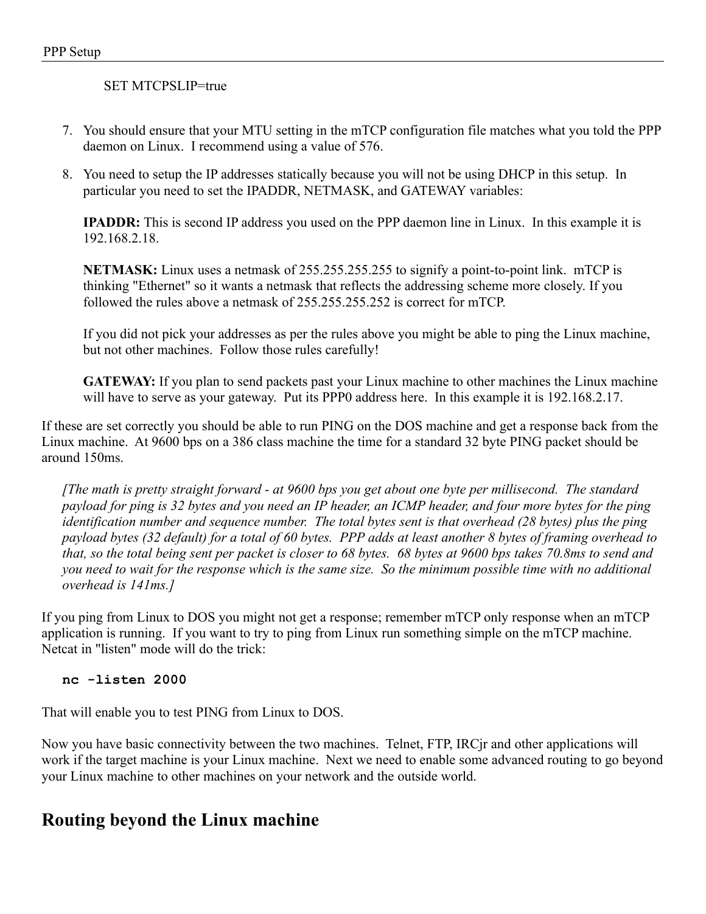SET MTCPSLIP=true

7. You should ensure that your MTU setting in the mTCP configuration file matches what you told the PPP daemon on Linux. I recommend using a value of 576.

8. You need to setup the IP addresses statically because you will not be using DHCP in this setup. In particular you need to set the IPADDR, NETMASK, and GATEWAY variables:

   **IPADDR:** This is second IP address you used on the PPP daemon line in Linux. In this example it is 192.168.2.18.

   **NETMASK:** Linux uses a netmask of 255.255.255.255 to signify a point-to-point link. mTCP is thinking "Ethernet" so it wants a netmask that reflects the addressing scheme more closely. If you followed the rules above a netmask of 255.255.255.252 is correct for mTCP.

   If you did not pick your addresses as per the rules above you might be able to ping the Linux machine, but not other machines. Follow those rules carefully!

   **GATEWAY:** If you plan to send packets past your Linux machine to other machines the Linux machine will have to serve as your gateway. Put its PPP0 address here. In this example it is 192.168.2.17.

If these are set correctly you should be able to run PING on the DOS machine and get a response back from the Linux machine. At 9600 bps on a 386 class machine the time for a standard 32 byte PING packet should be around 150ms.

> *[The math is pretty straight forward - at 9600 bps you get about one byte per millisecond. The standard payload for ping is 32 bytes and you need an IP header, an ICMP header, and four more bytes for the ping identification number and sequence number. The total bytes sent is that overhead (28 bytes) plus the ping payload bytes (32 default) for a total of 60 bytes. PPP adds at least another 8 bytes of framing overhead to that, so the total being sent per packet is closer to 68 bytes. 68 bytes at 9600 bps takes 70.8ms to send and you need to wait for the response which is the same size. So the minimum possible time with no additional overhead is 141ms.]*

If you ping from Linux to DOS you might not get a response; remember mTCP only response when an mTCP application is running. If you want to try to ping from Linux run something simple on the mTCP machine. Netcat in "listen" mode will do the trick:

```
nc -listen 2000
```

That will enable you to test PING from Linux to DOS.

Now you have basic connectivity between the two machines. Telnet, FTP, IRCjr and other applications will work if the target machine is your Linux machine. Next we need to enable some advanced routing to go beyond your Linux machine to other machines on your network and the outside world.

## Routing beyond the Linux machine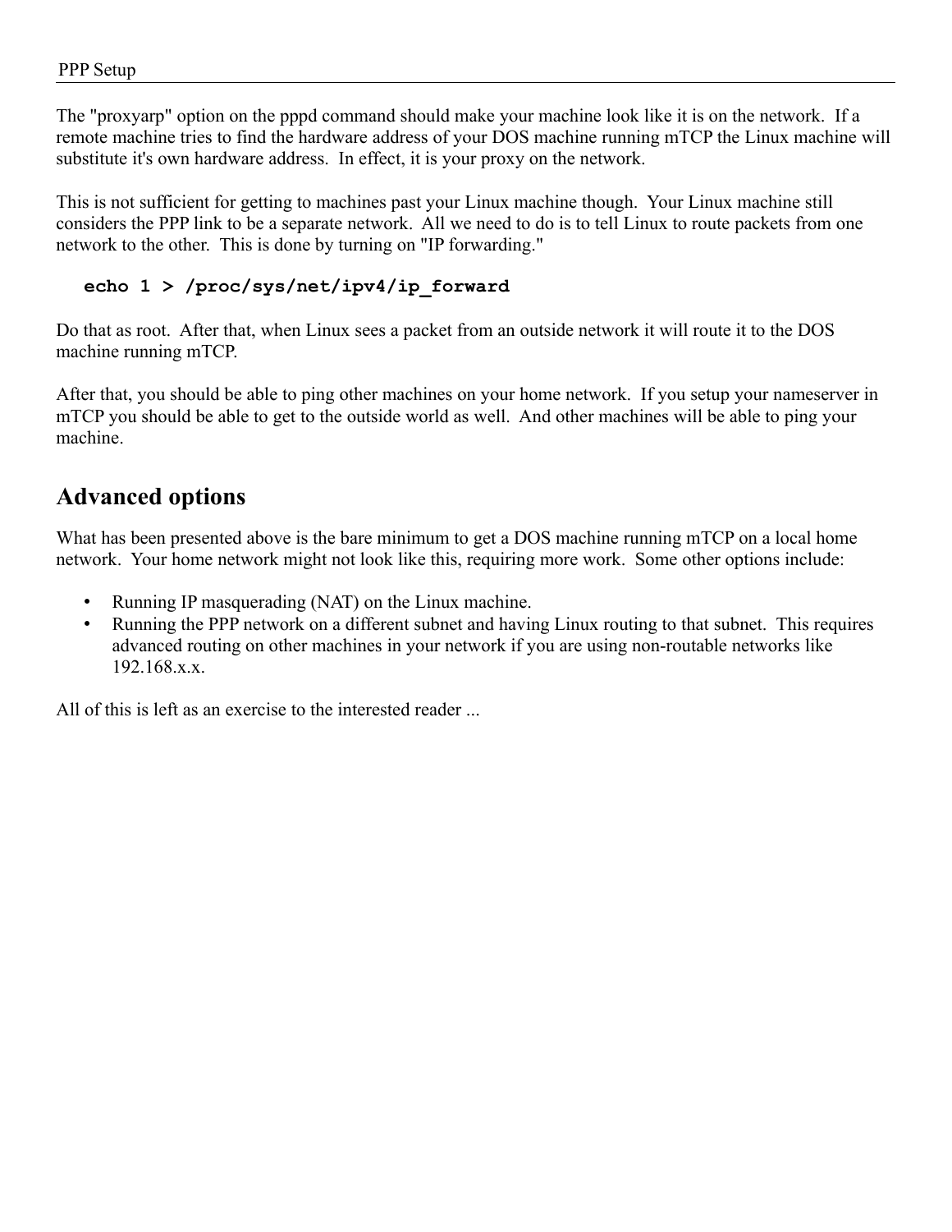The "proxyarp" option on the pppd command should make your machine look like it is on the network. If a remote machine tries to find the hardware address of your DOS machine running mTCP the Linux machine will substitute it's own hardware address. In effect, it is your proxy on the network.

This is not sufficient for getting to machines past your Linux machine though. Your Linux machine still considers the PPP link to be a separate network. All we need to do is to tell Linux to route packets from one network to the other. This is done by turning on "IP forwarding."

```
echo 1 > /proc/sys/net/ipv4/ip_forward
```

Do that as root. After that, when Linux sees a packet from an outside network it will route it to the DOS machine running mTCP.

After that, you should be able to ping other machines on your home network. If you setup your nameserver in mTCP you should be able to get to the outside world as well. And other machines will be able to ping your machine.

## Advanced options

What has been presented above is the bare minimum to get a DOS machine running mTCP on a local home network. Your home network might not look like this, requiring more work. Some other options include:

- Running IP masquerading (NAT) on the Linux machine.
- Running the PPP network on a different subnet and having Linux routing to that subnet. This requires advanced routing on other machines in your network if you are using non-routable networks like 192.168.x.x.

All of this is left as an exercise to the interested reader ...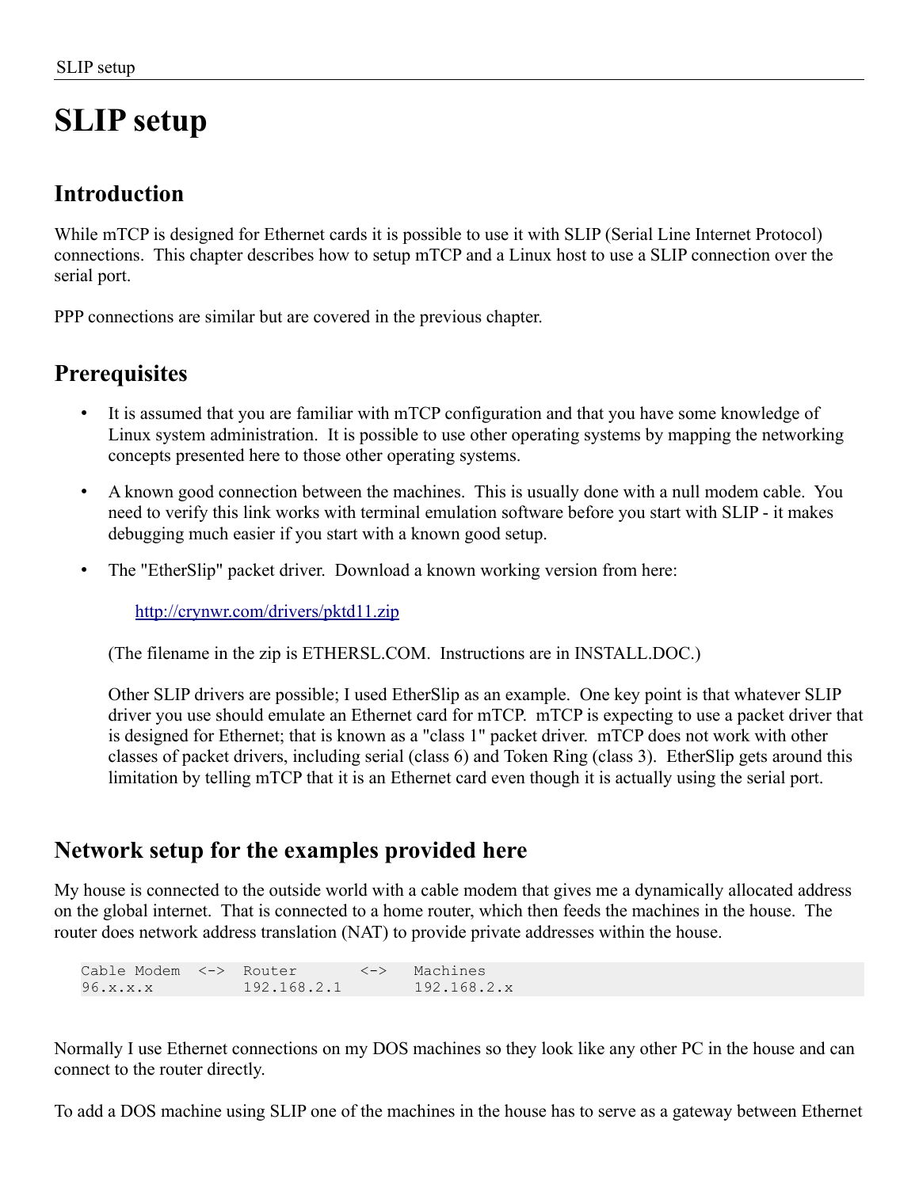# SLIP setup

## Introduction

While mTCP is designed for Ethernet cards it is possible to use it with SLIP (Serial Line Internet Protocol) connections. This chapter describes how to setup mTCP and a Linux host to use a SLIP connection over the serial port.

PPP connections are similar but are covered in the previous chapter.

## Prerequisites

- It is assumed that you are familiar with mTCP configuration and that you have some knowledge of Linux system administration. It is possible to use other operating systems by mapping the networking concepts presented here to those other operating systems.
- A known good connection between the machines. This is usually done with a null modem cable. You need to verify this link works with terminal emulation software before you start with SLIP - it makes debugging much easier if you start with a known good setup.
- The "EtherSlip" packet driver. Download a known working version from here:

  [http://crynwr.com/drivers/pktd11.zip](http://crynwr.com/drivers/pktd11.zip)

  (The filename in the zip is ETHERSL.COM. Instructions are in INSTALL.DOC.)

  Other SLIP drivers are possible; I used EtherSlip as an example. One key point is that whatever SLIP driver you use should emulate an Ethernet card for mTCP. mTCP is expecting to use a packet driver that is designed for Ethernet; that is known as a "class 1" packet driver. mTCP does not work with other classes of packet drivers, including serial (class 6) and Token Ring (class 3). EtherSlip gets around this limitation by telling mTCP that it is an Ethernet card even though it is actually using the serial port.

## Network setup for the examples provided here

My house is connected to the outside world with a cable modem that gives me a dynamically allocated address on the global internet. That is connected to a home router, which then feeds the machines in the house. The router does network address translation (NAT) to provide private addresses within the house.

```
Cable Modem  <->  Router       <->   Machines
96.x.x.x          192.168.2.1        192.168.2.x
```

Normally I use Ethernet connections on my DOS machines so they look like any other PC in the house and can connect to the router directly.

To add a DOS machine using SLIP one of the machines in the house has to serve as a gateway between Ethernet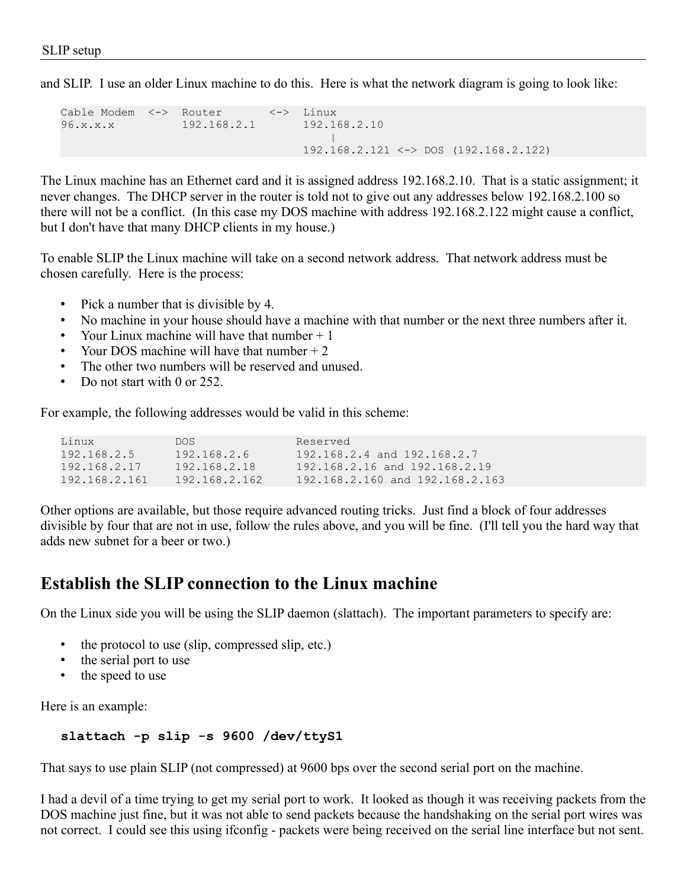and SLIP. I use an older Linux machine to do this. Here is what the network diagram is going to look like:

```
Cable Modem  <->  Router       <->  Linux
96.x.x.x          192.168.2.1       192.168.2.10
                                        |
                                    192.168.2.121 <-> DOS (192.168.2.122)
```

The Linux machine has an Ethernet card and it is assigned address 192.168.2.10. That is a static assignment; it never changes. The DHCP server in the router is told not to give out any addresses below 192.168.2.100 so there will not be a conflict. (In this case my DOS machine with address 192.168.2.122 might cause a conflict, but I don't have that many DHCP clients in my house.)

To enable SLIP the Linux machine will take on a second network address. That network address must be chosen carefully. Here is the process:

- Pick a number that is divisible by 4.
- No machine in your house should have a machine with that number or the next three numbers after it.
- Your Linux machine will have that number + 1
- Your DOS machine will have that number + 2
- The other two numbers will be reserved and unused.
- Do not start with 0 or 252.

For example, the following addresses would be valid in this scheme:

```
Linux            DOS               Reserved
192.168.2.5      192.168.2.6       192.168.2.4 and 192.168.2.7
192.168.2.17     192.168.2.18      192.168.2.16 and 192.168.2.19
192.168.2.161    192.168.2.162     192.168.2.160 and 192.168.2.163
```

Other options are available, but those require advanced routing tricks. Just find a block of four addresses divisible by four that are not in use, follow the rules above, and you will be fine. (I'll tell you the hard way that adds new subnet for a beer or two.)

## Establish the SLIP connection to the Linux machine

On the Linux side you will be using the SLIP daemon (slattach). The important parameters to specify are:

- the protocol to use (slip, compressed slip, etc.)
- the serial port to use
- the speed to use

Here is an example:

```
slattach -p slip -s 9600 /dev/ttyS1
```

That says to use plain SLIP (not compressed) at 9600 bps over the second serial port on the machine.

I had a devil of a time trying to get my serial port to work. It looked as though it was receiving packets from the DOS machine just fine, but it was not able to send packets because the handshaking on the serial port wires was not correct. I could see this using ifconfig - packets were being received on the serial line interface but not sent.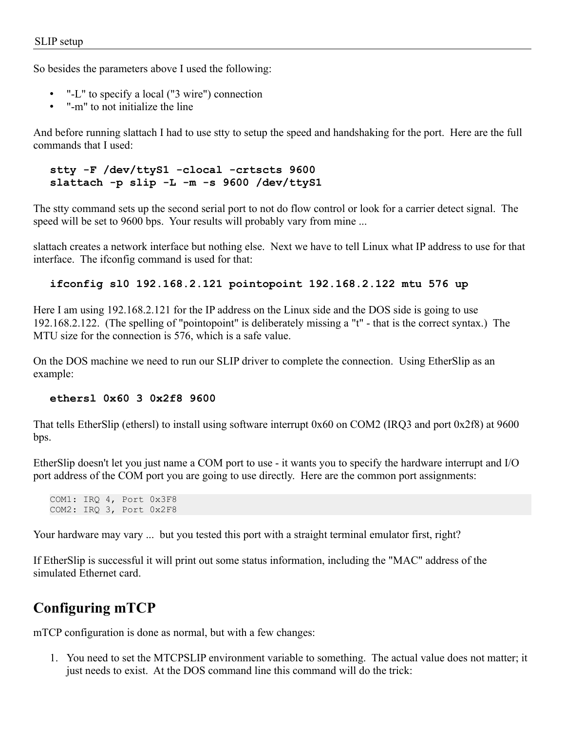So besides the parameters above I used the following:

- "-L" to specify a local ("3 wire") connection
- "-m" to not initialize the line

And before running slattach I had to use stty to setup the speed and handshaking for the port. Here are the full commands that I used:

```
stty -F /dev/ttyS1 -clocal -crtscts 9600
slattach -p slip -L -m -s 9600 /dev/ttyS1
```

The stty command sets up the second serial port to not do flow control or look for a carrier detect signal. The speed will be set to 9600 bps. Your results will probably vary from mine ...

slattach creates a network interface but nothing else. Next we have to tell Linux what IP address to use for that interface. The ifconfig command is used for that:

```
ifconfig sl0 192.168.2.121 pointopoint 192.168.2.122 mtu 576 up
```

Here I am using 192.168.2.121 for the IP address on the Linux side and the DOS side is going to use 192.168.2.122. (The spelling of "pointopoint" is deliberately missing a "t" - that is the correct syntax.) The MTU size for the connection is 576, which is a safe value.

On the DOS machine we need to run our SLIP driver to complete the connection. Using EtherSlip as an example:

```
ethersl 0x60 3 0x2f8 9600
```

That tells EtherSlip (ethersl) to install using software interrupt 0x60 on COM2 (IRQ3 and port 0x2f8) at 9600 bps.

EtherSlip doesn't let you just name a COM port to use - it wants you to specify the hardware interrupt and I/O port address of the COM port you are going to use directly. Here are the common port assignments:

```
COM1: IRQ 4, Port 0x3F8
COM2: IRQ 3, Port 0x2F8
```

Your hardware may vary ... but you tested this port with a straight terminal emulator first, right?

If EtherSlip is successful it will print out some status information, including the "MAC" address of the simulated Ethernet card.

## Configuring mTCP

mTCP configuration is done as normal, but with a few changes:

1. You need to set the MTCPSLIP environment variable to something. The actual value does not matter; it just needs to exist. At the DOS command line this command will do the trick: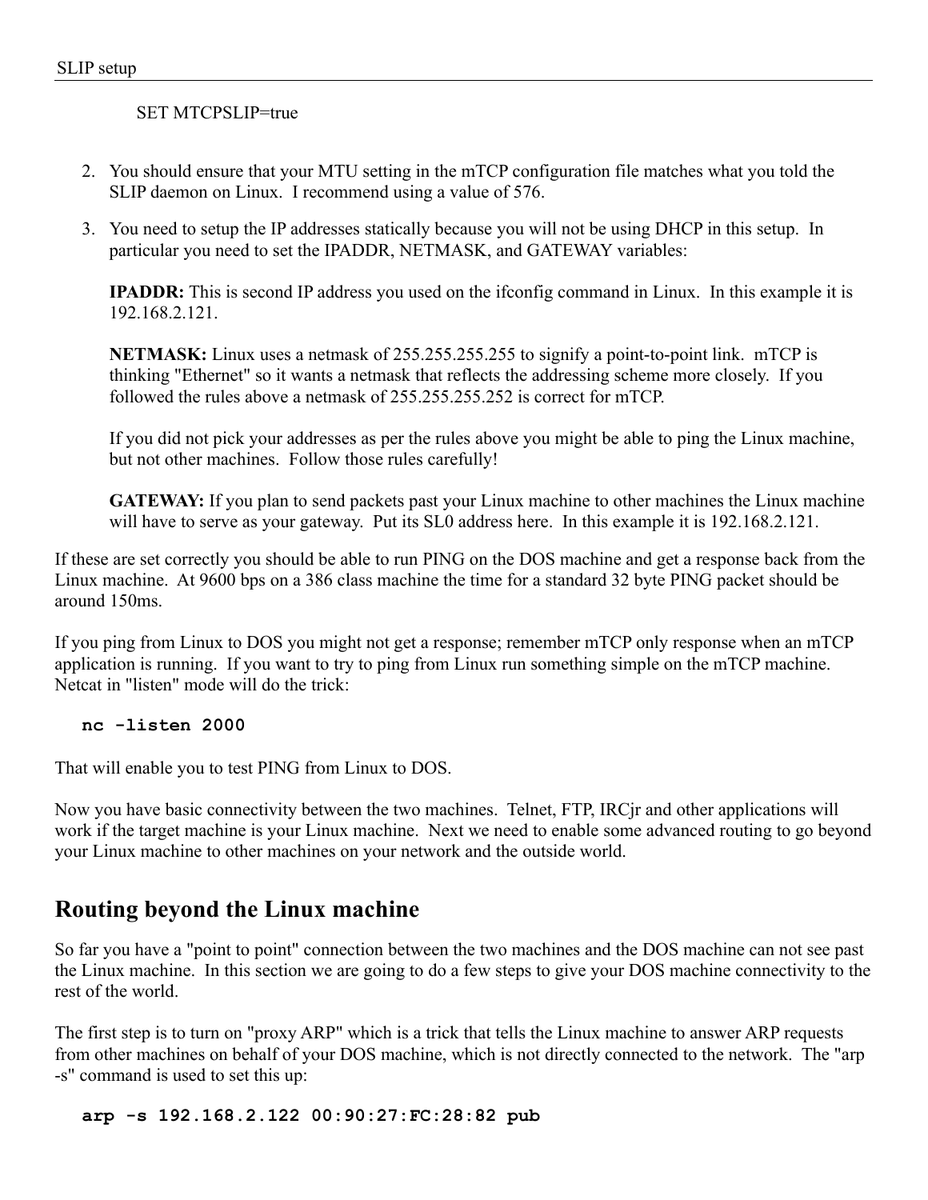SET MTCPSLIP=true

2. You should ensure that your MTU setting in the mTCP configuration file matches what you told the SLIP daemon on Linux. I recommend using a value of 576.

3. You need to setup the IP addresses statically because you will not be using DHCP in this setup. In particular you need to set the IPADDR, NETMASK, and GATEWAY variables:

   **IPADDR:** This is second IP address you used on the ifconfig command in Linux. In this example it is 192.168.2.121.

   **NETMASK:** Linux uses a netmask of 255.255.255.255 to signify a point-to-point link. mTCP is thinking "Ethernet" so it wants a netmask that reflects the addressing scheme more closely. If you followed the rules above a netmask of 255.255.255.252 is correct for mTCP.

   If you did not pick your addresses as per the rules above you might be able to ping the Linux machine, but not other machines. Follow those rules carefully!

   **GATEWAY:** If you plan to send packets past your Linux machine to other machines the Linux machine will have to serve as your gateway. Put its SL0 address here. In this example it is 192.168.2.121.

If these are set correctly you should be able to run PING on the DOS machine and get a response back from the Linux machine. At 9600 bps on a 386 class machine the time for a standard 32 byte PING packet should be around 150ms.

If you ping from Linux to DOS you might not get a response; remember mTCP only response when an mTCP application is running. If you want to try to ping from Linux run something simple on the mTCP machine. Netcat in "listen" mode will do the trick:

```
nc -listen 2000
```

That will enable you to test PING from Linux to DOS.

Now you have basic connectivity between the two machines. Telnet, FTP, IRCjr and other applications will work if the target machine is your Linux machine. Next we need to enable some advanced routing to go beyond your Linux machine to other machines on your network and the outside world.

## Routing beyond the Linux machine

So far you have a "point to point" connection between the two machines and the DOS machine can not see past the Linux machine. In this section we are going to do a few steps to give your DOS machine connectivity to the rest of the world.

The first step is to turn on "proxy ARP" which is a trick that tells the Linux machine to answer ARP requests from other machines on behalf of your DOS machine, which is not directly connected to the network. The "arp -s" command is used to set this up:

```
arp -s 192.168.2.122 00:90:27:FC:28:82 pub
```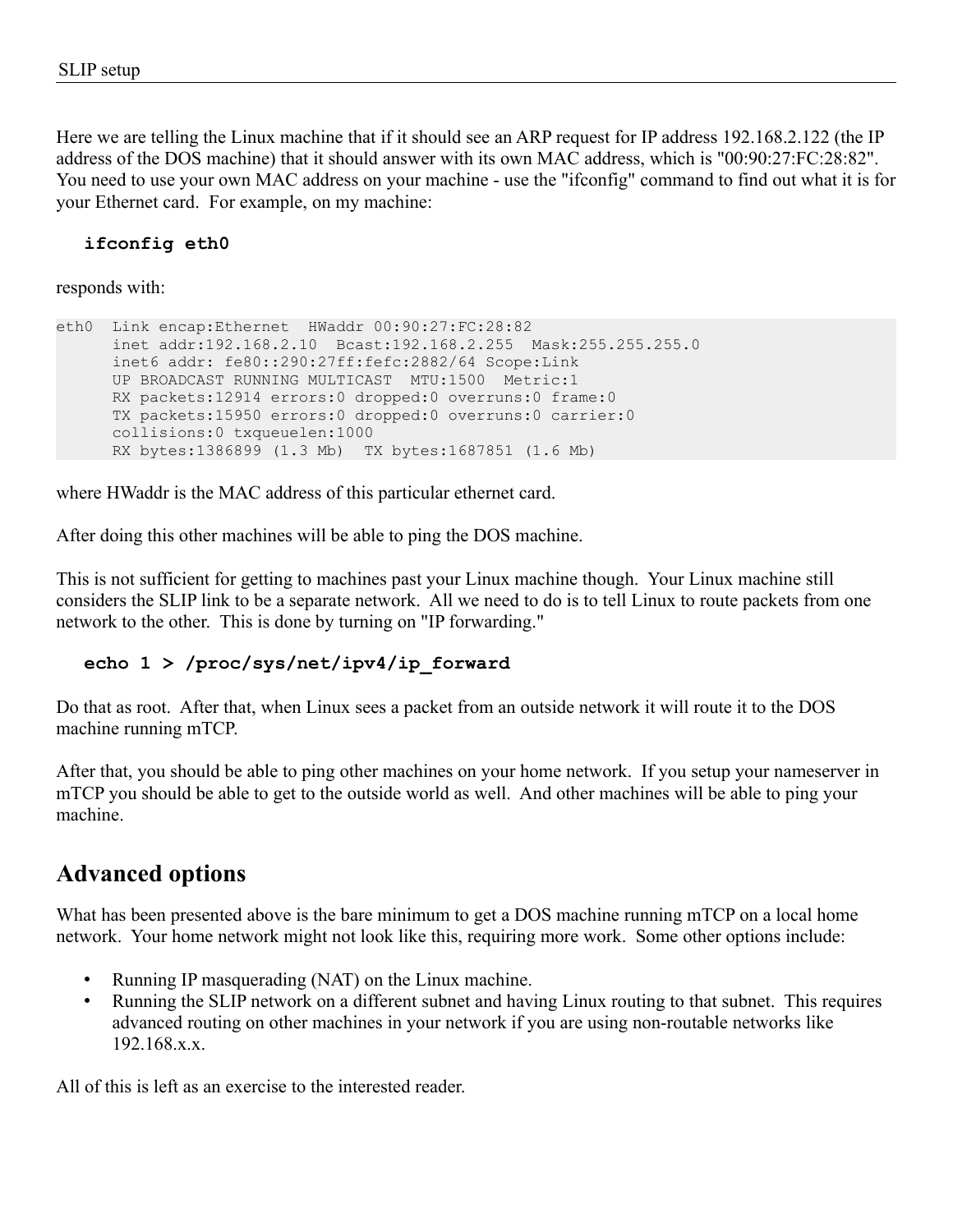Here we are telling the Linux machine that if it should see an ARP request for IP address 192.168.2.122 (the IP address of the DOS machine) that it should answer with its own MAC address, which is "00:90:27:FC:28:82". You need to use your own MAC address on your machine - use the "ifconfig" command to find out what it is for your Ethernet card. For example, on my machine:

**ifconfig eth0**

responds with:

```
eth0  Link encap:Ethernet  HWaddr 00:90:27:FC:28:82
      inet addr:192.168.2.10  Bcast:192.168.2.255  Mask:255.255.255.0
      inet6 addr: fe80::290:27ff:fefc:2882/64 Scope:Link
      UP BROADCAST RUNNING MULTICAST  MTU:1500  Metric:1
      RX packets:12914 errors:0 dropped:0 overruns:0 frame:0
      TX packets:15950 errors:0 dropped:0 overruns:0 carrier:0
      collisions:0 txqueuelen:1000
      RX bytes:1386899 (1.3 Mb)  TX bytes:1687851 (1.6 Mb)
```

where HWaddr is the MAC address of this particular ethernet card.

After doing this other machines will be able to ping the DOS machine.

This is not sufficient for getting to machines past your Linux machine though. Your Linux machine still considers the SLIP link to be a separate network. All we need to do is to tell Linux to route packets from one network to the other. This is done by turning on "IP forwarding."

**echo 1 > /proc/sys/net/ipv4/ip_forward**

Do that as root. After that, when Linux sees a packet from an outside network it will route it to the DOS machine running mTCP.

After that, you should be able to ping other machines on your home network. If you setup your nameserver in mTCP you should be able to get to the outside world as well. And other machines will be able to ping your machine.

## Advanced options

What has been presented above is the bare minimum to get a DOS machine running mTCP on a local home network. Your home network might not look like this, requiring more work. Some other options include:

- Running IP masquerading (NAT) on the Linux machine.
- Running the SLIP network on a different subnet and having Linux routing to that subnet. This requires advanced routing on other machines in your network if you are using non-routable networks like 192.168.x.x.

All of this is left as an exercise to the interested reader.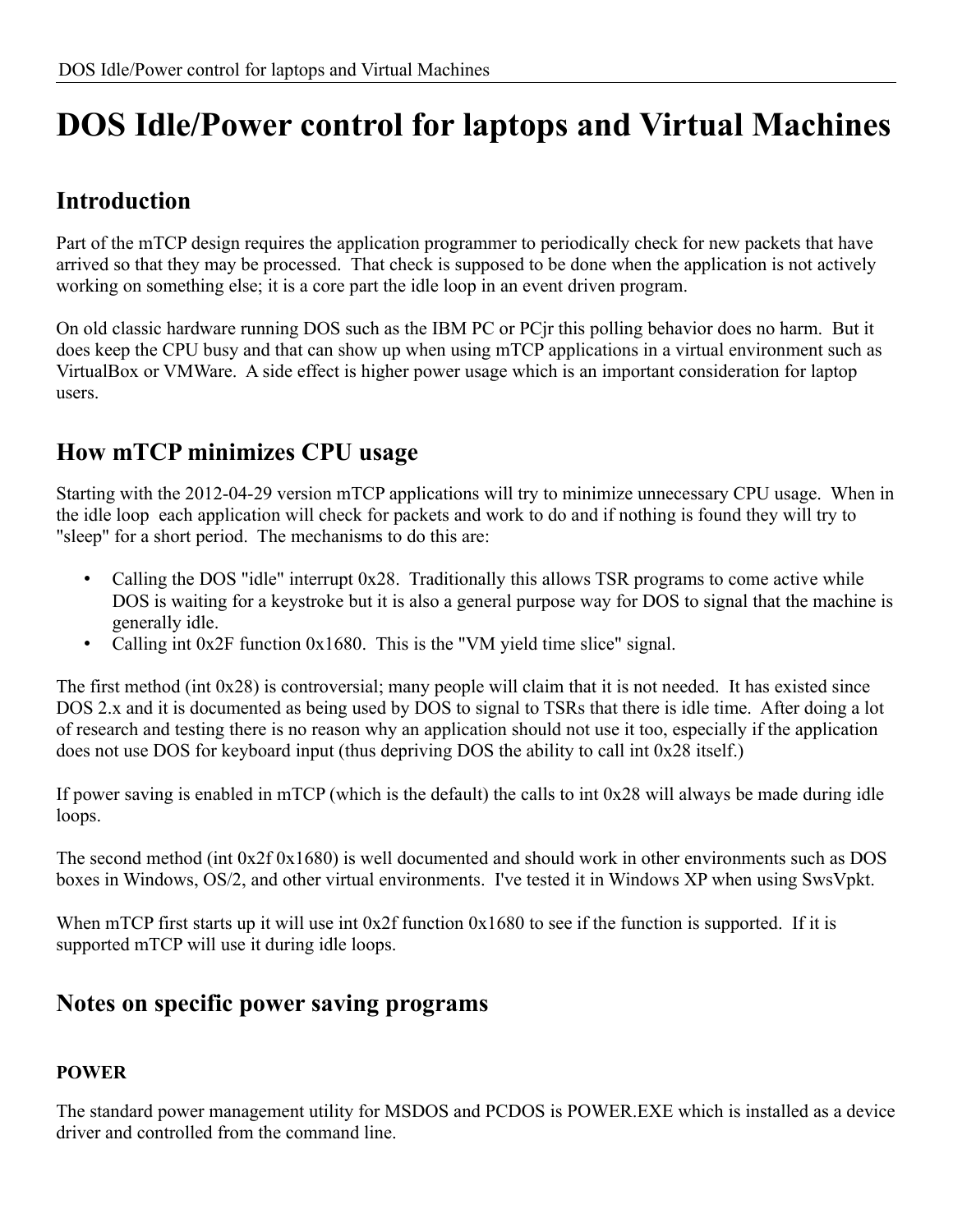# DOS Idle/Power control for laptops and Virtual Machines

## Introduction

Part of the mTCP design requires the application programmer to periodically check for new packets that have arrived so that they may be processed. That check is supposed to be done when the application is not actively working on something else; it is a core part the idle loop in an event driven program.

On old classic hardware running DOS such as the IBM PC or PCjr this polling behavior does no harm. But it does keep the CPU busy and that can show up when using mTCP applications in a virtual environment such as VirtualBox or VMWare. A side effect is higher power usage which is an important consideration for laptop users.

## How mTCP minimizes CPU usage

Starting with the 2012-04-29 version mTCP applications will try to minimize unnecessary CPU usage. When in the idle loop each application will check for packets and work to do and if nothing is found they will try to "sleep" for a short period. The mechanisms to do this are:

- Calling the DOS "idle" interrupt 0x28. Traditionally this allows TSR programs to come active while DOS is waiting for a keystroke but it is also a general purpose way for DOS to signal that the machine is generally idle.
- Calling int 0x2F function 0x1680. This is the "VM yield time slice" signal.

The first method (int 0x28) is controversial; many people will claim that it is not needed. It has existed since DOS 2.x and it is documented as being used by DOS to signal to TSRs that there is idle time. After doing a lot of research and testing there is no reason why an application should not use it too, especially if the application does not use DOS for keyboard input (thus depriving DOS the ability to call int 0x28 itself.)

If power saving is enabled in mTCP (which is the default) the calls to int 0x28 will always be made during idle loops.

The second method (int 0x2f 0x1680) is well documented and should work in other environments such as DOS boxes in Windows, OS/2, and other virtual environments. I've tested it in Windows XP when using SwsVpkt.

When mTCP first starts up it will use int 0x2f function 0x1680 to see if the function is supported. If it is supported mTCP will use it during idle loops.

## Notes on specific power saving programs

#### POWER

The standard power management utility for MSDOS and PCDOS is POWER.EXE which is installed as a device driver and controlled from the command line.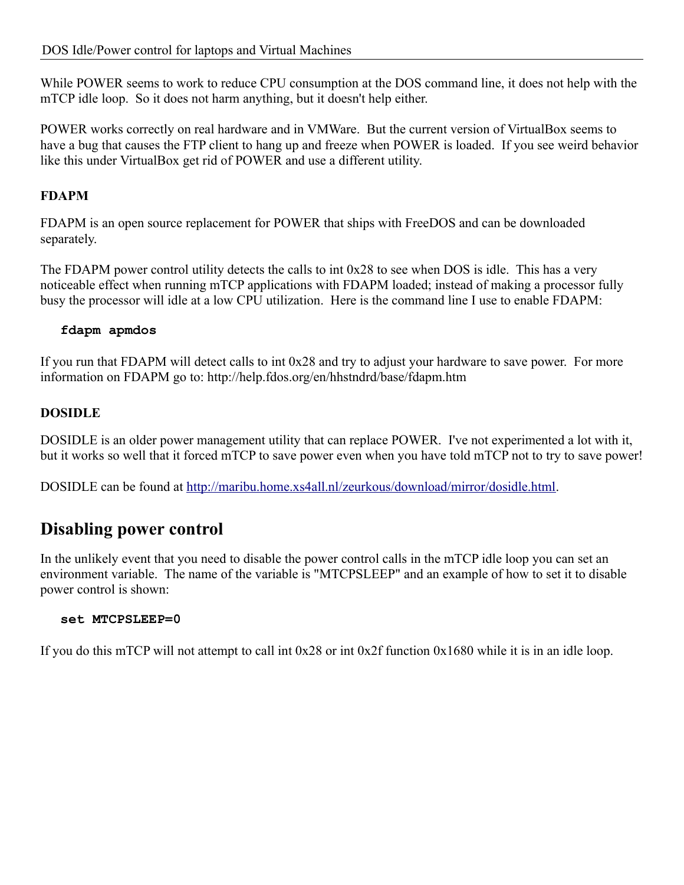While POWER seems to work to reduce CPU consumption at the DOS command line, it does not help with the mTCP idle loop. So it does not harm anything, but it doesn't help either.

POWER works correctly on real hardware and in VMWare. But the current version of VirtualBox seems to have a bug that causes the FTP client to hang up and freeze when POWER is loaded. If you see weird behavior like this under VirtualBox get rid of POWER and use a different utility.

**FDAPM**

FDAPM is an open source replacement for POWER that ships with FreeDOS and can be downloaded separately.

The FDAPM power control utility detects the calls to int 0x28 to see when DOS is idle. This has a very noticeable effect when running mTCP applications with FDAPM loaded; instead of making a processor fully busy the processor will idle at a low CPU utilization. Here is the command line I use to enable FDAPM:

```
fdapm apmdos
```

If you run that FDAPM will detect calls to int 0x28 and try to adjust your hardware to save power. For more information on FDAPM go to: http://help.fdos.org/en/hhstndrd/base/fdapm.htm

**DOSIDLE**

DOSIDLE is an older power management utility that can replace POWER. I've not experimented a lot with it, but it works so well that it forced mTCP to save power even when you have told mTCP not to try to save power!

DOSIDLE can be found at http://maribu.home.xs4all.nl/zeurkous/download/mirror/dosidle.html.

## Disabling power control

In the unlikely event that you need to disable the power control calls in the mTCP idle loop you can set an environment variable. The name of the variable is "MTCPSLEEP" and an example of how to set it to disable power control is shown:

```
set MTCPSLEEP=0
```

If you do this mTCP will not attempt to call int 0x28 or int 0x2f function 0x1680 while it is in an idle loop.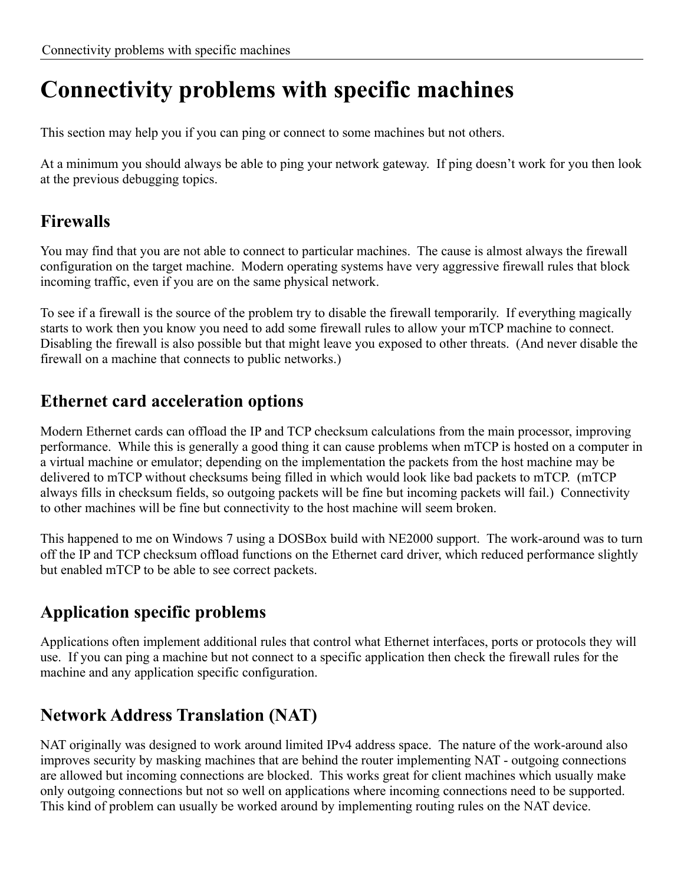# Connectivity problems with specific machines

This section may help you if you can ping or connect to some machines but not others.

At a minimum you should always be able to ping your network gateway. If ping doesn't work for you then look at the previous debugging topics.

## Firewalls

You may find that you are not able to connect to particular machines. The cause is almost always the firewall configuration on the target machine. Modern operating systems have very aggressive firewall rules that block incoming traffic, even if you are on the same physical network.

To see if a firewall is the source of the problem try to disable the firewall temporarily. If everything magically starts to work then you know you need to add some firewall rules to allow your mTCP machine to connect. Disabling the firewall is also possible but that might leave you exposed to other threats. (And never disable the firewall on a machine that connects to public networks.)

## Ethernet card acceleration options

Modern Ethernet cards can offload the IP and TCP checksum calculations from the main processor, improving performance. While this is generally a good thing it can cause problems when mTCP is hosted on a computer in a virtual machine or emulator; depending on the implementation the packets from the host machine may be delivered to mTCP without checksums being filled in which would look like bad packets to mTCP. (mTCP always fills in checksum fields, so outgoing packets will be fine but incoming packets will fail.) Connectivity to other machines will be fine but connectivity to the host machine will seem broken.

This happened to me on Windows 7 using a DOSBox build with NE2000 support. The work-around was to turn off the IP and TCP checksum offload functions on the Ethernet card driver, which reduced performance slightly but enabled mTCP to be able to see correct packets.

## Application specific problems

Applications often implement additional rules that control what Ethernet interfaces, ports or protocols they will use. If you can ping a machine but not connect to a specific application then check the firewall rules for the machine and any application specific configuration.

## Network Address Translation (NAT)

NAT originally was designed to work around limited IPv4 address space. The nature of the work-around also improves security by masking machines that are behind the router implementing NAT - outgoing connections are allowed but incoming connections are blocked. This works great for client machines which usually make only outgoing connections but not so well on applications where incoming connections need to be supported. This kind of problem can usually be worked around by implementing routing rules on the NAT device.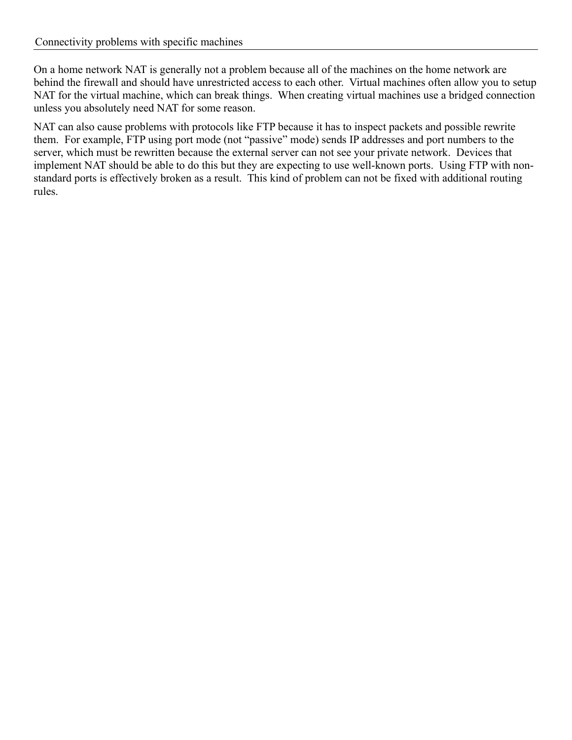On a home network NAT is generally not a problem because all of the machines on the home network are behind the firewall and should have unrestricted access to each other. Virtual machines often allow you to setup NAT for the virtual machine, which can break things. When creating virtual machines use a bridged connection unless you absolutely need NAT for some reason.

NAT can also cause problems with protocols like FTP because it has to inspect packets and possible rewrite them. For example, FTP using port mode (not “passive” mode) sends IP addresses and port numbers to the server, which must be rewritten because the external server can not see your private network. Devices that implement NAT should be able to do this but they are expecting to use well-known ports. Using FTP with non-standard ports is effectively broken as a result. This kind of problem can not be fixed with additional routing rules.